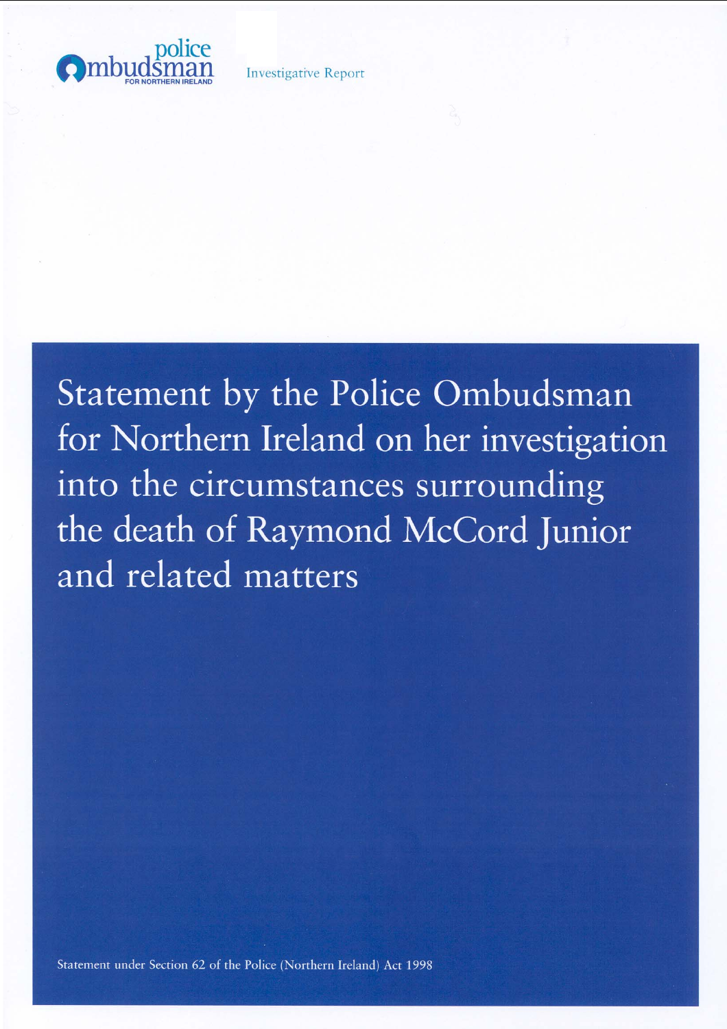police Ombudsman FOR NORTHERN IRELAND

Investigative Report

# Statement by the Police Ombudsman for Northern Ireland on her investigation into the circumstances surrounding the death of Raymond McCord Junior and related matters

Statement under Section 62 of the Police (Northern Ireland) Act 1998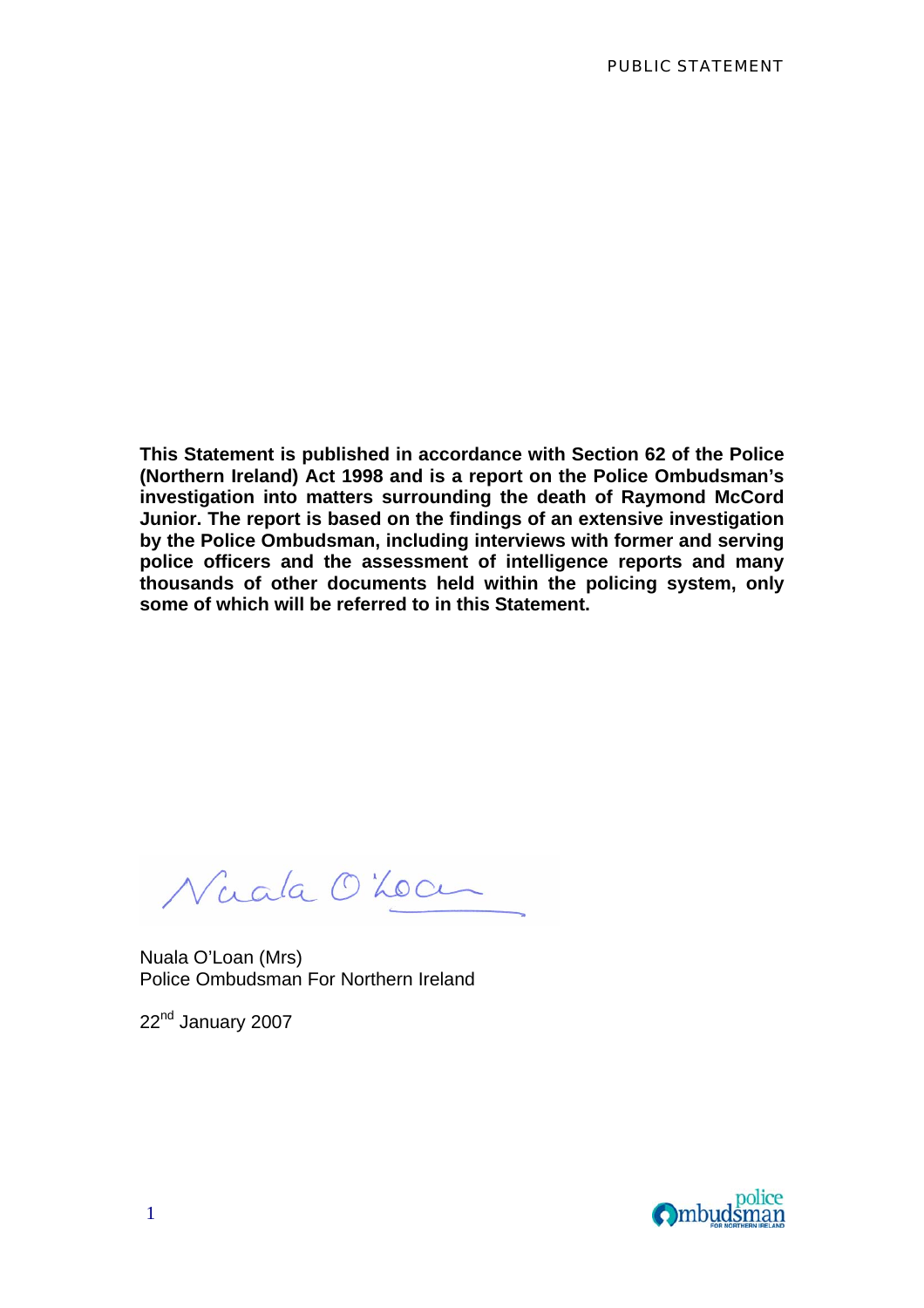**This Statement is published in accordance with Section 62 of the Police (Northern Ireland) Act 1998 and is a report on the Police Ombudsman's investigation into matters surrounding the death of Raymond McCord Junior. The report is based on the findings of an extensive investigation by the Police Ombudsman, including interviews with former and serving police officers and the assessment of intelligence reports and many thousands of other documents held within the policing system, only some of which will be referred to in this Statement.**

Nuala O'Loan (Mrs)
Police Ombudsman For Northern Ireland

22nd January 2007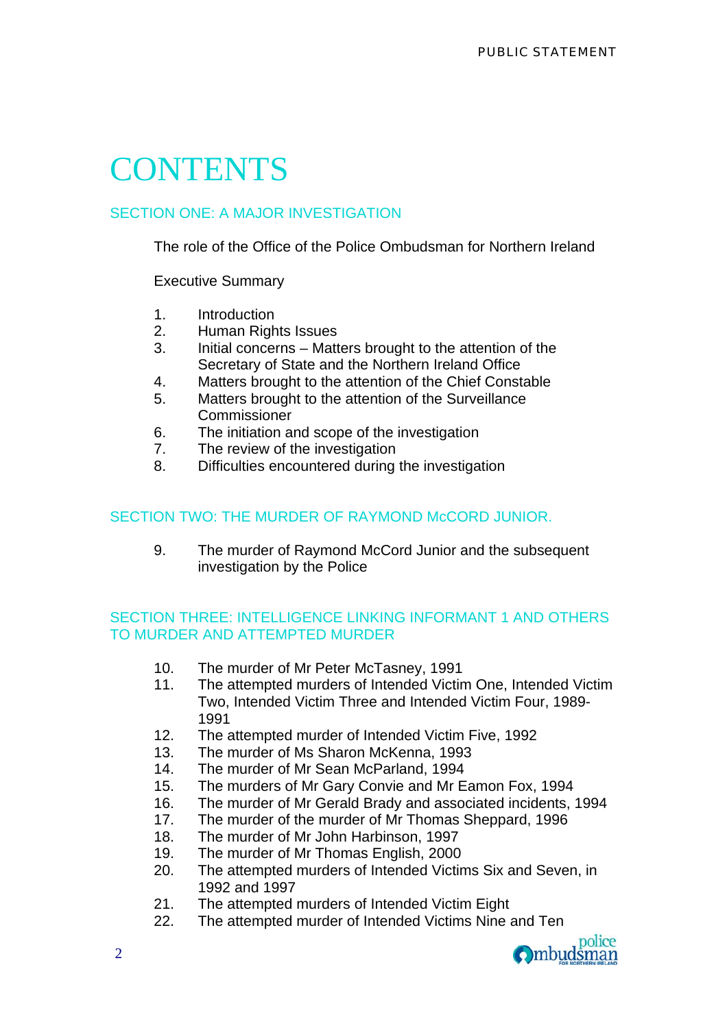# CONTENTS

## SECTION ONE: A MAJOR INVESTIGATION

The role of the Office of the Police Ombudsman for Northern Ireland

Executive Summary

1. Introduction
2. Human Rights Issues
3. Initial concerns – Matters brought to the attention of the Secretary of State and the Northern Ireland Office
4. Matters brought to the attention of the Chief Constable
5. Matters brought to the attention of the Surveillance Commissioner
6. The initiation and scope of the investigation
7. The review of the investigation
8. Difficulties encountered during the investigation

## SECTION TWO: THE MURDER OF RAYMOND McCORD JUNIOR.

9. The murder of Raymond McCord Junior and the subsequent investigation by the Police

## SECTION THREE: INTELLIGENCE LINKING INFORMANT 1 AND OTHERS TO MURDER AND ATTEMPTED MURDER

10. The murder of Mr Peter McTasney, 1991
11. The attempted murders of Intended Victim One, Intended Victim Two, Intended Victim Three and Intended Victim Four, 1989-1991
12. The attempted murder of Intended Victim Five, 1992
13. The murder of Ms Sharon McKenna, 1993
14. The murder of Mr Sean McParland, 1994
15. The murders of Mr Gary Convie and Mr Eamon Fox, 1994
16. The murder of Mr Gerald Brady and associated incidents, 1994
17. The murder of the murder of Mr Thomas Sheppard, 1996
18. The murder of Mr John Harbinson, 1997
19. The murder of Mr Thomas English, 2000
20. The attempted murders of Intended Victims Six and Seven, in 1992 and 1997
21. The attempted murders of Intended Victim Eight
22. The attempted murder of Intended Victims Nine and Ten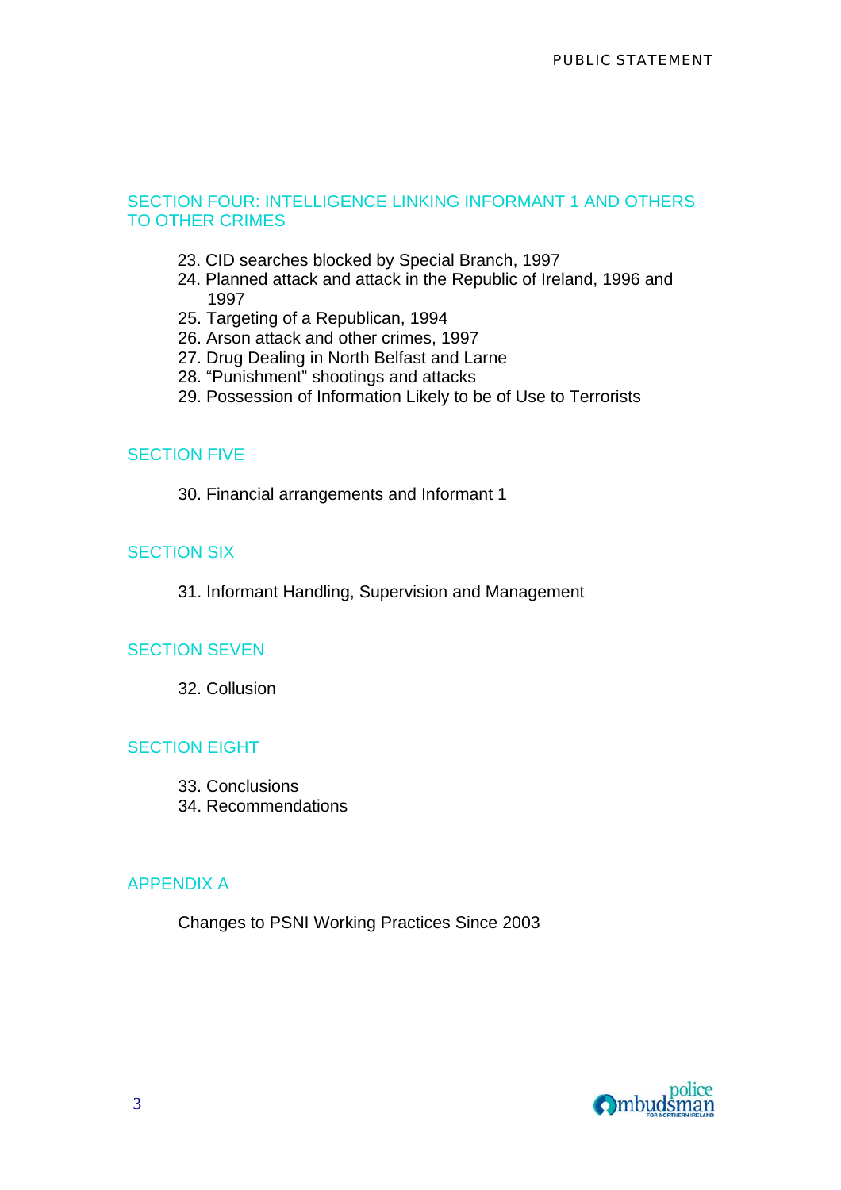## SECTION FOUR: INTELLIGENCE LINKING INFORMANT 1 AND OTHERS TO OTHER CRIMES

23. CID searches blocked by Special Branch, 1997
24. Planned attack and attack in the Republic of Ireland, 1996 and 1997
25. Targeting of a Republican, 1994
26. Arson attack and other crimes, 1997
27. Drug Dealing in North Belfast and Larne
28. "Punishment" shootings and attacks
29. Possession of Information Likely to be of Use to Terrorists

## SECTION FIVE

30. Financial arrangements and Informant 1

## SECTION SIX

31. Informant Handling, Supervision and Management

## SECTION SEVEN

32. Collusion

## SECTION EIGHT

33. Conclusions
34. Recommendations

## APPENDIX A

Changes to PSNI Working Practices Since 2003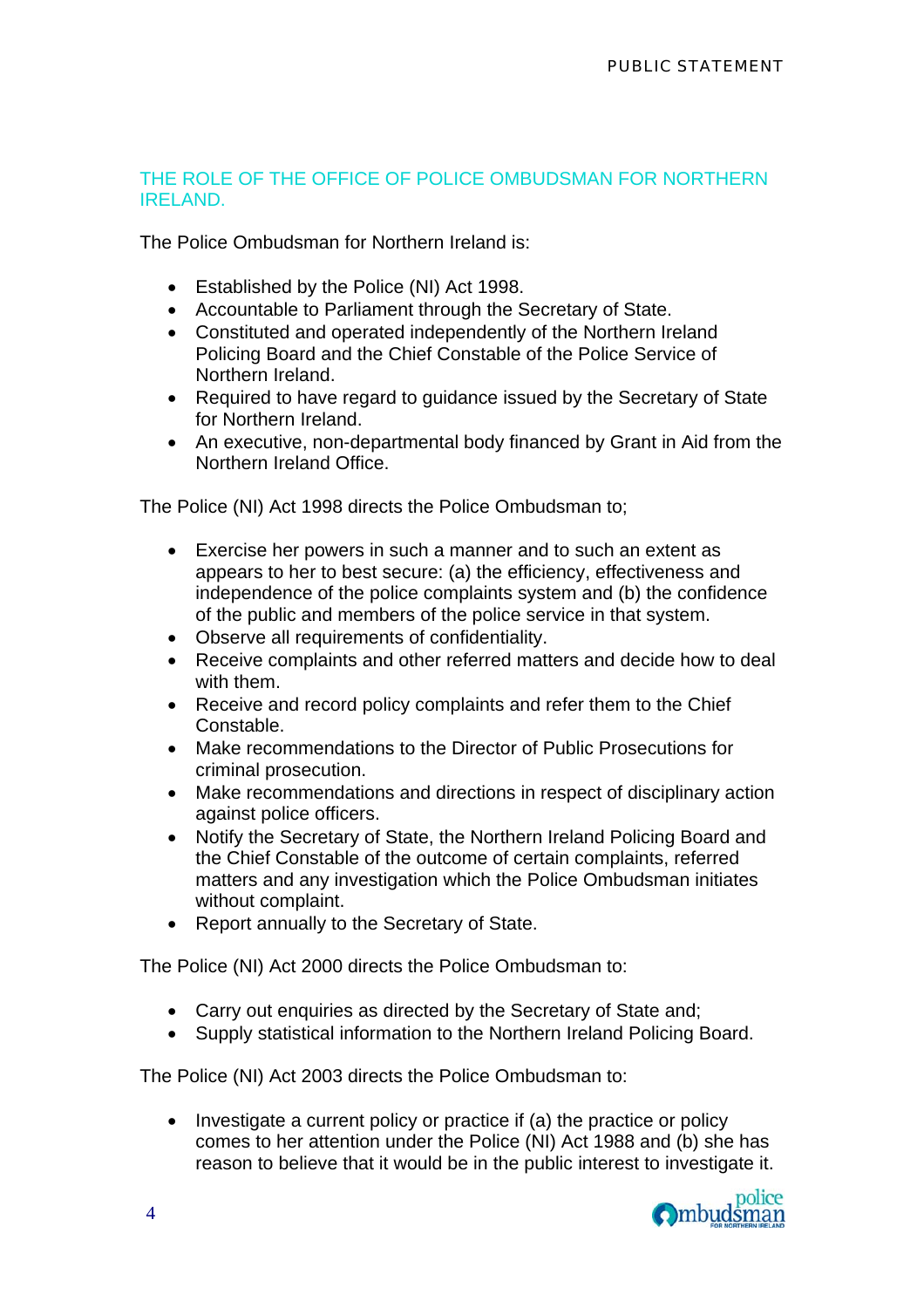## THE ROLE OF THE OFFICE OF POLICE OMBUDSMAN FOR NORTHERN IRELAND.

The Police Ombudsman for Northern Ireland is:

- Established by the Police (NI) Act 1998.
- Accountable to Parliament through the Secretary of State.
- Constituted and operated independently of the Northern Ireland Policing Board and the Chief Constable of the Police Service of Northern Ireland.
- Required to have regard to guidance issued by the Secretary of State for Northern Ireland.
- An executive, non-departmental body financed by Grant in Aid from the Northern Ireland Office.

The Police (NI) Act 1998 directs the Police Ombudsman to;

- Exercise her powers in such a manner and to such an extent as appears to her to best secure: (a) the efficiency, effectiveness and independence of the police complaints system and (b) the confidence of the public and members of the police service in that system.
- Observe all requirements of confidentiality.
- Receive complaints and other referred matters and decide how to deal with them.
- Receive and record policy complaints and refer them to the Chief Constable.
- Make recommendations to the Director of Public Prosecutions for criminal prosecution.
- Make recommendations and directions in respect of disciplinary action against police officers.
- Notify the Secretary of State, the Northern Ireland Policing Board and the Chief Constable of the outcome of certain complaints, referred matters and any investigation which the Police Ombudsman initiates without complaint.
- Report annually to the Secretary of State.

The Police (NI) Act 2000 directs the Police Ombudsman to:

- Carry out enquiries as directed by the Secretary of State and;
- Supply statistical information to the Northern Ireland Policing Board.

The Police (NI) Act 2003 directs the Police Ombudsman to:

- Investigate a current policy or practice if (a) the practice or policy comes to her attention under the Police (NI) Act 1988 and (b) she has reason to believe that it would be in the public interest to investigate it.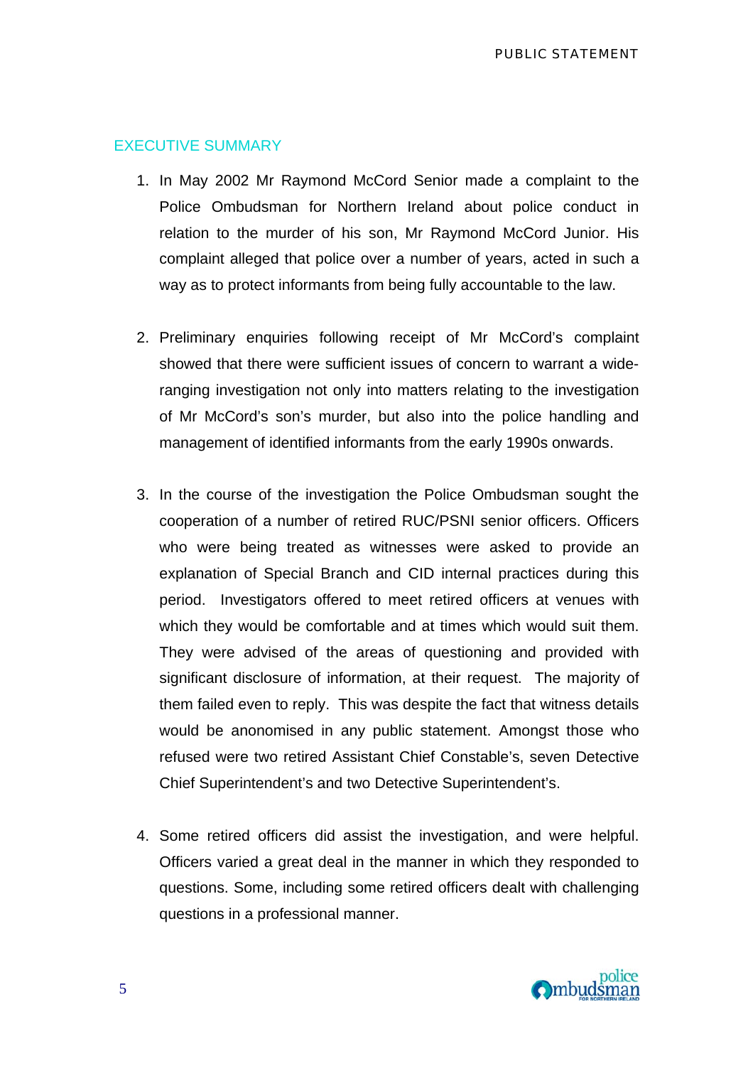## EXECUTIVE SUMMARY

1. In May 2002 Mr Raymond McCord Senior made a complaint to the Police Ombudsman for Northern Ireland about police conduct in relation to the murder of his son, Mr Raymond McCord Junior. His complaint alleged that police over a number of years, acted in such a way as to protect informants from being fully accountable to the law.

2. Preliminary enquiries following receipt of Mr McCord's complaint showed that there were sufficient issues of concern to warrant a wide-ranging investigation not only into matters relating to the investigation of Mr McCord's son's murder, but also into the police handling and management of identified informants from the early 1990s onwards.

3. In the course of the investigation the Police Ombudsman sought the cooperation of a number of retired RUC/PSNI senior officers. Officers who were being treated as witnesses were asked to provide an explanation of Special Branch and CID internal practices during this period. Investigators offered to meet retired officers at venues with which they would be comfortable and at times which would suit them. They were advised of the areas of questioning and provided with significant disclosure of information, at their request. The majority of them failed even to reply. This was despite the fact that witness details would be anonomised in any public statement. Amongst those who refused were two retired Assistant Chief Constable's, seven Detective Chief Superintendent's and two Detective Superintendent's.

4. Some retired officers did assist the investigation, and were helpful. Officers varied a great deal in the manner in which they responded to questions. Some, including some retired officers dealt with challenging questions in a professional manner.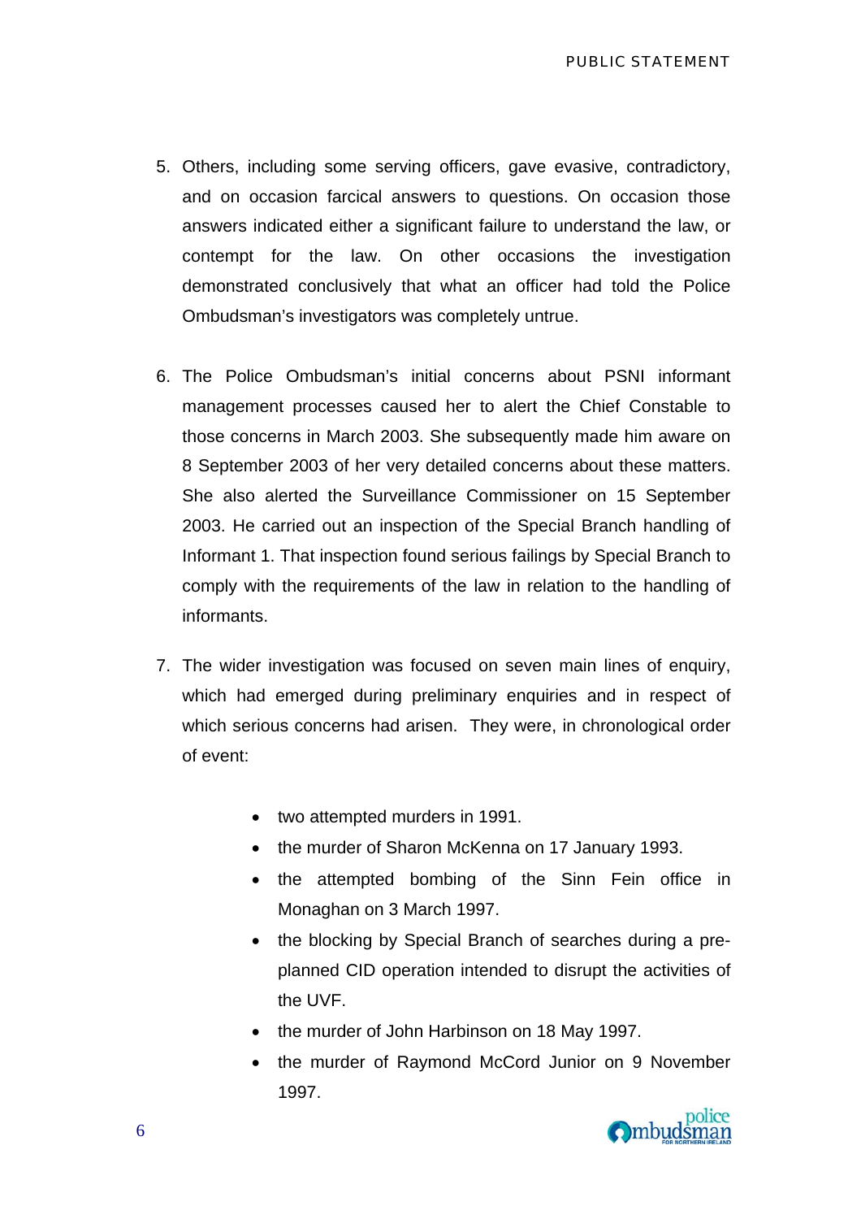5. Others, including some serving officers, gave evasive, contradictory, and on occasion farcical answers to questions. On occasion those answers indicated either a significant failure to understand the law, or contempt for the law. On other occasions the investigation demonstrated conclusively that what an officer had told the Police Ombudsman's investigators was completely untrue.

6. The Police Ombudsman's initial concerns about PSNI informant management processes caused her to alert the Chief Constable to those concerns in March 2003. She subsequently made him aware on 8 September 2003 of her very detailed concerns about these matters. She also alerted the Surveillance Commissioner on 15 September 2003. He carried out an inspection of the Special Branch handling of Informant 1. That inspection found serious failings by Special Branch to comply with the requirements of the law in relation to the handling of informants.

7. The wider investigation was focused on seven main lines of enquiry, which had emerged during preliminary enquiries and in respect of which serious concerns had arisen. They were, in chronological order of event:

    - two attempted murders in 1991.
    - the murder of Sharon McKenna on 17 January 1993.
    - the attempted bombing of the Sinn Fein office in Monaghan on 3 March 1997.
    - the blocking by Special Branch of searches during a pre-planned CID operation intended to disrupt the activities of the UVF.
    - the murder of John Harbinson on 18 May 1997.
    - the murder of Raymond McCord Junior on 9 November 1997.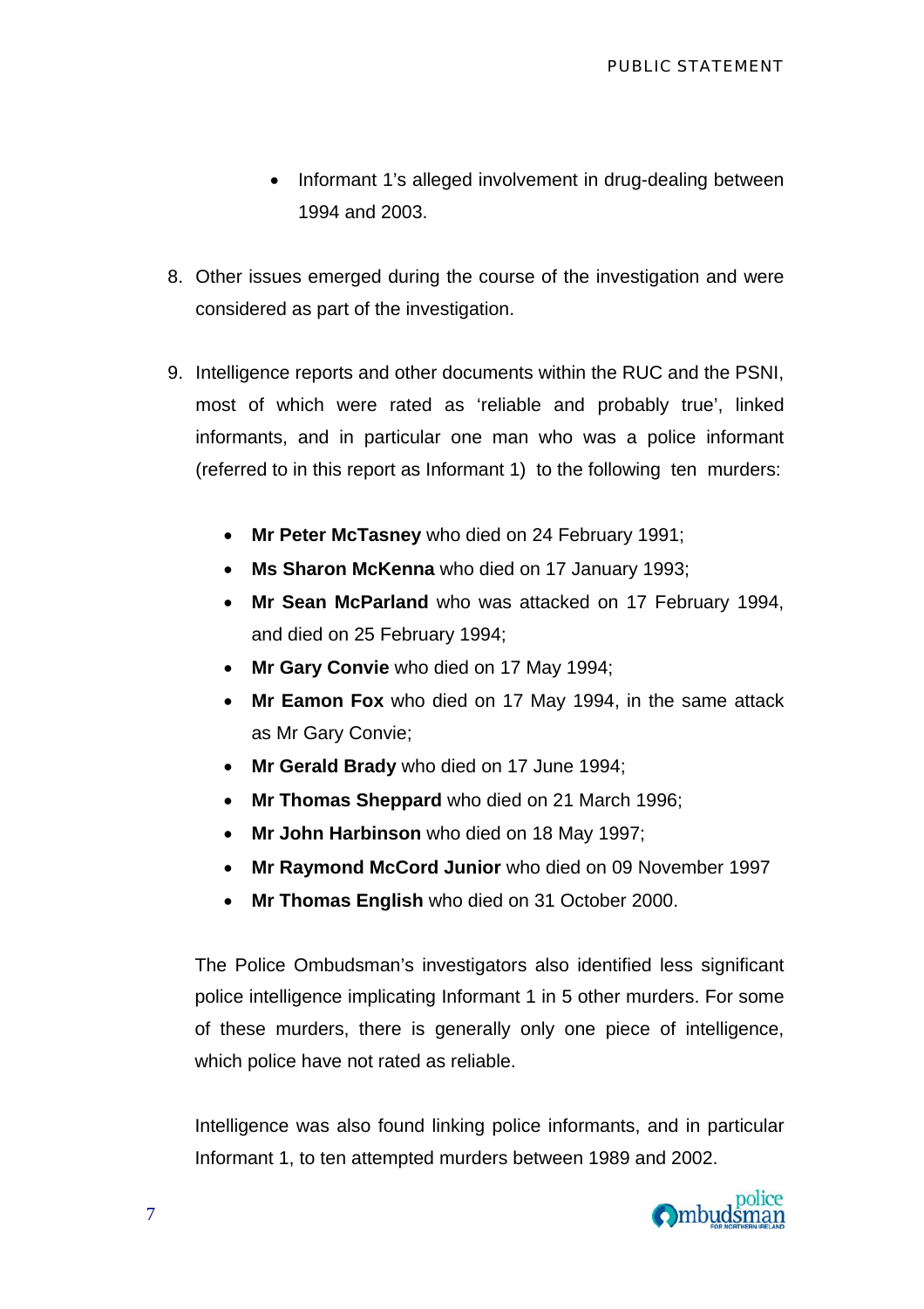- Informant 1's alleged involvement in drug-dealing between 1994 and 2003.

8. Other issues emerged during the course of the investigation and were considered as part of the investigation.

9. Intelligence reports and other documents within the RUC and the PSNI, most of which were rated as 'reliable and probably true', linked informants, and in particular one man who was a police informant (referred to in this report as Informant 1) to the following ten murders:

   - **Mr Peter McTasney** who died on 24 February 1991;
   - **Ms Sharon McKenna** who died on 17 January 1993;
   - **Mr Sean McParland** who was attacked on 17 February 1994, and died on 25 February 1994;
   - **Mr Gary Convie** who died on 17 May 1994;
   - **Mr Eamon Fox** who died on 17 May 1994, in the same attack as Mr Gary Convie;
   - **Mr Gerald Brady** who died on 17 June 1994;
   - **Mr Thomas Sheppard** who died on 21 March 1996;
   - **Mr John Harbinson** who died on 18 May 1997;
   - **Mr Raymond McCord Junior** who died on 09 November 1997
   - **Mr Thomas English** who died on 31 October 2000.

   The Police Ombudsman's investigators also identified less significant police intelligence implicating Informant 1 in 5 other murders. For some of these murders, there is generally only one piece of intelligence, which police have not rated as reliable.

   Intelligence was also found linking police informants, and in particular Informant 1, to ten attempted murders between 1989 and 2002.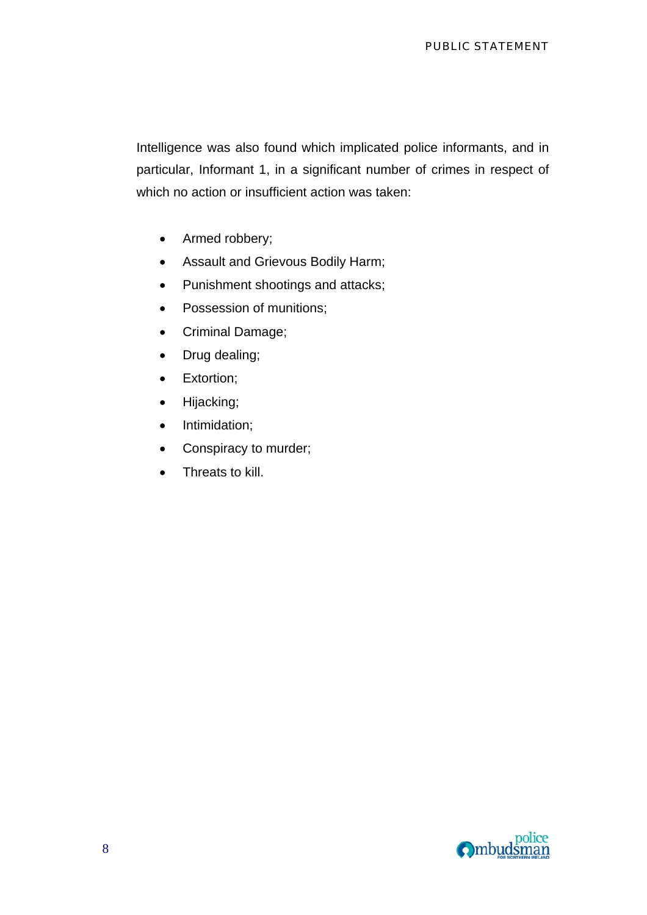Intelligence was also found which implicated police informants, and in particular, Informant 1, in a significant number of crimes in respect of which no action or insufficient action was taken:

- Armed robbery;
- Assault and Grievous Bodily Harm;
- Punishment shootings and attacks;
- Possession of munitions;
- Criminal Damage;
- Drug dealing;
- Extortion;
- Hijacking;
- Intimidation;
- Conspiracy to murder;
- Threats to kill.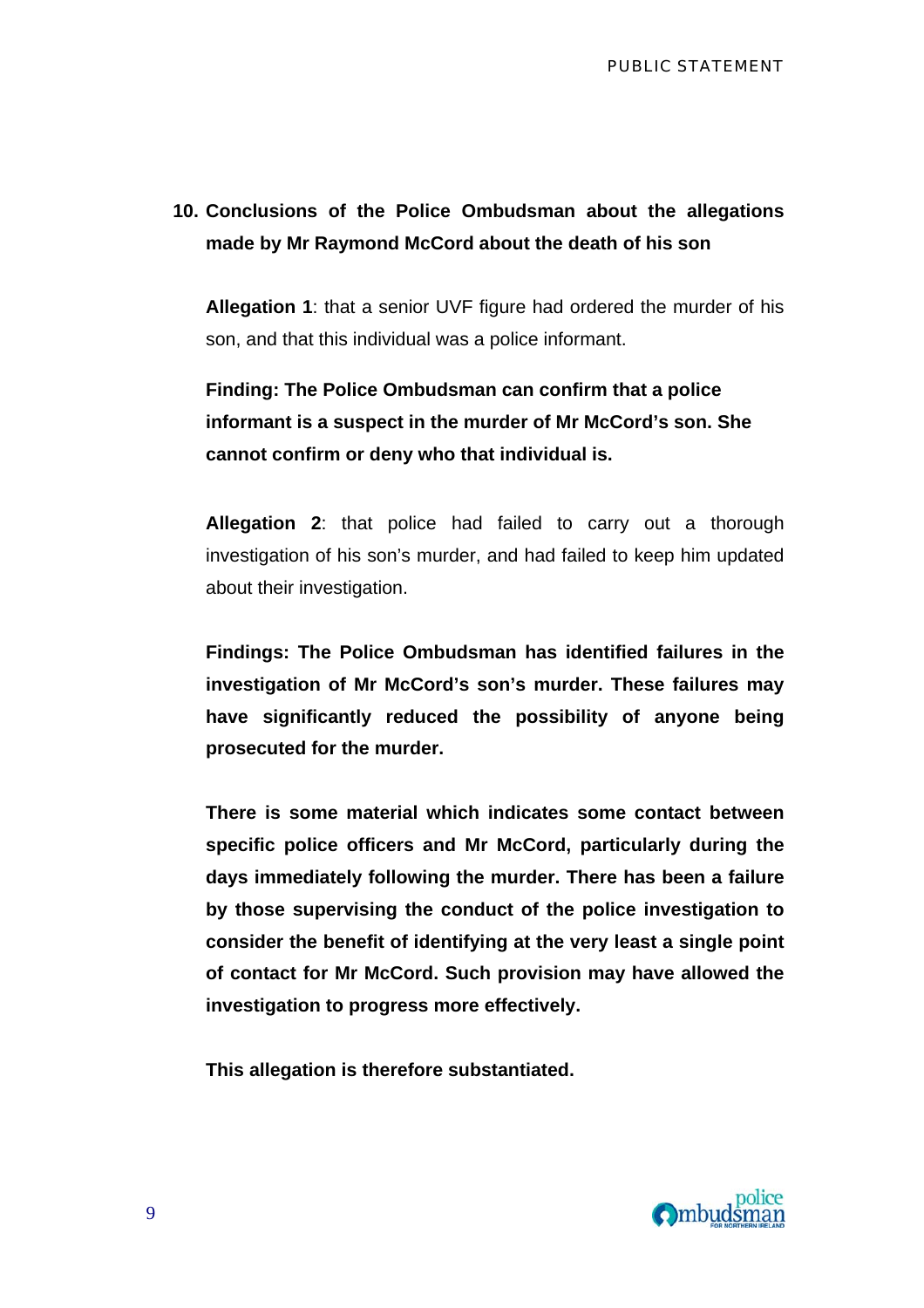## 10. Conclusions of the Police Ombudsman about the allegations made by Mr Raymond McCord about the death of his son

**Allegation 1**: that a senior UVF figure had ordered the murder of his son, and that this individual was a police informant.

**Finding: The Police Ombudsman can confirm that a police informant is a suspect in the murder of Mr McCord's son. She cannot confirm or deny who that individual is.**

**Allegation 2**: that police had failed to carry out a thorough investigation of his son's murder, and had failed to keep him updated about their investigation.

**Findings: The Police Ombudsman has identified failures in the investigation of Mr McCord's son's murder. These failures may have significantly reduced the possibility of anyone being prosecuted for the murder.**

**There is some material which indicates some contact between specific police officers and Mr McCord, particularly during the days immediately following the murder. There has been a failure by those supervising the conduct of the police investigation to consider the benefit of identifying at the very least a single point of contact for Mr McCord. Such provision may have allowed the investigation to progress more effectively.**

**This allegation is therefore substantiated.**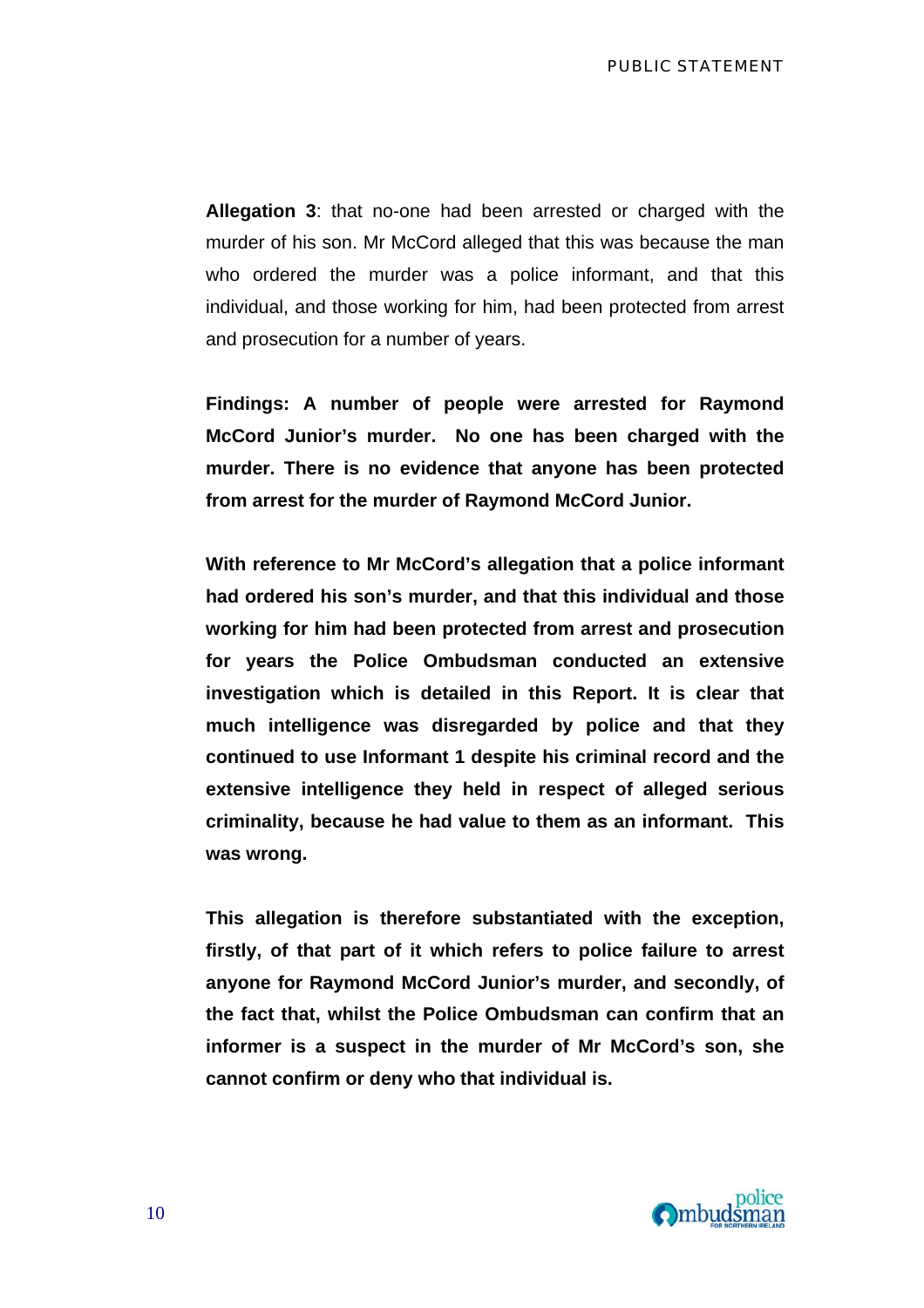**Allegation 3**: that no-one had been arrested or charged with the murder of his son. Mr McCord alleged that this was because the man who ordered the murder was a police informant, and that this individual, and those working for him, had been protected from arrest and prosecution for a number of years.

**Findings: A number of people were arrested for Raymond McCord Junior's murder. No one has been charged with the murder. There is no evidence that anyone has been protected from arrest for the murder of Raymond McCord Junior.**

**With reference to Mr McCord's allegation that a police informant had ordered his son's murder, and that this individual and those working for him had been protected from arrest and prosecution for years the Police Ombudsman conducted an extensive investigation which is detailed in this Report. It is clear that much intelligence was disregarded by police and that they continued to use Informant 1 despite his criminal record and the extensive intelligence they held in respect of alleged serious criminality, because he had value to them as an informant. This was wrong.**

**This allegation is therefore substantiated with the exception, firstly, of that part of it which refers to police failure to arrest anyone for Raymond McCord Junior's murder, and secondly, of the fact that, whilst the Police Ombudsman can confirm that an informer is a suspect in the murder of Mr McCord's son, she cannot confirm or deny who that individual is.**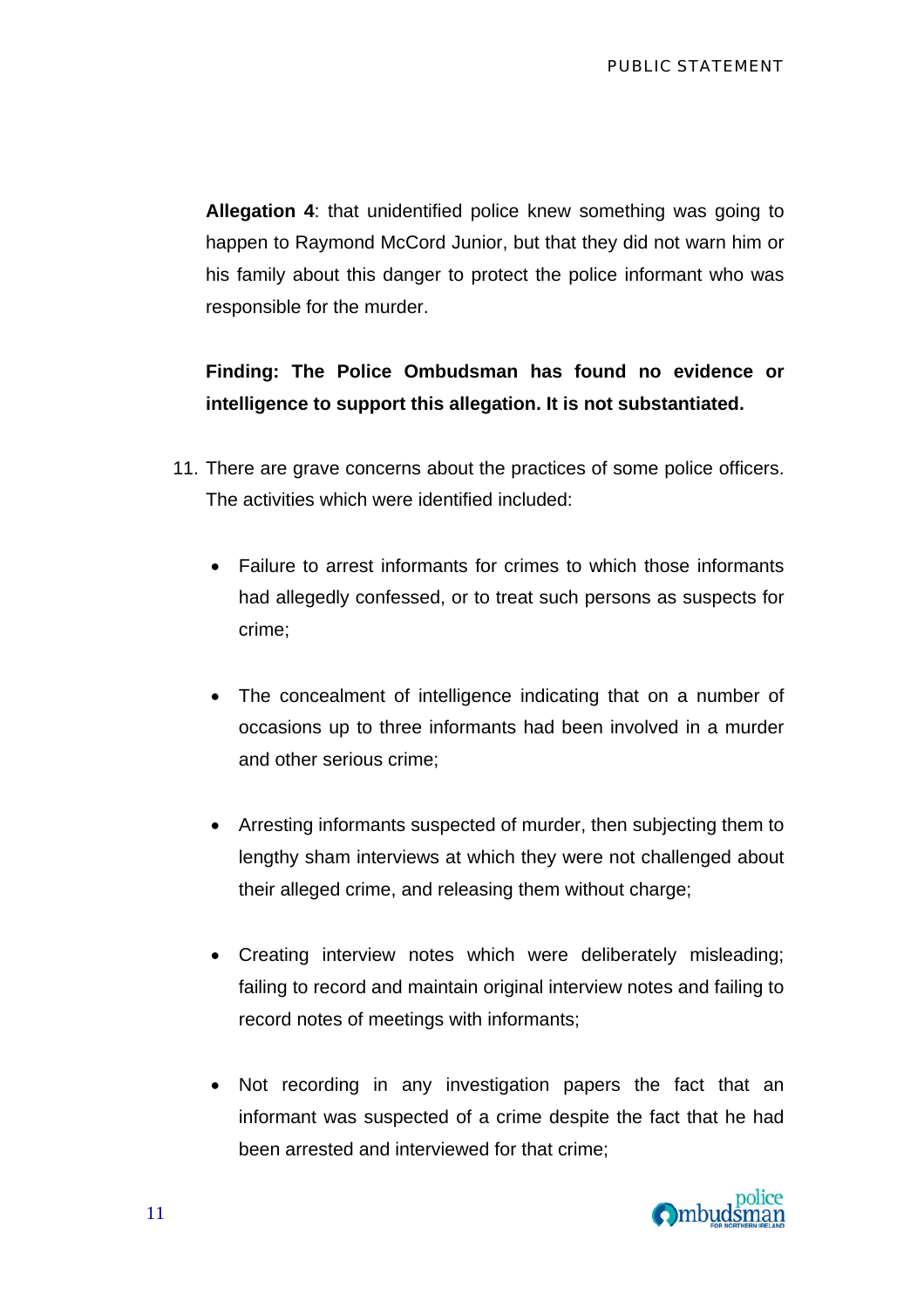**Allegation 4**: that unidentified police knew something was going to happen to Raymond McCord Junior, but that they did not warn him or his family about this danger to protect the police informant who was responsible for the murder.

**Finding: The Police Ombudsman has found no evidence or intelligence to support this allegation. It is not substantiated.**

11. There are grave concerns about the practices of some police officers. The activities which were identified included:

    - Failure to arrest informants for crimes to which those informants had allegedly confessed, or to treat such persons as suspects for crime;

    - The concealment of intelligence indicating that on a number of occasions up to three informants had been involved in a murder and other serious crime;

    - Arresting informants suspected of murder, then subjecting them to lengthy sham interviews at which they were not challenged about their alleged crime, and releasing them without charge;

    - Creating interview notes which were deliberately misleading; failing to record and maintain original interview notes and failing to record notes of meetings with informants;

    - Not recording in any investigation papers the fact that an informant was suspected of a crime despite the fact that he had been arrested and interviewed for that crime;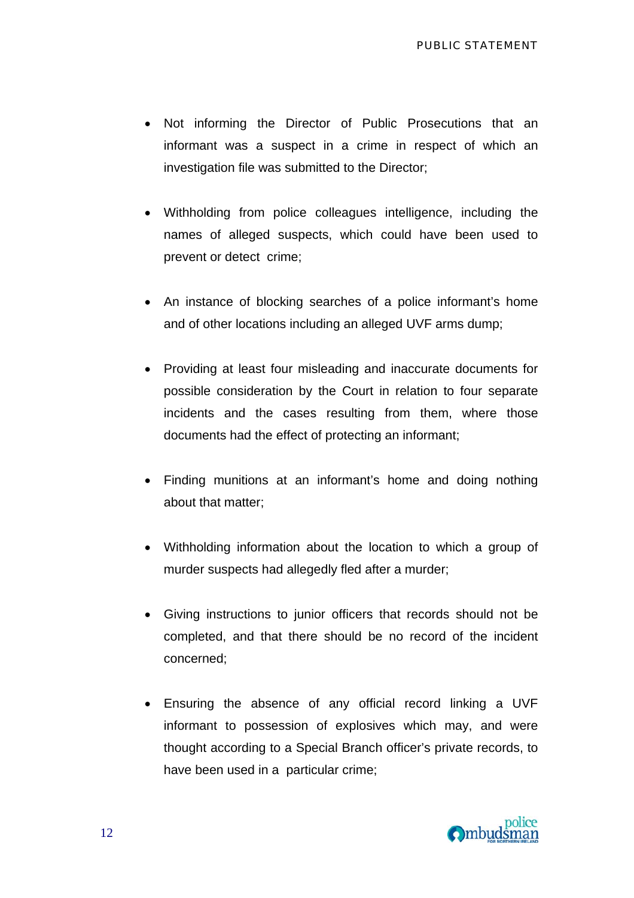- Not informing the Director of Public Prosecutions that an informant was a suspect in a crime in respect of which an investigation file was submitted to the Director;

- Withholding from police colleagues intelligence, including the names of alleged suspects, which could have been used to prevent or detect crime;

- An instance of blocking searches of a police informant's home and of other locations including an alleged UVF arms dump;

- Providing at least four misleading and inaccurate documents for possible consideration by the Court in relation to four separate incidents and the cases resulting from them, where those documents had the effect of protecting an informant;

- Finding munitions at an informant's home and doing nothing about that matter;

- Withholding information about the location to which a group of murder suspects had allegedly fled after a murder;

- Giving instructions to junior officers that records should not be completed, and that there should be no record of the incident concerned;

- Ensuring the absence of any official record linking a UVF informant to possession of explosives which may, and were thought according to a Special Branch officer's private records, to have been used in a particular crime;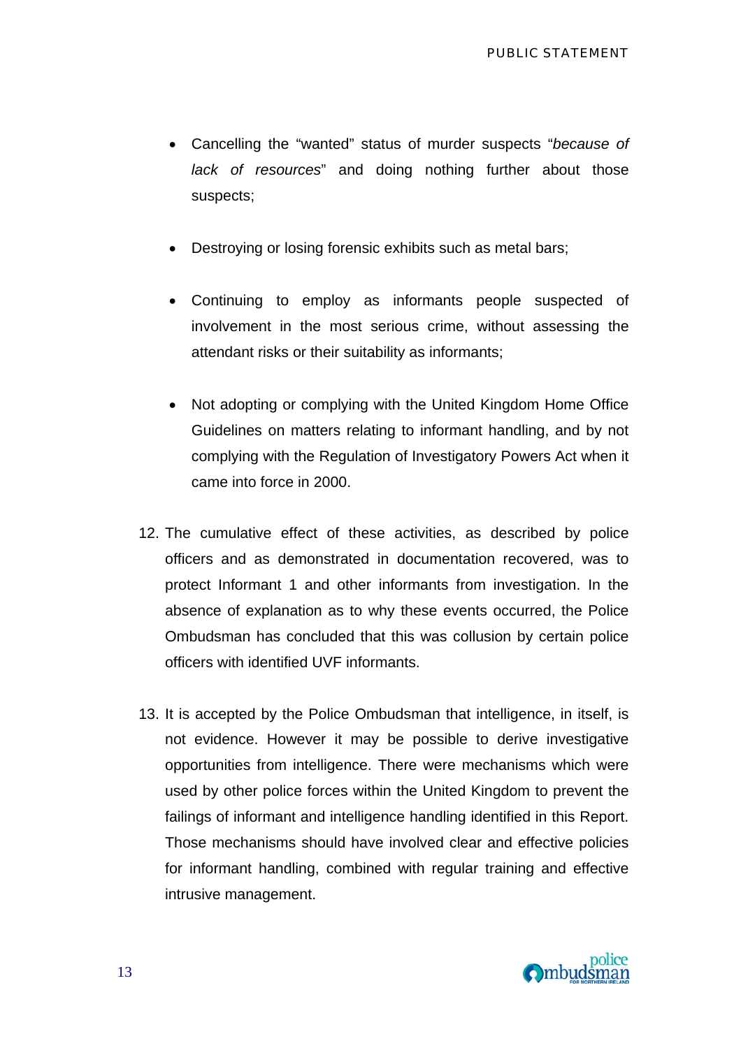- Cancelling the "wanted" status of murder suspects "*because of lack of resources*" and doing nothing further about those suspects;

- Destroying or losing forensic exhibits such as metal bars;

- Continuing to employ as informants people suspected of involvement in the most serious crime, without assessing the attendant risks or their suitability as informants;

- Not adopting or complying with the United Kingdom Home Office Guidelines on matters relating to informant handling, and by not complying with the Regulation of Investigatory Powers Act when it came into force in 2000.

12. The cumulative effect of these activities, as described by police officers and as demonstrated in documentation recovered, was to protect Informant 1 and other informants from investigation. In the absence of explanation as to why these events occurred, the Police Ombudsman has concluded that this was collusion by certain police officers with identified UVF informants.

13. It is accepted by the Police Ombudsman that intelligence, in itself, is not evidence. However it may be possible to derive investigative opportunities from intelligence. There were mechanisms which were used by other police forces within the United Kingdom to prevent the failings of informant and intelligence handling identified in this Report. Those mechanisms should have involved clear and effective policies for informant handling, combined with regular training and effective intrusive management.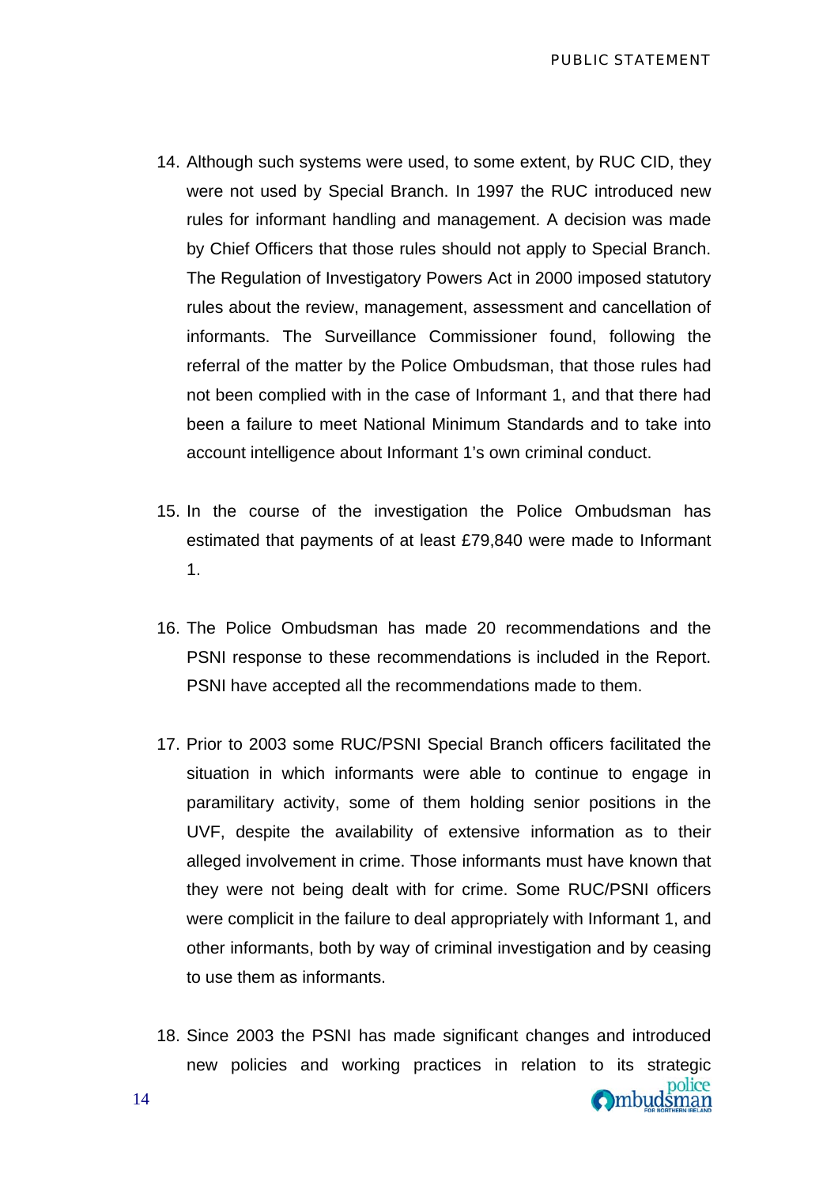14. Although such systems were used, to some extent, by RUC CID, they were not used by Special Branch. In 1997 the RUC introduced new rules for informant handling and management. A decision was made by Chief Officers that those rules should not apply to Special Branch. The Regulation of Investigatory Powers Act in 2000 imposed statutory rules about the review, management, assessment and cancellation of informants. The Surveillance Commissioner found, following the referral of the matter by the Police Ombudsman, that those rules had not been complied with in the case of Informant 1, and that there had been a failure to meet National Minimum Standards and to take into account intelligence about Informant 1's own criminal conduct.

15. In the course of the investigation the Police Ombudsman has estimated that payments of at least £79,840 were made to Informant 1.

16. The Police Ombudsman has made 20 recommendations and the PSNI response to these recommendations is included in the Report. PSNI have accepted all the recommendations made to them.

17. Prior to 2003 some RUC/PSNI Special Branch officers facilitated the situation in which informants were able to continue to engage in paramilitary activity, some of them holding senior positions in the UVF, despite the availability of extensive information as to their alleged involvement in crime. Those informants must have known that they were not being dealt with for crime. Some RUC/PSNI officers were complicit in the failure to deal appropriately with Informant 1, and other informants, both by way of criminal investigation and by ceasing to use them as informants.

18. Since 2003 the PSNI has made significant changes and introduced new policies and working practices in relation to its strategic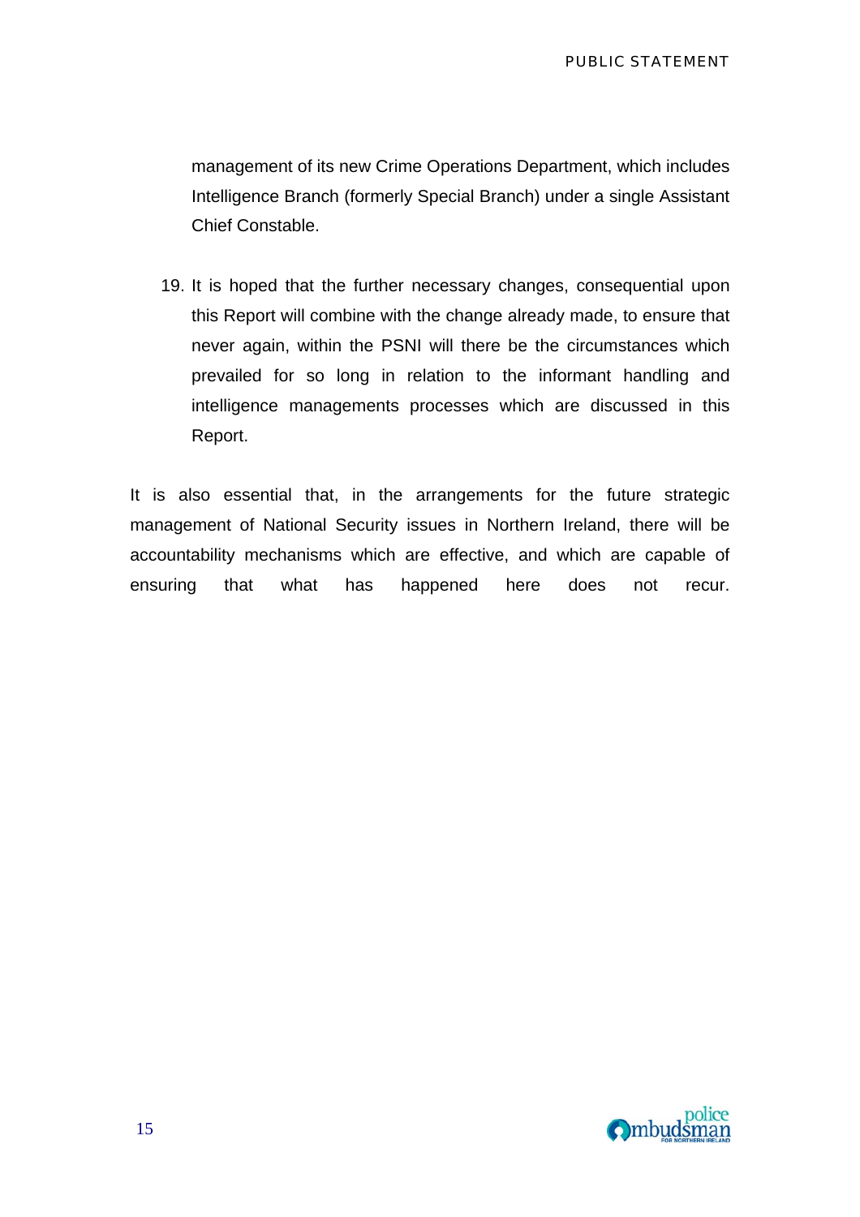management of its new Crime Operations Department, which includes Intelligence Branch (formerly Special Branch) under a single Assistant Chief Constable.

19. It is hoped that the further necessary changes, consequential upon this Report will combine with the change already made, to ensure that never again, within the PSNI will there be the circumstances which prevailed for so long in relation to the informant handling and intelligence managements processes which are discussed in this Report.

It is also essential that, in the arrangements for the future strategic management of National Security issues in Northern Ireland, there will be accountability mechanisms which are effective, and which are capable of ensuring that what has happened here does not recur.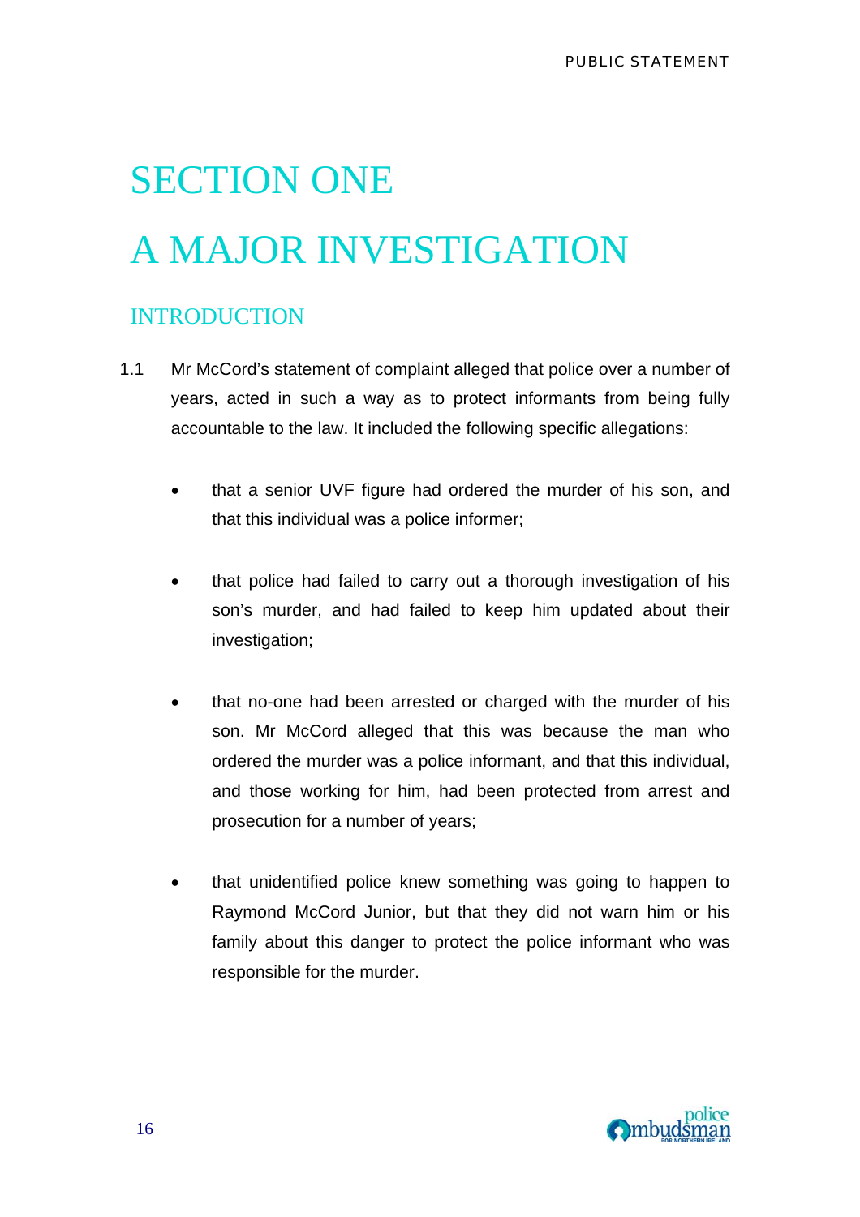# SECTION ONE

# A MAJOR INVESTIGATION

## INTRODUCTION

1.1 Mr McCord's statement of complaint alleged that police over a number of years, acted in such a way as to protect informants from being fully accountable to the law. It included the following specific allegations:

- that a senior UVF figure had ordered the murder of his son, and that this individual was a police informer;

- that police had failed to carry out a thorough investigation of his son's murder, and had failed to keep him updated about their investigation;

- that no-one had been arrested or charged with the murder of his son. Mr McCord alleged that this was because the man who ordered the murder was a police informant, and that this individual, and those working for him, had been protected from arrest and prosecution for a number of years;

- that unidentified police knew something was going to happen to Raymond McCord Junior, but that they did not warn him or his family about this danger to protect the police informant who was responsible for the murder.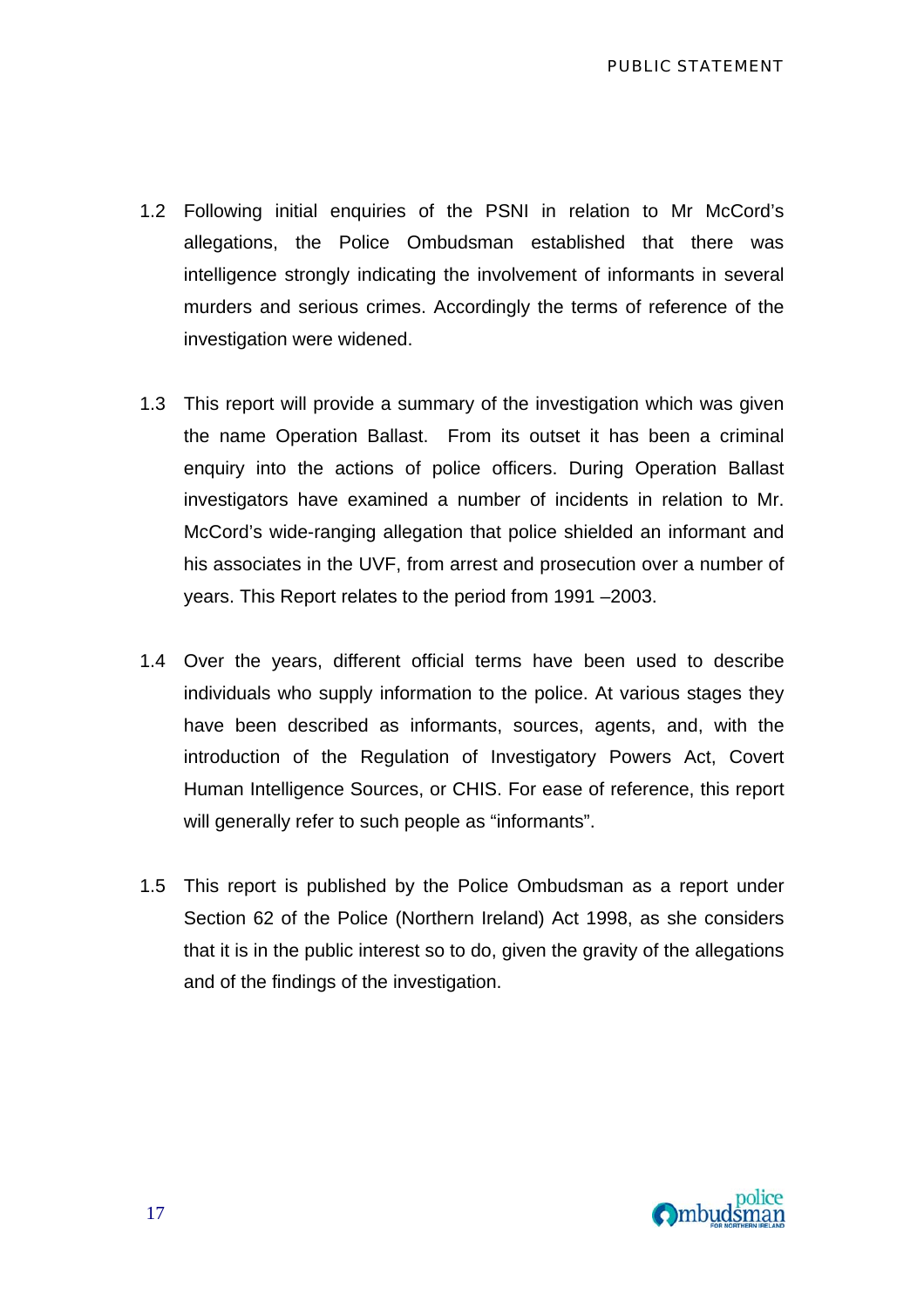1.2 Following initial enquiries of the PSNI in relation to Mr McCord's allegations, the Police Ombudsman established that there was intelligence strongly indicating the involvement of informants in several murders and serious crimes. Accordingly the terms of reference of the investigation were widened.

1.3 This report will provide a summary of the investigation which was given the name Operation Ballast. From its outset it has been a criminal enquiry into the actions of police officers. During Operation Ballast investigators have examined a number of incidents in relation to Mr. McCord's wide-ranging allegation that police shielded an informant and his associates in the UVF, from arrest and prosecution over a number of years. This Report relates to the period from 1991 –2003.

1.4 Over the years, different official terms have been used to describe individuals who supply information to the police. At various stages they have been described as informants, sources, agents, and, with the introduction of the Regulation of Investigatory Powers Act, Covert Human Intelligence Sources, or CHIS. For ease of reference, this report will generally refer to such people as "informants".

1.5 This report is published by the Police Ombudsman as a report under Section 62 of the Police (Northern Ireland) Act 1998, as she considers that it is in the public interest so to do, given the gravity of the allegations and of the findings of the investigation.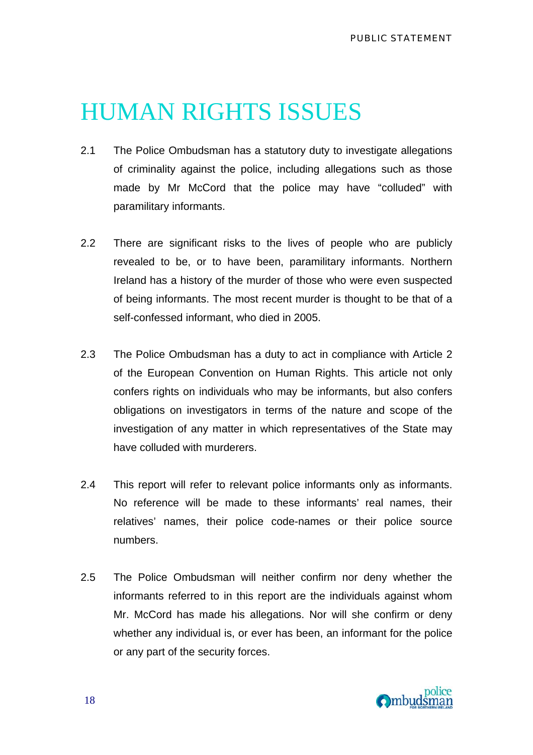# HUMAN RIGHTS ISSUES

2.1 The Police Ombudsman has a statutory duty to investigate allegations of criminality against the police, including allegations such as those made by Mr McCord that the police may have "colluded" with paramilitary informants.

2.2 There are significant risks to the lives of people who are publicly revealed to be, or to have been, paramilitary informants. Northern Ireland has a history of the murder of those who were even suspected of being informants. The most recent murder is thought to be that of a self-confessed informant, who died in 2005.

2.3 The Police Ombudsman has a duty to act in compliance with Article 2 of the European Convention on Human Rights. This article not only confers rights on individuals who may be informants, but also confers obligations on investigators in terms of the nature and scope of the investigation of any matter in which representatives of the State may have colluded with murderers.

2.4 This report will refer to relevant police informants only as informants. No reference will be made to these informants' real names, their relatives' names, their police code-names or their police source numbers.

2.5 The Police Ombudsman will neither confirm nor deny whether the informants referred to in this report are the individuals against whom Mr. McCord has made his allegations. Nor will she confirm or deny whether any individual is, or ever has been, an informant for the police or any part of the security forces.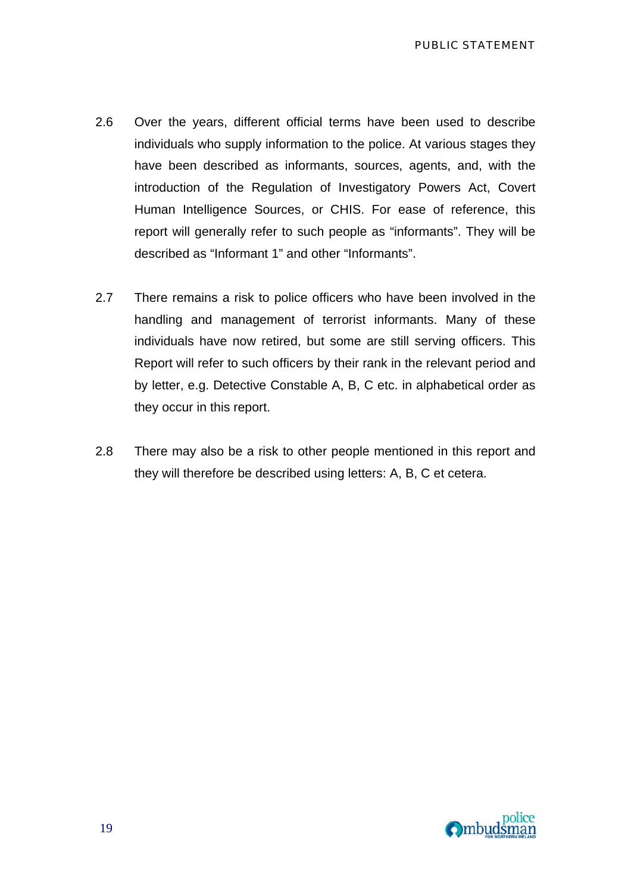2.6 Over the years, different official terms have been used to describe individuals who supply information to the police. At various stages they have been described as informants, sources, agents, and, with the introduction of the Regulation of Investigatory Powers Act, Covert Human Intelligence Sources, or CHIS. For ease of reference, this report will generally refer to such people as "informants". They will be described as "Informant 1" and other "Informants".

2.7 There remains a risk to police officers who have been involved in the handling and management of terrorist informants. Many of these individuals have now retired, but some are still serving officers. This Report will refer to such officers by their rank in the relevant period and by letter, e.g. Detective Constable A, B, C etc. in alphabetical order as they occur in this report.

2.8 There may also be a risk to other people mentioned in this report and they will therefore be described using letters: A, B, C et cetera.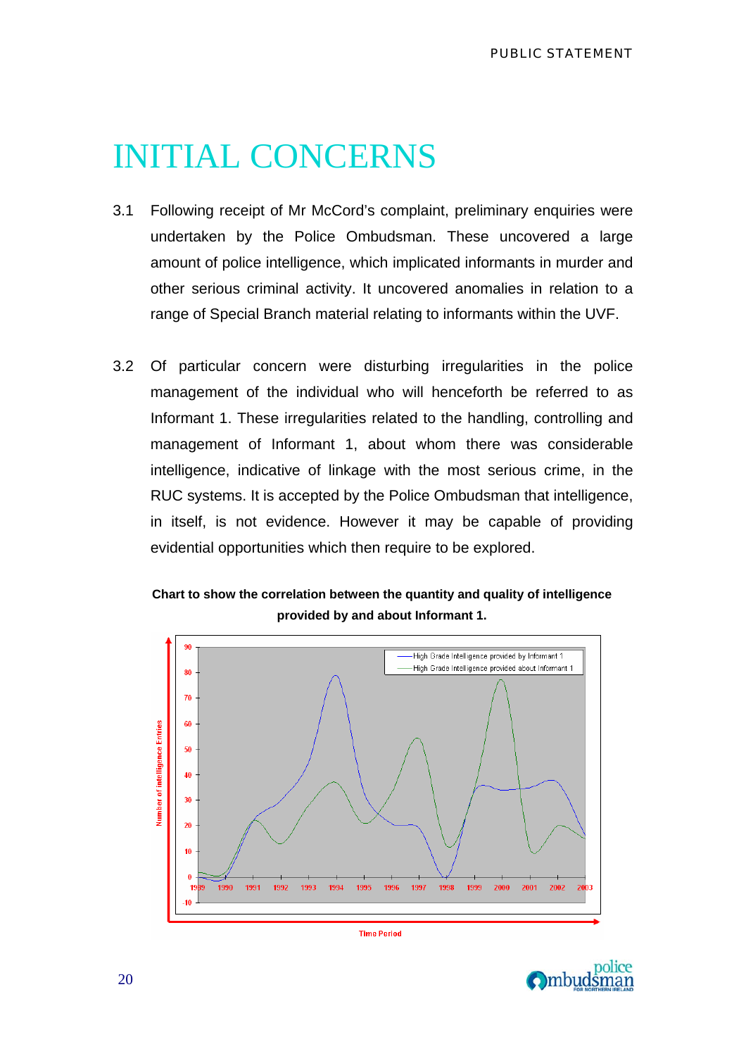# INITIAL CONCERNS

3.1 Following receipt of Mr McCord's complaint, preliminary enquiries were undertaken by the Police Ombudsman. These uncovered a large amount of police intelligence, which implicated informants in murder and other serious criminal activity. It uncovered anomalies in relation to a range of Special Branch material relating to informants within the UVF.

3.2 Of particular concern were disturbing irregularities in the police management of the individual who will henceforth be referred to as Informant 1. These irregularities related to the handling, controlling and management of Informant 1, about whom there was considerable intelligence, indicative of linkage with the most serious crime, in the RUC systems. It is accepted by the Police Ombudsman that intelligence, in itself, is not evidence. However it may be capable of providing evidential opportunities which then require to be explored.

**Chart to show the correlation between the quantity and quality of intelligence provided by and about Informant 1.**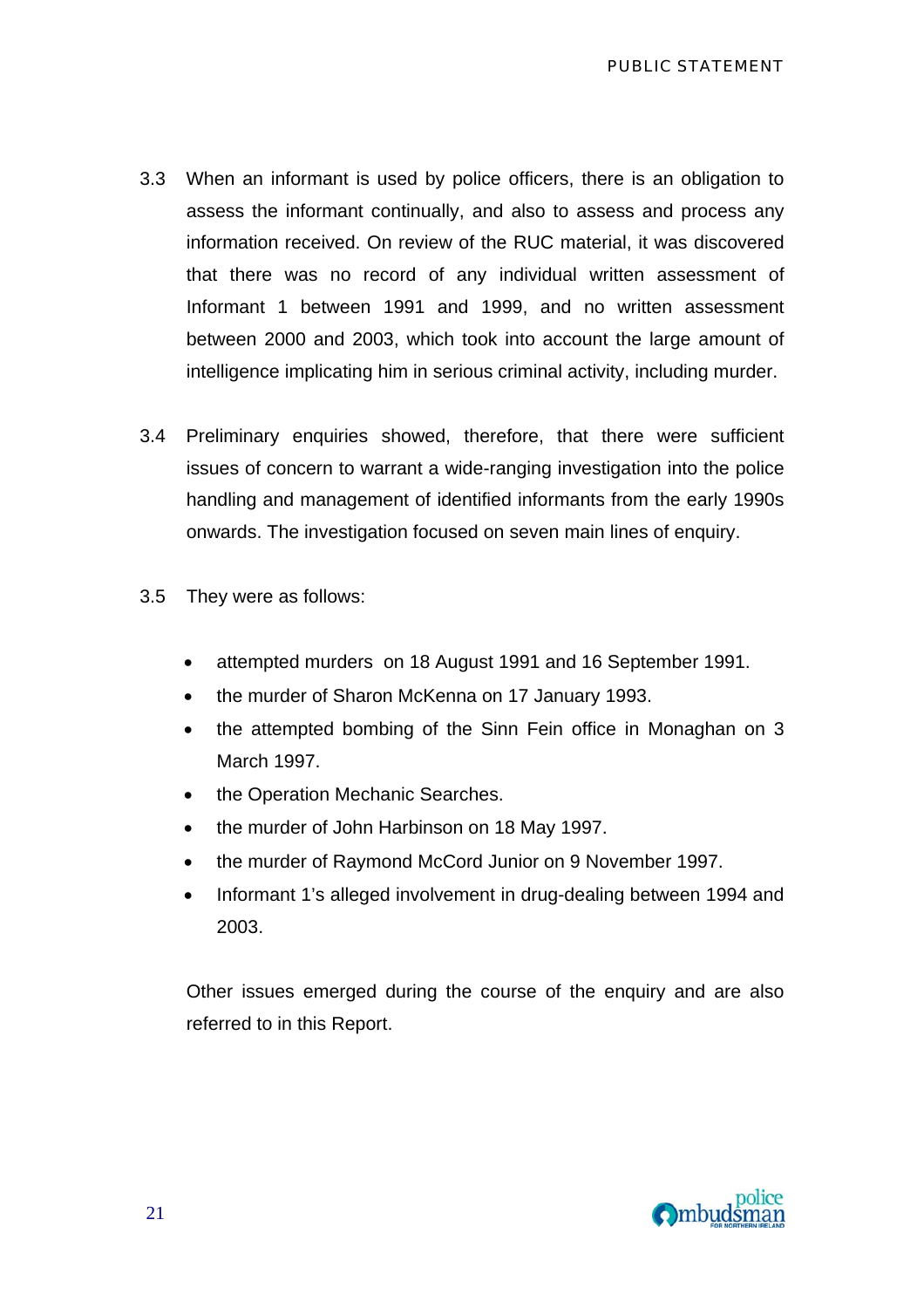3.3 When an informant is used by police officers, there is an obligation to assess the informant continually, and also to assess and process any information received. On review of the RUC material, it was discovered that there was no record of any individual written assessment of Informant 1 between 1991 and 1999, and no written assessment between 2000 and 2003, which took into account the large amount of intelligence implicating him in serious criminal activity, including murder.

3.4 Preliminary enquiries showed, therefore, that there were sufficient issues of concern to warrant a wide-ranging investigation into the police handling and management of identified informants from the early 1990s onwards. The investigation focused on seven main lines of enquiry.

3.5 They were as follows:

- attempted murders on 18 August 1991 and 16 September 1991.
- the murder of Sharon McKenna on 17 January 1993.
- the attempted bombing of the Sinn Fein office in Monaghan on 3 March 1997.
- the Operation Mechanic Searches.
- the murder of John Harbinson on 18 May 1997.
- the murder of Raymond McCord Junior on 9 November 1997.
- Informant 1's alleged involvement in drug-dealing between 1994 and 2003.

Other issues emerged during the course of the enquiry and are also referred to in this Report.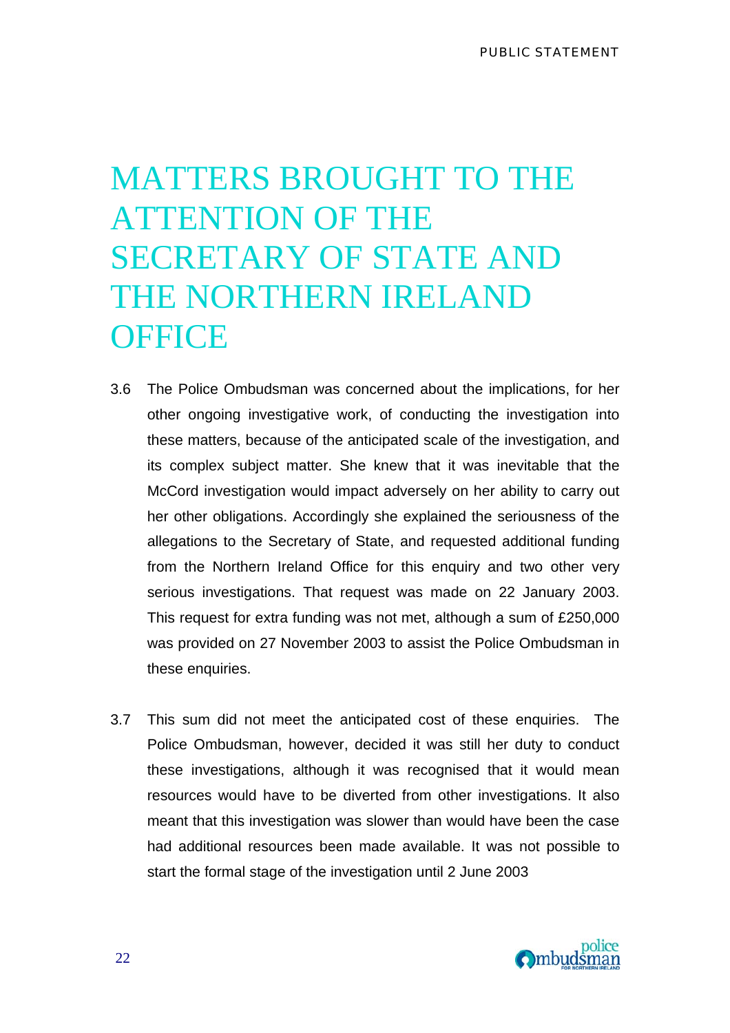# MATTERS BROUGHT TO THE ATTENTION OF THE SECRETARY OF STATE AND THE NORTHERN IRELAND OFFICE

3.6 The Police Ombudsman was concerned about the implications, for her other ongoing investigative work, of conducting the investigation into these matters, because of the anticipated scale of the investigation, and its complex subject matter. She knew that it was inevitable that the McCord investigation would impact adversely on her ability to carry out her other obligations. Accordingly she explained the seriousness of the allegations to the Secretary of State, and requested additional funding from the Northern Ireland Office for this enquiry and two other very serious investigations. That request was made on 22 January 2003. This request for extra funding was not met, although a sum of £250,000 was provided on 27 November 2003 to assist the Police Ombudsman in these enquiries.

3.7 This sum did not meet the anticipated cost of these enquiries. The Police Ombudsman, however, decided it was still her duty to conduct these investigations, although it was recognised that it would mean resources would have to be diverted from other investigations. It also meant that this investigation was slower than would have been the case had additional resources been made available. It was not possible to start the formal stage of the investigation until 2 June 2003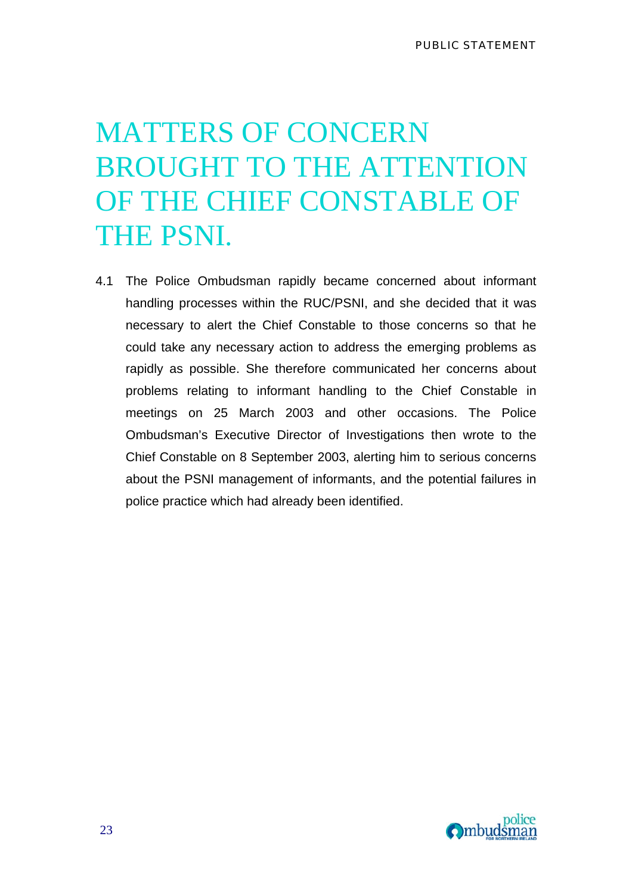# MATTERS OF CONCERN BROUGHT TO THE ATTENTION OF THE CHIEF CONSTABLE OF THE PSNI.

4.1 The Police Ombudsman rapidly became concerned about informant handling processes within the RUC/PSNI, and she decided that it was necessary to alert the Chief Constable to those concerns so that he could take any necessary action to address the emerging problems as rapidly as possible. She therefore communicated her concerns about problems relating to informant handling to the Chief Constable in meetings on 25 March 2003 and other occasions. The Police Ombudsman's Executive Director of Investigations then wrote to the Chief Constable on 8 September 2003, alerting him to serious concerns about the PSNI management of informants, and the potential failures in police practice which had already been identified.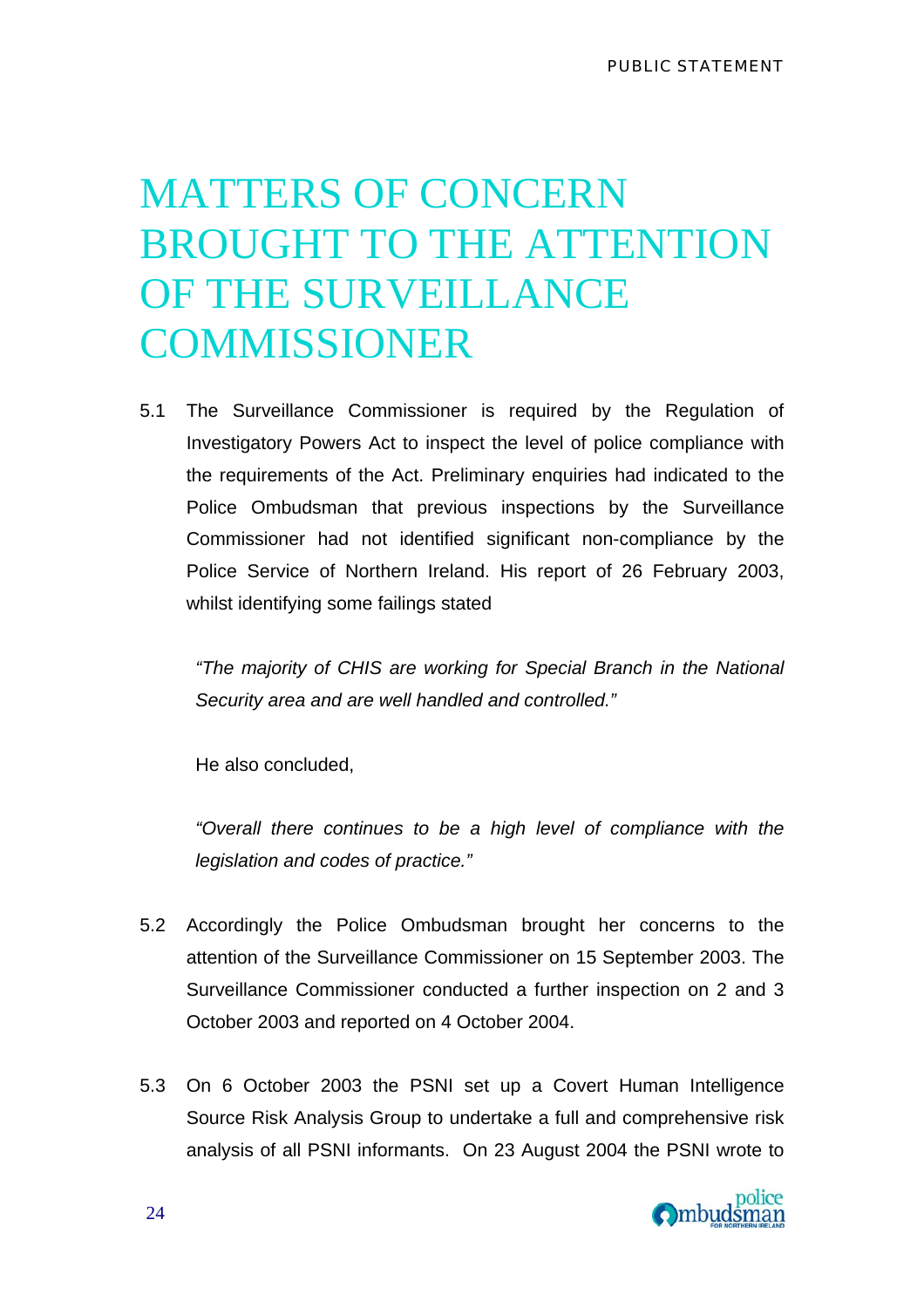# MATTERS OF CONCERN BROUGHT TO THE ATTENTION OF THE SURVEILLANCE COMMISSIONER

5.1 The Surveillance Commissioner is required by the Regulation of Investigatory Powers Act to inspect the level of police compliance with the requirements of the Act. Preliminary enquiries had indicated to the Police Ombudsman that previous inspections by the Surveillance Commissioner had not identified significant non-compliance by the Police Service of Northern Ireland. His report of 26 February 2003, whilst identifying some failings stated

> *"The majority of CHIS are working for Special Branch in the National Security area and are well handled and controlled."*
>
> He also concluded,
>
> *"Overall there continues to be a high level of compliance with the legislation and codes of practice."*

5.2 Accordingly the Police Ombudsman brought her concerns to the attention of the Surveillance Commissioner on 15 September 2003. The Surveillance Commissioner conducted a further inspection on 2 and 3 October 2003 and reported on 4 October 2004.

5.3 On 6 October 2003 the PSNI set up a Covert Human Intelligence Source Risk Analysis Group to undertake a full and comprehensive risk analysis of all PSNI informants. On 23 August 2004 the PSNI wrote to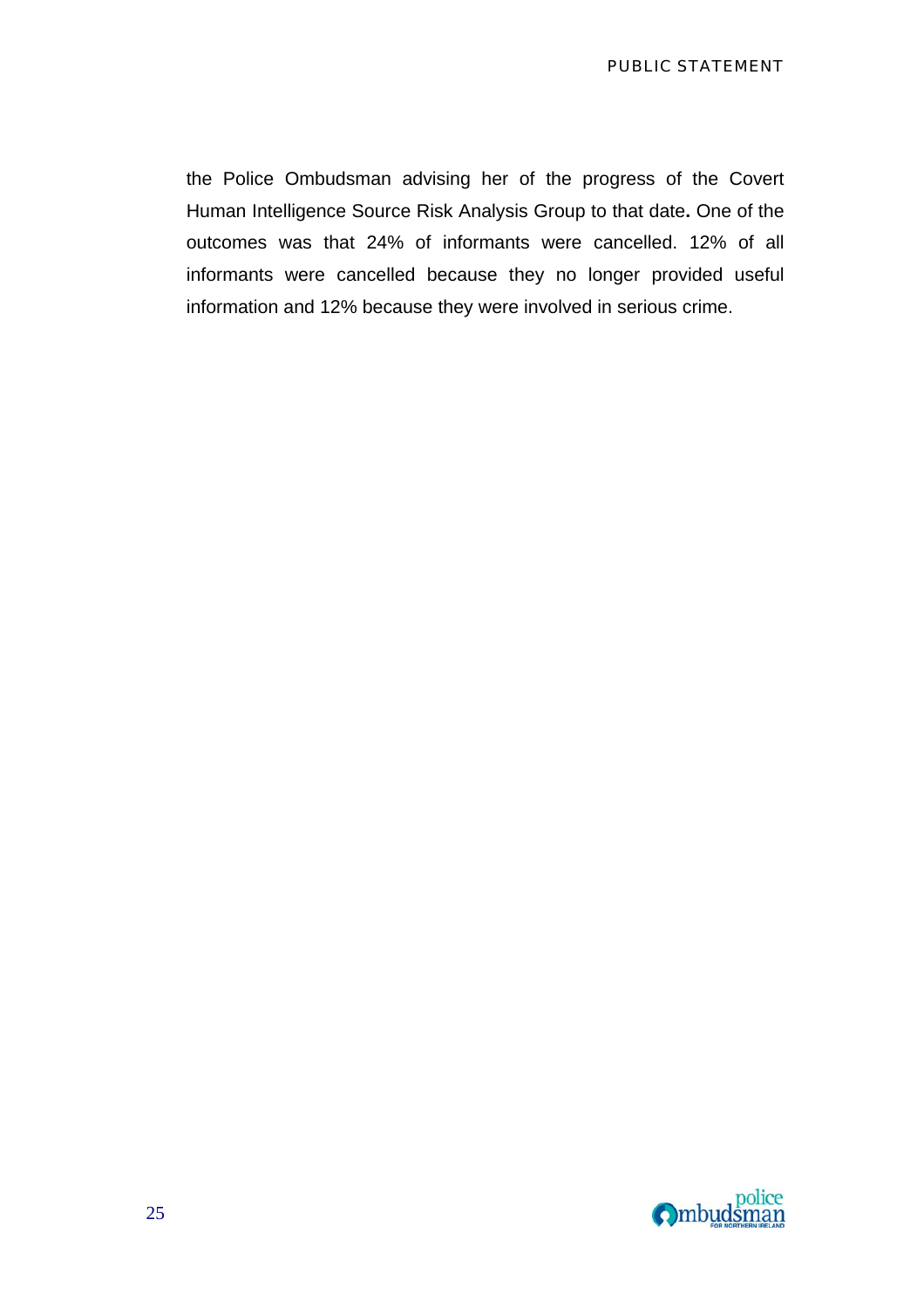the Police Ombudsman advising her of the progress of the Covert Human Intelligence Source Risk Analysis Group to that date**.** One of the outcomes was that 24% of informants were cancelled. 12% of all informants were cancelled because they no longer provided useful information and 12% because they were involved in serious crime.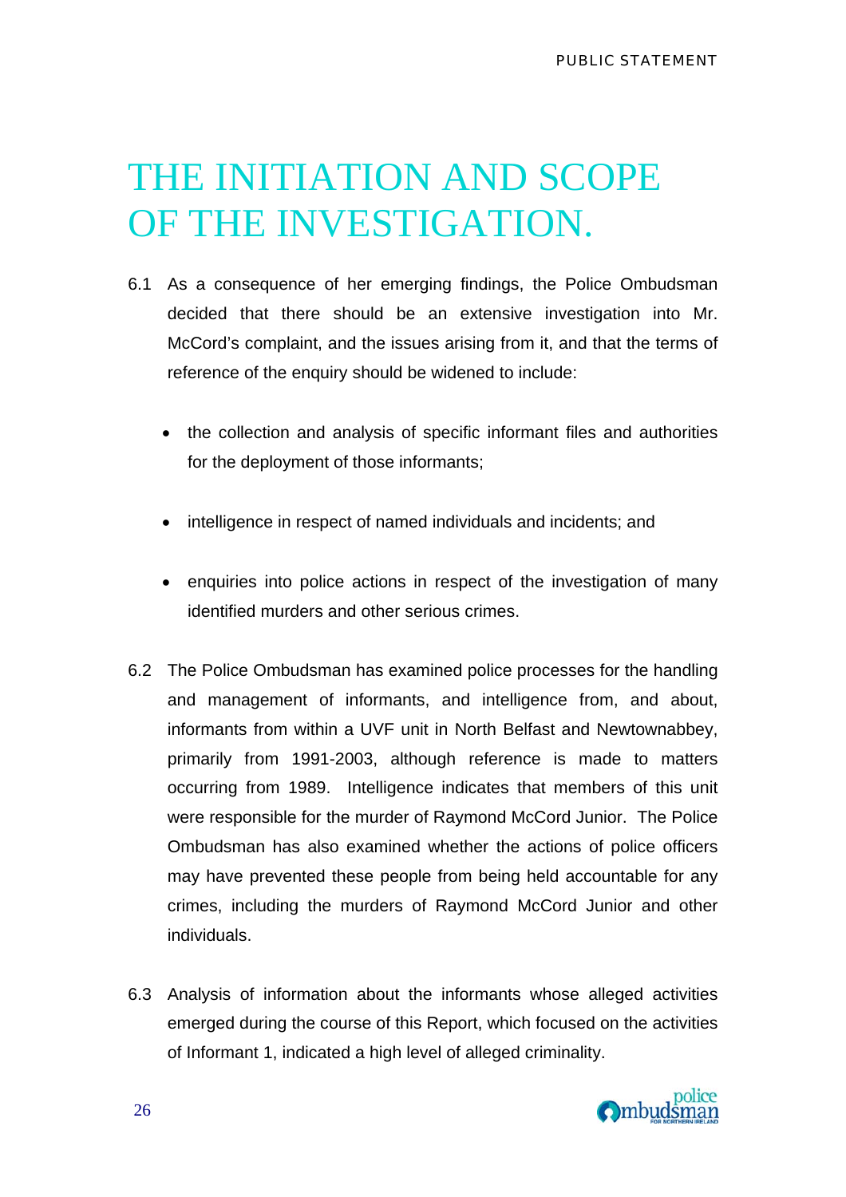# THE INITIATION AND SCOPE OF THE INVESTIGATION.

6.1 As a consequence of her emerging findings, the Police Ombudsman decided that there should be an extensive investigation into Mr. McCord's complaint, and the issues arising from it, and that the terms of reference of the enquiry should be widened to include:

- the collection and analysis of specific informant files and authorities for the deployment of those informants;
- intelligence in respect of named individuals and incidents; and
- enquiries into police actions in respect of the investigation of many identified murders and other serious crimes.

6.2 The Police Ombudsman has examined police processes for the handling and management of informants, and intelligence from, and about, informants from within a UVF unit in North Belfast and Newtownabbey, primarily from 1991-2003, although reference is made to matters occurring from 1989. Intelligence indicates that members of this unit were responsible for the murder of Raymond McCord Junior. The Police Ombudsman has also examined whether the actions of police officers may have prevented these people from being held accountable for any crimes, including the murders of Raymond McCord Junior and other individuals.

6.3 Analysis of information about the informants whose alleged activities emerged during the course of this Report, which focused on the activities of Informant 1, indicated a high level of alleged criminality.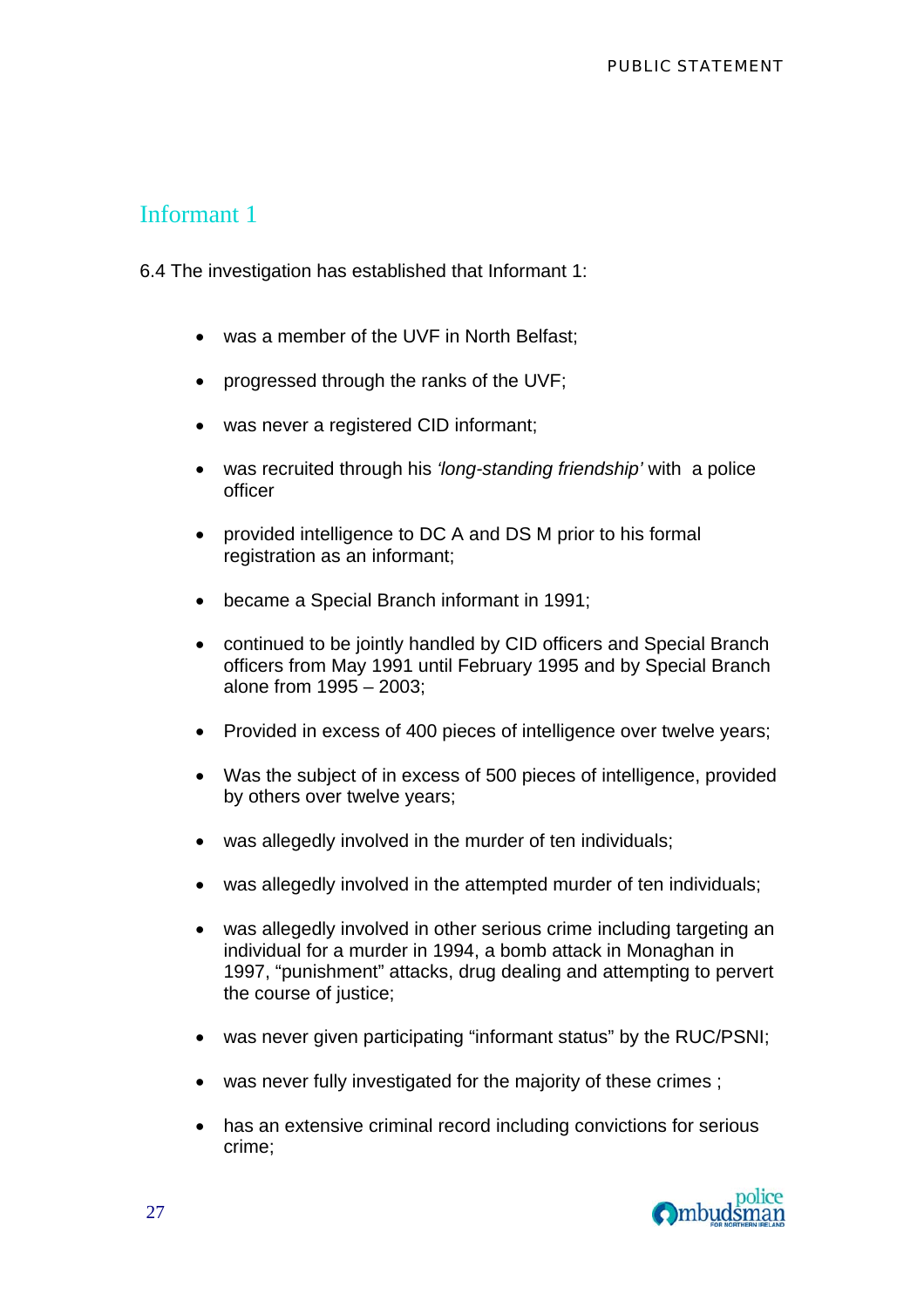## Informant 1

6.4 The investigation has established that Informant 1:

- was a member of the UVF in North Belfast;
- progressed through the ranks of the UVF;
- was never a registered CID informant;
- was recruited through his *'long-standing friendship'* with a police officer
- provided intelligence to DC A and DS M prior to his formal registration as an informant;
- became a Special Branch informant in 1991;
- continued to be jointly handled by CID officers and Special Branch officers from May 1991 until February 1995 and by Special Branch alone from 1995 – 2003;
- Provided in excess of 400 pieces of intelligence over twelve years;
- Was the subject of in excess of 500 pieces of intelligence, provided by others over twelve years;
- was allegedly involved in the murder of ten individuals;
- was allegedly involved in the attempted murder of ten individuals;
- was allegedly involved in other serious crime including targeting an individual for a murder in 1994, a bomb attack in Monaghan in 1997, "punishment" attacks, drug dealing and attempting to pervert the course of justice;
- was never given participating "informant status" by the RUC/PSNI;
- was never fully investigated for the majority of these crimes ;
- has an extensive criminal record including convictions for serious crime;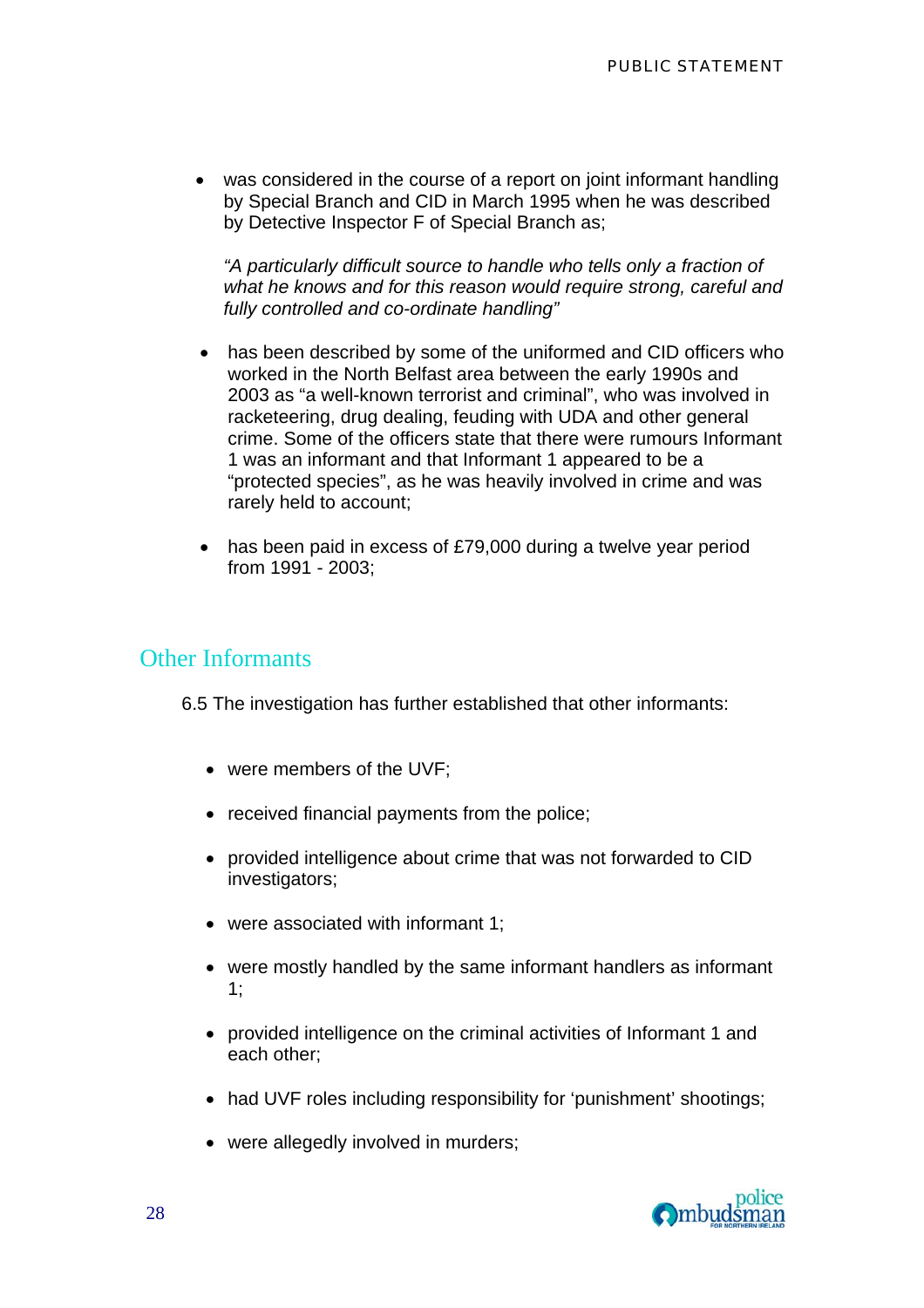- was considered in the course of a report on joint informant handling by Special Branch and CID in March 1995 when he was described by Detective Inspector F of Special Branch as;

  *"A particularly difficult source to handle who tells only a fraction of what he knows and for this reason would require strong, careful and fully controlled and co-ordinate handling"*

- has been described by some of the uniformed and CID officers who worked in the North Belfast area between the early 1990s and 2003 as "a well-known terrorist and criminal", who was involved in racketeering, drug dealing, feuding with UDA and other general crime. Some of the officers state that there were rumours Informant 1 was an informant and that Informant 1 appeared to be a "protected species", as he was heavily involved in crime and was rarely held to account;

- has been paid in excess of £79,000 during a twelve year period from 1991 - 2003;

## Other Informants

6.5 The investigation has further established that other informants:

- were members of the UVF;
- received financial payments from the police;
- provided intelligence about crime that was not forwarded to CID investigators;
- were associated with informant 1;
- were mostly handled by the same informant handlers as informant 1;
- provided intelligence on the criminal activities of Informant 1 and each other;
- had UVF roles including responsibility for 'punishment' shootings;
- were allegedly involved in murders;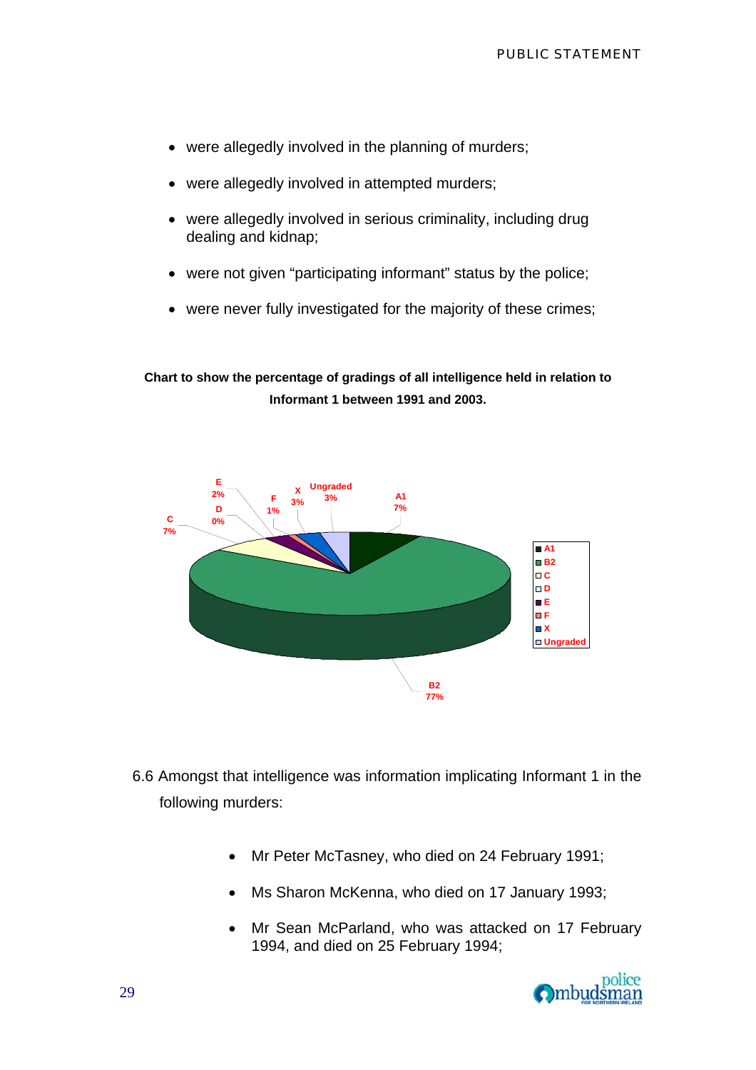- were allegedly involved in the planning of murders;
- were allegedly involved in attempted murders;
- were allegedly involved in serious criminality, including drug dealing and kidnap;
- were not given "participating informant" status by the police;
- were never fully investigated for the majority of these crimes;

**Chart to show the percentage of gradings of all intelligence held in relation to Informant 1 between 1991 and 2003.**

| Grading | Percentage |
|---|---|
| A1 | 7% |
| B2 | 77% |
| C | 7% |
| D | 0% |
| E | 2% |
| F | 1% |
| X | 3% |
| Ungraded | 3% |

6.6 Amongst that intelligence was information implicating Informant 1 in the following murders:

- Mr Peter McTasney, who died on 24 February 1991;
- Ms Sharon McKenna, who died on 17 January 1993;
- Mr Sean McParland, who was attacked on 17 February 1994, and died on 25 February 1994;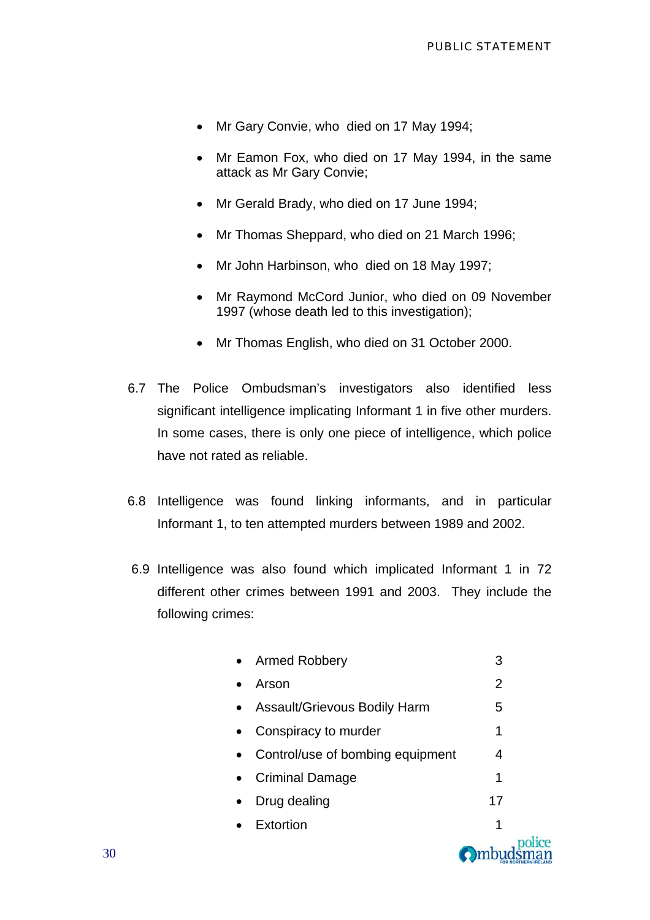- Mr Gary Convie, who died on 17 May 1994;
- Mr Eamon Fox, who died on 17 May 1994, in the same attack as Mr Gary Convie;
- Mr Gerald Brady, who died on 17 June 1994;
- Mr Thomas Sheppard, who died on 21 March 1996;
- Mr John Harbinson, who died on 18 May 1997;
- Mr Raymond McCord Junior, who died on 09 November 1997 (whose death led to this investigation);
- Mr Thomas English, who died on 31 October 2000.

6.7 The Police Ombudsman's investigators also identified less significant intelligence implicating Informant 1 in five other murders. In some cases, there is only one piece of intelligence, which police have not rated as reliable.

6.8 Intelligence was found linking informants, and in particular Informant 1, to ten attempted murders between 1989 and 2002.

6.9 Intelligence was also found which implicated Informant 1 in 72 different other crimes between 1991 and 2003. They include the following crimes:

- Armed Robbery 3
- Arson 2
- Assault/Grievous Bodily Harm 5
- Conspiracy to murder 1
- Control/use of bombing equipment 4
- Criminal Damage 1
- Drug dealing 17
- Extortion 1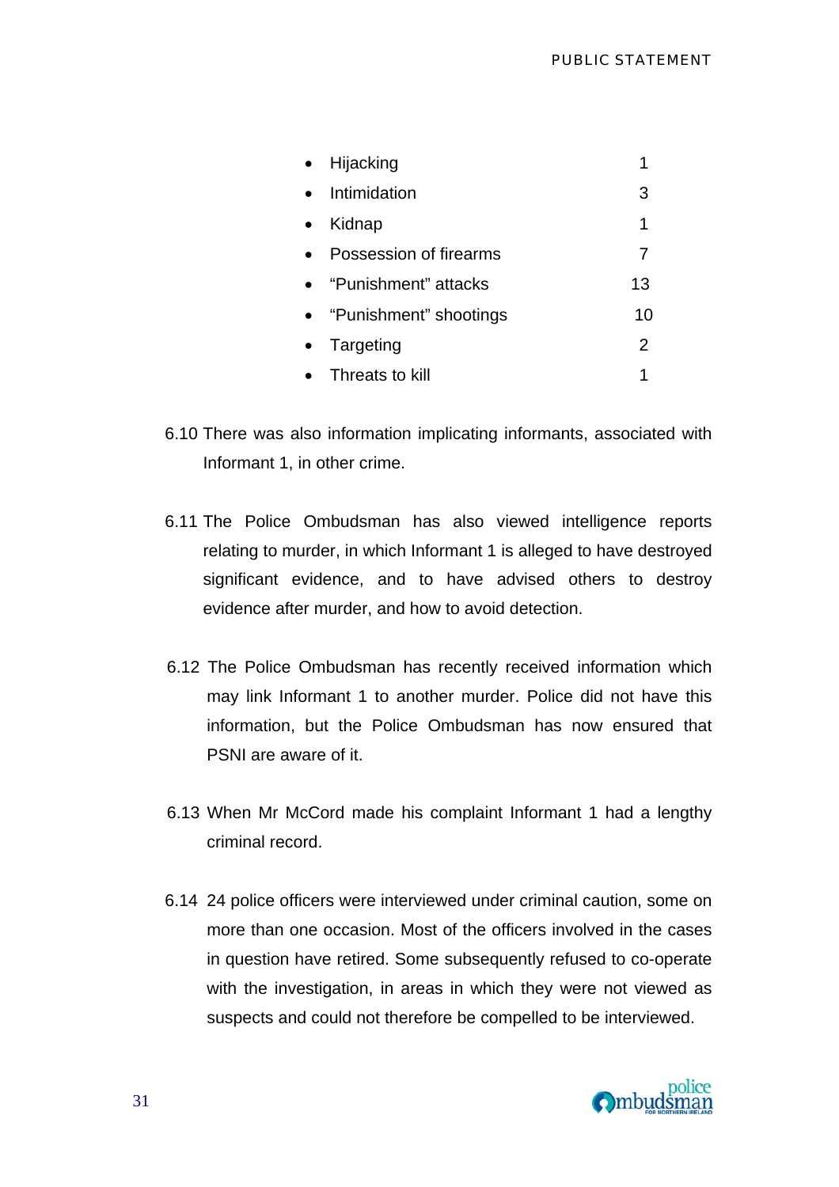- Hijacking 1
- Intimidation 3
- Kidnap 1
- Possession of firearms 7
- "Punishment" attacks 13
- "Punishment" shootings 10
- Targeting 2
- Threats to kill 1

6.10 There was also information implicating informants, associated with Informant 1, in other crime.

6.11 The Police Ombudsman has also viewed intelligence reports relating to murder, in which Informant 1 is alleged to have destroyed significant evidence, and to have advised others to destroy evidence after murder, and how to avoid detection.

6.12 The Police Ombudsman has recently received information which may link Informant 1 to another murder. Police did not have this information, but the Police Ombudsman has now ensured that PSNI are aware of it.

6.13 When Mr McCord made his complaint Informant 1 had a lengthy criminal record.

6.14 24 police officers were interviewed under criminal caution, some on more than one occasion. Most of the officers involved in the cases in question have retired. Some subsequently refused to co-operate with the investigation, in areas in which they were not viewed as suspects and could not therefore be compelled to be interviewed.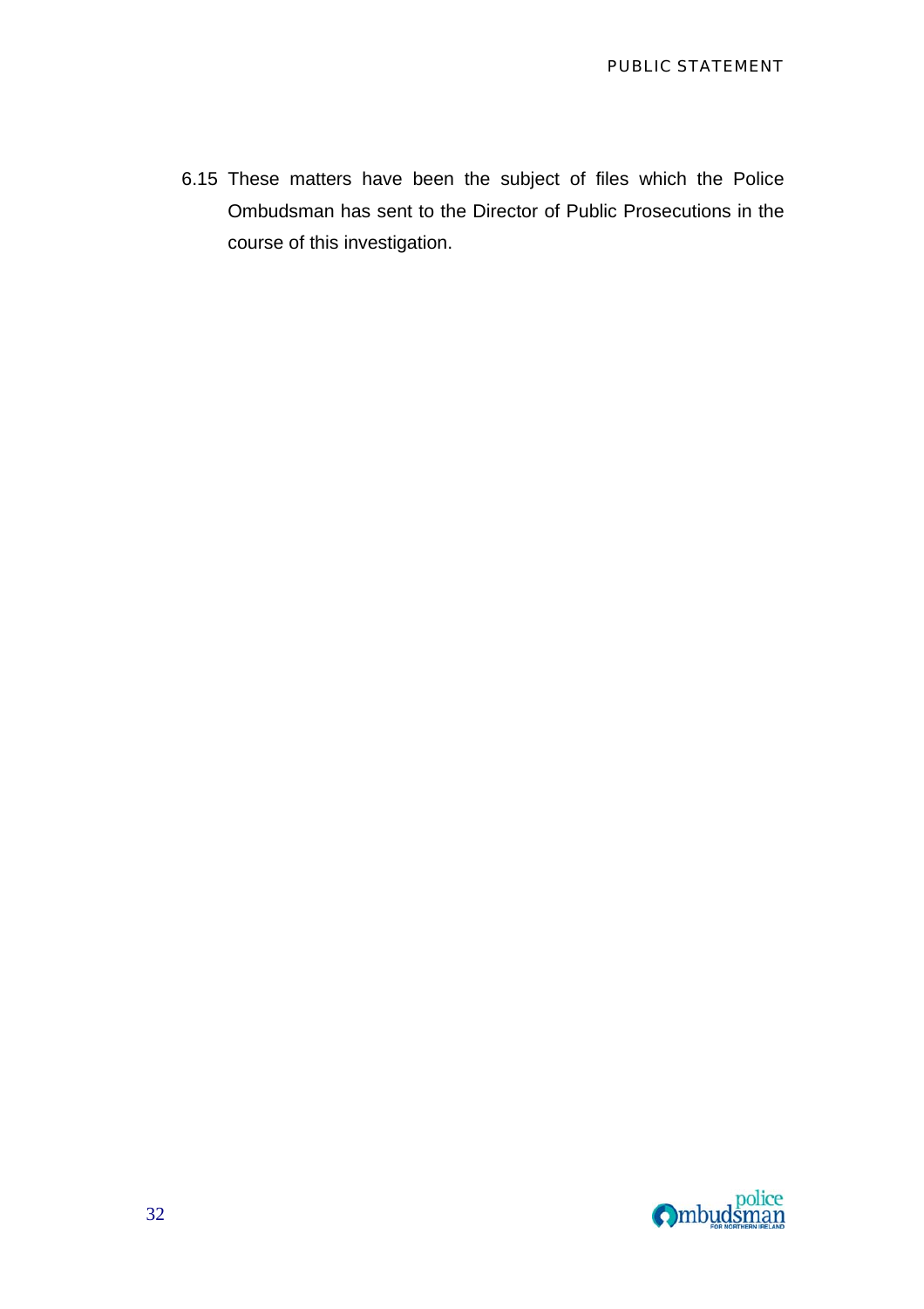6.15 These matters have been the subject of files which the Police Ombudsman has sent to the Director of Public Prosecutions in the course of this investigation.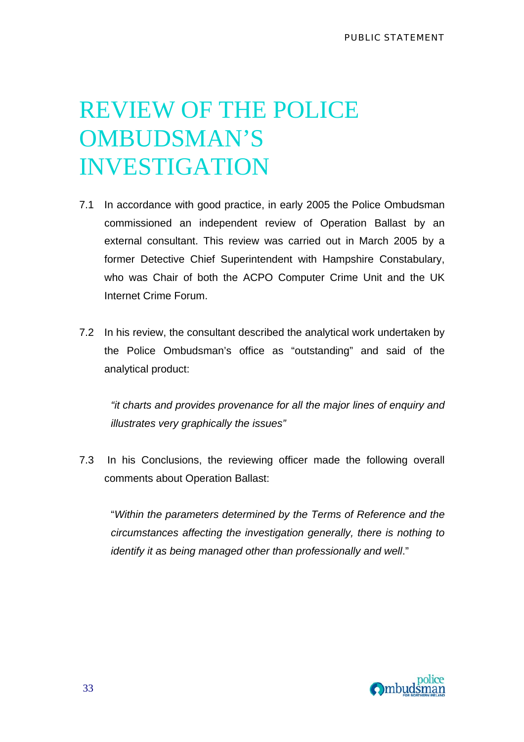# REVIEW OF THE POLICE OMBUDSMAN'S INVESTIGATION

7.1 In accordance with good practice, in early 2005 the Police Ombudsman commissioned an independent review of Operation Ballast by an external consultant. This review was carried out in March 2005 by a former Detective Chief Superintendent with Hampshire Constabulary, who was Chair of both the ACPO Computer Crime Unit and the UK Internet Crime Forum.

7.2 In his review, the consultant described the analytical work undertaken by the Police Ombudsman's office as "outstanding" and said of the analytical product:

> *"it charts and provides provenance for all the major lines of enquiry and illustrates very graphically the issues"*

7.3 In his Conclusions, the reviewing officer made the following overall comments about Operation Ballast:

> "*Within the parameters determined by the Terms of Reference and the circumstances affecting the investigation generally, there is nothing to identify it as being managed other than professionally and well*."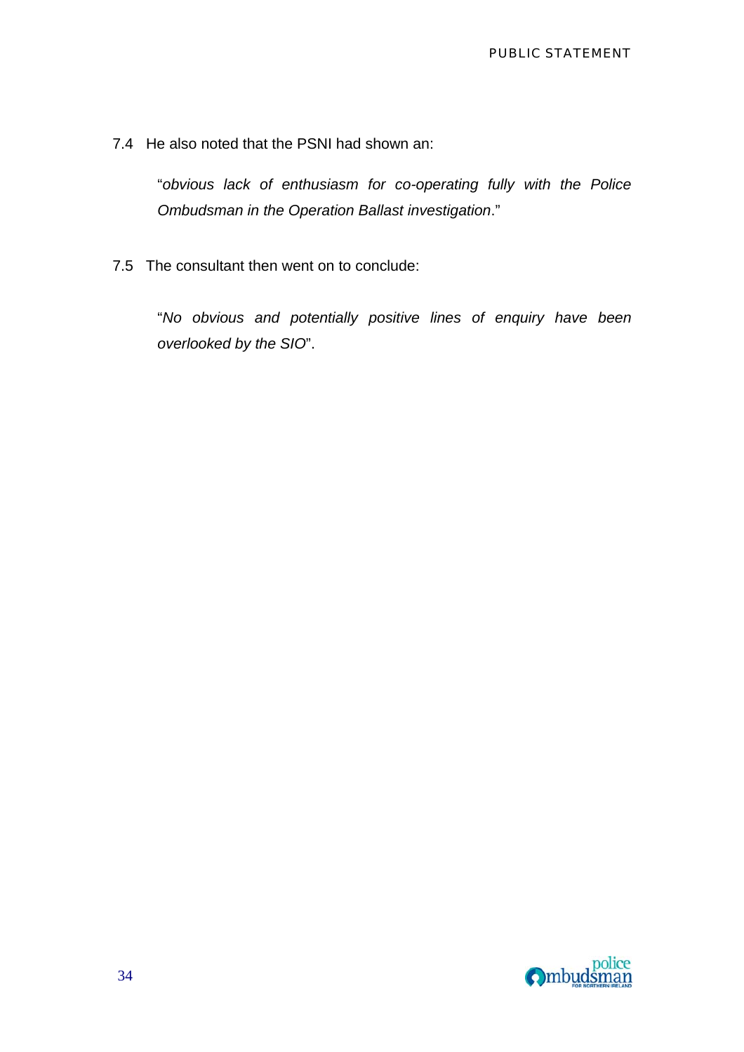7.4 He also noted that the PSNI had shown an:

> "*obvious lack of enthusiasm for co-operating fully with the Police Ombudsman in the Operation Ballast investigation*."

7.5 The consultant then went on to conclude:

> "*No obvious and potentially positive lines of enquiry have been overlooked by the SIO*".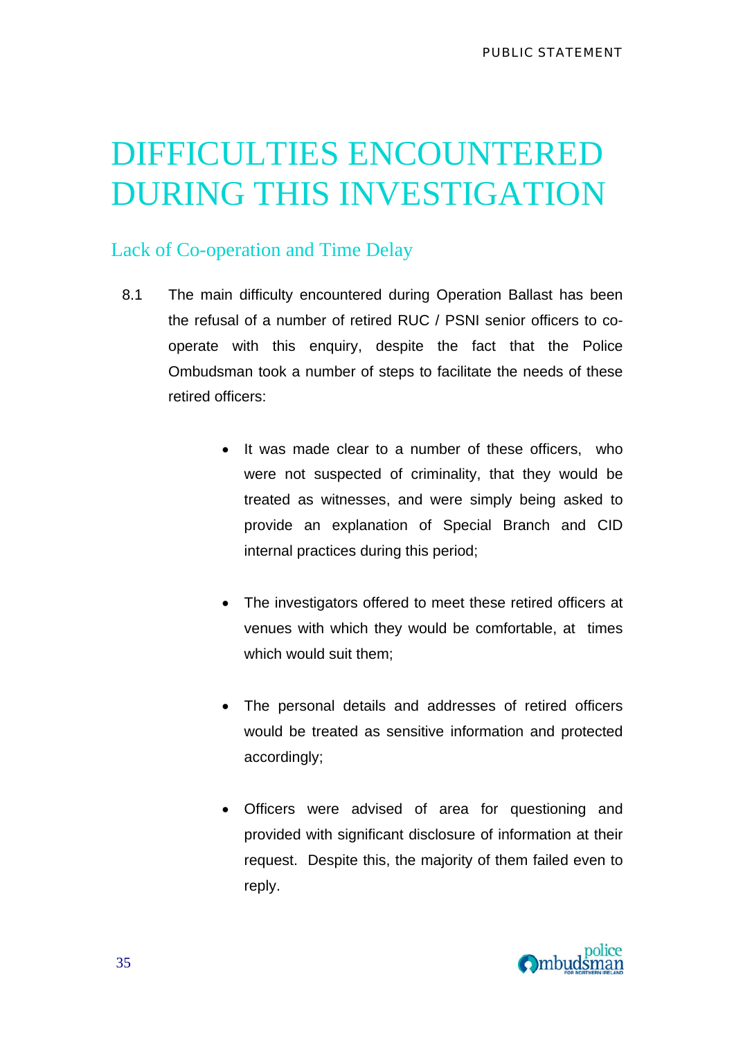# DIFFICULTIES ENCOUNTERED DURING THIS INVESTIGATION

## Lack of Co-operation and Time Delay

8.1 The main difficulty encountered during Operation Ballast has been the refusal of a number of retired RUC / PSNI senior officers to co-operate with this enquiry, despite the fact that the Police Ombudsman took a number of steps to facilitate the needs of these retired officers:

- It was made clear to a number of these officers, who were not suspected of criminality, that they would be treated as witnesses, and were simply being asked to provide an explanation of Special Branch and CID internal practices during this period;

- The investigators offered to meet these retired officers at venues with which they would be comfortable, at times which would suit them;

- The personal details and addresses of retired officers would be treated as sensitive information and protected accordingly;

- Officers were advised of area for questioning and provided with significant disclosure of information at their request. Despite this, the majority of them failed even to reply.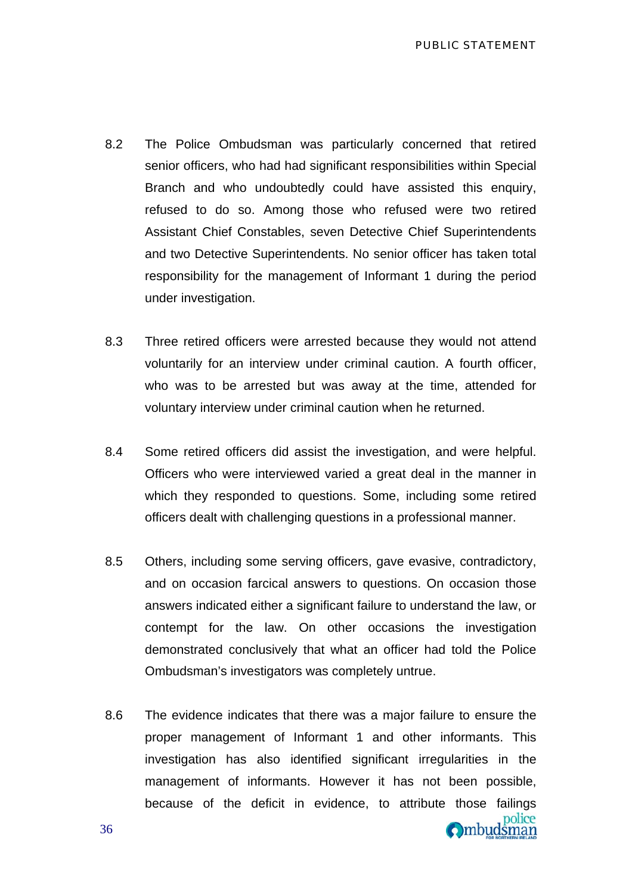8.2 The Police Ombudsman was particularly concerned that retired senior officers, who had had significant responsibilities within Special Branch and who undoubtedly could have assisted this enquiry, refused to do so. Among those who refused were two retired Assistant Chief Constables, seven Detective Chief Superintendents and two Detective Superintendents. No senior officer has taken total responsibility for the management of Informant 1 during the period under investigation.

8.3 Three retired officers were arrested because they would not attend voluntarily for an interview under criminal caution. A fourth officer, who was to be arrested but was away at the time, attended for voluntary interview under criminal caution when he returned.

8.4 Some retired officers did assist the investigation, and were helpful. Officers who were interviewed varied a great deal in the manner in which they responded to questions. Some, including some retired officers dealt with challenging questions in a professional manner.

8.5 Others, including some serving officers, gave evasive, contradictory, and on occasion farcical answers to questions. On occasion those answers indicated either a significant failure to understand the law, or contempt for the law. On other occasions the investigation demonstrated conclusively that what an officer had told the Police Ombudsman's investigators was completely untrue.

8.6 The evidence indicates that there was a major failure to ensure the proper management of Informant 1 and other informants. This investigation has also identified significant irregularities in the management of informants. However it has not been possible, because of the deficit in evidence, to attribute those failings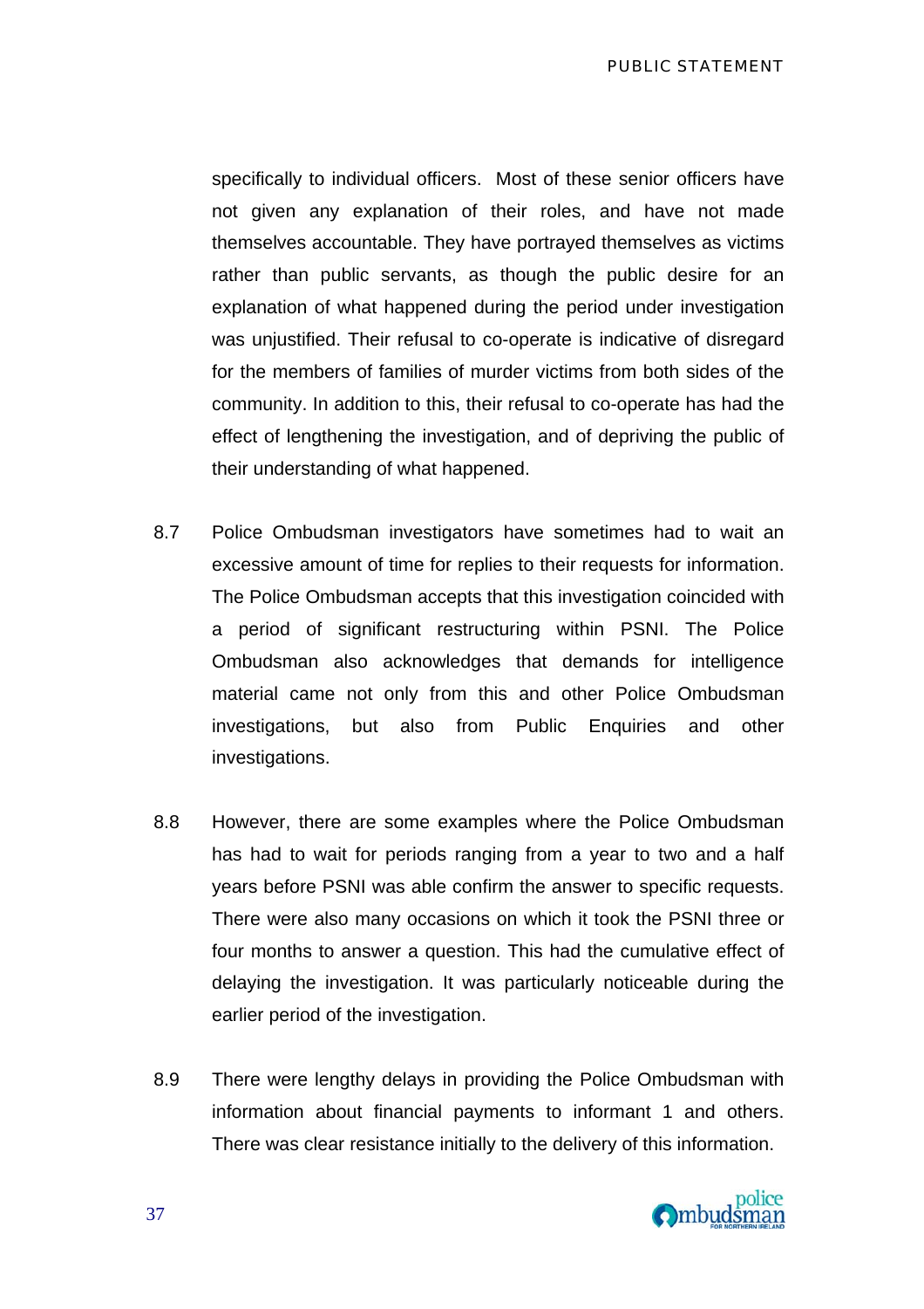specifically to individual officers. Most of these senior officers have not given any explanation of their roles, and have not made themselves accountable. They have portrayed themselves as victims rather than public servants, as though the public desire for an explanation of what happened during the period under investigation was unjustified. Their refusal to co-operate is indicative of disregard for the members of families of murder victims from both sides of the community. In addition to this, their refusal to co-operate has had the effect of lengthening the investigation, and of depriving the public of their understanding of what happened.

8.7 Police Ombudsman investigators have sometimes had to wait an excessive amount of time for replies to their requests for information. The Police Ombudsman accepts that this investigation coincided with a period of significant restructuring within PSNI. The Police Ombudsman also acknowledges that demands for intelligence material came not only from this and other Police Ombudsman investigations, but also from Public Enquiries and other investigations.

8.8 However, there are some examples where the Police Ombudsman has had to wait for periods ranging from a year to two and a half years before PSNI was able confirm the answer to specific requests. There were also many occasions on which it took the PSNI three or four months to answer a question. This had the cumulative effect of delaying the investigation. It was particularly noticeable during the earlier period of the investigation.

8.9 There were lengthy delays in providing the Police Ombudsman with information about financial payments to informant 1 and others. There was clear resistance initially to the delivery of this information.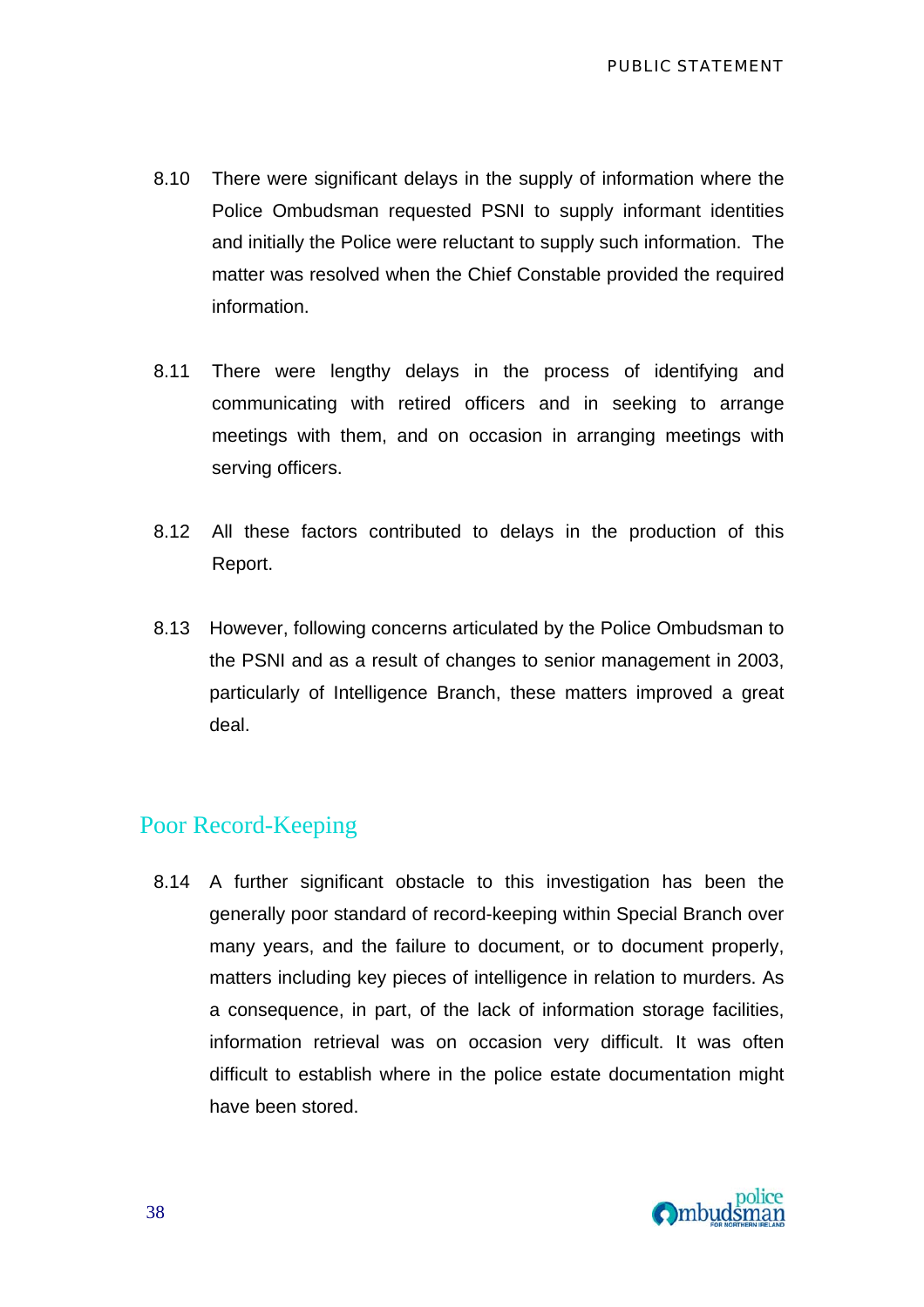8.10 There were significant delays in the supply of information where the Police Ombudsman requested PSNI to supply informant identities and initially the Police were reluctant to supply such information. The matter was resolved when the Chief Constable provided the required information.

8.11 There were lengthy delays in the process of identifying and communicating with retired officers and in seeking to arrange meetings with them, and on occasion in arranging meetings with serving officers.

8.12 All these factors contributed to delays in the production of this Report.

8.13 However, following concerns articulated by the Police Ombudsman to the PSNI and as a result of changes to senior management in 2003, particularly of Intelligence Branch, these matters improved a great deal.

## Poor Record-Keeping

8.14 A further significant obstacle to this investigation has been the generally poor standard of record-keeping within Special Branch over many years, and the failure to document, or to document properly, matters including key pieces of intelligence in relation to murders. As a consequence, in part, of the lack of information storage facilities, information retrieval was on occasion very difficult. It was often difficult to establish where in the police estate documentation might have been stored.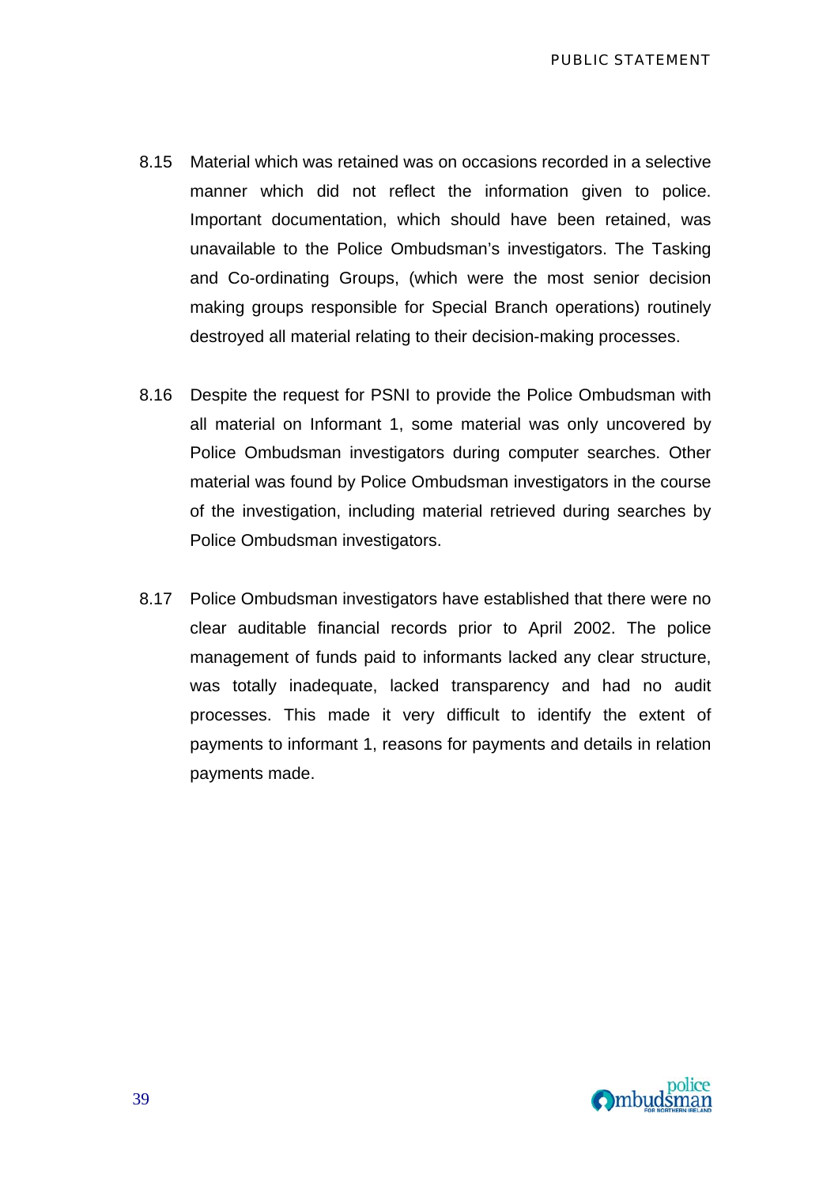8.15 Material which was retained was on occasions recorded in a selective manner which did not reflect the information given to police. Important documentation, which should have been retained, was unavailable to the Police Ombudsman's investigators. The Tasking and Co-ordinating Groups, (which were the most senior decision making groups responsible for Special Branch operations) routinely destroyed all material relating to their decision-making processes.

8.16 Despite the request for PSNI to provide the Police Ombudsman with all material on Informant 1, some material was only uncovered by Police Ombudsman investigators during computer searches. Other material was found by Police Ombudsman investigators in the course of the investigation, including material retrieved during searches by Police Ombudsman investigators.

8.17 Police Ombudsman investigators have established that there were no clear auditable financial records prior to April 2002. The police management of funds paid to informants lacked any clear structure, was totally inadequate, lacked transparency and had no audit processes. This made it very difficult to identify the extent of payments to informant 1, reasons for payments and details in relation payments made.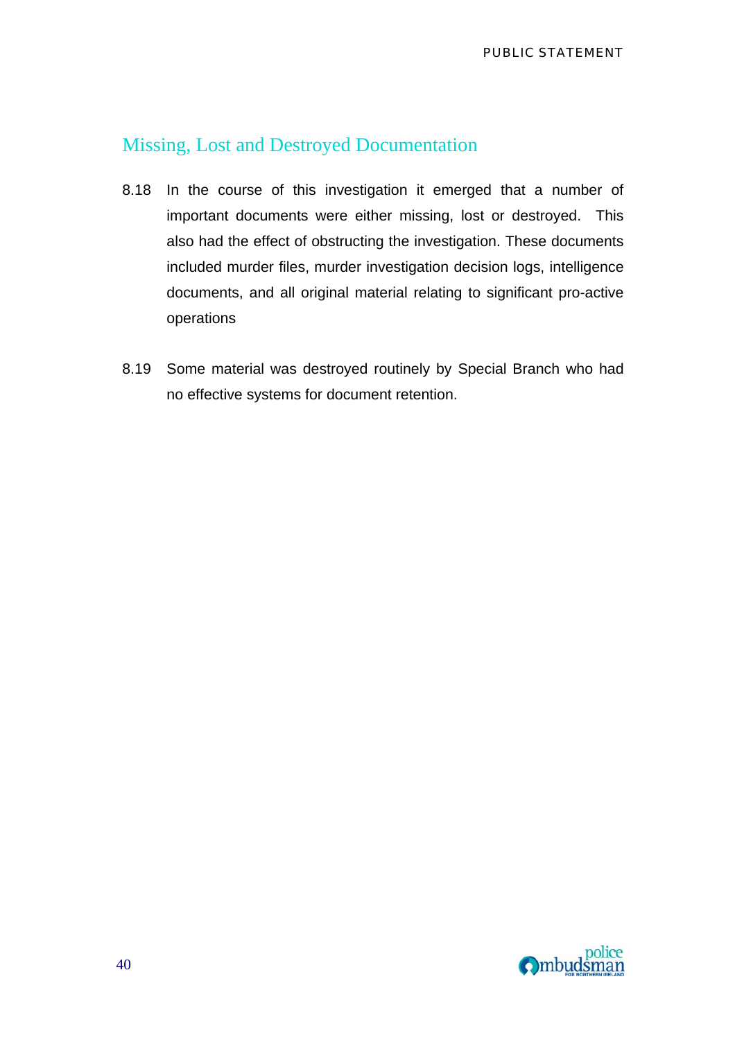## Missing, Lost and Destroyed Documentation

8.18 In the course of this investigation it emerged that a number of important documents were either missing, lost or destroyed. This also had the effect of obstructing the investigation. These documents included murder files, murder investigation decision logs, intelligence documents, and all original material relating to significant pro-active operations

8.19 Some material was destroyed routinely by Special Branch who had no effective systems for document retention.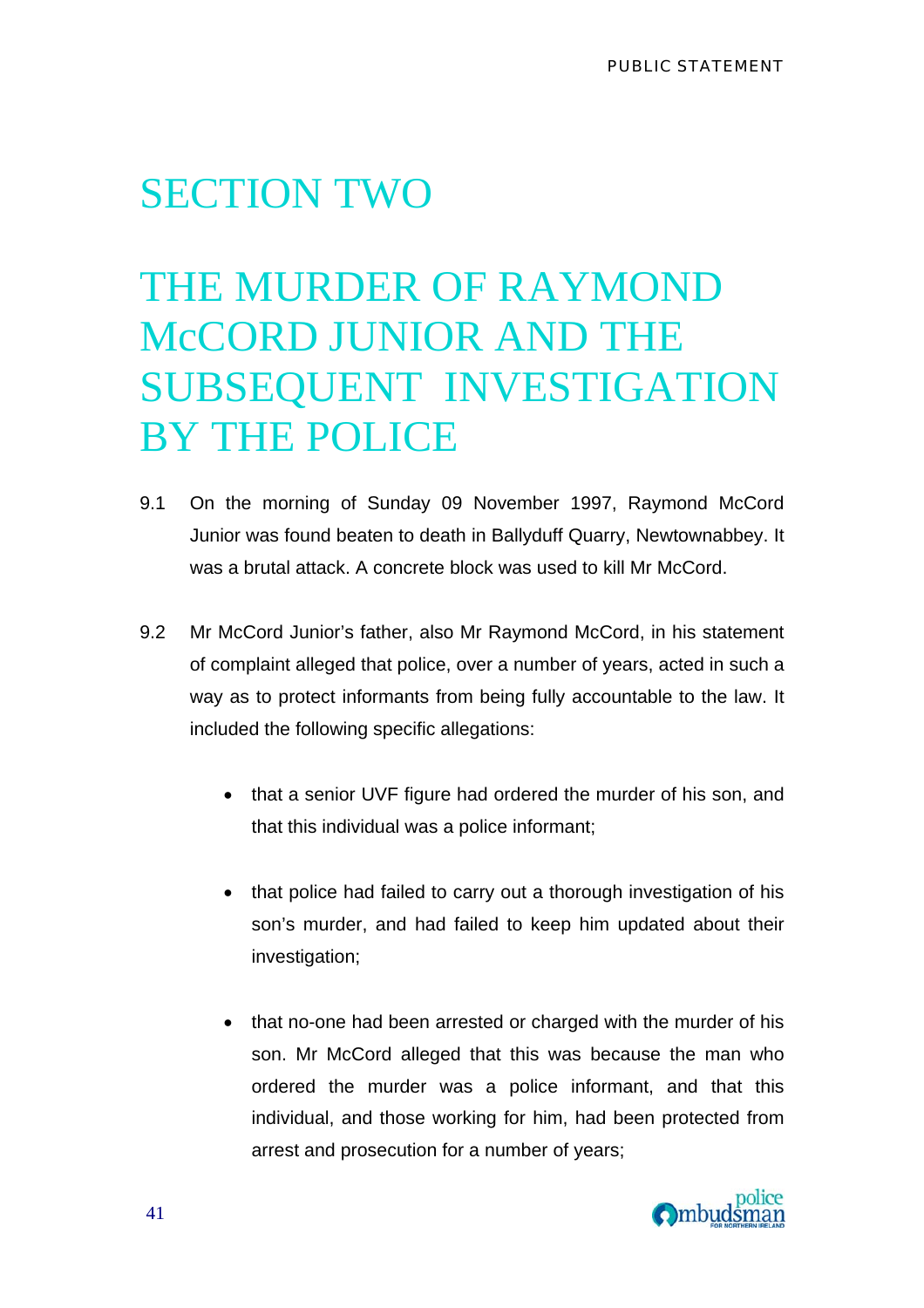# SECTION TWO

# THE MURDER OF RAYMOND McCORD JUNIOR AND THE SUBSEQUENT INVESTIGATION BY THE POLICE

9.1 On the morning of Sunday 09 November 1997, Raymond McCord Junior was found beaten to death in Ballyduff Quarry, Newtownabbey. It was a brutal attack. A concrete block was used to kill Mr McCord.

9.2 Mr McCord Junior's father, also Mr Raymond McCord, in his statement of complaint alleged that police, over a number of years, acted in such a way as to protect informants from being fully accountable to the law. It included the following specific allegations:

- that a senior UVF figure had ordered the murder of his son, and that this individual was a police informant;

- that police had failed to carry out a thorough investigation of his son's murder, and had failed to keep him updated about their investigation;

- that no-one had been arrested or charged with the murder of his son. Mr McCord alleged that this was because the man who ordered the murder was a police informant, and that this individual, and those working for him, had been protected from arrest and prosecution for a number of years;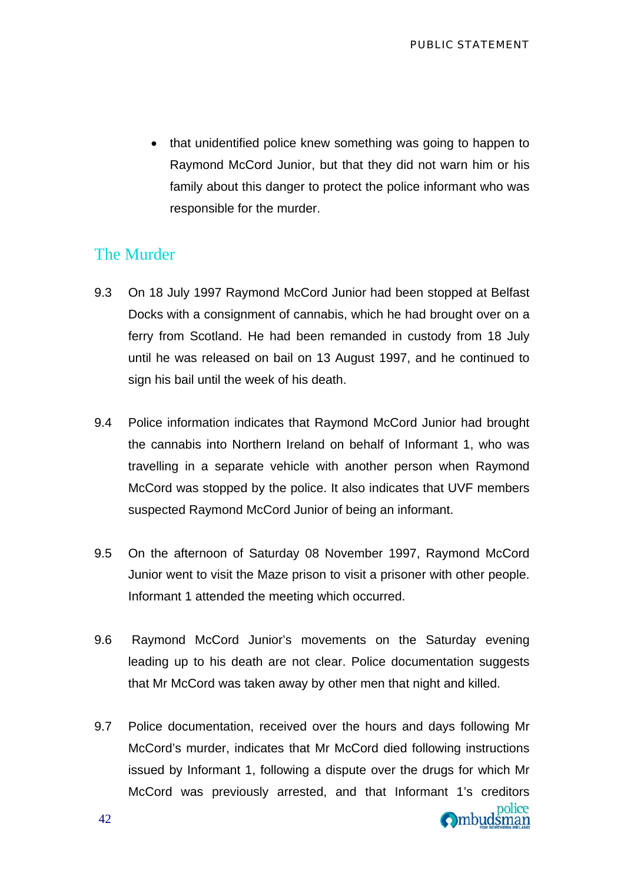- that unidentified police knew something was going to happen to Raymond McCord Junior, but that they did not warn him or his family about this danger to protect the police informant who was responsible for the murder.

## The Murder

9.3 On 18 July 1997 Raymond McCord Junior had been stopped at Belfast Docks with a consignment of cannabis, which he had brought over on a ferry from Scotland. He had been remanded in custody from 18 July until he was released on bail on 13 August 1997, and he continued to sign his bail until the week of his death.

9.4 Police information indicates that Raymond McCord Junior had brought the cannabis into Northern Ireland on behalf of Informant 1, who was travelling in a separate vehicle with another person when Raymond McCord was stopped by the police. It also indicates that UVF members suspected Raymond McCord Junior of being an informant.

9.5 On the afternoon of Saturday 08 November 1997, Raymond McCord Junior went to visit the Maze prison to visit a prisoner with other people. Informant 1 attended the meeting which occurred.

9.6 Raymond McCord Junior's movements on the Saturday evening leading up to his death are not clear. Police documentation suggests that Mr McCord was taken away by other men that night and killed.

9.7 Police documentation, received over the hours and days following Mr McCord's murder, indicates that Mr McCord died following instructions issued by Informant 1, following a dispute over the drugs for which Mr McCord was previously arrested, and that Informant 1's creditors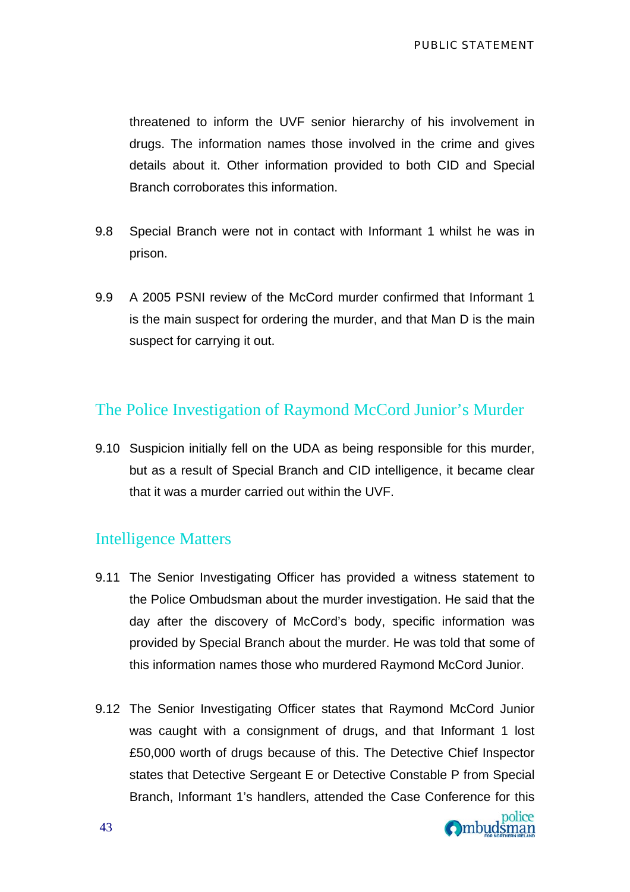threatened to inform the UVF senior hierarchy of his involvement in drugs. The information names those involved in the crime and gives details about it. Other information provided to both CID and Special Branch corroborates this information.

9.8 Special Branch were not in contact with Informant 1 whilst he was in prison.

9.9 A 2005 PSNI review of the McCord murder confirmed that Informant 1 is the main suspect for ordering the murder, and that Man D is the main suspect for carrying it out.

## The Police Investigation of Raymond McCord Junior's Murder

9.10 Suspicion initially fell on the UDA as being responsible for this murder, but as a result of Special Branch and CID intelligence, it became clear that it was a murder carried out within the UVF.

## Intelligence Matters

9.11 The Senior Investigating Officer has provided a witness statement to the Police Ombudsman about the murder investigation. He said that the day after the discovery of McCord's body, specific information was provided by Special Branch about the murder. He was told that some of this information names those who murdered Raymond McCord Junior.

9.12 The Senior Investigating Officer states that Raymond McCord Junior was caught with a consignment of drugs, and that Informant 1 lost £50,000 worth of drugs because of this. The Detective Chief Inspector states that Detective Sergeant E or Detective Constable P from Special Branch, Informant 1's handlers, attended the Case Conference for this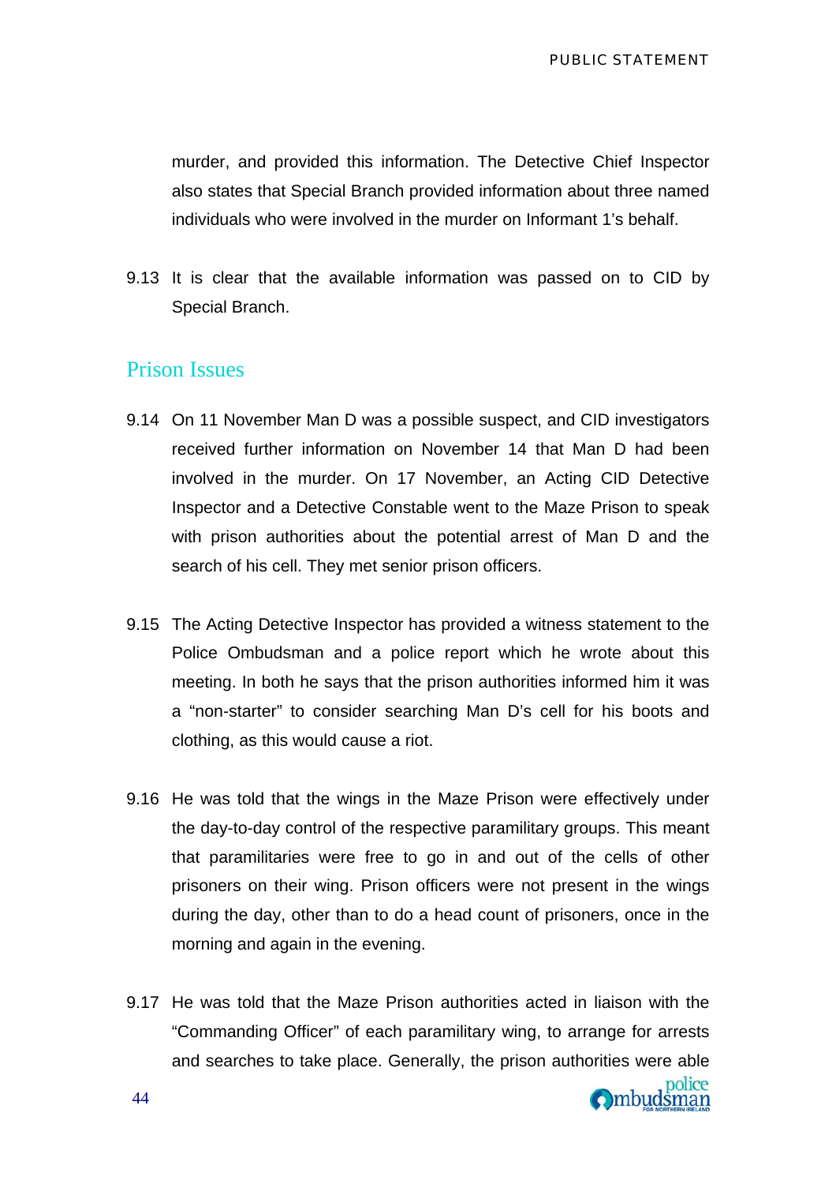murder, and provided this information. The Detective Chief Inspector also states that Special Branch provided information about three named individuals who were involved in the murder on Informant 1's behalf.

9.13 It is clear that the available information was passed on to CID by Special Branch.

## Prison Issues

9.14 On 11 November Man D was a possible suspect, and CID investigators received further information on November 14 that Man D had been involved in the murder. On 17 November, an Acting CID Detective Inspector and a Detective Constable went to the Maze Prison to speak with prison authorities about the potential arrest of Man D and the search of his cell. They met senior prison officers.

9.15 The Acting Detective Inspector has provided a witness statement to the Police Ombudsman and a police report which he wrote about this meeting. In both he says that the prison authorities informed him it was a "non-starter" to consider searching Man D's cell for his boots and clothing, as this would cause a riot.

9.16 He was told that the wings in the Maze Prison were effectively under the day-to-day control of the respective paramilitary groups. This meant that paramilitaries were free to go in and out of the cells of other prisoners on their wing. Prison officers were not present in the wings during the day, other than to do a head count of prisoners, once in the morning and again in the evening.

9.17 He was told that the Maze Prison authorities acted in liaison with the "Commanding Officer" of each paramilitary wing, to arrange for arrests and searches to take place. Generally, the prison authorities were able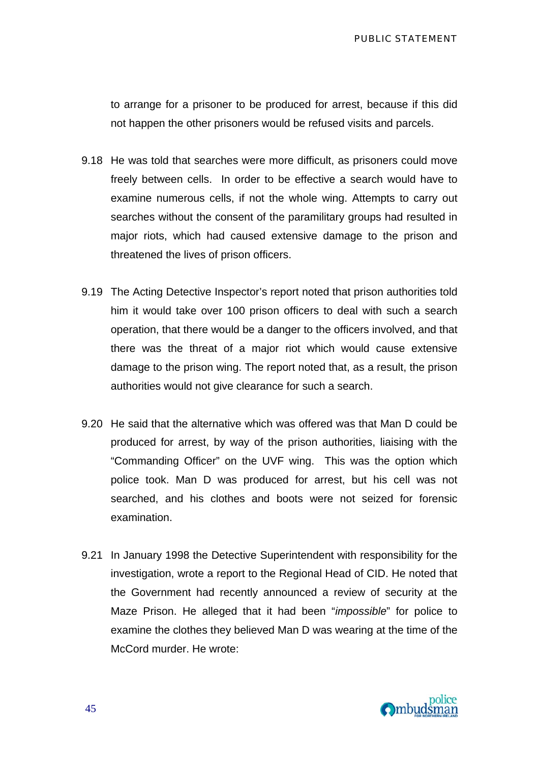to arrange for a prisoner to be produced for arrest, because if this did not happen the other prisoners would be refused visits and parcels.

9.18 He was told that searches were more difficult, as prisoners could move freely between cells. In order to be effective a search would have to examine numerous cells, if not the whole wing. Attempts to carry out searches without the consent of the paramilitary groups had resulted in major riots, which had caused extensive damage to the prison and threatened the lives of prison officers.

9.19 The Acting Detective Inspector's report noted that prison authorities told him it would take over 100 prison officers to deal with such a search operation, that there would be a danger to the officers involved, and that there was the threat of a major riot which would cause extensive damage to the prison wing. The report noted that, as a result, the prison authorities would not give clearance for such a search.

9.20 He said that the alternative which was offered was that Man D could be produced for arrest, by way of the prison authorities, liaising with the "Commanding Officer" on the UVF wing. This was the option which police took. Man D was produced for arrest, but his cell was not searched, and his clothes and boots were not seized for forensic examination.

9.21 In January 1998 the Detective Superintendent with responsibility for the investigation, wrote a report to the Regional Head of CID. He noted that the Government had recently announced a review of security at the Maze Prison. He alleged that it had been "*impossible*" for police to examine the clothes they believed Man D was wearing at the time of the McCord murder. He wrote: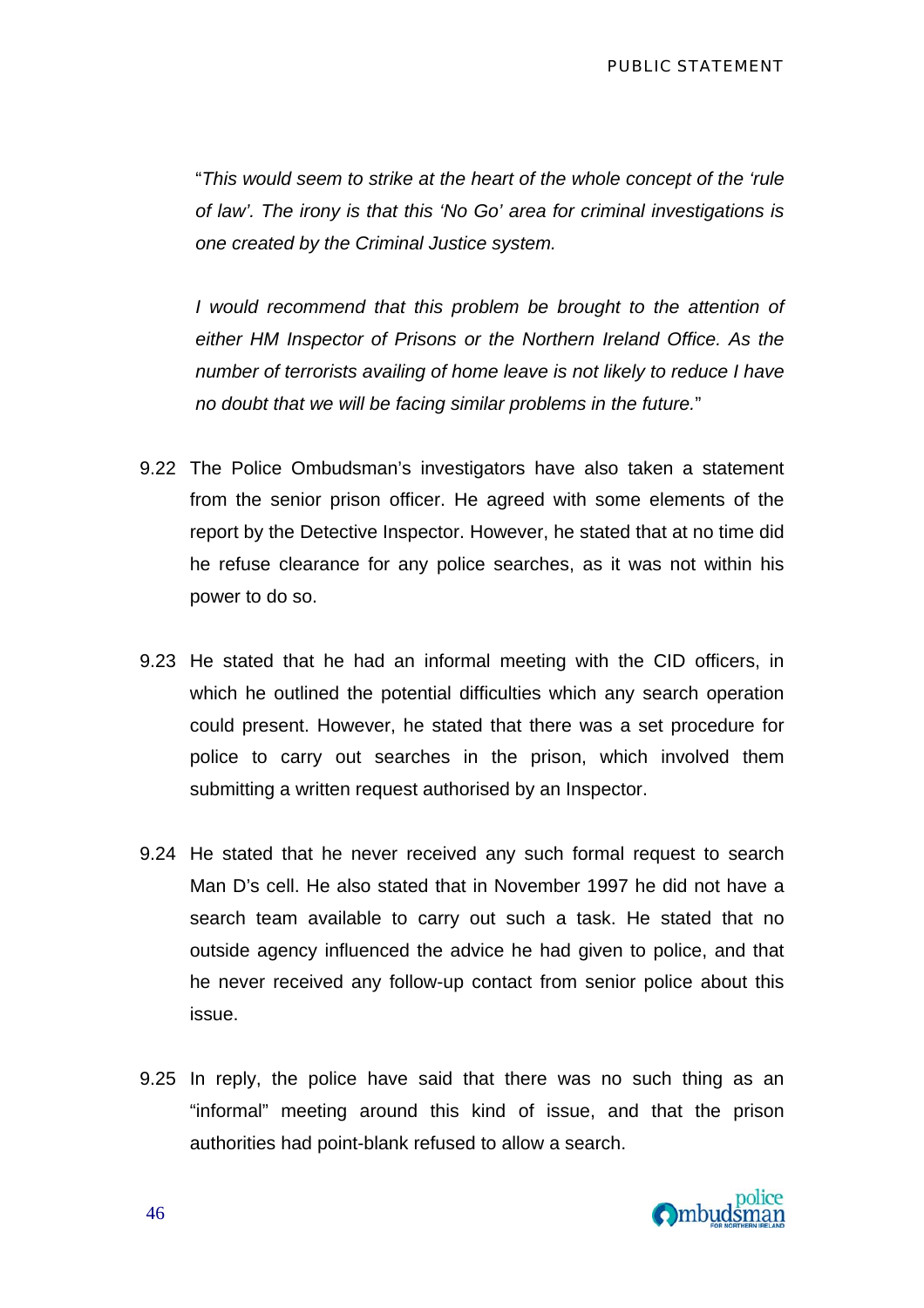"*This would seem to strike at the heart of the whole concept of the 'rule of law'. The irony is that this 'No Go' area for criminal investigations is one created by the Criminal Justice system.*

*I would recommend that this problem be brought to the attention of either HM Inspector of Prisons or the Northern Ireland Office. As the number of terrorists availing of home leave is not likely to reduce I have no doubt that we will be facing similar problems in the future.*"

9.22 The Police Ombudsman's investigators have also taken a statement from the senior prison officer. He agreed with some elements of the report by the Detective Inspector. However, he stated that at no time did he refuse clearance for any police searches, as it was not within his power to do so.

9.23 He stated that he had an informal meeting with the CID officers, in which he outlined the potential difficulties which any search operation could present. However, he stated that there was a set procedure for police to carry out searches in the prison, which involved them submitting a written request authorised by an Inspector.

9.24 He stated that he never received any such formal request to search Man D's cell. He also stated that in November 1997 he did not have a search team available to carry out such a task. He stated that no outside agency influenced the advice he had given to police, and that he never received any follow-up contact from senior police about this issue.

9.25 In reply, the police have said that there was no such thing as an "informal" meeting around this kind of issue, and that the prison authorities had point-blank refused to allow a search.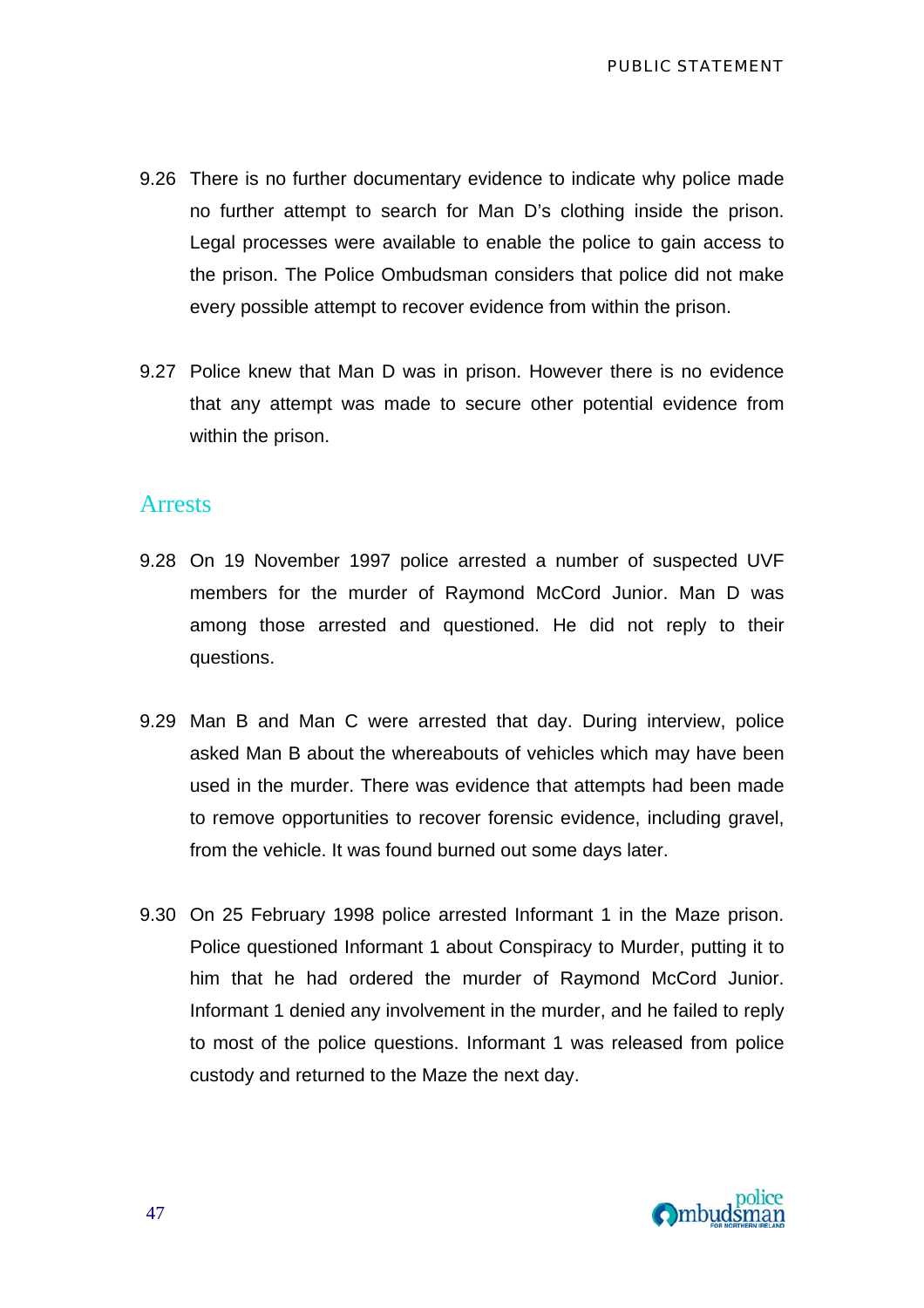9.26 There is no further documentary evidence to indicate why police made no further attempt to search for Man D's clothing inside the prison. Legal processes were available to enable the police to gain access to the prison. The Police Ombudsman considers that police did not make every possible attempt to recover evidence from within the prison.

9.27 Police knew that Man D was in prison. However there is no evidence that any attempt was made to secure other potential evidence from within the prison.

## Arrests

9.28 On 19 November 1997 police arrested a number of suspected UVF members for the murder of Raymond McCord Junior. Man D was among those arrested and questioned. He did not reply to their questions.

9.29 Man B and Man C were arrested that day. During interview, police asked Man B about the whereabouts of vehicles which may have been used in the murder. There was evidence that attempts had been made to remove opportunities to recover forensic evidence, including gravel, from the vehicle. It was found burned out some days later.

9.30 On 25 February 1998 police arrested Informant 1 in the Maze prison. Police questioned Informant 1 about Conspiracy to Murder, putting it to him that he had ordered the murder of Raymond McCord Junior. Informant 1 denied any involvement in the murder, and he failed to reply to most of the police questions. Informant 1 was released from police custody and returned to the Maze the next day.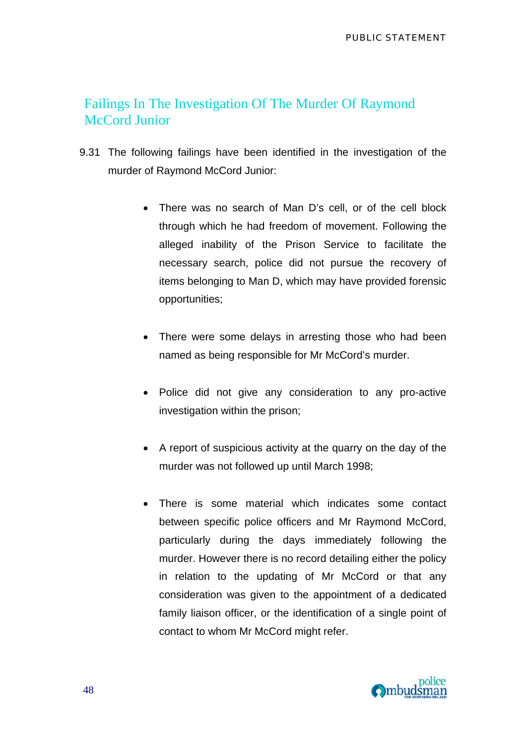## Failings In The Investigation Of The Murder Of Raymond McCord Junior

9.31 The following failings have been identified in the investigation of the murder of Raymond McCord Junior:

- There was no search of Man D's cell, or of the cell block through which he had freedom of movement. Following the alleged inability of the Prison Service to facilitate the necessary search, police did not pursue the recovery of items belonging to Man D, which may have provided forensic opportunities;

- There were some delays in arresting those who had been named as being responsible for Mr McCord's murder.

- Police did not give any consideration to any pro-active investigation within the prison;

- A report of suspicious activity at the quarry on the day of the murder was not followed up until March 1998;

- There is some material which indicates some contact between specific police officers and Mr Raymond McCord, particularly during the days immediately following the murder. However there is no record detailing either the policy in relation to the updating of Mr McCord or that any consideration was given to the appointment of a dedicated family liaison officer, or the identification of a single point of contact to whom Mr McCord might refer.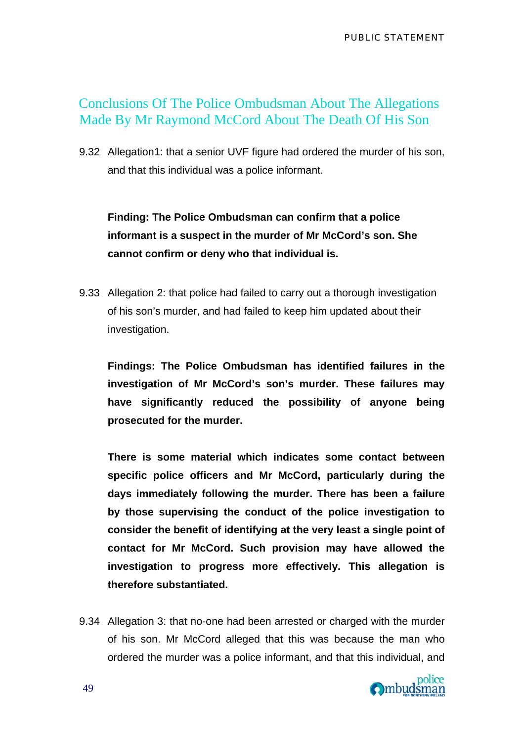## Conclusions Of The Police Ombudsman About The Allegations Made By Mr Raymond McCord About The Death Of His Son

9.32 Allegation1: that a senior UVF figure had ordered the murder of his son, and that this individual was a police informant.

**Finding: The Police Ombudsman can confirm that a police informant is a suspect in the murder of Mr McCord's son. She cannot confirm or deny who that individual is.**

9.33 Allegation 2: that police had failed to carry out a thorough investigation of his son's murder, and had failed to keep him updated about their investigation.

**Findings: The Police Ombudsman has identified failures in the investigation of Mr McCord's son's murder. These failures may have significantly reduced the possibility of anyone being prosecuted for the murder.**

**There is some material which indicates some contact between specific police officers and Mr McCord, particularly during the days immediately following the murder. There has been a failure by those supervising the conduct of the police investigation to consider the benefit of identifying at the very least a single point of contact for Mr McCord. Such provision may have allowed the investigation to progress more effectively. This allegation is therefore substantiated.**

9.34 Allegation 3: that no-one had been arrested or charged with the murder of his son. Mr McCord alleged that this was because the man who ordered the murder was a police informant, and that this individual, and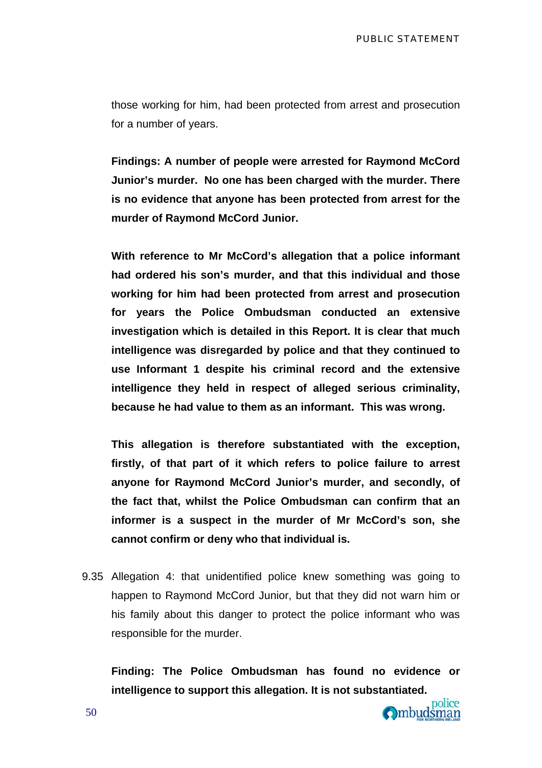those working for him, had been protected from arrest and prosecution for a number of years.

**Findings: A number of people were arrested for Raymond McCord Junior's murder. No one has been charged with the murder. There is no evidence that anyone has been protected from arrest for the murder of Raymond McCord Junior.**

**With reference to Mr McCord's allegation that a police informant had ordered his son's murder, and that this individual and those working for him had been protected from arrest and prosecution for years the Police Ombudsman conducted an extensive investigation which is detailed in this Report. It is clear that much intelligence was disregarded by police and that they continued to use Informant 1 despite his criminal record and the extensive intelligence they held in respect of alleged serious criminality, because he had value to them as an informant. This was wrong.**

**This allegation is therefore substantiated with the exception, firstly, of that part of it which refers to police failure to arrest anyone for Raymond McCord Junior's murder, and secondly, of the fact that, whilst the Police Ombudsman can confirm that an informer is a suspect in the murder of Mr McCord's son, she cannot confirm or deny who that individual is.**

9.35 Allegation 4: that unidentified police knew something was going to happen to Raymond McCord Junior, but that they did not warn him or his family about this danger to protect the police informant who was responsible for the murder.

**Finding: The Police Ombudsman has found no evidence or intelligence to support this allegation. It is not substantiated.**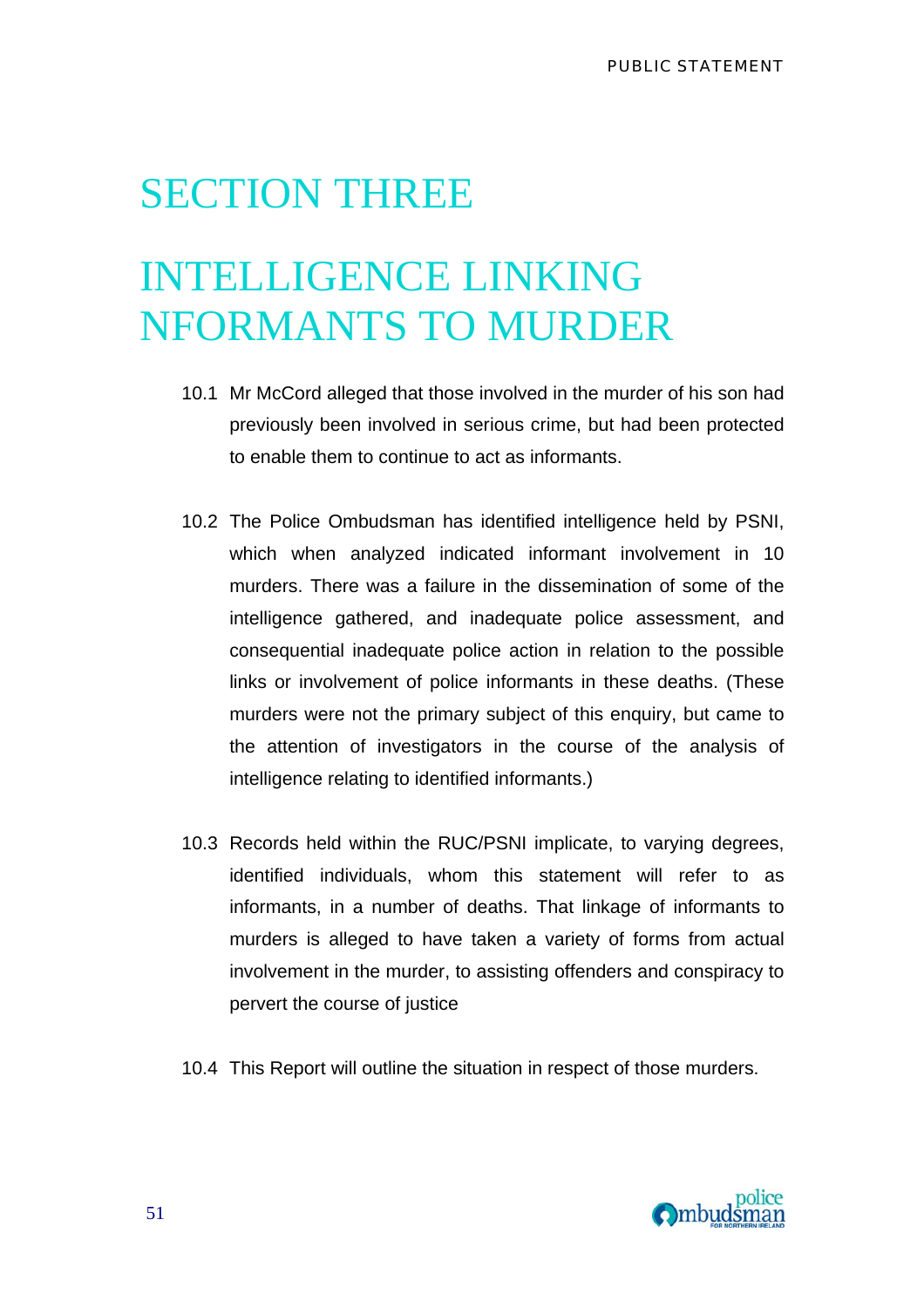# SECTION THREE

# INTELLIGENCE LINKING NFORMANTS TO MURDER

10.1 Mr McCord alleged that those involved in the murder of his son had previously been involved in serious crime, but had been protected to enable them to continue to act as informants.

10.2 The Police Ombudsman has identified intelligence held by PSNI, which when analyzed indicated informant involvement in 10 murders. There was a failure in the dissemination of some of the intelligence gathered, and inadequate police assessment, and consequential inadequate police action in relation to the possible links or involvement of police informants in these deaths. (These murders were not the primary subject of this enquiry, but came to the attention of investigators in the course of the analysis of intelligence relating to identified informants.)

10.3 Records held within the RUC/PSNI implicate, to varying degrees, identified individuals, whom this statement will refer to as informants, in a number of deaths. That linkage of informants to murders is alleged to have taken a variety of forms from actual involvement in the murder, to assisting offenders and conspiracy to pervert the course of justice

10.4 This Report will outline the situation in respect of those murders.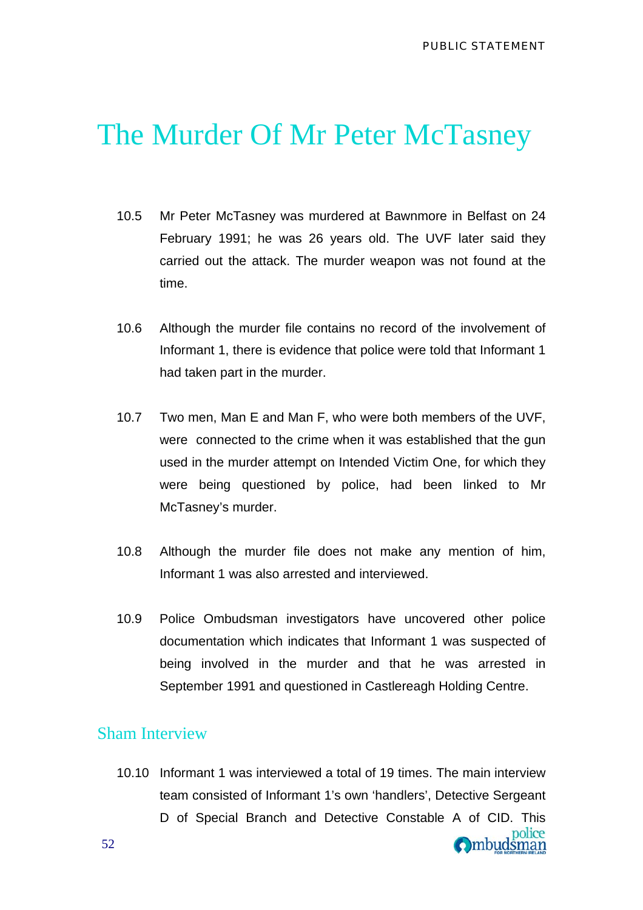## The Murder Of Mr Peter McTasney

10.5 Mr Peter McTasney was murdered at Bawnmore in Belfast on 24 February 1991; he was 26 years old. The UVF later said they carried out the attack. The murder weapon was not found at the time.

10.6 Although the murder file contains no record of the involvement of Informant 1, there is evidence that police were told that Informant 1 had taken part in the murder.

10.7 Two men, Man E and Man F, who were both members of the UVF, were connected to the crime when it was established that the gun used in the murder attempt on Intended Victim One, for which they were being questioned by police, had been linked to Mr McTasney's murder.

10.8 Although the murder file does not make any mention of him, Informant 1 was also arrested and interviewed.

10.9 Police Ombudsman investigators have uncovered other police documentation which indicates that Informant 1 was suspected of being involved in the murder and that he was arrested in September 1991 and questioned in Castlereagh Holding Centre.

### Sham Interview

10.10 Informant 1 was interviewed a total of 19 times. The main interview team consisted of Informant 1's own 'handlers', Detective Sergeant D of Special Branch and Detective Constable A of CID. This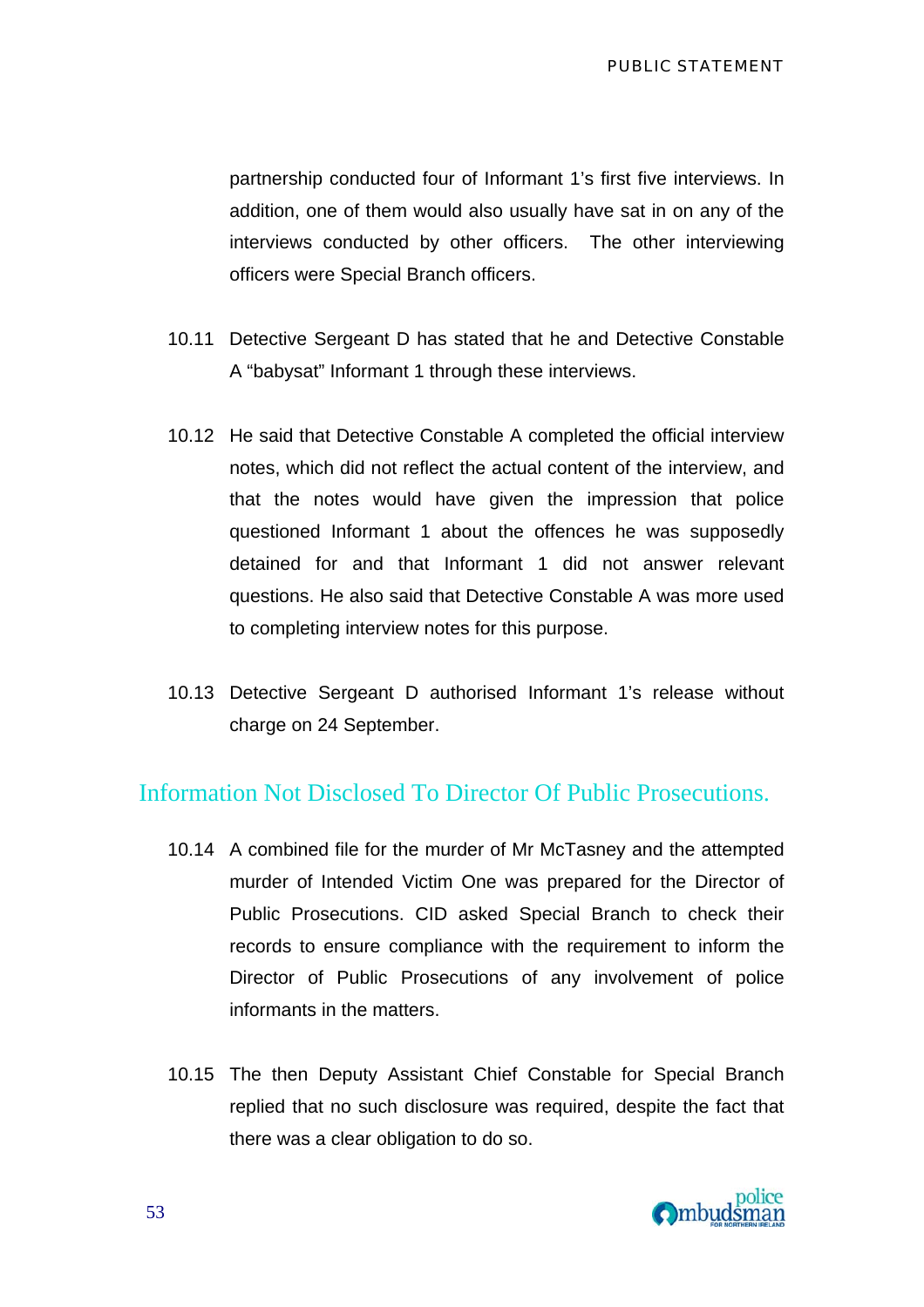partnership conducted four of Informant 1's first five interviews. In addition, one of them would also usually have sat in on any of the interviews conducted by other officers. The other interviewing officers were Special Branch officers.

10.11 Detective Sergeant D has stated that he and Detective Constable A "babysat" Informant 1 through these interviews.

10.12 He said that Detective Constable A completed the official interview notes, which did not reflect the actual content of the interview, and that the notes would have given the impression that police questioned Informant 1 about the offences he was supposedly detained for and that Informant 1 did not answer relevant questions. He also said that Detective Constable A was more used to completing interview notes for this purpose.

10.13 Detective Sergeant D authorised Informant 1's release without charge on 24 September.

## Information Not Disclosed To Director Of Public Prosecutions.

10.14 A combined file for the murder of Mr McTasney and the attempted murder of Intended Victim One was prepared for the Director of Public Prosecutions. CID asked Special Branch to check their records to ensure compliance with the requirement to inform the Director of Public Prosecutions of any involvement of police informants in the matters.

10.15 The then Deputy Assistant Chief Constable for Special Branch replied that no such disclosure was required, despite the fact that there was a clear obligation to do so.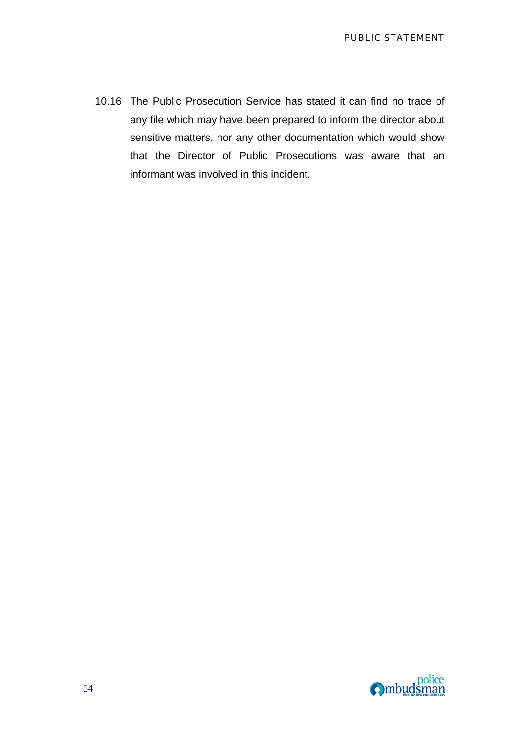10.16 The Public Prosecution Service has stated it can find no trace of any file which may have been prepared to inform the director about sensitive matters, nor any other documentation which would show that the Director of Public Prosecutions was aware that an informant was involved in this incident.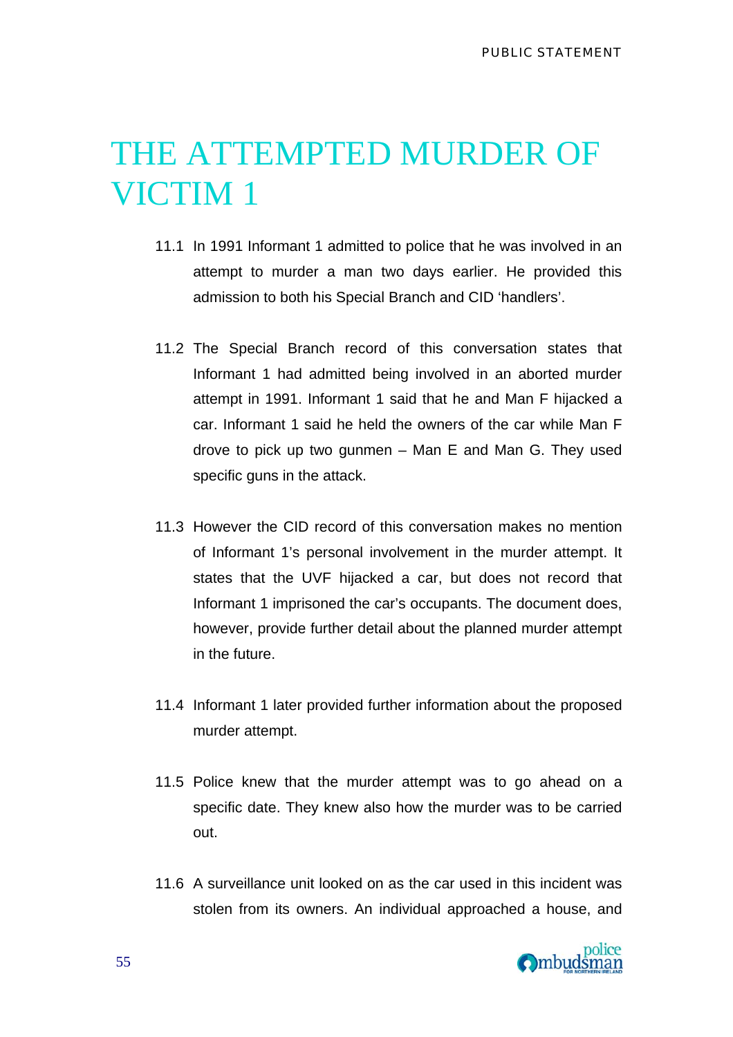# THE ATTEMPTED MURDER OF VICTIM 1

11.1 In 1991 Informant 1 admitted to police that he was involved in an attempt to murder a man two days earlier. He provided this admission to both his Special Branch and CID 'handlers'.

11.2 The Special Branch record of this conversation states that Informant 1 had admitted being involved in an aborted murder attempt in 1991. Informant 1 said that he and Man F hijacked a car. Informant 1 said he held the owners of the car while Man F drove to pick up two gunmen – Man E and Man G. They used specific guns in the attack.

11.3 However the CID record of this conversation makes no mention of Informant 1's personal involvement in the murder attempt. It states that the UVF hijacked a car, but does not record that Informant 1 imprisoned the car's occupants. The document does, however, provide further detail about the planned murder attempt in the future.

11.4 Informant 1 later provided further information about the proposed murder attempt.

11.5 Police knew that the murder attempt was to go ahead on a specific date. They knew also how the murder was to be carried out.

11.6 A surveillance unit looked on as the car used in this incident was stolen from its owners. An individual approached a house, and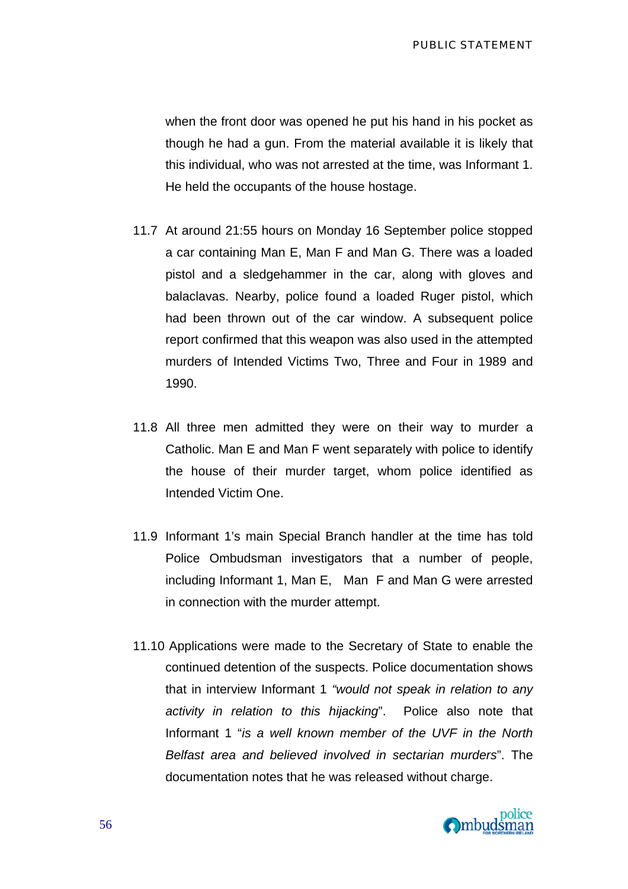when the front door was opened he put his hand in his pocket as though he had a gun. From the material available it is likely that this individual, who was not arrested at the time, was Informant 1. He held the occupants of the house hostage.

11.7 At around 21:55 hours on Monday 16 September police stopped a car containing Man E, Man F and Man G. There was a loaded pistol and a sledgehammer in the car, along with gloves and balaclavas. Nearby, police found a loaded Ruger pistol, which had been thrown out of the car window. A subsequent police report confirmed that this weapon was also used in the attempted murders of Intended Victims Two, Three and Four in 1989 and 1990.

11.8 All three men admitted they were on their way to murder a Catholic. Man E and Man F went separately with police to identify the house of their murder target, whom police identified as Intended Victim One.

11.9 Informant 1's main Special Branch handler at the time has told Police Ombudsman investigators that a number of people, including Informant 1, Man E, Man F and Man G were arrested in connection with the murder attempt.

11.10 Applications were made to the Secretary of State to enable the continued detention of the suspects. Police documentation shows that in interview Informant 1 *"would not speak in relation to any activity in relation to this hijacking"*. Police also note that Informant 1 "*is a well known member of the UVF in the North Belfast area and believed involved in sectarian murders*". The documentation notes that he was released without charge.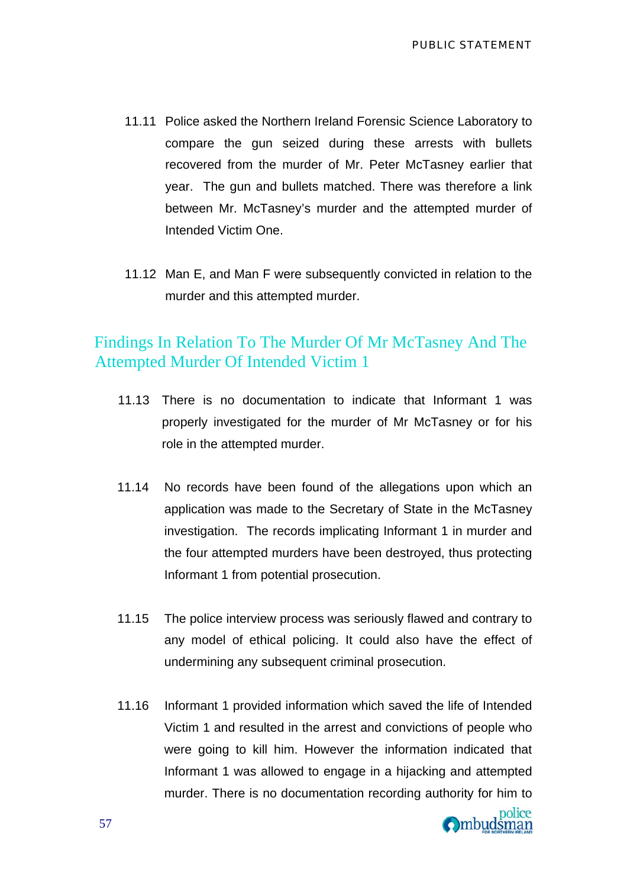11.11 Police asked the Northern Ireland Forensic Science Laboratory to compare the gun seized during these arrests with bullets recovered from the murder of Mr. Peter McTasney earlier that year. The gun and bullets matched. There was therefore a link between Mr. McTasney's murder and the attempted murder of Intended Victim One.

11.12 Man E, and Man F were subsequently convicted in relation to the murder and this attempted murder.

## Findings In Relation To The Murder Of Mr McTasney And The Attempted Murder Of Intended Victim 1

11.13 There is no documentation to indicate that Informant 1 was properly investigated for the murder of Mr McTasney or for his role in the attempted murder.

11.14 No records have been found of the allegations upon which an application was made to the Secretary of State in the McTasney investigation. The records implicating Informant 1 in murder and the four attempted murders have been destroyed, thus protecting Informant 1 from potential prosecution.

11.15 The police interview process was seriously flawed and contrary to any model of ethical policing. It could also have the effect of undermining any subsequent criminal prosecution.

11.16 Informant 1 provided information which saved the life of Intended Victim 1 and resulted in the arrest and convictions of people who were going to kill him. However the information indicated that Informant 1 was allowed to engage in a hijacking and attempted murder. There is no documentation recording authority for him to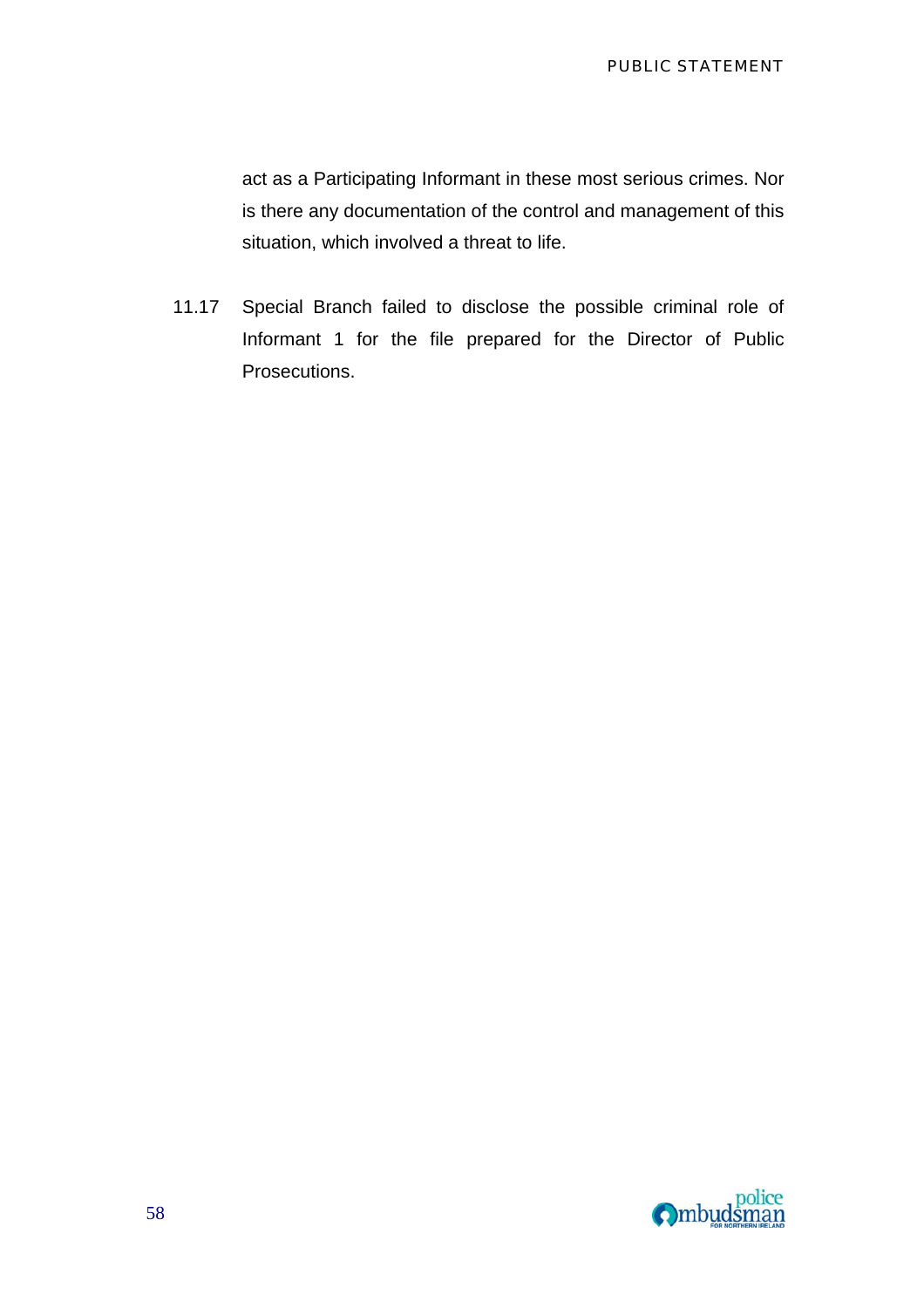act as a Participating Informant in these most serious crimes. Nor is there any documentation of the control and management of this situation, which involved a threat to life.

11.17 Special Branch failed to disclose the possible criminal role of Informant 1 for the file prepared for the Director of Public Prosecutions.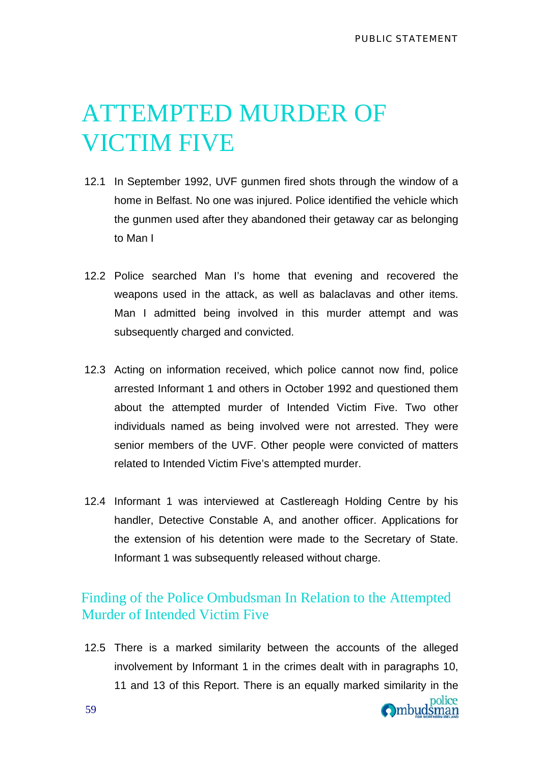# ATTEMPTED MURDER OF VICTIM FIVE

12.1 In September 1992, UVF gunmen fired shots through the window of a home in Belfast. No one was injured. Police identified the vehicle which the gunmen used after they abandoned their getaway car as belonging to Man I

12.2 Police searched Man I's home that evening and recovered the weapons used in the attack, as well as balaclavas and other items. Man I admitted being involved in this murder attempt and was subsequently charged and convicted.

12.3 Acting on information received, which police cannot now find, police arrested Informant 1 and others in October 1992 and questioned them about the attempted murder of Intended Victim Five. Two other individuals named as being involved were not arrested. They were senior members of the UVF. Other people were convicted of matters related to Intended Victim Five's attempted murder.

12.4 Informant 1 was interviewed at Castlereagh Holding Centre by his handler, Detective Constable A, and another officer. Applications for the extension of his detention were made to the Secretary of State. Informant 1 was subsequently released without charge.

## Finding of the Police Ombudsman In Relation to the Attempted Murder of Intended Victim Five

12.5 There is a marked similarity between the accounts of the alleged involvement by Informant 1 in the crimes dealt with in paragraphs 10, 11 and 13 of this Report. There is an equally marked similarity in the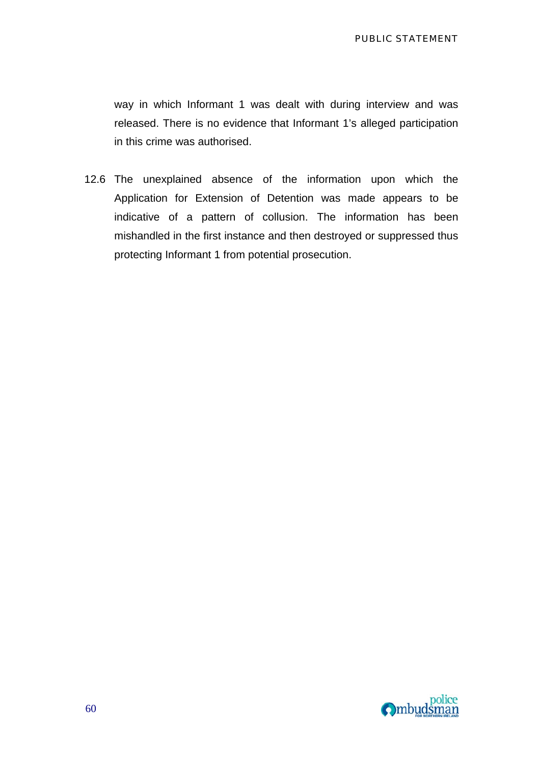way in which Informant 1 was dealt with during interview and was released. There is no evidence that Informant 1's alleged participation in this crime was authorised.

12.6 The unexplained absence of the information upon which the Application for Extension of Detention was made appears to be indicative of a pattern of collusion. The information has been mishandled in the first instance and then destroyed or suppressed thus protecting Informant 1 from potential prosecution.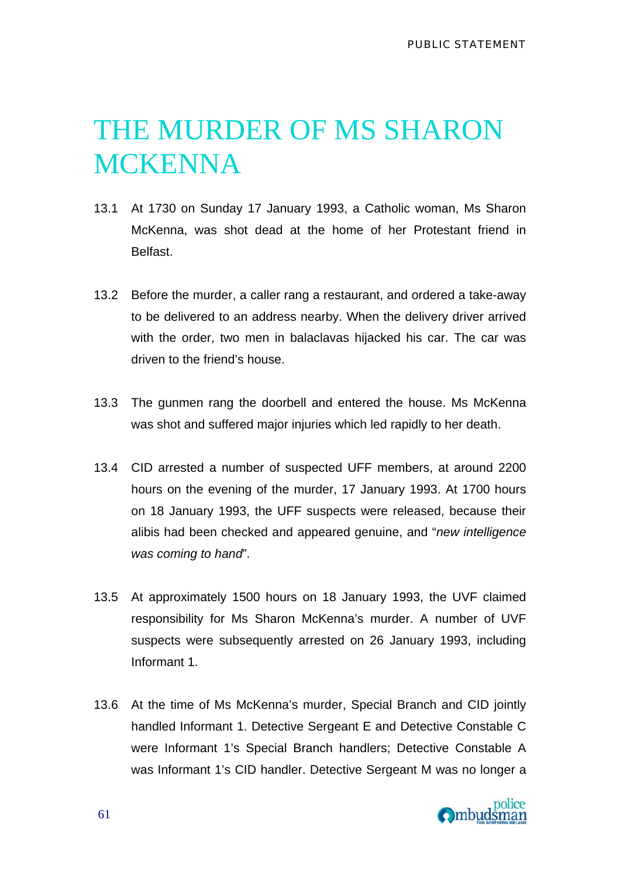# THE MURDER OF MS SHARON MCKENNA

13.1 At 1730 on Sunday 17 January 1993, a Catholic woman, Ms Sharon McKenna, was shot dead at the home of her Protestant friend in Belfast.

13.2 Before the murder, a caller rang a restaurant, and ordered a take-away to be delivered to an address nearby. When the delivery driver arrived with the order, two men in balaclavas hijacked his car. The car was driven to the friend's house.

13.3 The gunmen rang the doorbell and entered the house. Ms McKenna was shot and suffered major injuries which led rapidly to her death.

13.4 CID arrested a number of suspected UFF members, at around 2200 hours on the evening of the murder, 17 January 1993. At 1700 hours on 18 January 1993, the UFF suspects were released, because their alibis had been checked and appeared genuine, and "*new intelligence was coming to hand*".

13.5 At approximately 1500 hours on 18 January 1993, the UVF claimed responsibility for Ms Sharon McKenna's murder. A number of UVF suspects were subsequently arrested on 26 January 1993, including Informant 1.

13.6 At the time of Ms McKenna's murder, Special Branch and CID jointly handled Informant 1. Detective Sergeant E and Detective Constable C were Informant 1's Special Branch handlers; Detective Constable A was Informant 1's CID handler. Detective Sergeant M was no longer a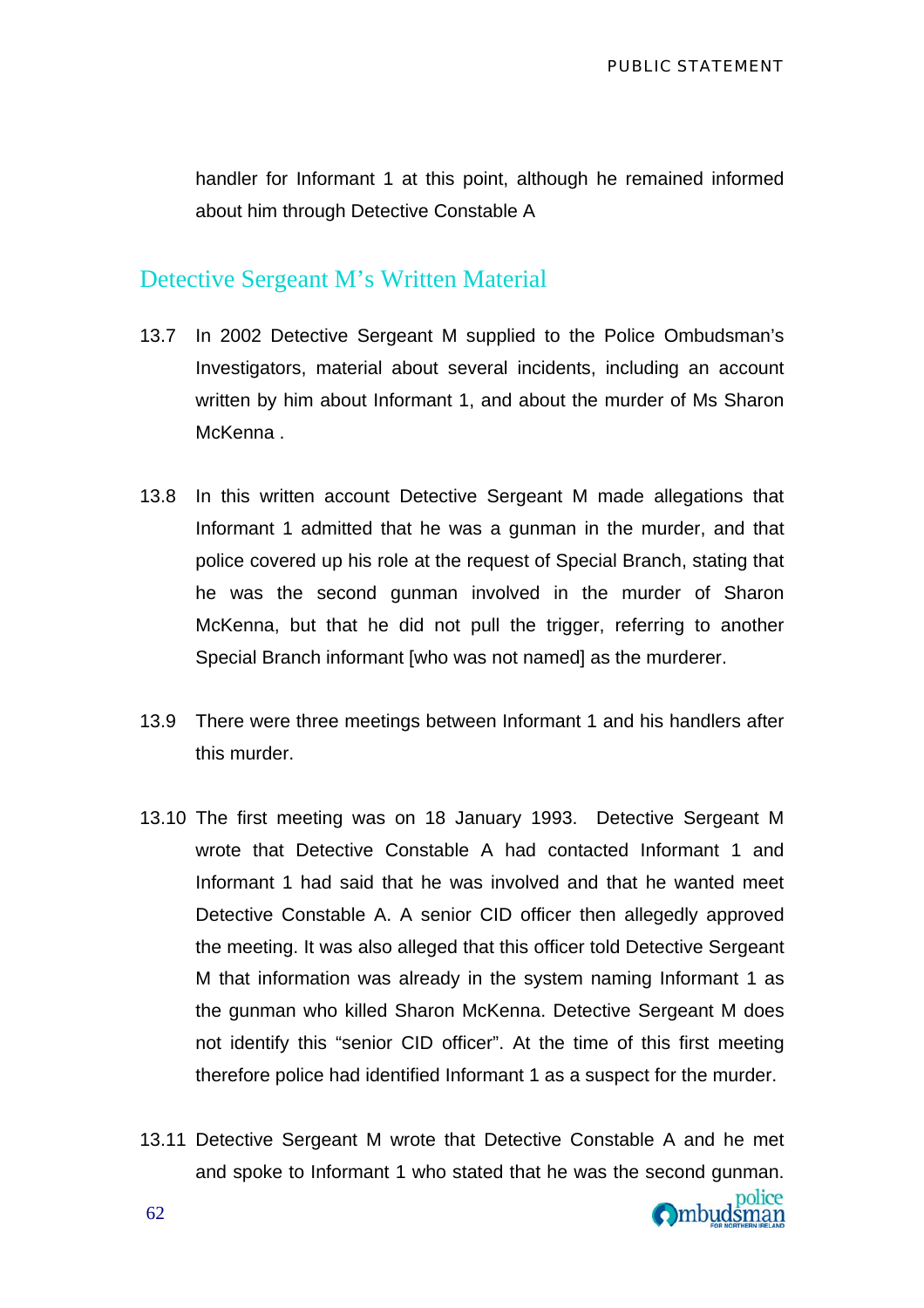handler for Informant 1 at this point, although he remained informed about him through Detective Constable A

## Detective Sergeant M's Written Material

13.7 In 2002 Detective Sergeant M supplied to the Police Ombudsman's Investigators, material about several incidents, including an account written by him about Informant 1, and about the murder of Ms Sharon McKenna .

13.8 In this written account Detective Sergeant M made allegations that Informant 1 admitted that he was a gunman in the murder, and that police covered up his role at the request of Special Branch, stating that he was the second gunman involved in the murder of Sharon McKenna, but that he did not pull the trigger, referring to another Special Branch informant [who was not named] as the murderer.

13.9 There were three meetings between Informant 1 and his handlers after this murder.

13.10 The first meeting was on 18 January 1993. Detective Sergeant M wrote that Detective Constable A had contacted Informant 1 and Informant 1 had said that he was involved and that he wanted meet Detective Constable A. A senior CID officer then allegedly approved the meeting. It was also alleged that this officer told Detective Sergeant M that information was already in the system naming Informant 1 as the gunman who killed Sharon McKenna. Detective Sergeant M does not identify this "senior CID officer". At the time of this first meeting therefore police had identified Informant 1 as a suspect for the murder.

13.11 Detective Sergeant M wrote that Detective Constable A and he met and spoke to Informant 1 who stated that he was the second gunman.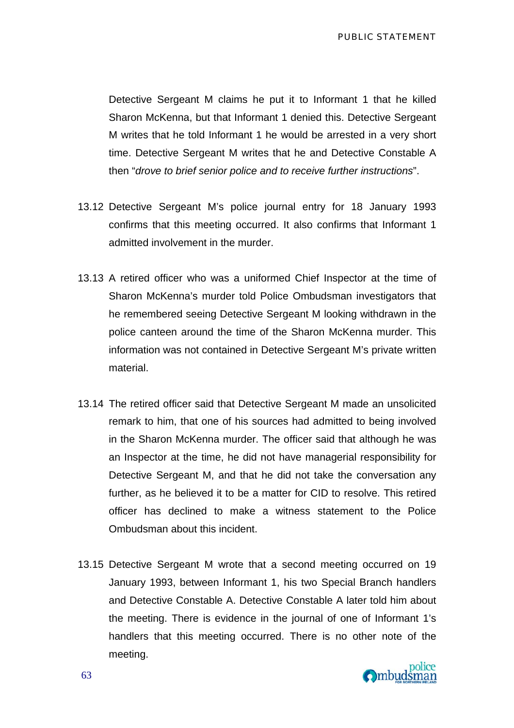Detective Sergeant M claims he put it to Informant 1 that he killed Sharon McKenna, but that Informant 1 denied this. Detective Sergeant M writes that he told Informant 1 he would be arrested in a very short time. Detective Sergeant M writes that he and Detective Constable A then "*drove to brief senior police and to receive further instructions*".

13.12 Detective Sergeant M's police journal entry for 18 January 1993 confirms that this meeting occurred. It also confirms that Informant 1 admitted involvement in the murder.

13.13 A retired officer who was a uniformed Chief Inspector at the time of Sharon McKenna's murder told Police Ombudsman investigators that he remembered seeing Detective Sergeant M looking withdrawn in the police canteen around the time of the Sharon McKenna murder. This information was not contained in Detective Sergeant M's private written material.

13.14 The retired officer said that Detective Sergeant M made an unsolicited remark to him, that one of his sources had admitted to being involved in the Sharon McKenna murder. The officer said that although he was an Inspector at the time, he did not have managerial responsibility for Detective Sergeant M, and that he did not take the conversation any further, as he believed it to be a matter for CID to resolve. This retired officer has declined to make a witness statement to the Police Ombudsman about this incident.

13.15 Detective Sergeant M wrote that a second meeting occurred on 19 January 1993, between Informant 1, his two Special Branch handlers and Detective Constable A. Detective Constable A later told him about the meeting. There is evidence in the journal of one of Informant 1's handlers that this meeting occurred. There is no other note of the meeting.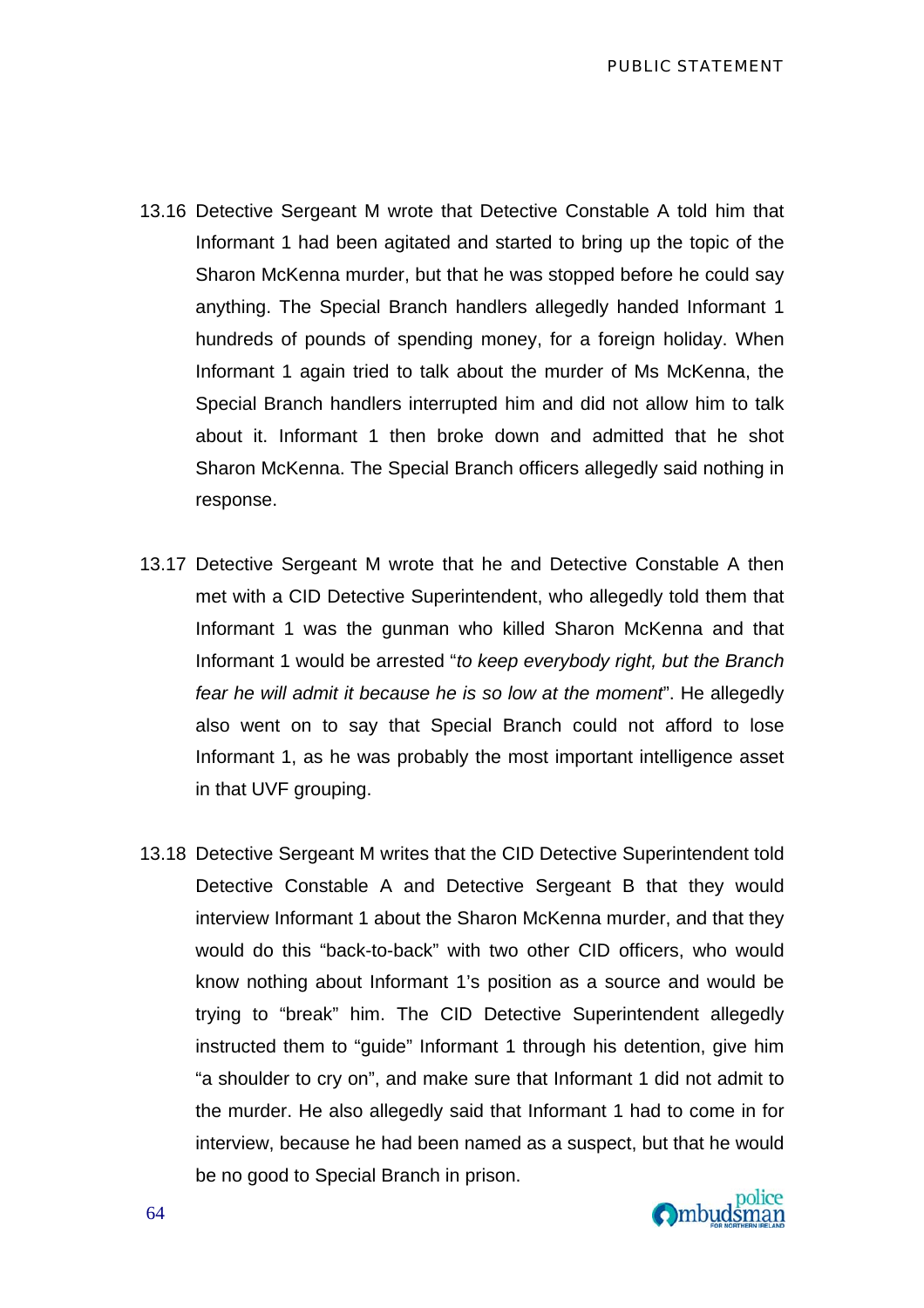13.16 Detective Sergeant M wrote that Detective Constable A told him that Informant 1 had been agitated and started to bring up the topic of the Sharon McKenna murder, but that he was stopped before he could say anything. The Special Branch handlers allegedly handed Informant 1 hundreds of pounds of spending money, for a foreign holiday. When Informant 1 again tried to talk about the murder of Ms McKenna, the Special Branch handlers interrupted him and did not allow him to talk about it. Informant 1 then broke down and admitted that he shot Sharon McKenna. The Special Branch officers allegedly said nothing in response.

13.17 Detective Sergeant M wrote that he and Detective Constable A then met with a CID Detective Superintendent, who allegedly told them that Informant 1 was the gunman who killed Sharon McKenna and that Informant 1 would be arrested "*to keep everybody right, but the Branch fear he will admit it because he is so low at the moment*". He allegedly also went on to say that Special Branch could not afford to lose Informant 1, as he was probably the most important intelligence asset in that UVF grouping.

13.18 Detective Sergeant M writes that the CID Detective Superintendent told Detective Constable A and Detective Sergeant B that they would interview Informant 1 about the Sharon McKenna murder, and that they would do this "back-to-back" with two other CID officers, who would know nothing about Informant 1's position as a source and would be trying to "break" him. The CID Detective Superintendent allegedly instructed them to "guide" Informant 1 through his detention, give him "a shoulder to cry on", and make sure that Informant 1 did not admit to the murder. He also allegedly said that Informant 1 had to come in for interview, because he had been named as a suspect, but that he would be no good to Special Branch in prison.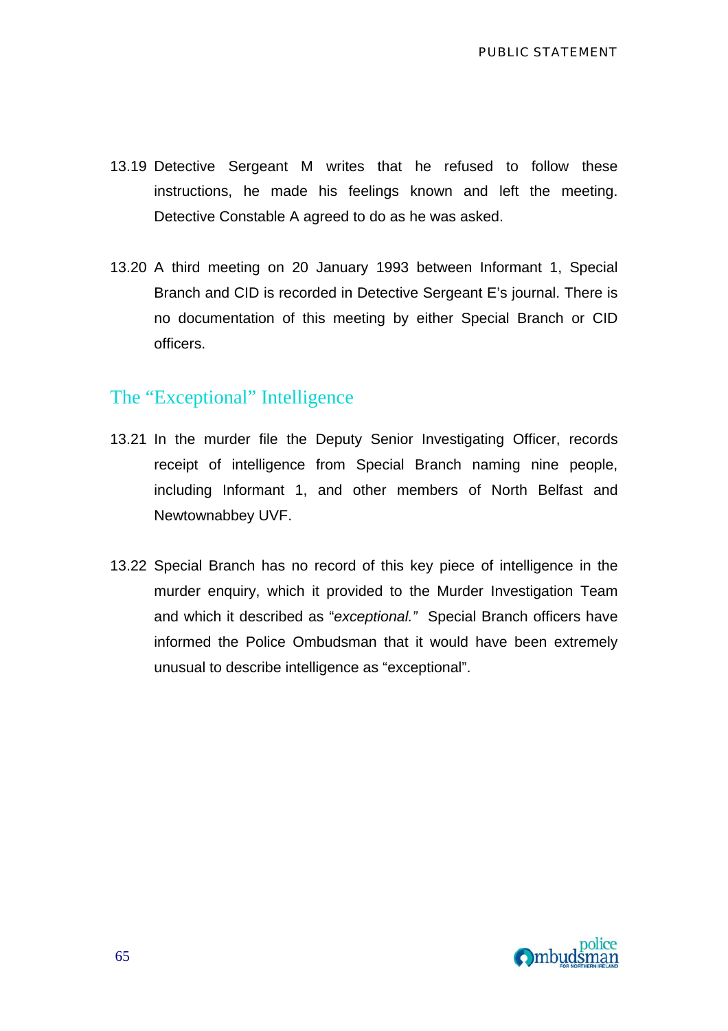13.19 Detective Sergeant M writes that he refused to follow these instructions, he made his feelings known and left the meeting. Detective Constable A agreed to do as he was asked.

13.20 A third meeting on 20 January 1993 between Informant 1, Special Branch and CID is recorded in Detective Sergeant E's journal. There is no documentation of this meeting by either Special Branch or CID officers.

## The "Exceptional" Intelligence

13.21 In the murder file the Deputy Senior Investigating Officer, records receipt of intelligence from Special Branch naming nine people, including Informant 1, and other members of North Belfast and Newtownabbey UVF.

13.22 Special Branch has no record of this key piece of intelligence in the murder enquiry, which it provided to the Murder Investigation Team and which it described as "*exceptional.*" Special Branch officers have informed the Police Ombudsman that it would have been extremely unusual to describe intelligence as "exceptional".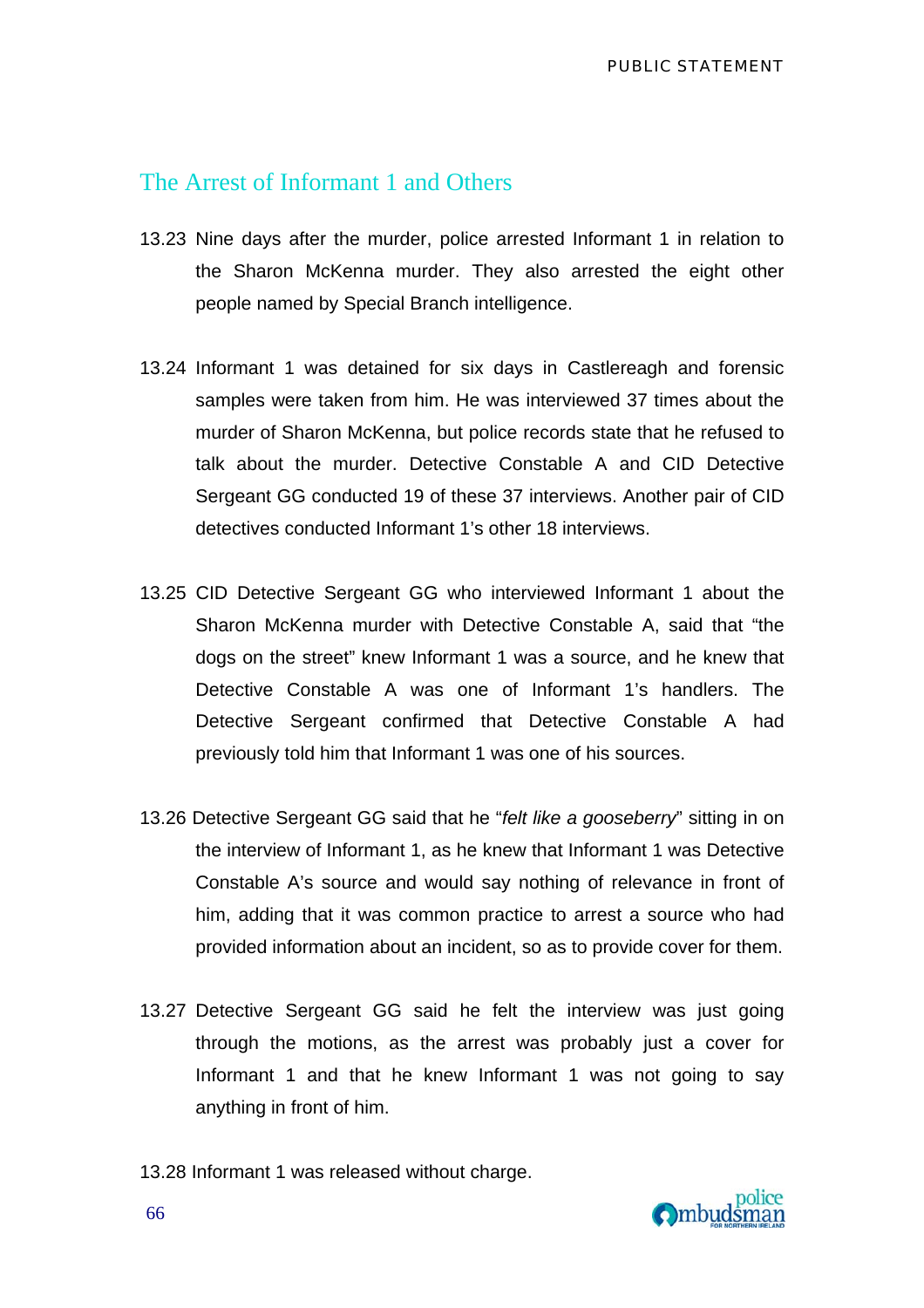## The Arrest of Informant 1 and Others

13.23 Nine days after the murder, police arrested Informant 1 in relation to the Sharon McKenna murder. They also arrested the eight other people named by Special Branch intelligence.

13.24 Informant 1 was detained for six days in Castlereagh and forensic samples were taken from him. He was interviewed 37 times about the murder of Sharon McKenna, but police records state that he refused to talk about the murder. Detective Constable A and CID Detective Sergeant GG conducted 19 of these 37 interviews. Another pair of CID detectives conducted Informant 1's other 18 interviews.

13.25 CID Detective Sergeant GG who interviewed Informant 1 about the Sharon McKenna murder with Detective Constable A, said that "the dogs on the street" knew Informant 1 was a source, and he knew that Detective Constable A was one of Informant 1's handlers. The Detective Sergeant confirmed that Detective Constable A had previously told him that Informant 1 was one of his sources.

13.26 Detective Sergeant GG said that he "*felt like a gooseberry*" sitting in on the interview of Informant 1, as he knew that Informant 1 was Detective Constable A's source and would say nothing of relevance in front of him, adding that it was common practice to arrest a source who had provided information about an incident, so as to provide cover for them.

13.27 Detective Sergeant GG said he felt the interview was just going through the motions, as the arrest was probably just a cover for Informant 1 and that he knew Informant 1 was not going to say anything in front of him.

13.28 Informant 1 was released without charge.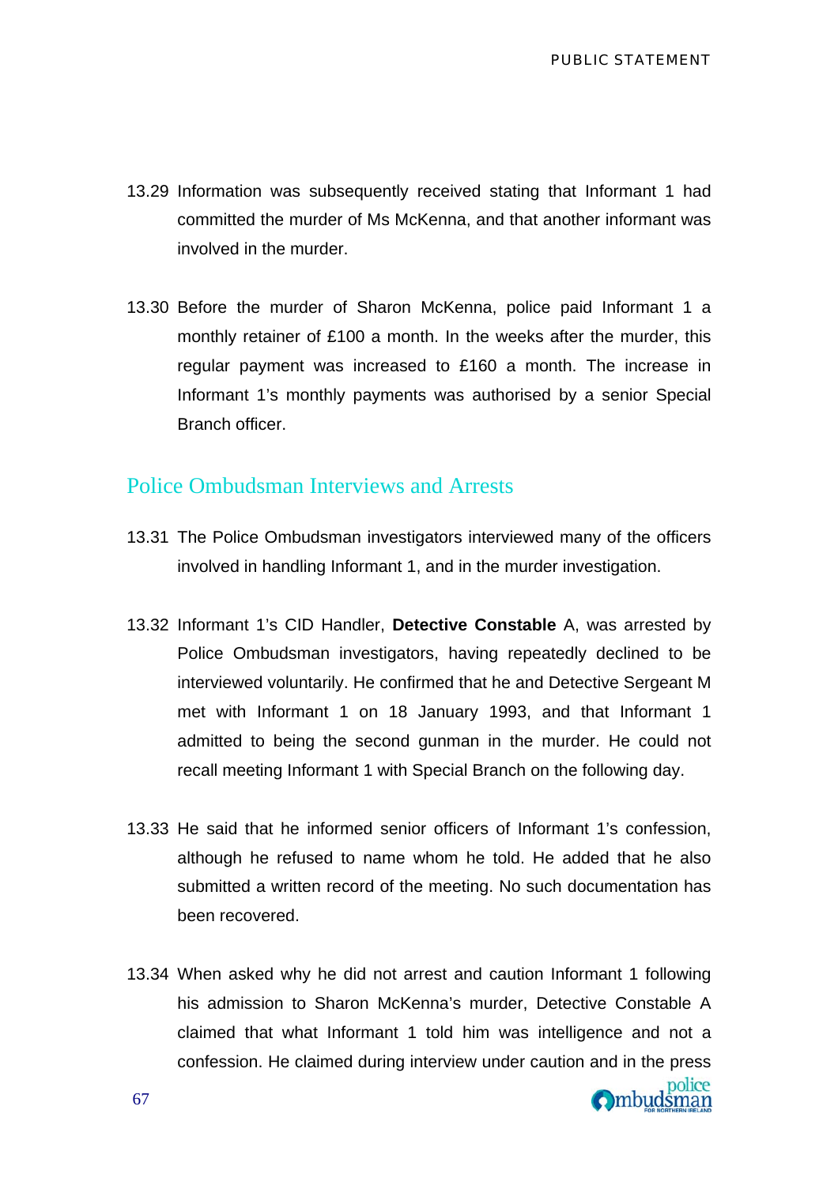13.29 Information was subsequently received stating that Informant 1 had committed the murder of Ms McKenna, and that another informant was involved in the murder.

13.30 Before the murder of Sharon McKenna, police paid Informant 1 a monthly retainer of £100 a month. In the weeks after the murder, this regular payment was increased to £160 a month. The increase in Informant 1's monthly payments was authorised by a senior Special Branch officer.

## Police Ombudsman Interviews and Arrests

13.31 The Police Ombudsman investigators interviewed many of the officers involved in handling Informant 1, and in the murder investigation.

13.32 Informant 1's CID Handler, **Detective Constable** A, was arrested by Police Ombudsman investigators, having repeatedly declined to be interviewed voluntarily. He confirmed that he and Detective Sergeant M met with Informant 1 on 18 January 1993, and that Informant 1 admitted to being the second gunman in the murder. He could not recall meeting Informant 1 with Special Branch on the following day.

13.33 He said that he informed senior officers of Informant 1's confession, although he refused to name whom he told. He added that he also submitted a written record of the meeting. No such documentation has been recovered.

13.34 When asked why he did not arrest and caution Informant 1 following his admission to Sharon McKenna's murder, Detective Constable A claimed that what Informant 1 told him was intelligence and not a confession. He claimed during interview under caution and in the press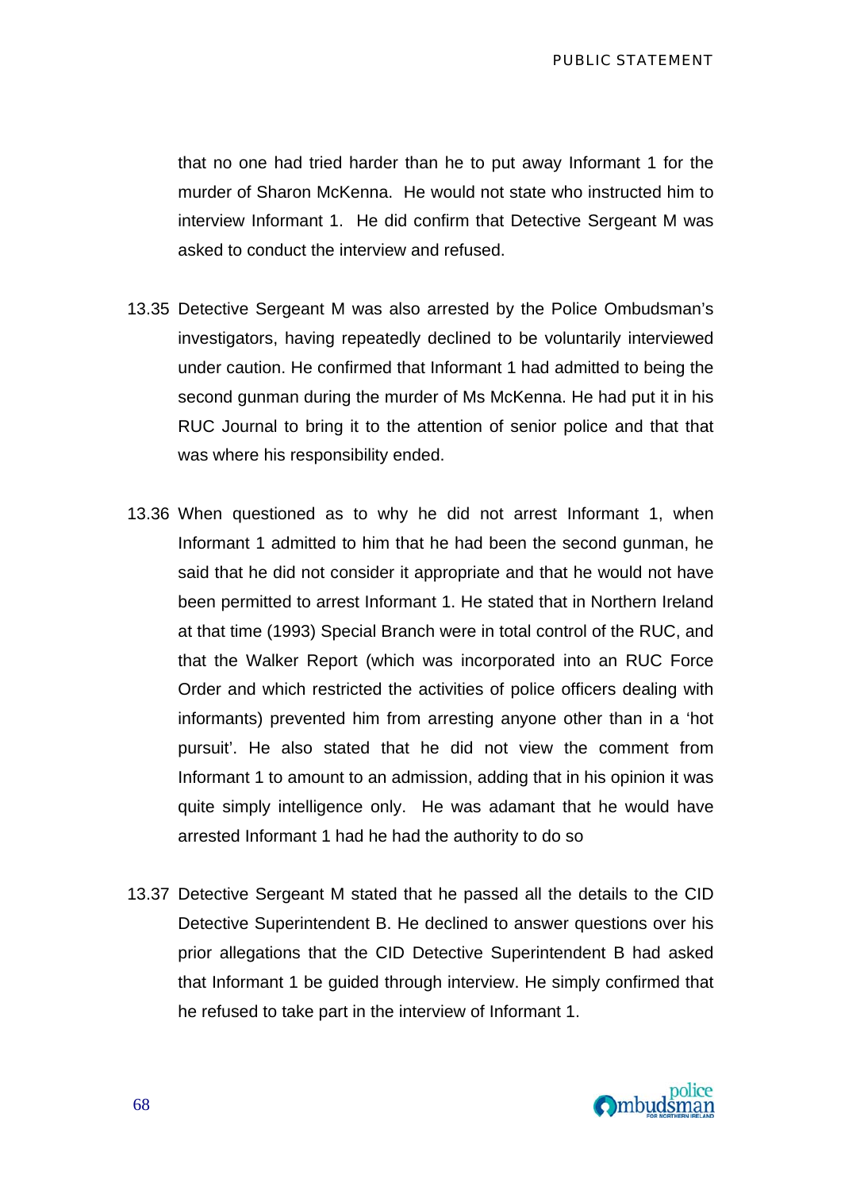that no one had tried harder than he to put away Informant 1 for the murder of Sharon McKenna. He would not state who instructed him to interview Informant 1. He did confirm that Detective Sergeant M was asked to conduct the interview and refused.

13.35 Detective Sergeant M was also arrested by the Police Ombudsman's investigators, having repeatedly declined to be voluntarily interviewed under caution. He confirmed that Informant 1 had admitted to being the second gunman during the murder of Ms McKenna. He had put it in his RUC Journal to bring it to the attention of senior police and that that was where his responsibility ended.

13.36 When questioned as to why he did not arrest Informant 1, when Informant 1 admitted to him that he had been the second gunman, he said that he did not consider it appropriate and that he would not have been permitted to arrest Informant 1. He stated that in Northern Ireland at that time (1993) Special Branch were in total control of the RUC, and that the Walker Report (which was incorporated into an RUC Force Order and which restricted the activities of police officers dealing with informants) prevented him from arresting anyone other than in a 'hot pursuit'. He also stated that he did not view the comment from Informant 1 to amount to an admission, adding that in his opinion it was quite simply intelligence only. He was adamant that he would have arrested Informant 1 had he had the authority to do so

13.37 Detective Sergeant M stated that he passed all the details to the CID Detective Superintendent B. He declined to answer questions over his prior allegations that the CID Detective Superintendent B had asked that Informant 1 be guided through interview. He simply confirmed that he refused to take part in the interview of Informant 1.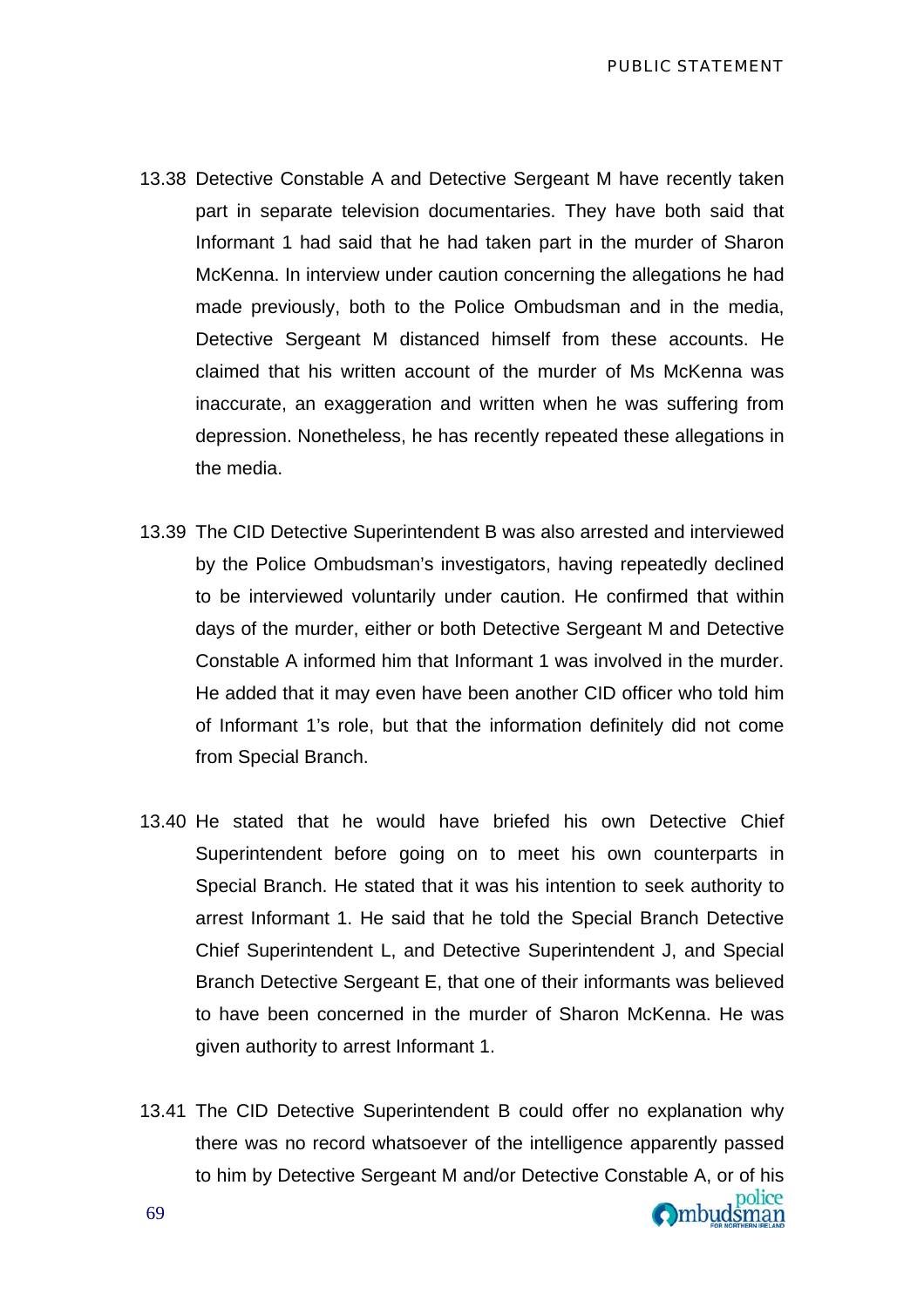13.38 Detective Constable A and Detective Sergeant M have recently taken part in separate television documentaries. They have both said that Informant 1 had said that he had taken part in the murder of Sharon McKenna. In interview under caution concerning the allegations he had made previously, both to the Police Ombudsman and in the media, Detective Sergeant M distanced himself from these accounts. He claimed that his written account of the murder of Ms McKenna was inaccurate, an exaggeration and written when he was suffering from depression. Nonetheless, he has recently repeated these allegations in the media.

13.39 The CID Detective Superintendent B was also arrested and interviewed by the Police Ombudsman's investigators, having repeatedly declined to be interviewed voluntarily under caution. He confirmed that within days of the murder, either or both Detective Sergeant M and Detective Constable A informed him that Informant 1 was involved in the murder. He added that it may even have been another CID officer who told him of Informant 1's role, but that the information definitely did not come from Special Branch.

13.40 He stated that he would have briefed his own Detective Chief Superintendent before going on to meet his own counterparts in Special Branch. He stated that it was his intention to seek authority to arrest Informant 1. He said that he told the Special Branch Detective Chief Superintendent L, and Detective Superintendent J, and Special Branch Detective Sergeant E, that one of their informants was believed to have been concerned in the murder of Sharon McKenna. He was given authority to arrest Informant 1.

13.41 The CID Detective Superintendent B could offer no explanation why there was no record whatsoever of the intelligence apparently passed to him by Detective Sergeant M and/or Detective Constable A, or of his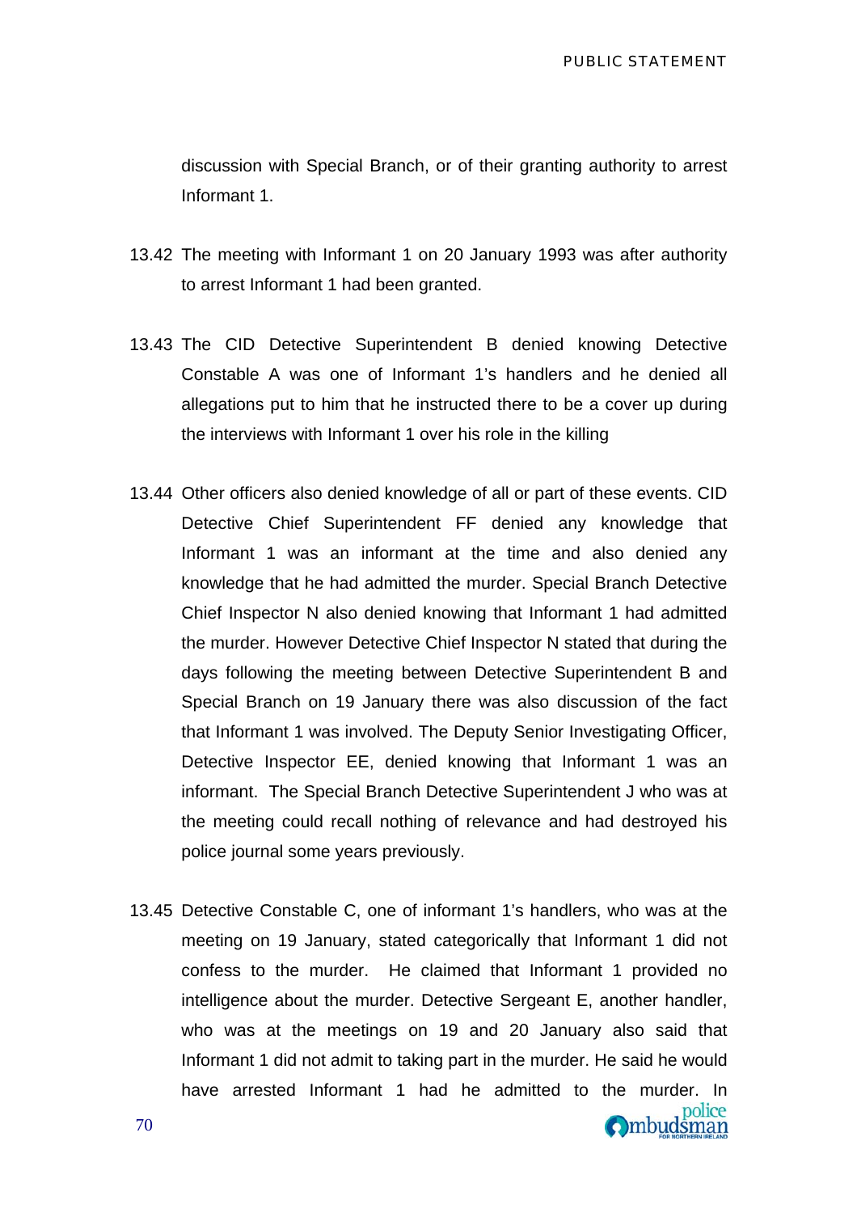discussion with Special Branch, or of their granting authority to arrest Informant 1.

13.42 The meeting with Informant 1 on 20 January 1993 was after authority to arrest Informant 1 had been granted.

13.43 The CID Detective Superintendent B denied knowing Detective Constable A was one of Informant 1's handlers and he denied all allegations put to him that he instructed there to be a cover up during the interviews with Informant 1 over his role in the killing

13.44 Other officers also denied knowledge of all or part of these events. CID Detective Chief Superintendent FF denied any knowledge that Informant 1 was an informant at the time and also denied any knowledge that he had admitted the murder. Special Branch Detective Chief Inspector N also denied knowing that Informant 1 had admitted the murder. However Detective Chief Inspector N stated that during the days following the meeting between Detective Superintendent B and Special Branch on 19 January there was also discussion of the fact that Informant 1 was involved. The Deputy Senior Investigating Officer, Detective Inspector EE, denied knowing that Informant 1 was an informant. The Special Branch Detective Superintendent J who was at the meeting could recall nothing of relevance and had destroyed his police journal some years previously.

13.45 Detective Constable C, one of informant 1's handlers, who was at the meeting on 19 January, stated categorically that Informant 1 did not confess to the murder. He claimed that Informant 1 provided no intelligence about the murder. Detective Sergeant E, another handler, who was at the meetings on 19 and 20 January also said that Informant 1 did not admit to taking part in the murder. He said he would have arrested Informant 1 had he admitted to the murder. In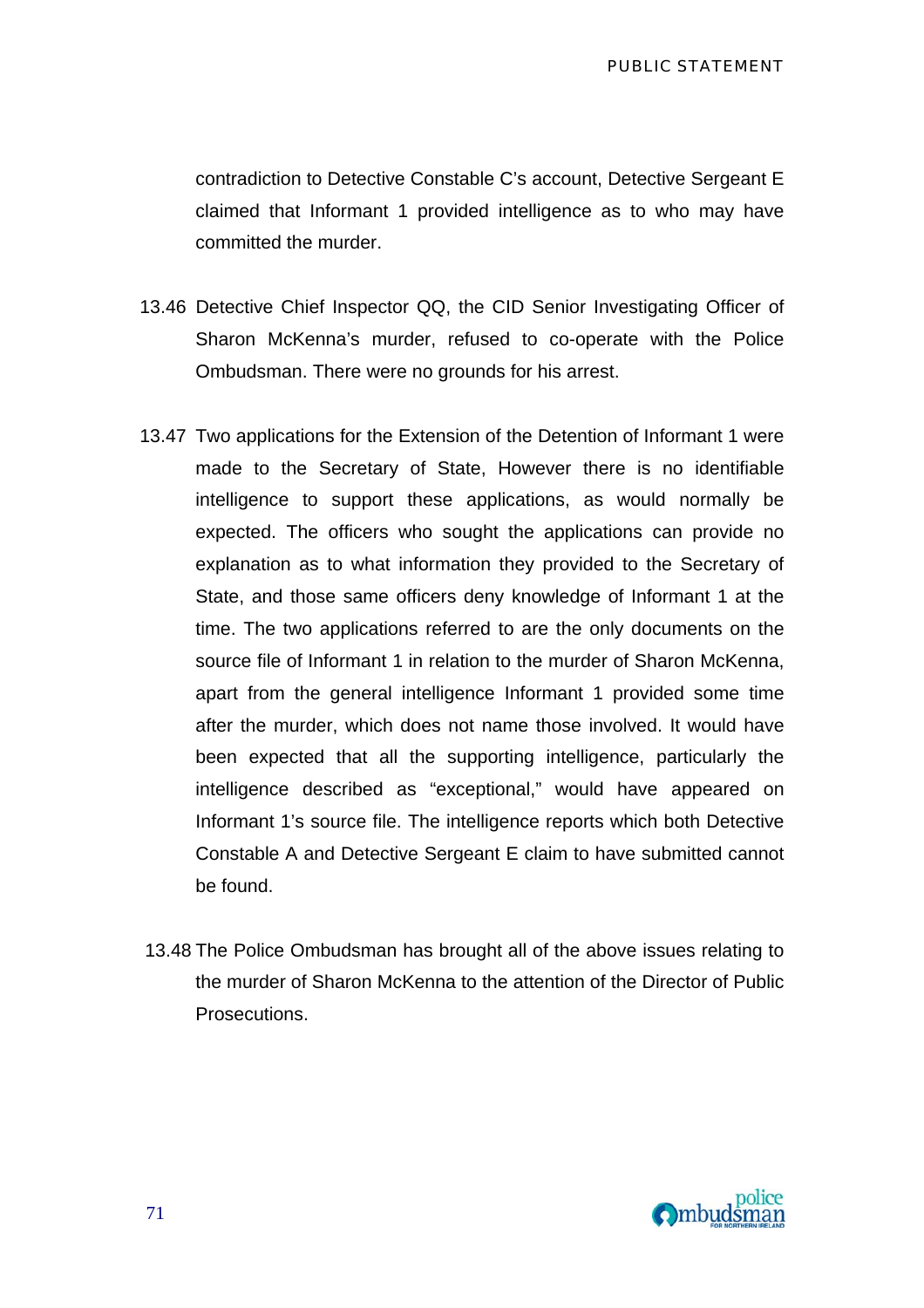contradiction to Detective Constable C's account, Detective Sergeant E claimed that Informant 1 provided intelligence as to who may have committed the murder.

13.46 Detective Chief Inspector QQ, the CID Senior Investigating Officer of Sharon McKenna's murder, refused to co-operate with the Police Ombudsman. There were no grounds for his arrest.

13.47 Two applications for the Extension of the Detention of Informant 1 were made to the Secretary of State, However there is no identifiable intelligence to support these applications, as would normally be expected. The officers who sought the applications can provide no explanation as to what information they provided to the Secretary of State, and those same officers deny knowledge of Informant 1 at the time. The two applications referred to are the only documents on the source file of Informant 1 in relation to the murder of Sharon McKenna, apart from the general intelligence Informant 1 provided some time after the murder, which does not name those involved. It would have been expected that all the supporting intelligence, particularly the intelligence described as "exceptional," would have appeared on Informant 1's source file. The intelligence reports which both Detective Constable A and Detective Sergeant E claim to have submitted cannot be found.

13.48 The Police Ombudsman has brought all of the above issues relating to the murder of Sharon McKenna to the attention of the Director of Public Prosecutions.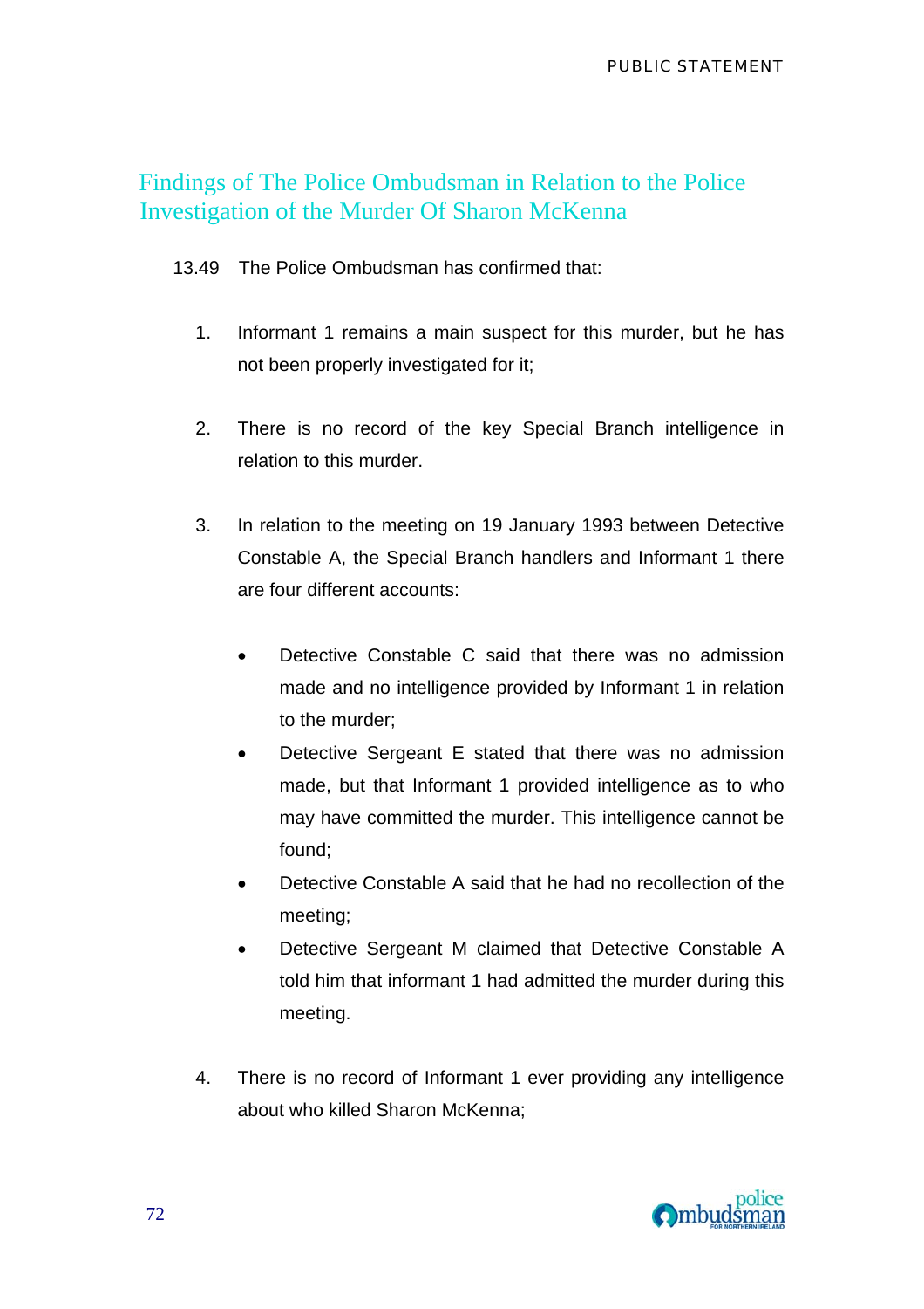## Findings of The Police Ombudsman in Relation to the Police Investigation of the Murder Of Sharon McKenna

13.49 The Police Ombudsman has confirmed that:

1. Informant 1 remains a main suspect for this murder, but he has not been properly investigated for it;

2. There is no record of the key Special Branch intelligence in relation to this murder.

3. In relation to the meeting on 19 January 1993 between Detective Constable A, the Special Branch handlers and Informant 1 there are four different accounts:

   - Detective Constable C said that there was no admission made and no intelligence provided by Informant 1 in relation to the murder;
   - Detective Sergeant E stated that there was no admission made, but that Informant 1 provided intelligence as to who may have committed the murder. This intelligence cannot be found;
   - Detective Constable A said that he had no recollection of the meeting;
   - Detective Sergeant M claimed that Detective Constable A told him that informant 1 had admitted the murder during this meeting.

4. There is no record of Informant 1 ever providing any intelligence about who killed Sharon McKenna;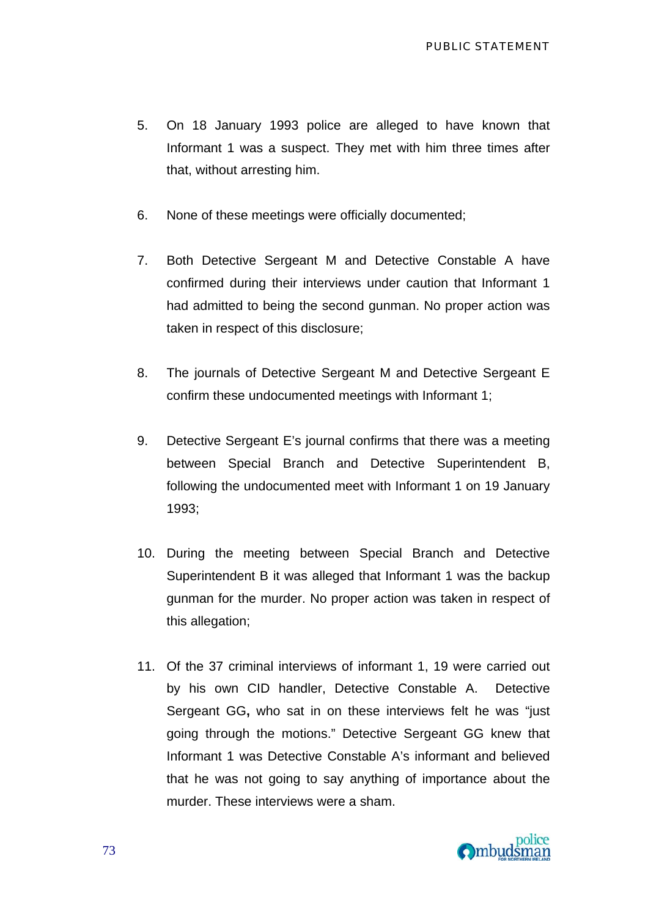5. On 18 January 1993 police are alleged to have known that Informant 1 was a suspect. They met with him three times after that, without arresting him.

6. None of these meetings were officially documented;

7. Both Detective Sergeant M and Detective Constable A have confirmed during their interviews under caution that Informant 1 had admitted to being the second gunman. No proper action was taken in respect of this disclosure;

8. The journals of Detective Sergeant M and Detective Sergeant E confirm these undocumented meetings with Informant 1;

9. Detective Sergeant E's journal confirms that there was a meeting between Special Branch and Detective Superintendent B, following the undocumented meet with Informant 1 on 19 January 1993;

10. During the meeting between Special Branch and Detective Superintendent B it was alleged that Informant 1 was the backup gunman for the murder. No proper action was taken in respect of this allegation;

11. Of the 37 criminal interviews of informant 1, 19 were carried out by his own CID handler, Detective Constable A. Detective Sergeant GG**,** who sat in on these interviews felt he was "just going through the motions." Detective Sergeant GG knew that Informant 1 was Detective Constable A's informant and believed that he was not going to say anything of importance about the murder. These interviews were a sham.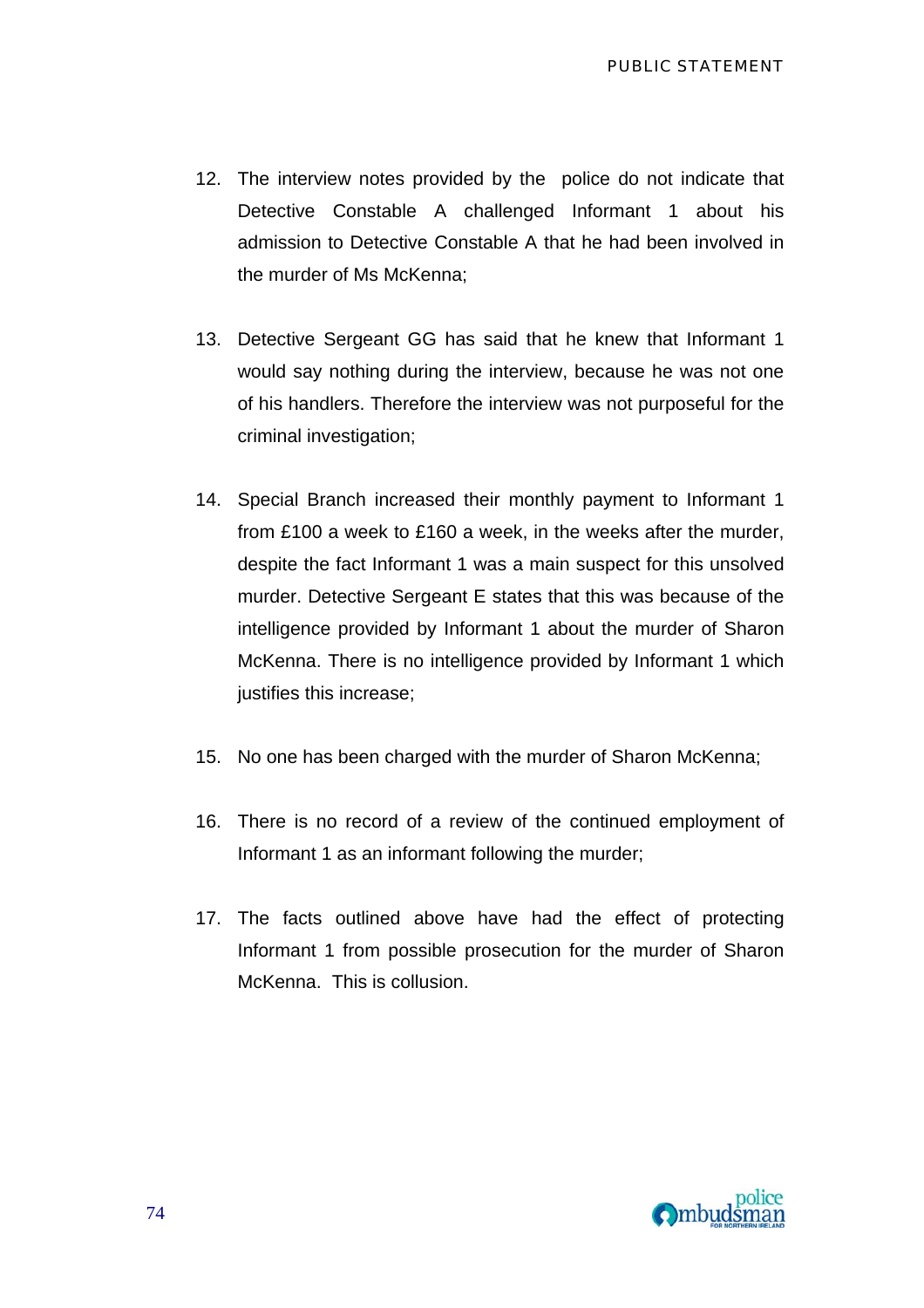12. The interview notes provided by the police do not indicate that Detective Constable A challenged Informant 1 about his admission to Detective Constable A that he had been involved in the murder of Ms McKenna;

13. Detective Sergeant GG has said that he knew that Informant 1 would say nothing during the interview, because he was not one of his handlers. Therefore the interview was not purposeful for the criminal investigation;

14. Special Branch increased their monthly payment to Informant 1 from £100 a week to £160 a week, in the weeks after the murder, despite the fact Informant 1 was a main suspect for this unsolved murder. Detective Sergeant E states that this was because of the intelligence provided by Informant 1 about the murder of Sharon McKenna. There is no intelligence provided by Informant 1 which justifies this increase;

15. No one has been charged with the murder of Sharon McKenna;

16. There is no record of a review of the continued employment of Informant 1 as an informant following the murder;

17. The facts outlined above have had the effect of protecting Informant 1 from possible prosecution for the murder of Sharon McKenna. This is collusion.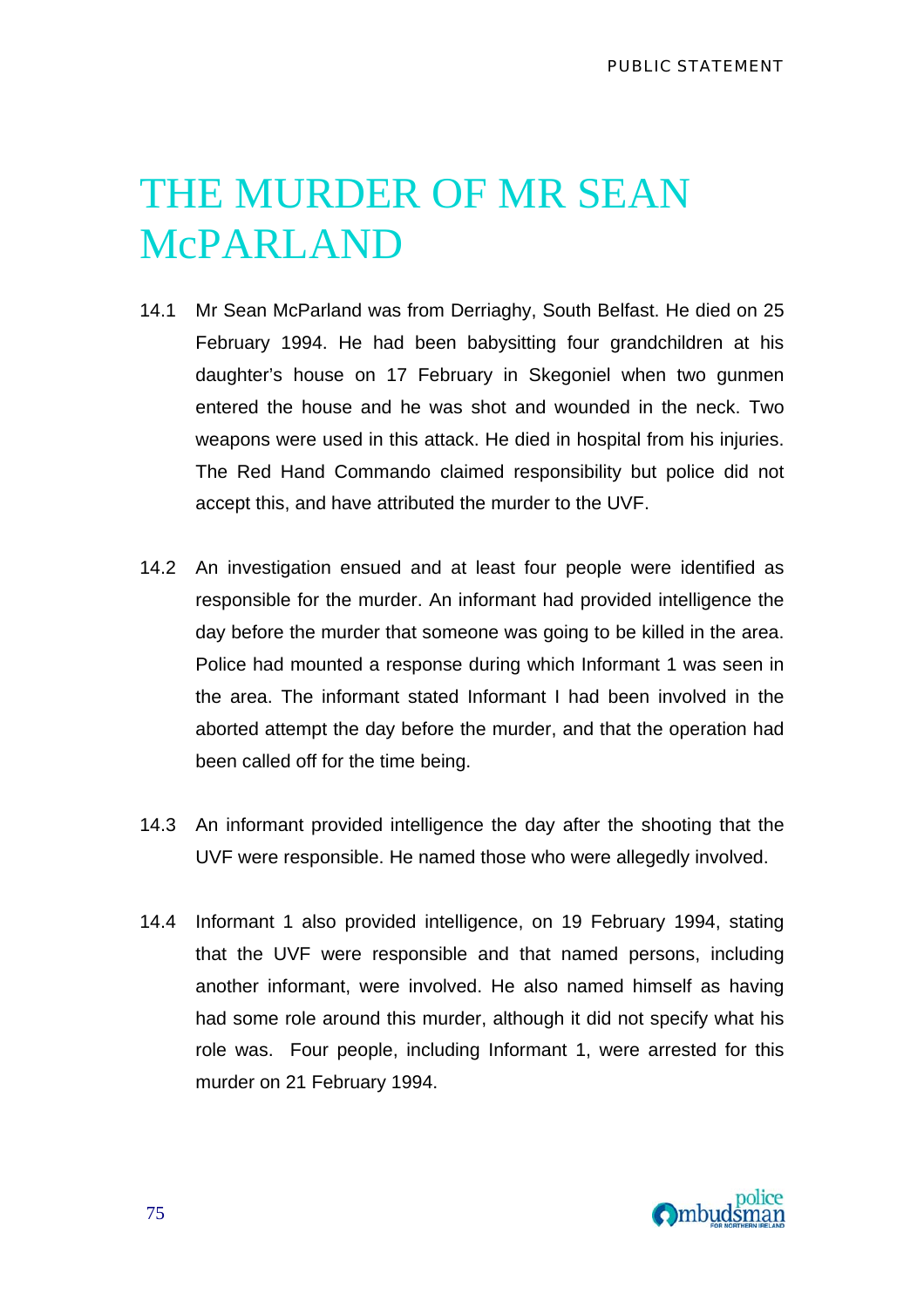# THE MURDER OF MR SEAN McPARLAND

14.1 Mr Sean McParland was from Derriaghy, South Belfast. He died on 25 February 1994. He had been babysitting four grandchildren at his daughter's house on 17 February in Skegoniel when two gunmen entered the house and he was shot and wounded in the neck. Two weapons were used in this attack. He died in hospital from his injuries. The Red Hand Commando claimed responsibility but police did not accept this, and have attributed the murder to the UVF.

14.2 An investigation ensued and at least four people were identified as responsible for the murder. An informant had provided intelligence the day before the murder that someone was going to be killed in the area. Police had mounted a response during which Informant 1 was seen in the area. The informant stated Informant I had been involved in the aborted attempt the day before the murder, and that the operation had been called off for the time being.

14.3 An informant provided intelligence the day after the shooting that the UVF were responsible. He named those who were allegedly involved.

14.4 Informant 1 also provided intelligence, on 19 February 1994, stating that the UVF were responsible and that named persons, including another informant, were involved. He also named himself as having had some role around this murder, although it did not specify what his role was. Four people, including Informant 1, were arrested for this murder on 21 February 1994.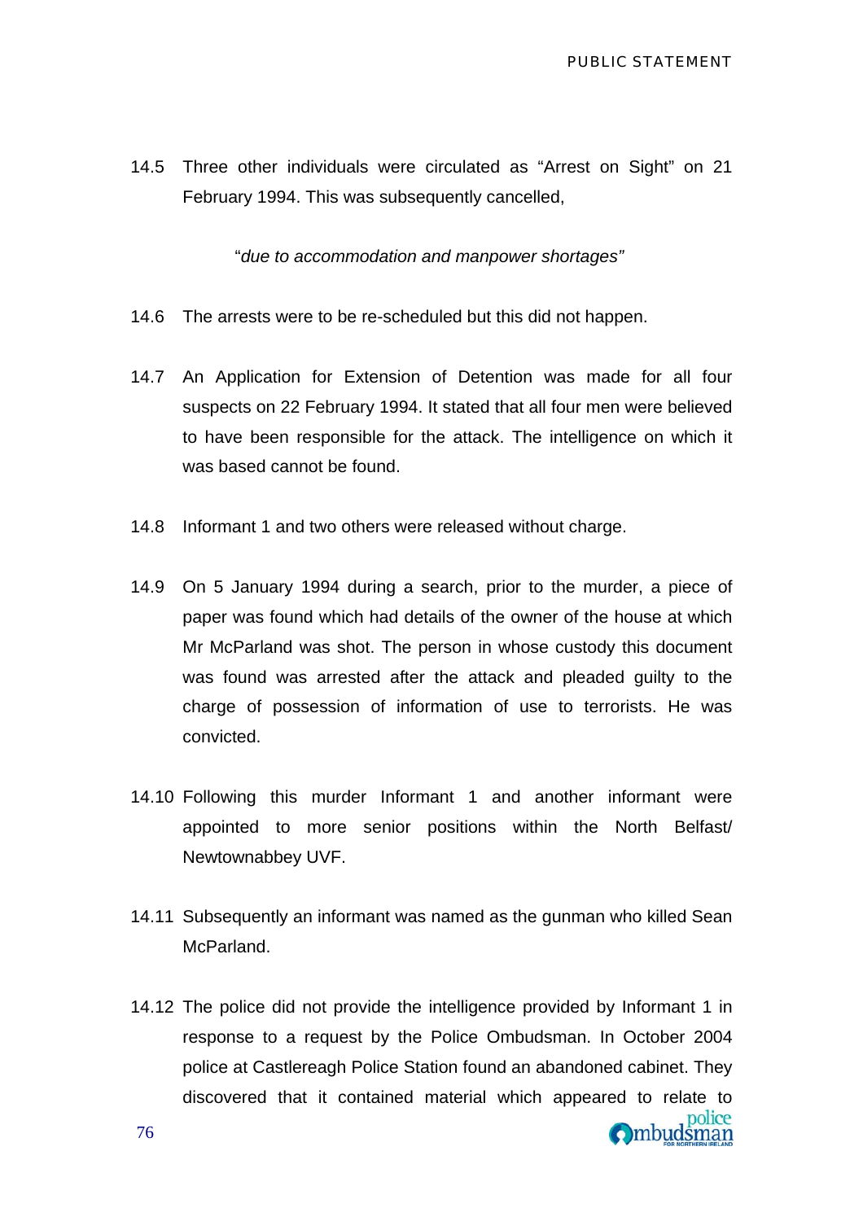14.5 Three other individuals were circulated as "Arrest on Sight" on 21 February 1994. This was subsequently cancelled,

> "*due to accommodation and manpower shortages"*

14.6 The arrests were to be re-scheduled but this did not happen.

14.7 An Application for Extension of Detention was made for all four suspects on 22 February 1994. It stated that all four men were believed to have been responsible for the attack. The intelligence on which it was based cannot be found.

14.8 Informant 1 and two others were released without charge.

14.9 On 5 January 1994 during a search, prior to the murder, a piece of paper was found which had details of the owner of the house at which Mr McParland was shot. The person in whose custody this document was found was arrested after the attack and pleaded guilty to the charge of possession of information of use to terrorists. He was convicted.

14.10 Following this murder Informant 1 and another informant were appointed to more senior positions within the North Belfast/ Newtownabbey UVF.

14.11 Subsequently an informant was named as the gunman who killed Sean McParland.

14.12 The police did not provide the intelligence provided by Informant 1 in response to a request by the Police Ombudsman. In October 2004 police at Castlereagh Police Station found an abandoned cabinet. They discovered that it contained material which appeared to relate to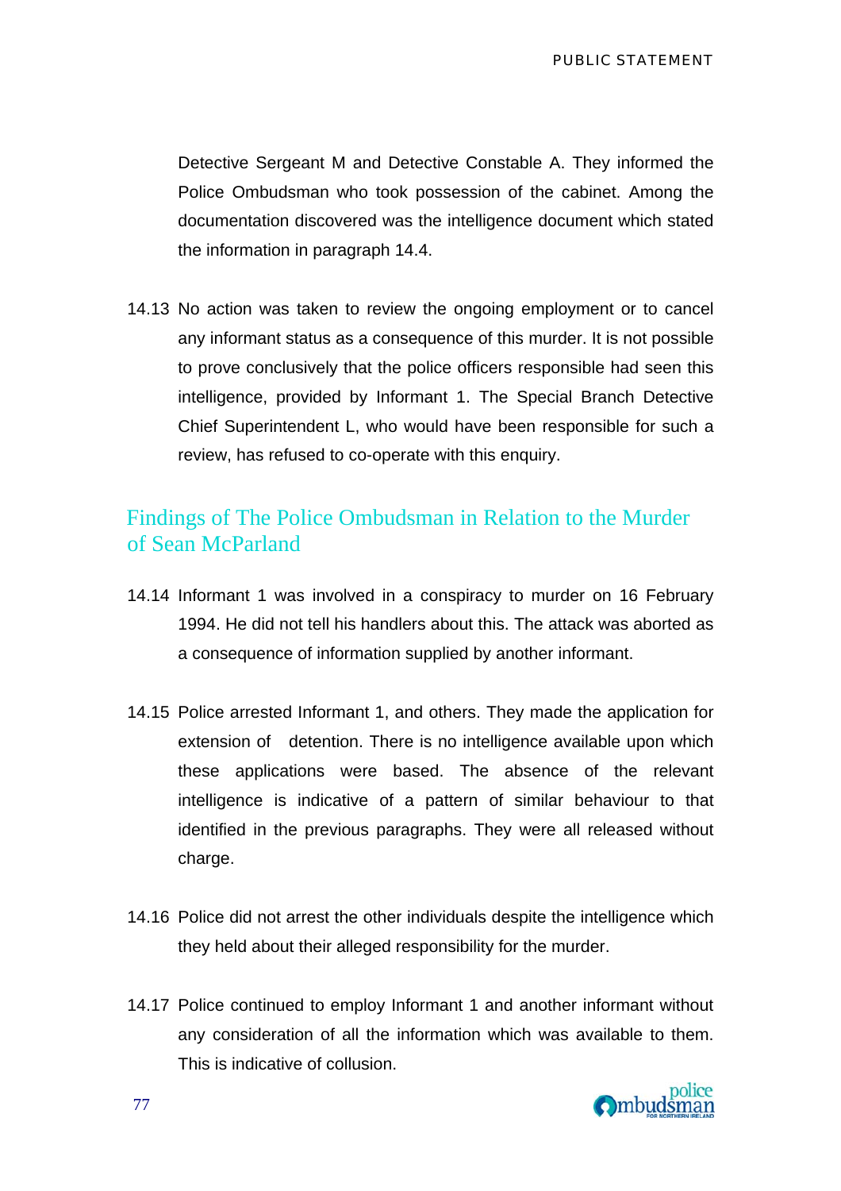Detective Sergeant M and Detective Constable A. They informed the Police Ombudsman who took possession of the cabinet. Among the documentation discovered was the intelligence document which stated the information in paragraph 14.4.

14.13 No action was taken to review the ongoing employment or to cancel any informant status as a consequence of this murder. It is not possible to prove conclusively that the police officers responsible had seen this intelligence, provided by Informant 1. The Special Branch Detective Chief Superintendent L, who would have been responsible for such a review, has refused to co-operate with this enquiry.

## Findings of The Police Ombudsman in Relation to the Murder of Sean McParland

14.14 Informant 1 was involved in a conspiracy to murder on 16 February 1994. He did not tell his handlers about this. The attack was aborted as a consequence of information supplied by another informant.

14.15 Police arrested Informant 1, and others. They made the application for extension of detention. There is no intelligence available upon which these applications were based. The absence of the relevant intelligence is indicative of a pattern of similar behaviour to that identified in the previous paragraphs. They were all released without charge.

14.16 Police did not arrest the other individuals despite the intelligence which they held about their alleged responsibility for the murder.

14.17 Police continued to employ Informant 1 and another informant without any consideration of all the information which was available to them. This is indicative of collusion.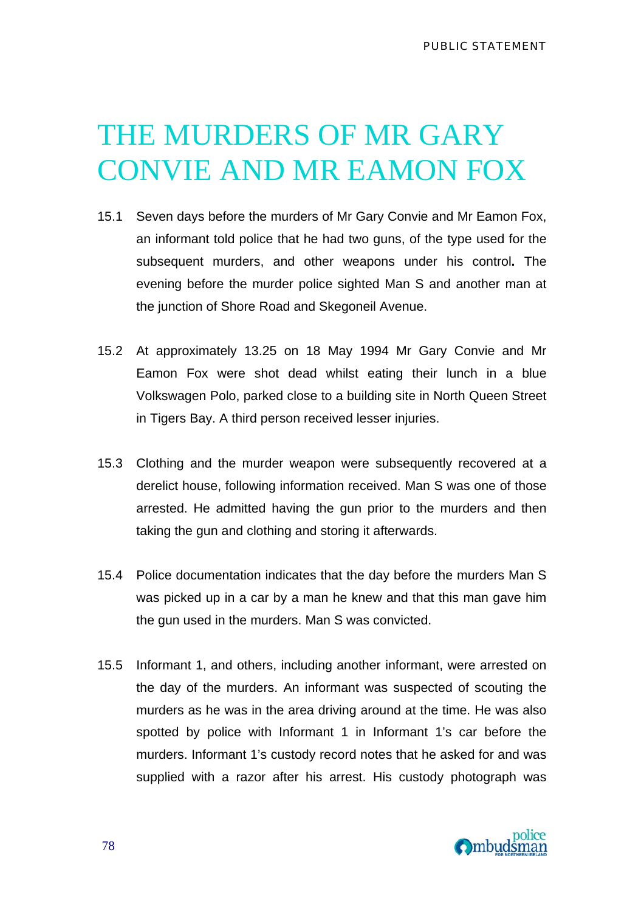# THE MURDERS OF MR GARY CONVIE AND MR EAMON FOX

15.1 Seven days before the murders of Mr Gary Convie and Mr Eamon Fox, an informant told police that he had two guns, of the type used for the subsequent murders, and other weapons under his control**.** The evening before the murder police sighted Man S and another man at the junction of Shore Road and Skegoneil Avenue.

15.2 At approximately 13.25 on 18 May 1994 Mr Gary Convie and Mr Eamon Fox were shot dead whilst eating their lunch in a blue Volkswagen Polo, parked close to a building site in North Queen Street in Tigers Bay. A third person received lesser injuries.

15.3 Clothing and the murder weapon were subsequently recovered at a derelict house, following information received. Man S was one of those arrested. He admitted having the gun prior to the murders and then taking the gun and clothing and storing it afterwards.

15.4 Police documentation indicates that the day before the murders Man S was picked up in a car by a man he knew and that this man gave him the gun used in the murders. Man S was convicted.

15.5 Informant 1, and others, including another informant, were arrested on the day of the murders. An informant was suspected of scouting the murders as he was in the area driving around at the time. He was also spotted by police with Informant 1 in Informant 1's car before the murders. Informant 1's custody record notes that he asked for and was supplied with a razor after his arrest. His custody photograph was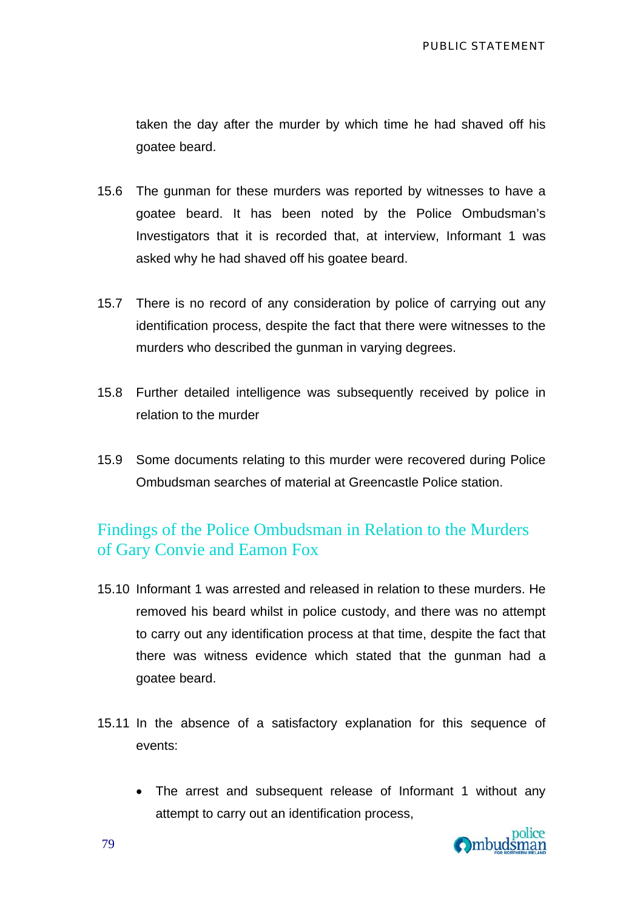taken the day after the murder by which time he had shaved off his goatee beard.

15.6 The gunman for these murders was reported by witnesses to have a goatee beard. It has been noted by the Police Ombudsman's Investigators that it is recorded that, at interview, Informant 1 was asked why he had shaved off his goatee beard.

15.7 There is no record of any consideration by police of carrying out any identification process, despite the fact that there were witnesses to the murders who described the gunman in varying degrees.

15.8 Further detailed intelligence was subsequently received by police in relation to the murder

15.9 Some documents relating to this murder were recovered during Police Ombudsman searches of material at Greencastle Police station.

## Findings of the Police Ombudsman in Relation to the Murders of Gary Convie and Eamon Fox

15.10 Informant 1 was arrested and released in relation to these murders. He removed his beard whilst in police custody, and there was no attempt to carry out any identification process at that time, despite the fact that there was witness evidence which stated that the gunman had a goatee beard.

15.11 In the absence of a satisfactory explanation for this sequence of events:

- The arrest and subsequent release of Informant 1 without any attempt to carry out an identification process,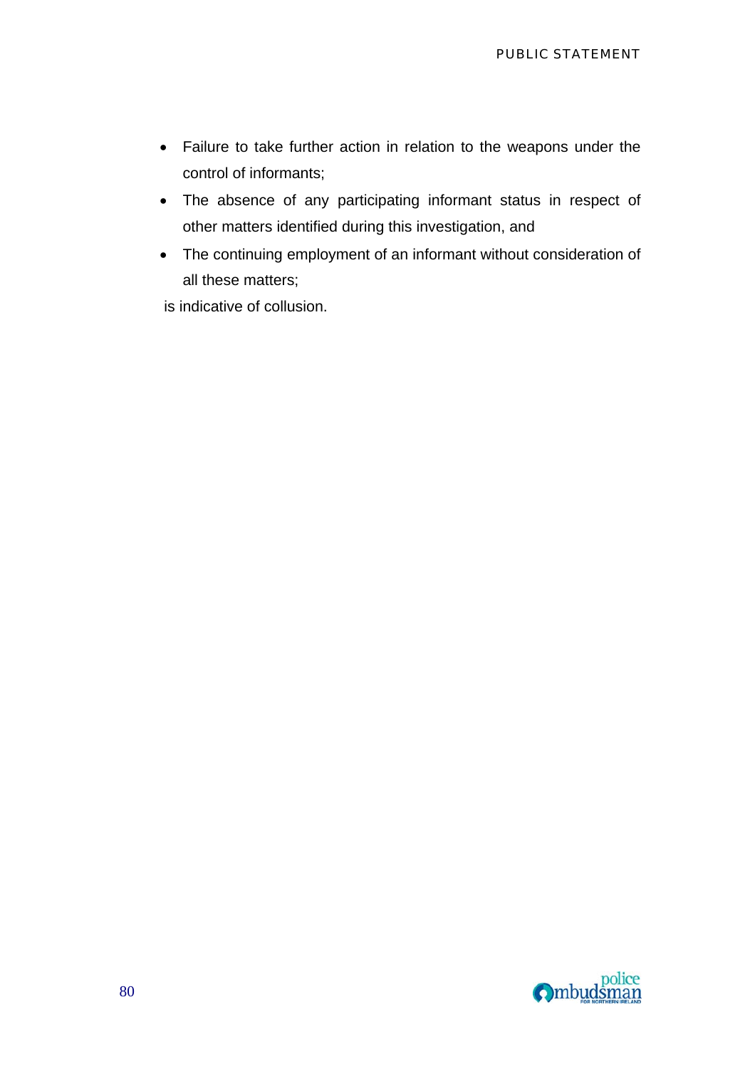- Failure to take further action in relation to the weapons under the control of informants;
- The absence of any participating informant status in respect of other matters identified during this investigation, and
- The continuing employment of an informant without consideration of all these matters;

is indicative of collusion.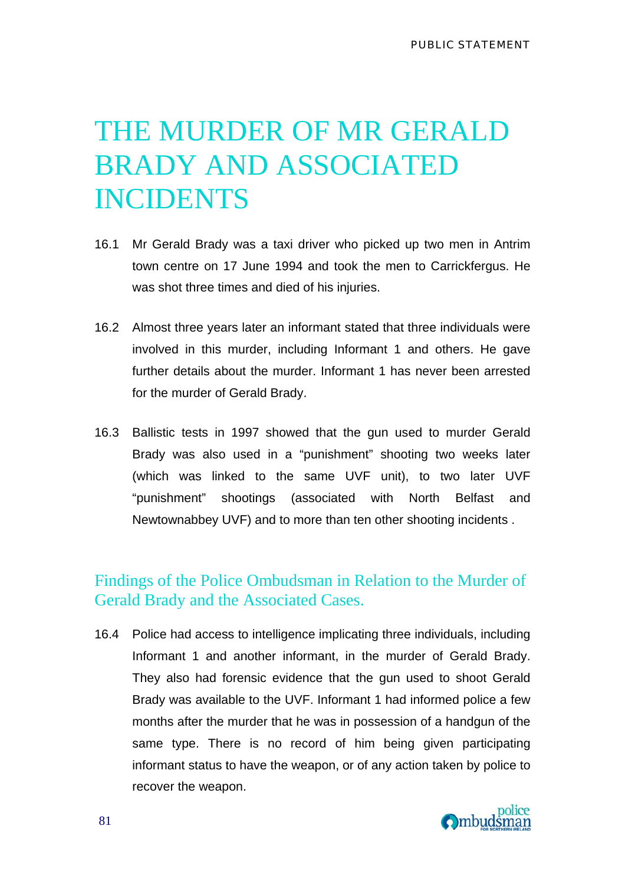# THE MURDER OF MR GERALD BRADY AND ASSOCIATED INCIDENTS

16.1 Mr Gerald Brady was a taxi driver who picked up two men in Antrim town centre on 17 June 1994 and took the men to Carrickfergus. He was shot three times and died of his injuries.

16.2 Almost three years later an informant stated that three individuals were involved in this murder, including Informant 1 and others. He gave further details about the murder. Informant 1 has never been arrested for the murder of Gerald Brady.

16.3 Ballistic tests in 1997 showed that the gun used to murder Gerald Brady was also used in a "punishment" shooting two weeks later (which was linked to the same UVF unit), to two later UVF "punishment" shootings (associated with North Belfast and Newtownabbey UVF) and to more than ten other shooting incidents .

## Findings of the Police Ombudsman in Relation to the Murder of Gerald Brady and the Associated Cases.

16.4 Police had access to intelligence implicating three individuals, including Informant 1 and another informant, in the murder of Gerald Brady. They also had forensic evidence that the gun used to shoot Gerald Brady was available to the UVF. Informant 1 had informed police a few months after the murder that he was in possession of a handgun of the same type. There is no record of him being given participating informant status to have the weapon, or of any action taken by police to recover the weapon.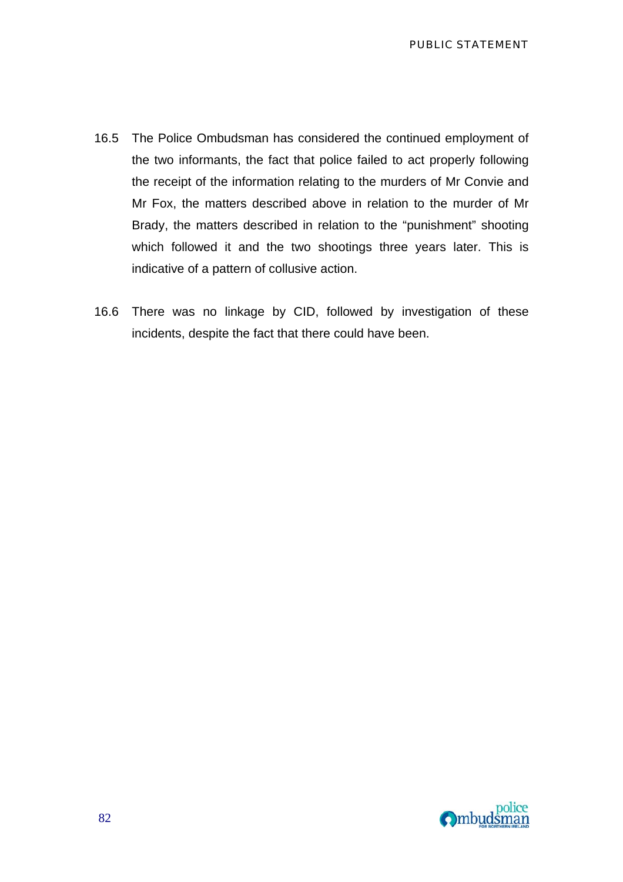16.5 The Police Ombudsman has considered the continued employment of the two informants, the fact that police failed to act properly following the receipt of the information relating to the murders of Mr Convie and Mr Fox, the matters described above in relation to the murder of Mr Brady, the matters described in relation to the "punishment" shooting which followed it and the two shootings three years later. This is indicative of a pattern of collusive action.

16.6 There was no linkage by CID, followed by investigation of these incidents, despite the fact that there could have been.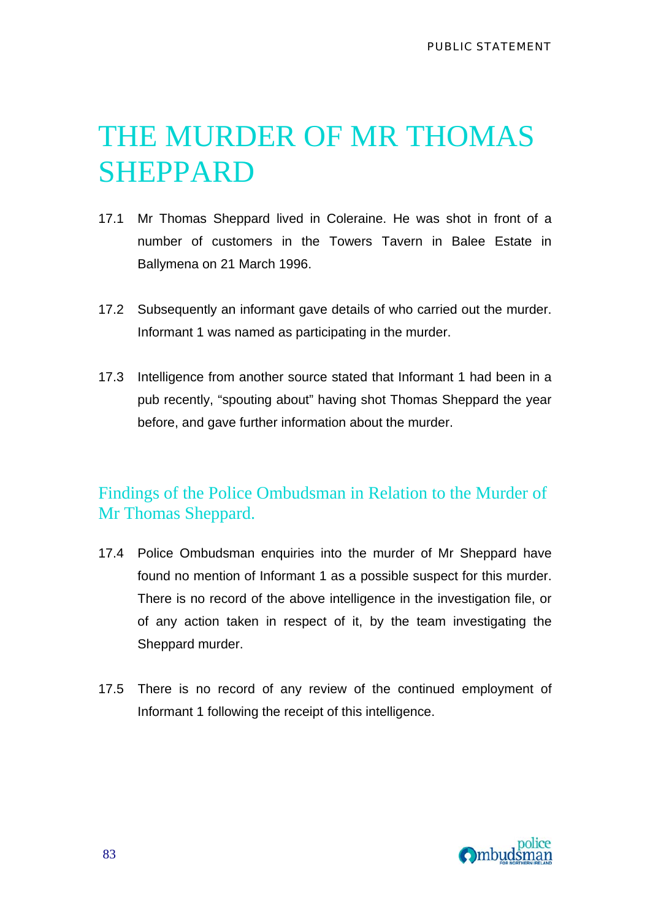# THE MURDER OF MR THOMAS SHEPPARD

17.1 Mr Thomas Sheppard lived in Coleraine. He was shot in front of a number of customers in the Towers Tavern in Balee Estate in Ballymena on 21 March 1996.

17.2 Subsequently an informant gave details of who carried out the murder. Informant 1 was named as participating in the murder.

17.3 Intelligence from another source stated that Informant 1 had been in a pub recently, "spouting about" having shot Thomas Sheppard the year before, and gave further information about the murder.

## Findings of the Police Ombudsman in Relation to the Murder of Mr Thomas Sheppard.

17.4 Police Ombudsman enquiries into the murder of Mr Sheppard have found no mention of Informant 1 as a possible suspect for this murder. There is no record of the above intelligence in the investigation file, or of any action taken in respect of it, by the team investigating the Sheppard murder.

17.5 There is no record of any review of the continued employment of Informant 1 following the receipt of this intelligence.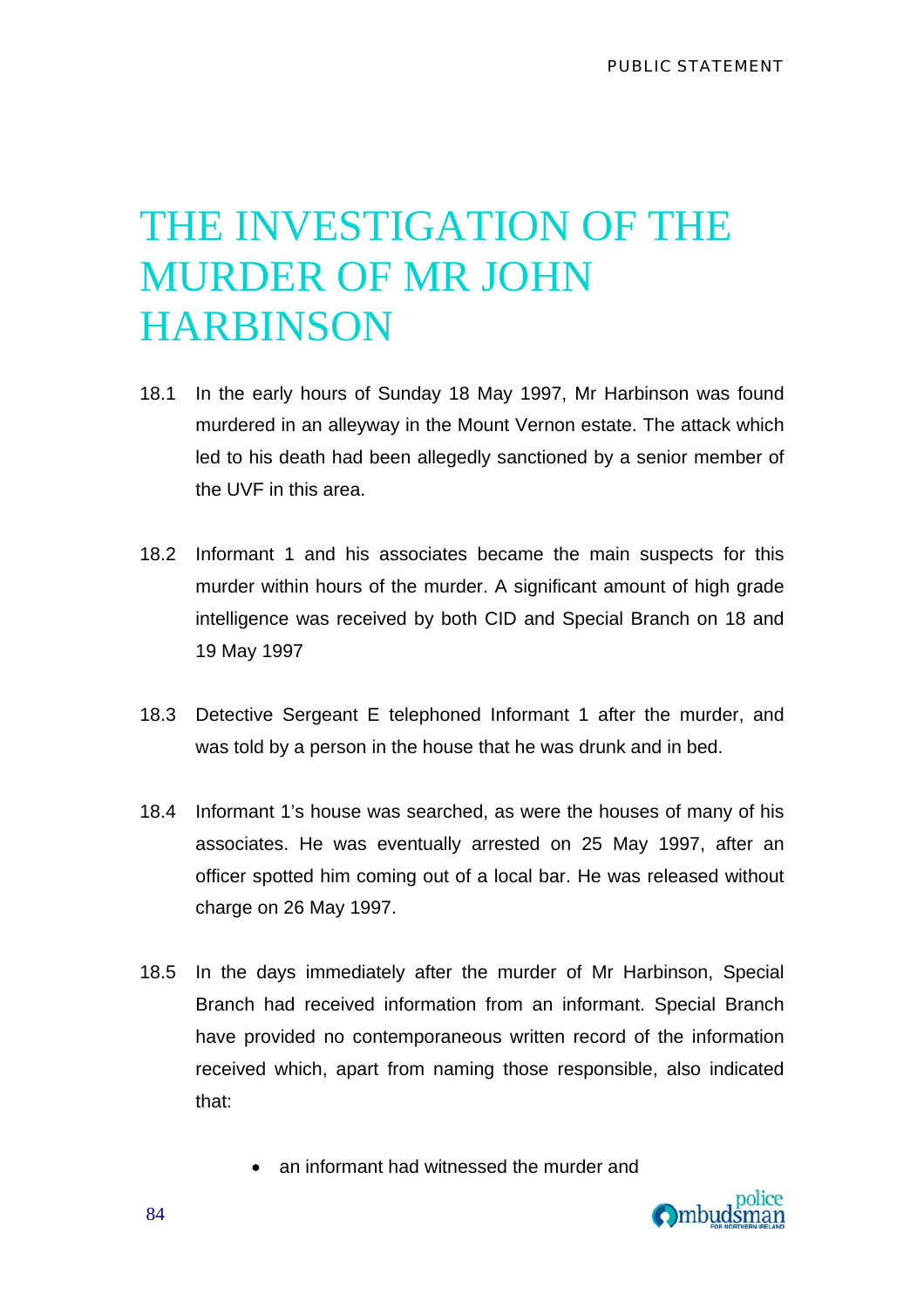# THE INVESTIGATION OF THE MURDER OF MR JOHN HARBINSON

18.1 In the early hours of Sunday 18 May 1997, Mr Harbinson was found murdered in an alleyway in the Mount Vernon estate. The attack which led to his death had been allegedly sanctioned by a senior member of the UVF in this area.

18.2 Informant 1 and his associates became the main suspects for this murder within hours of the murder. A significant amount of high grade intelligence was received by both CID and Special Branch on 18 and 19 May 1997

18.3 Detective Sergeant E telephoned Informant 1 after the murder, and was told by a person in the house that he was drunk and in bed.

18.4 Informant 1's house was searched, as were the houses of many of his associates. He was eventually arrested on 25 May 1997, after an officer spotted him coming out of a local bar. He was released without charge on 26 May 1997.

18.5 In the days immediately after the murder of Mr Harbinson, Special Branch had received information from an informant. Special Branch have provided no contemporaneous written record of the information received which, apart from naming those responsible, also indicated that:

- an informant had witnessed the murder and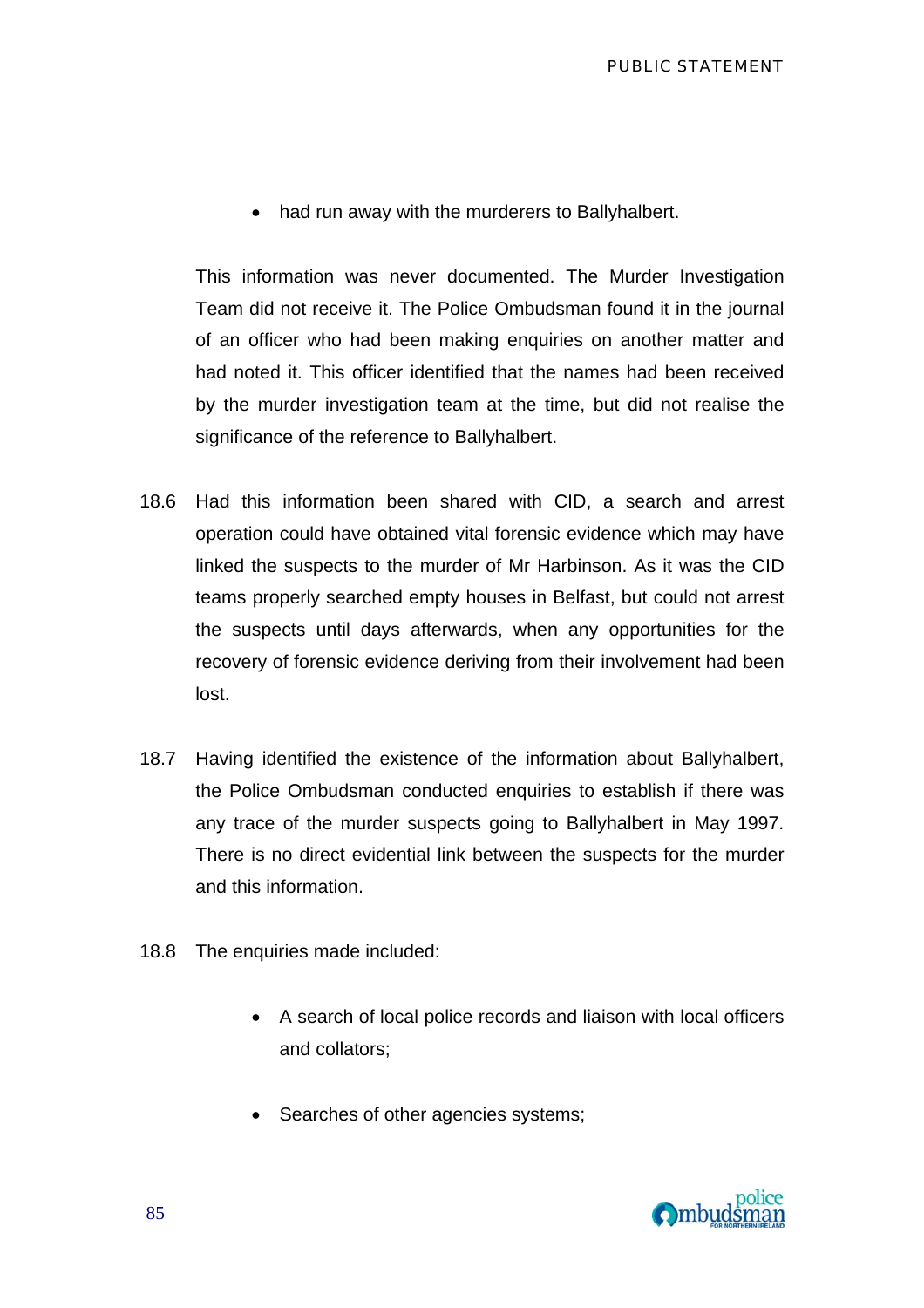- had run away with the murderers to Ballyhalbert.

This information was never documented. The Murder Investigation Team did not receive it. The Police Ombudsman found it in the journal of an officer who had been making enquiries on another matter and had noted it. This officer identified that the names had been received by the murder investigation team at the time, but did not realise the significance of the reference to Ballyhalbert.

18.6 Had this information been shared with CID, a search and arrest operation could have obtained vital forensic evidence which may have linked the suspects to the murder of Mr Harbinson. As it was the CID teams properly searched empty houses in Belfast, but could not arrest the suspects until days afterwards, when any opportunities for the recovery of forensic evidence deriving from their involvement had been lost.

18.7 Having identified the existence of the information about Ballyhalbert, the Police Ombudsman conducted enquiries to establish if there was any trace of the murder suspects going to Ballyhalbert in May 1997. There is no direct evidential link between the suspects for the murder and this information.

18.8 The enquiries made included:

- A search of local police records and liaison with local officers and collators;
- Searches of other agencies systems;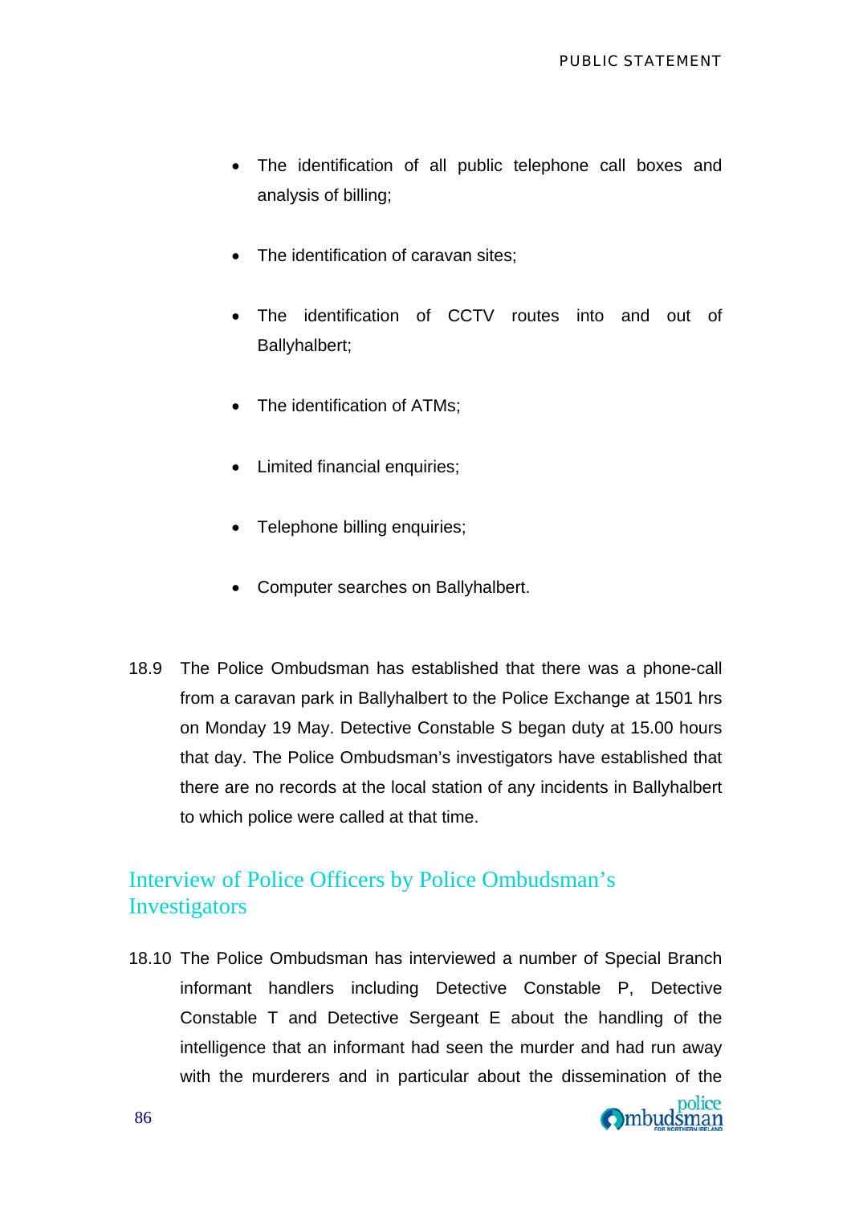- The identification of all public telephone call boxes and analysis of billing;
- The identification of caravan sites;
- The identification of CCTV routes into and out of Ballyhalbert;
- The identification of ATMs;
- Limited financial enquiries;
- Telephone billing enquiries;
- Computer searches on Ballyhalbert.

18.9 The Police Ombudsman has established that there was a phone-call from a caravan park in Ballyhalbert to the Police Exchange at 1501 hrs on Monday 19 May. Detective Constable S began duty at 15.00 hours that day. The Police Ombudsman's investigators have established that there are no records at the local station of any incidents in Ballyhalbert to which police were called at that time.

## Interview of Police Officers by Police Ombudsman's Investigators

18.10 The Police Ombudsman has interviewed a number of Special Branch informant handlers including Detective Constable P, Detective Constable T and Detective Sergeant E about the handling of the intelligence that an informant had seen the murder and had run away with the murderers and in particular about the dissemination of the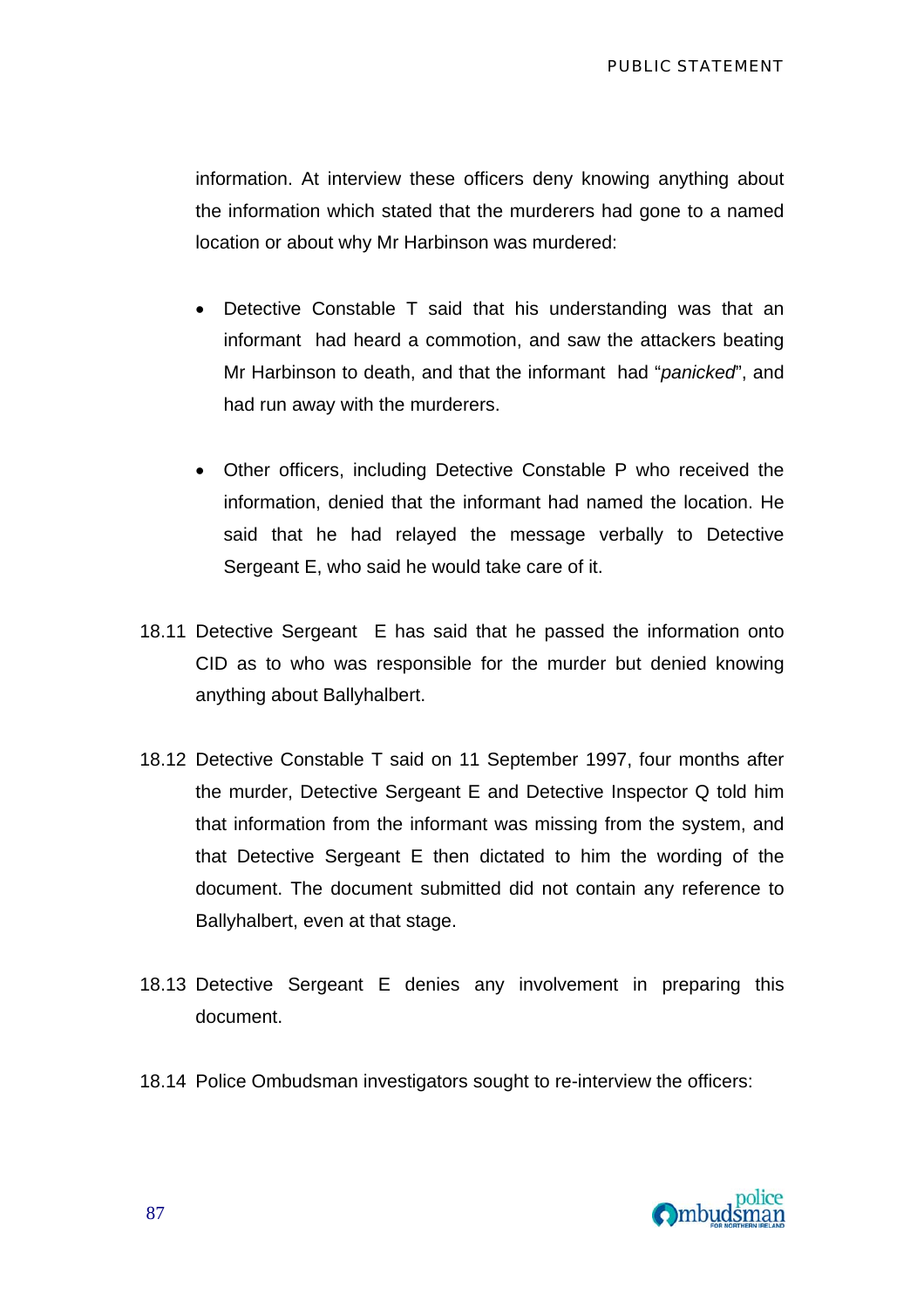information. At interview these officers deny knowing anything about the information which stated that the murderers had gone to a named location or about why Mr Harbinson was murdered:

- Detective Constable T said that his understanding was that an informant had heard a commotion, and saw the attackers beating Mr Harbinson to death, and that the informant had "*panicked*", and had run away with the murderers.

- Other officers, including Detective Constable P who received the information, denied that the informant had named the location. He said that he had relayed the message verbally to Detective Sergeant E, who said he would take care of it.

18.11 Detective Sergeant E has said that he passed the information onto CID as to who was responsible for the murder but denied knowing anything about Ballyhalbert.

18.12 Detective Constable T said on 11 September 1997, four months after the murder, Detective Sergeant E and Detective Inspector Q told him that information from the informant was missing from the system, and that Detective Sergeant E then dictated to him the wording of the document. The document submitted did not contain any reference to Ballyhalbert, even at that stage.

18.13 Detective Sergeant E denies any involvement in preparing this document.

18.14 Police Ombudsman investigators sought to re-interview the officers: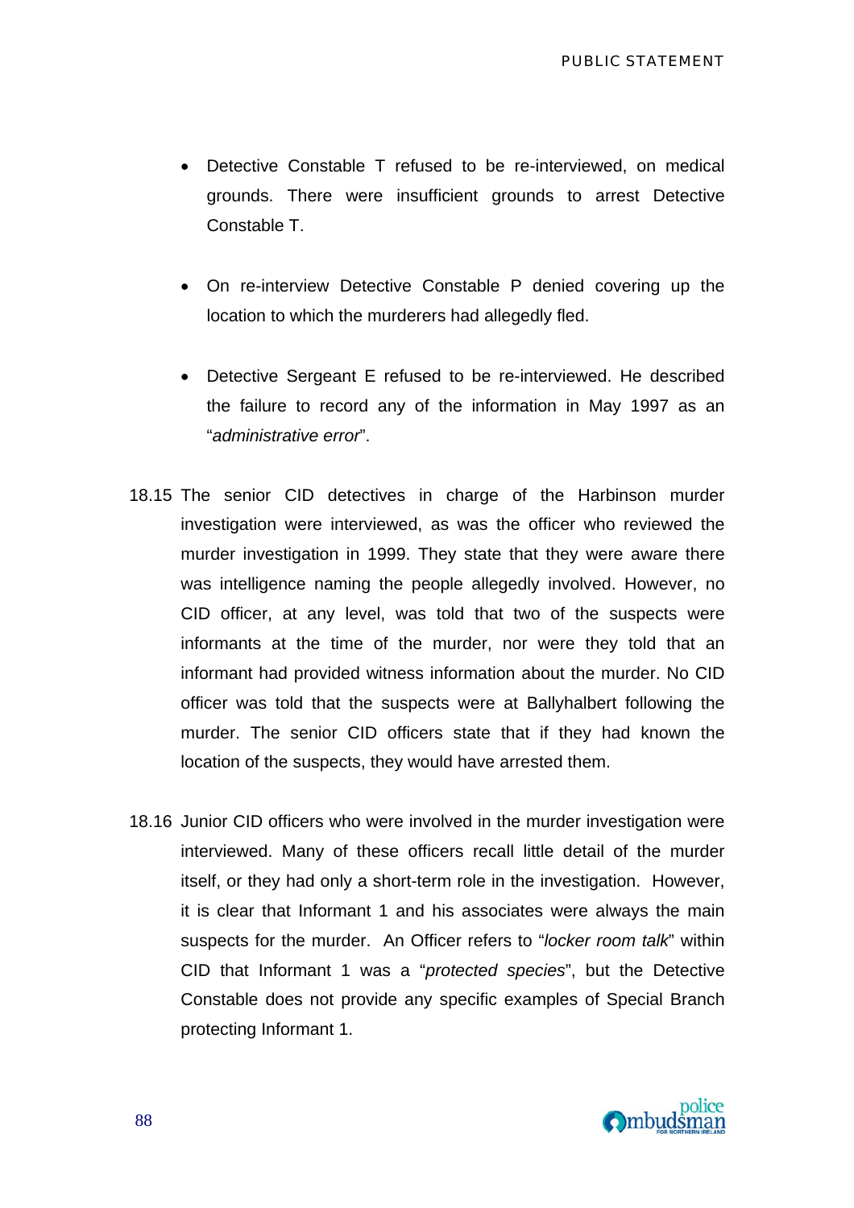- Detective Constable T refused to be re-interviewed, on medical grounds. There were insufficient grounds to arrest Detective Constable T.

- On re-interview Detective Constable P denied covering up the location to which the murderers had allegedly fled.

- Detective Sergeant E refused to be re-interviewed. He described the failure to record any of the information in May 1997 as an "*administrative error*".

18.15 The senior CID detectives in charge of the Harbinson murder investigation were interviewed, as was the officer who reviewed the murder investigation in 1999. They state that they were aware there was intelligence naming the people allegedly involved. However, no CID officer, at any level, was told that two of the suspects were informants at the time of the murder, nor were they told that an informant had provided witness information about the murder. No CID officer was told that the suspects were at Ballyhalbert following the murder. The senior CID officers state that if they had known the location of the suspects, they would have arrested them.

18.16 Junior CID officers who were involved in the murder investigation were interviewed. Many of these officers recall little detail of the murder itself, or they had only a short-term role in the investigation. However, it is clear that Informant 1 and his associates were always the main suspects for the murder. An Officer refers to "*locker room talk*" within CID that Informant 1 was a "*protected species*", but the Detective Constable does not provide any specific examples of Special Branch protecting Informant 1.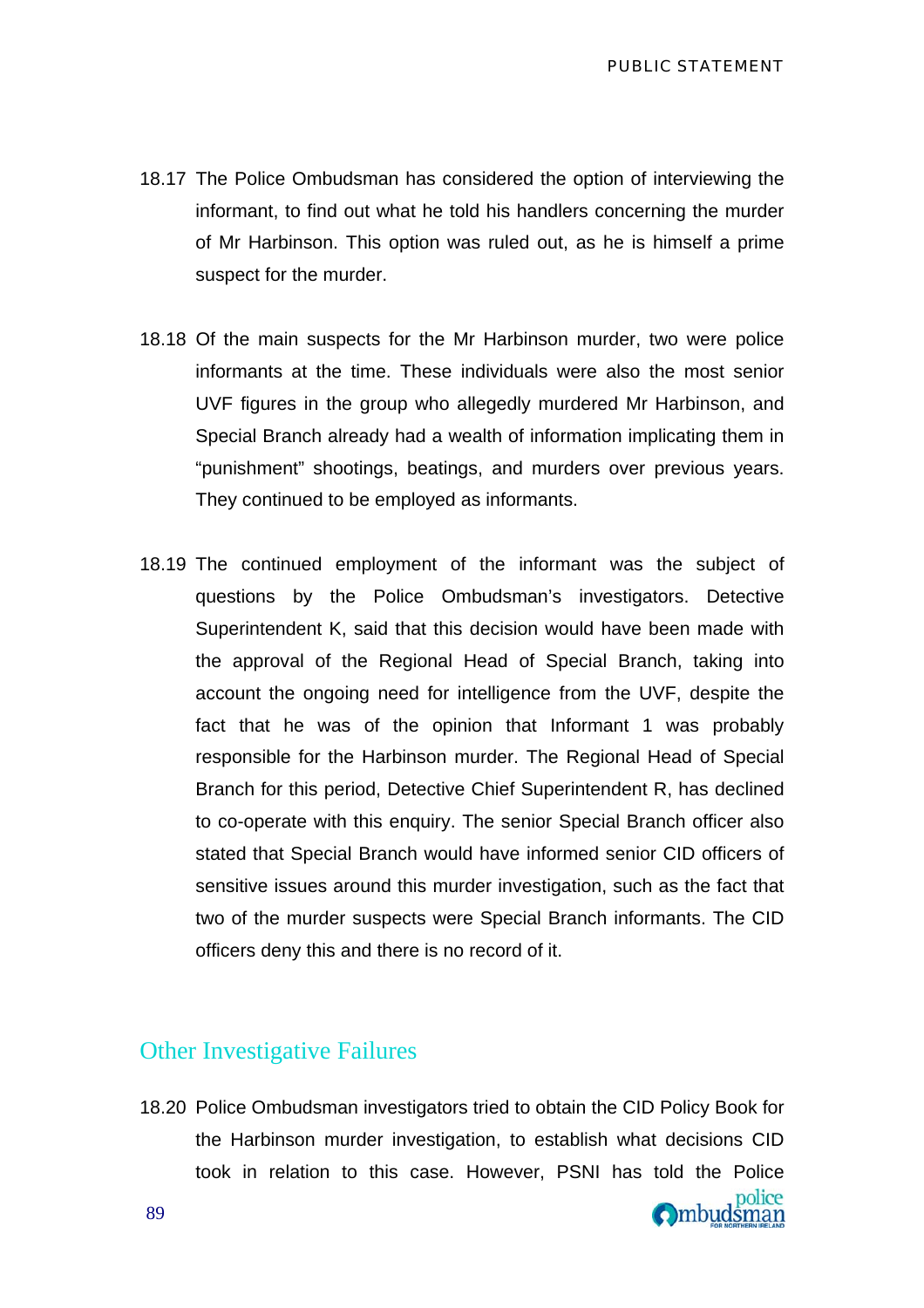18.17 The Police Ombudsman has considered the option of interviewing the informant, to find out what he told his handlers concerning the murder of Mr Harbinson. This option was ruled out, as he is himself a prime suspect for the murder.

18.18 Of the main suspects for the Mr Harbinson murder, two were police informants at the time. These individuals were also the most senior UVF figures in the group who allegedly murdered Mr Harbinson, and Special Branch already had a wealth of information implicating them in "punishment" shootings, beatings, and murders over previous years. They continued to be employed as informants.

18.19 The continued employment of the informant was the subject of questions by the Police Ombudsman's investigators. Detective Superintendent K, said that this decision would have been made with the approval of the Regional Head of Special Branch, taking into account the ongoing need for intelligence from the UVF, despite the fact that he was of the opinion that Informant 1 was probably responsible for the Harbinson murder. The Regional Head of Special Branch for this period, Detective Chief Superintendent R, has declined to co-operate with this enquiry. The senior Special Branch officer also stated that Special Branch would have informed senior CID officers of sensitive issues around this murder investigation, such as the fact that two of the murder suspects were Special Branch informants. The CID officers deny this and there is no record of it.

## Other Investigative Failures

18.20 Police Ombudsman investigators tried to obtain the CID Policy Book for the Harbinson murder investigation, to establish what decisions CID took in relation to this case. However, PSNI has told the Police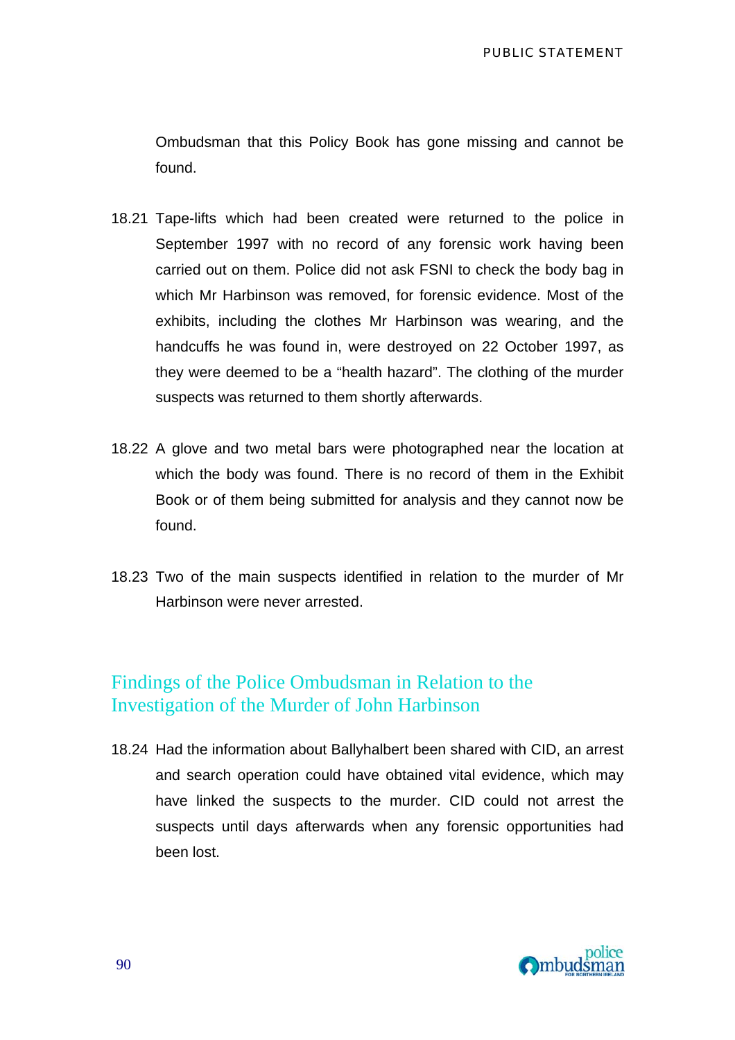Ombudsman that this Policy Book has gone missing and cannot be found.

18.21 Tape-lifts which had been created were returned to the police in September 1997 with no record of any forensic work having been carried out on them. Police did not ask FSNI to check the body bag in which Mr Harbinson was removed, for forensic evidence. Most of the exhibits, including the clothes Mr Harbinson was wearing, and the handcuffs he was found in, were destroyed on 22 October 1997, as they were deemed to be a "health hazard". The clothing of the murder suspects was returned to them shortly afterwards.

18.22 A glove and two metal bars were photographed near the location at which the body was found. There is no record of them in the Exhibit Book or of them being submitted for analysis and they cannot now be found.

18.23 Two of the main suspects identified in relation to the murder of Mr Harbinson were never arrested.

## Findings of the Police Ombudsman in Relation to the Investigation of the Murder of John Harbinson

18.24 Had the information about Ballyhalbert been shared with CID, an arrest and search operation could have obtained vital evidence, which may have linked the suspects to the murder. CID could not arrest the suspects until days afterwards when any forensic opportunities had been lost.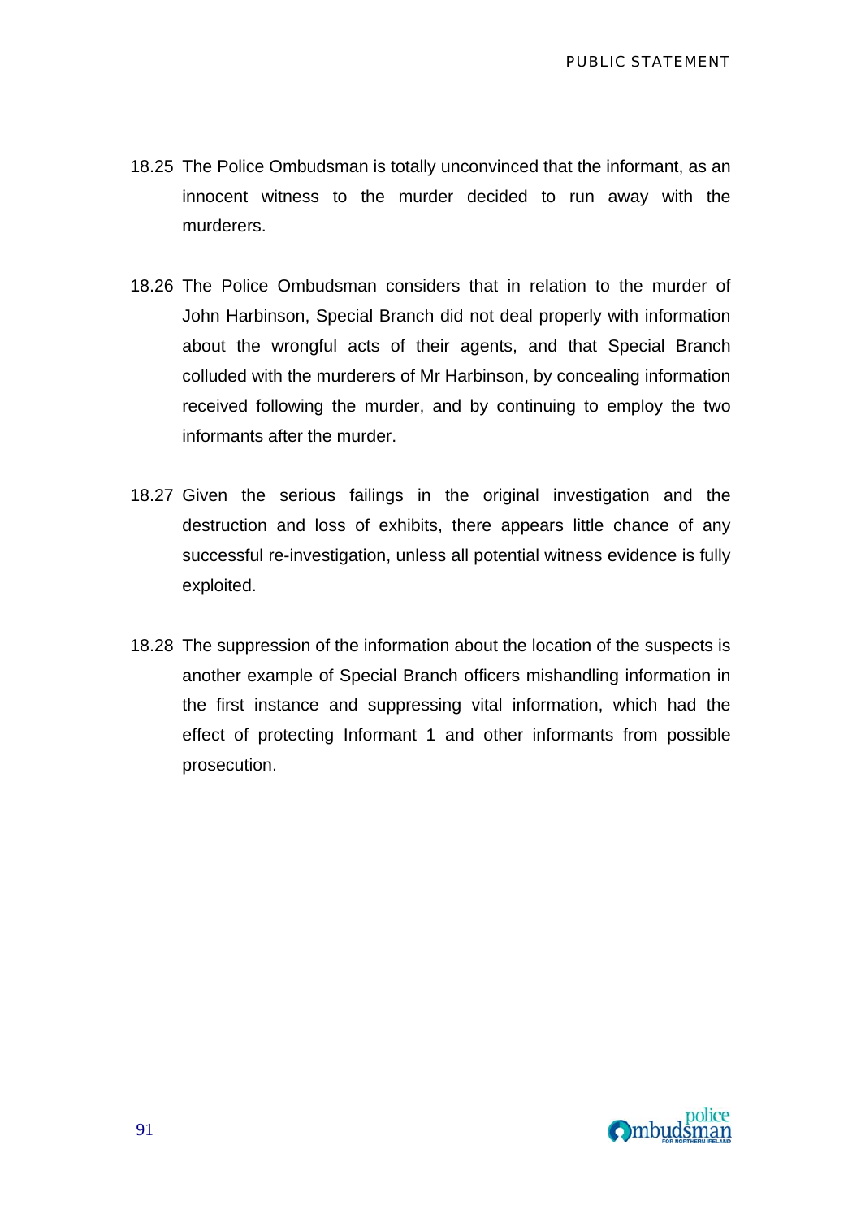18.25 The Police Ombudsman is totally unconvinced that the informant, as an innocent witness to the murder decided to run away with the murderers.

18.26 The Police Ombudsman considers that in relation to the murder of John Harbinson, Special Branch did not deal properly with information about the wrongful acts of their agents, and that Special Branch colluded with the murderers of Mr Harbinson, by concealing information received following the murder, and by continuing to employ the two informants after the murder.

18.27 Given the serious failings in the original investigation and the destruction and loss of exhibits, there appears little chance of any successful re-investigation, unless all potential witness evidence is fully exploited.

18.28 The suppression of the information about the location of the suspects is another example of Special Branch officers mishandling information in the first instance and suppressing vital information, which had the effect of protecting Informant 1 and other informants from possible prosecution.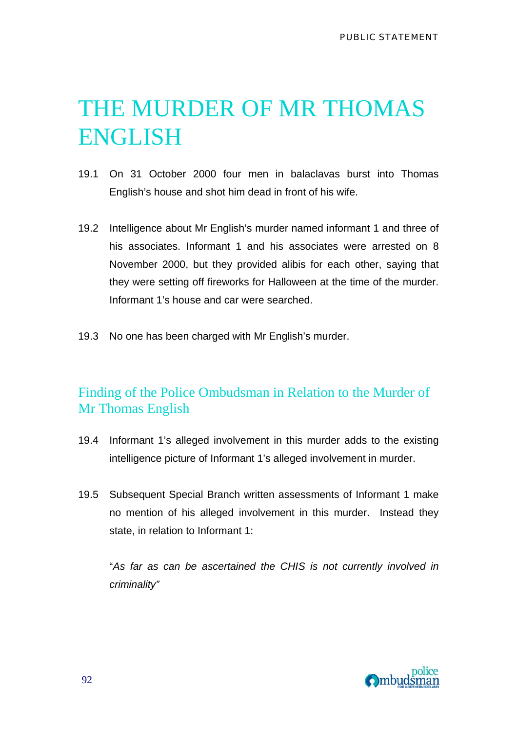# THE MURDER OF MR THOMAS ENGLISH

19.1 On 31 October 2000 four men in balaclavas burst into Thomas English's house and shot him dead in front of his wife.

19.2 Intelligence about Mr English's murder named informant 1 and three of his associates. Informant 1 and his associates were arrested on 8 November 2000, but they provided alibis for each other, saying that they were setting off fireworks for Halloween at the time of the murder. Informant 1's house and car were searched.

19.3 No one has been charged with Mr English's murder.

## Finding of the Police Ombudsman in Relation to the Murder of Mr Thomas English

19.4 Informant 1's alleged involvement in this murder adds to the existing intelligence picture of Informant 1's alleged involvement in murder.

19.5 Subsequent Special Branch written assessments of Informant 1 make no mention of his alleged involvement in this murder. Instead they state, in relation to Informant 1:

"*As far as can be ascertained the CHIS is not currently involved in criminality"*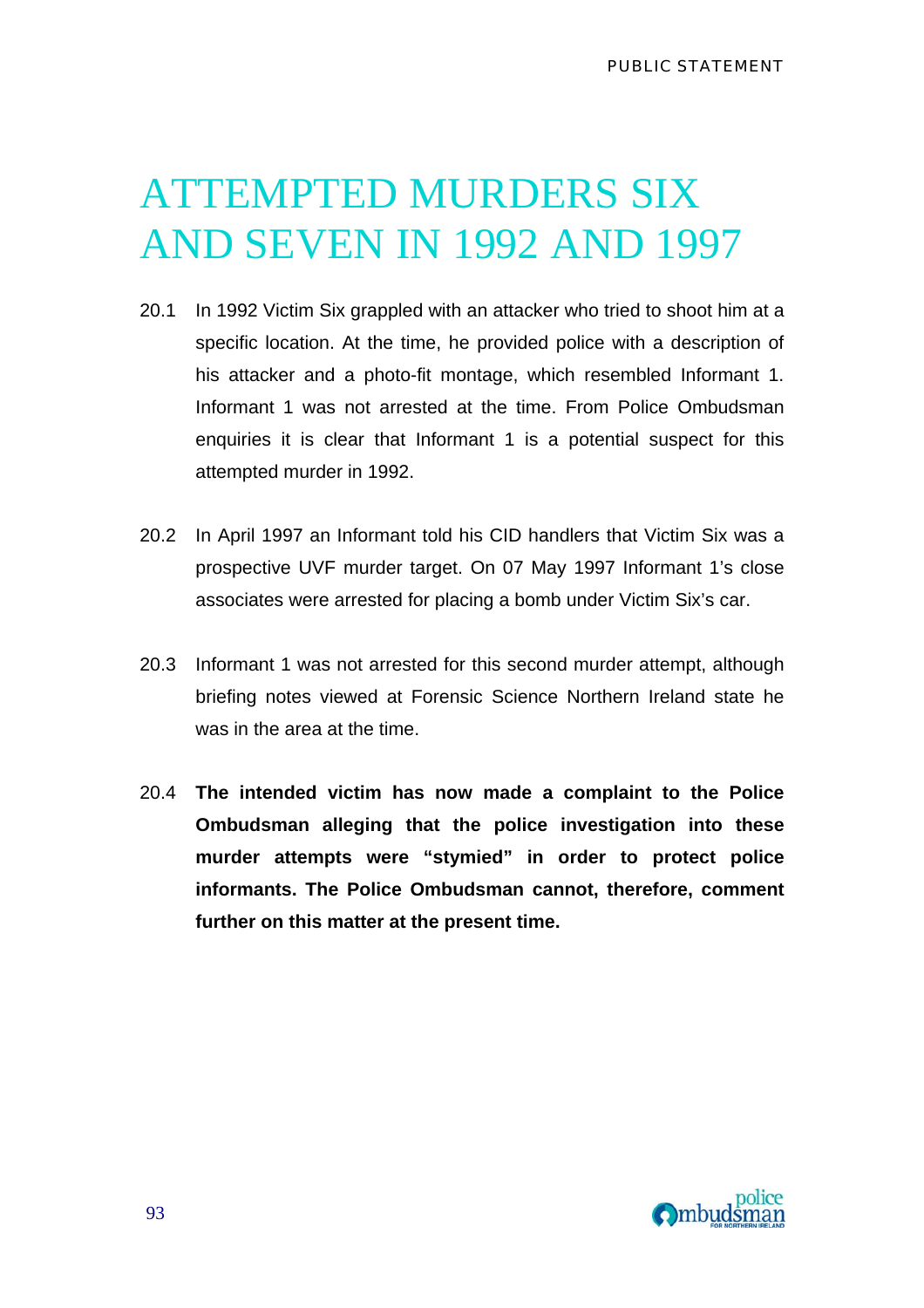# ATTEMPTED MURDERS SIX AND SEVEN IN 1992 AND 1997

20.1 In 1992 Victim Six grappled with an attacker who tried to shoot him at a specific location. At the time, he provided police with a description of his attacker and a photo-fit montage, which resembled Informant 1. Informant 1 was not arrested at the time. From Police Ombudsman enquiries it is clear that Informant 1 is a potential suspect for this attempted murder in 1992.

20.2 In April 1997 an Informant told his CID handlers that Victim Six was a prospective UVF murder target. On 07 May 1997 Informant 1's close associates were arrested for placing a bomb under Victim Six's car.

20.3 Informant 1 was not arrested for this second murder attempt, although briefing notes viewed at Forensic Science Northern Ireland state he was in the area at the time.

20.4 **The intended victim has now made a complaint to the Police Ombudsman alleging that the police investigation into these murder attempts were "stymied" in order to protect police informants. The Police Ombudsman cannot, therefore, comment further on this matter at the present time.**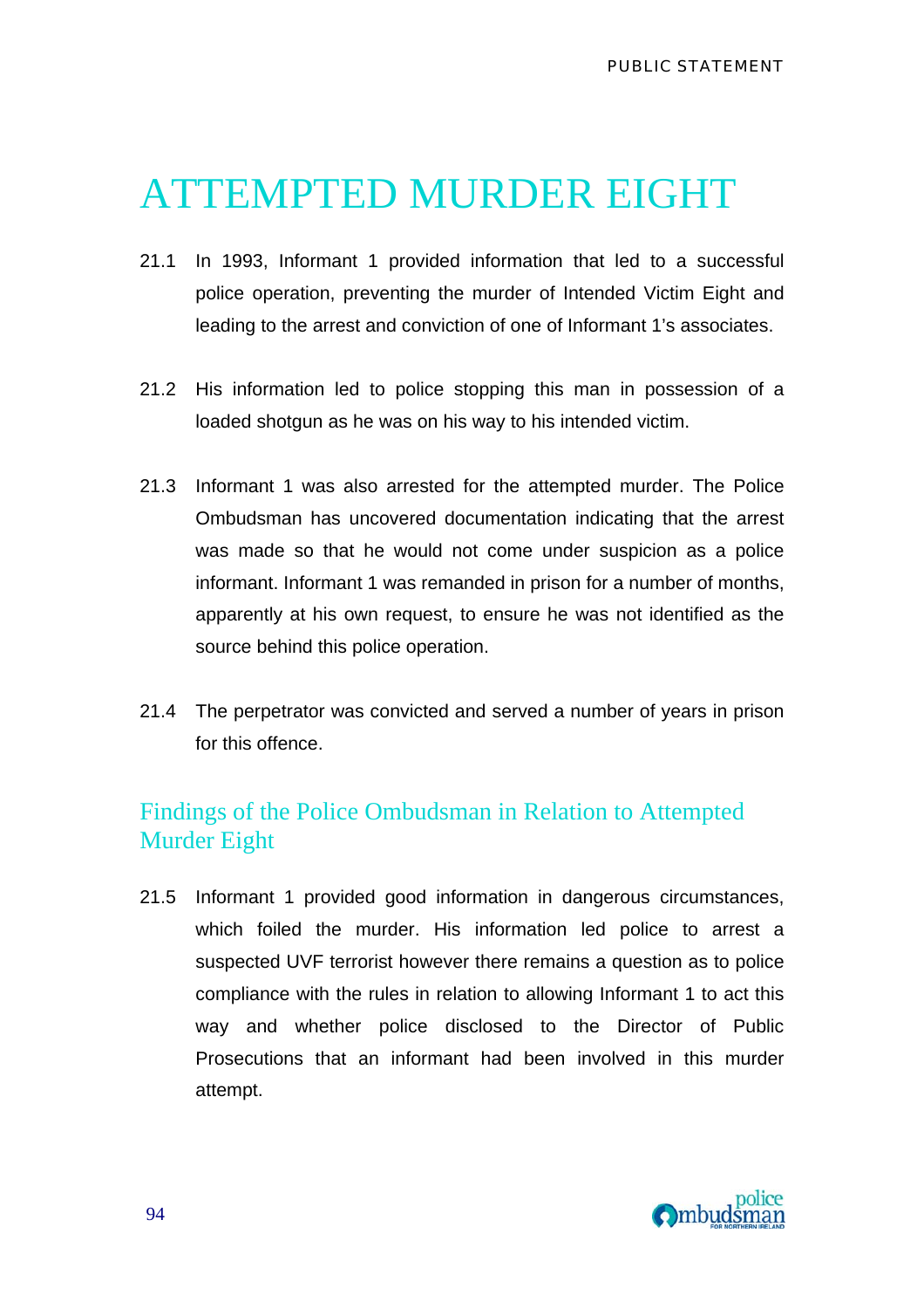# ATTEMPTED MURDER EIGHT

21.1 In 1993, Informant 1 provided information that led to a successful police operation, preventing the murder of Intended Victim Eight and leading to the arrest and conviction of one of Informant 1's associates.

21.2 His information led to police stopping this man in possession of a loaded shotgun as he was on his way to his intended victim.

21.3 Informant 1 was also arrested for the attempted murder. The Police Ombudsman has uncovered documentation indicating that the arrest was made so that he would not come under suspicion as a police informant. Informant 1 was remanded in prison for a number of months, apparently at his own request, to ensure he was not identified as the source behind this police operation.

21.4 The perpetrator was convicted and served a number of years in prison for this offence.

## Findings of the Police Ombudsman in Relation to Attempted Murder Eight

21.5 Informant 1 provided good information in dangerous circumstances, which foiled the murder. His information led police to arrest a suspected UVF terrorist however there remains a question as to police compliance with the rules in relation to allowing Informant 1 to act this way and whether police disclosed to the Director of Public Prosecutions that an informant had been involved in this murder attempt.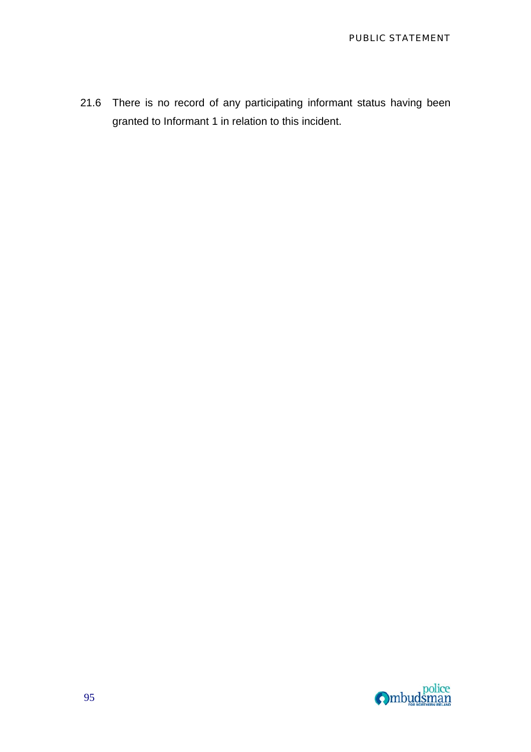21.6 There is no record of any participating informant status having been granted to Informant 1 in relation to this incident.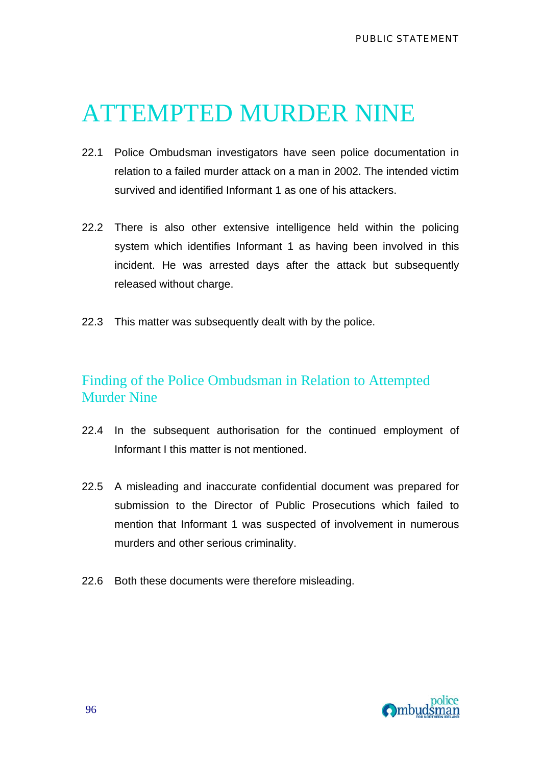# ATTEMPTED MURDER NINE

22.1 Police Ombudsman investigators have seen police documentation in relation to a failed murder attack on a man in 2002. The intended victim survived and identified Informant 1 as one of his attackers.

22.2 There is also other extensive intelligence held within the policing system which identifies Informant 1 as having been involved in this incident. He was arrested days after the attack but subsequently released without charge.

22.3 This matter was subsequently dealt with by the police.

## Finding of the Police Ombudsman in Relation to Attempted Murder Nine

22.4 In the subsequent authorisation for the continued employment of Informant I this matter is not mentioned.

22.5 A misleading and inaccurate confidential document was prepared for submission to the Director of Public Prosecutions which failed to mention that Informant 1 was suspected of involvement in numerous murders and other serious criminality.

22.6 Both these documents were therefore misleading.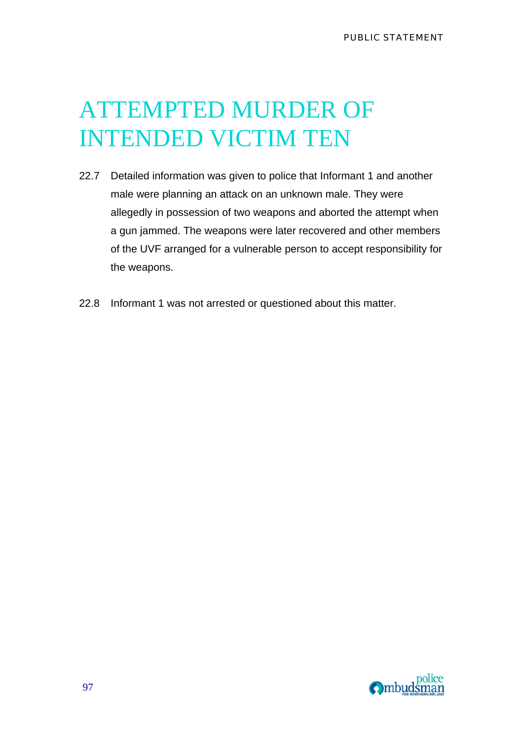# ATTEMPTED MURDER OF INTENDED VICTIM TEN

22.7 Detailed information was given to police that Informant 1 and another male were planning an attack on an unknown male. They were allegedly in possession of two weapons and aborted the attempt when a gun jammed. The weapons were later recovered and other members of the UVF arranged for a vulnerable person to accept responsibility for the weapons.

22.8 Informant 1 was not arrested or questioned about this matter.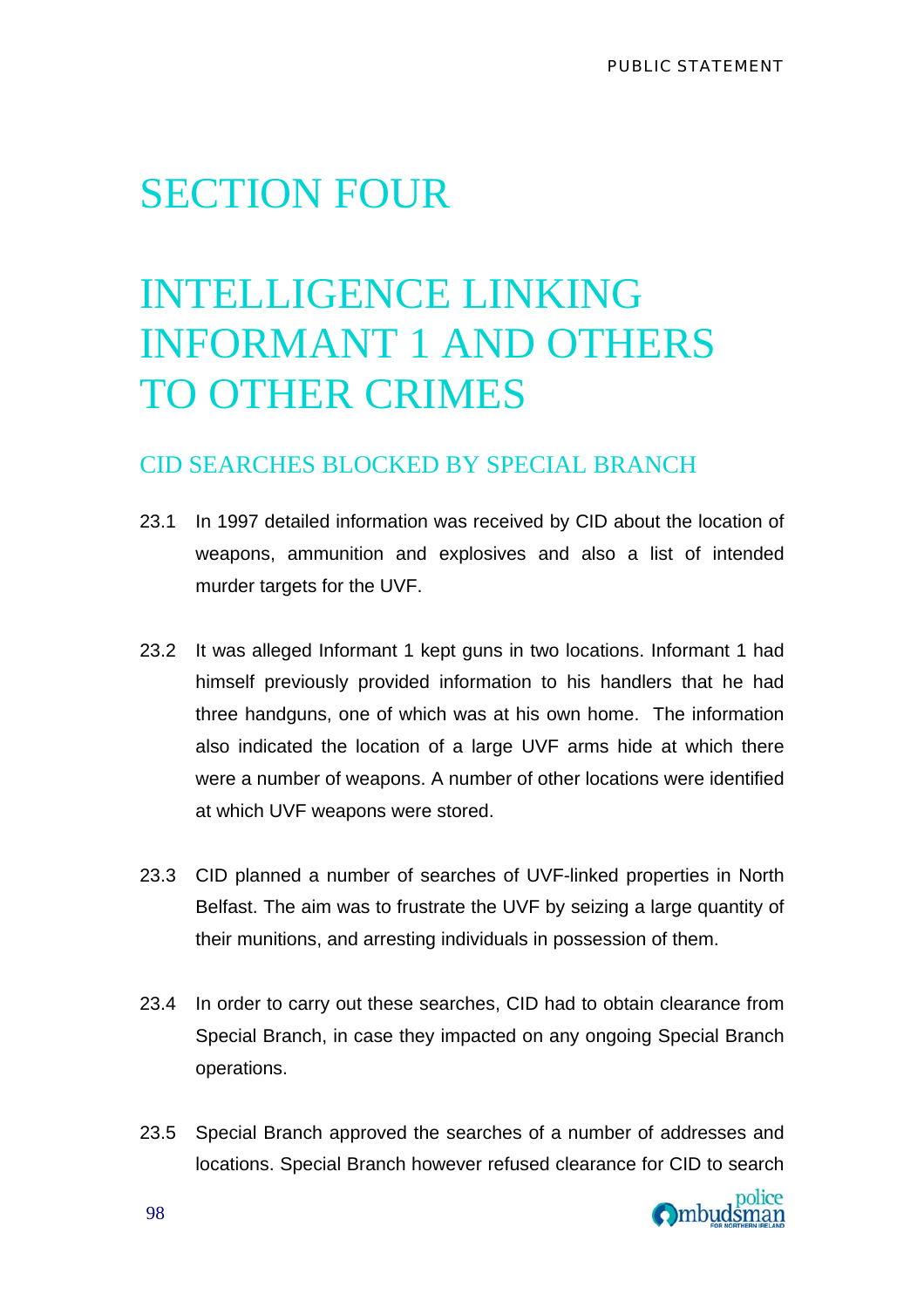# SECTION FOUR

# INTELLIGENCE LINKING INFORMANT 1 AND OTHERS TO OTHER CRIMES

## CID SEARCHES BLOCKED BY SPECIAL BRANCH

23.1 In 1997 detailed information was received by CID about the location of weapons, ammunition and explosives and also a list of intended murder targets for the UVF.

23.2 It was alleged Informant 1 kept guns in two locations. Informant 1 had himself previously provided information to his handlers that he had three handguns, one of which was at his own home. The information also indicated the location of a large UVF arms hide at which there were a number of weapons. A number of other locations were identified at which UVF weapons were stored.

23.3 CID planned a number of searches of UVF-linked properties in North Belfast. The aim was to frustrate the UVF by seizing a large quantity of their munitions, and arresting individuals in possession of them.

23.4 In order to carry out these searches, CID had to obtain clearance from Special Branch, in case they impacted on any ongoing Special Branch operations.

23.5 Special Branch approved the searches of a number of addresses and locations. Special Branch however refused clearance for CID to search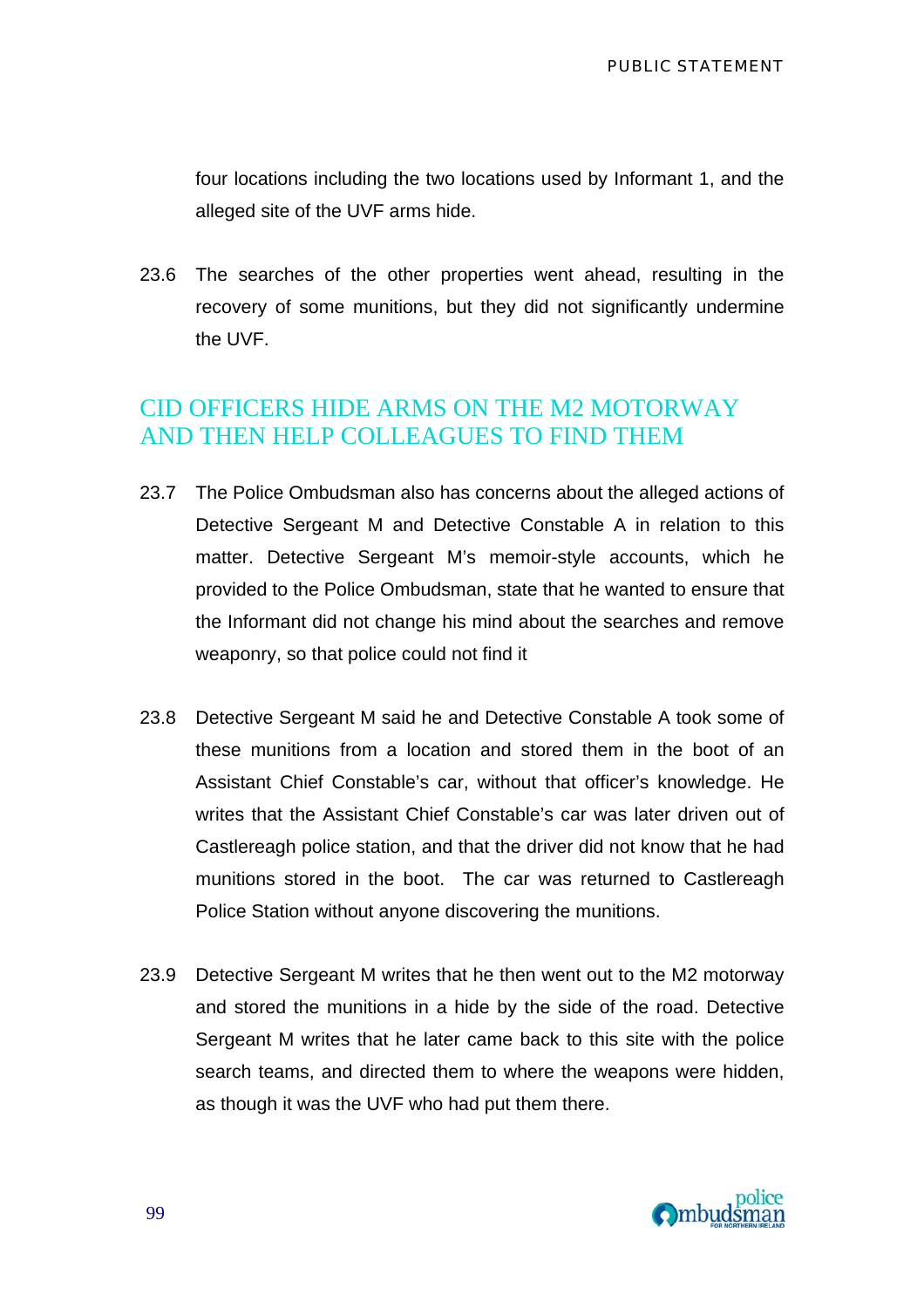four locations including the two locations used by Informant 1, and the alleged site of the UVF arms hide.

23.6 The searches of the other properties went ahead, resulting in the recovery of some munitions, but they did not significantly undermine the UVF.

## CID OFFICERS HIDE ARMS ON THE M2 MOTORWAY AND THEN HELP COLLEAGUES TO FIND THEM

23.7 The Police Ombudsman also has concerns about the alleged actions of Detective Sergeant M and Detective Constable A in relation to this matter. Detective Sergeant M's memoir-style accounts, which he provided to the Police Ombudsman, state that he wanted to ensure that the Informant did not change his mind about the searches and remove weaponry, so that police could not find it

23.8 Detective Sergeant M said he and Detective Constable A took some of these munitions from a location and stored them in the boot of an Assistant Chief Constable's car, without that officer's knowledge. He writes that the Assistant Chief Constable's car was later driven out of Castlereagh police station, and that the driver did not know that he had munitions stored in the boot. The car was returned to Castlereagh Police Station without anyone discovering the munitions.

23.9 Detective Sergeant M writes that he then went out to the M2 motorway and stored the munitions in a hide by the side of the road. Detective Sergeant M writes that he later came back to this site with the police search teams, and directed them to where the weapons were hidden, as though it was the UVF who had put them there.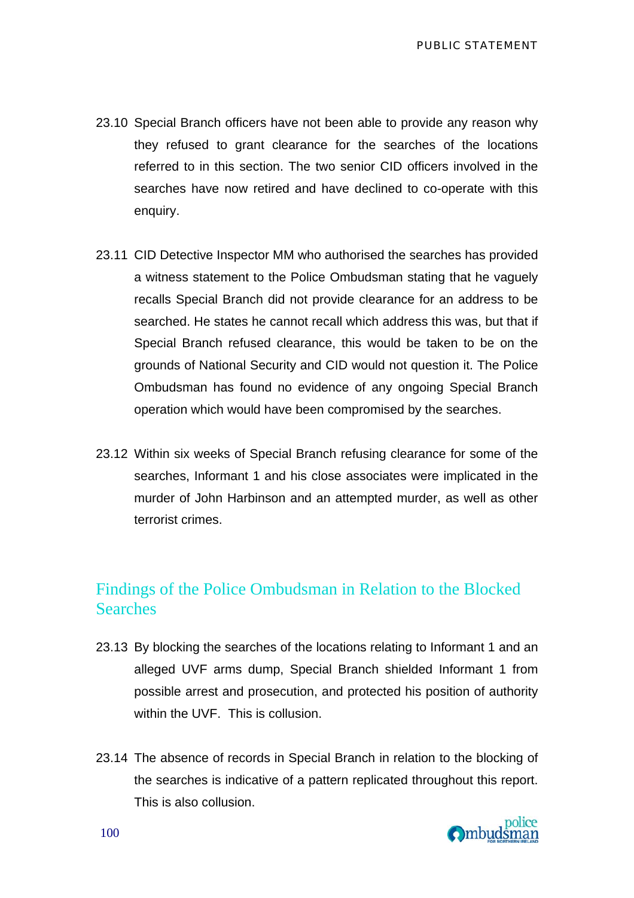23.10 Special Branch officers have not been able to provide any reason why they refused to grant clearance for the searches of the locations referred to in this section. The two senior CID officers involved in the searches have now retired and have declined to co-operate with this enquiry.

23.11 CID Detective Inspector MM who authorised the searches has provided a witness statement to the Police Ombudsman stating that he vaguely recalls Special Branch did not provide clearance for an address to be searched. He states he cannot recall which address this was, but that if Special Branch refused clearance, this would be taken to be on the grounds of National Security and CID would not question it. The Police Ombudsman has found no evidence of any ongoing Special Branch operation which would have been compromised by the searches.

23.12 Within six weeks of Special Branch refusing clearance for some of the searches, Informant 1 and his close associates were implicated in the murder of John Harbinson and an attempted murder, as well as other terrorist crimes.

## Findings of the Police Ombudsman in Relation to the Blocked Searches

23.13 By blocking the searches of the locations relating to Informant 1 and an alleged UVF arms dump, Special Branch shielded Informant 1 from possible arrest and prosecution, and protected his position of authority within the UVF. This is collusion.

23.14 The absence of records in Special Branch in relation to the blocking of the searches is indicative of a pattern replicated throughout this report. This is also collusion.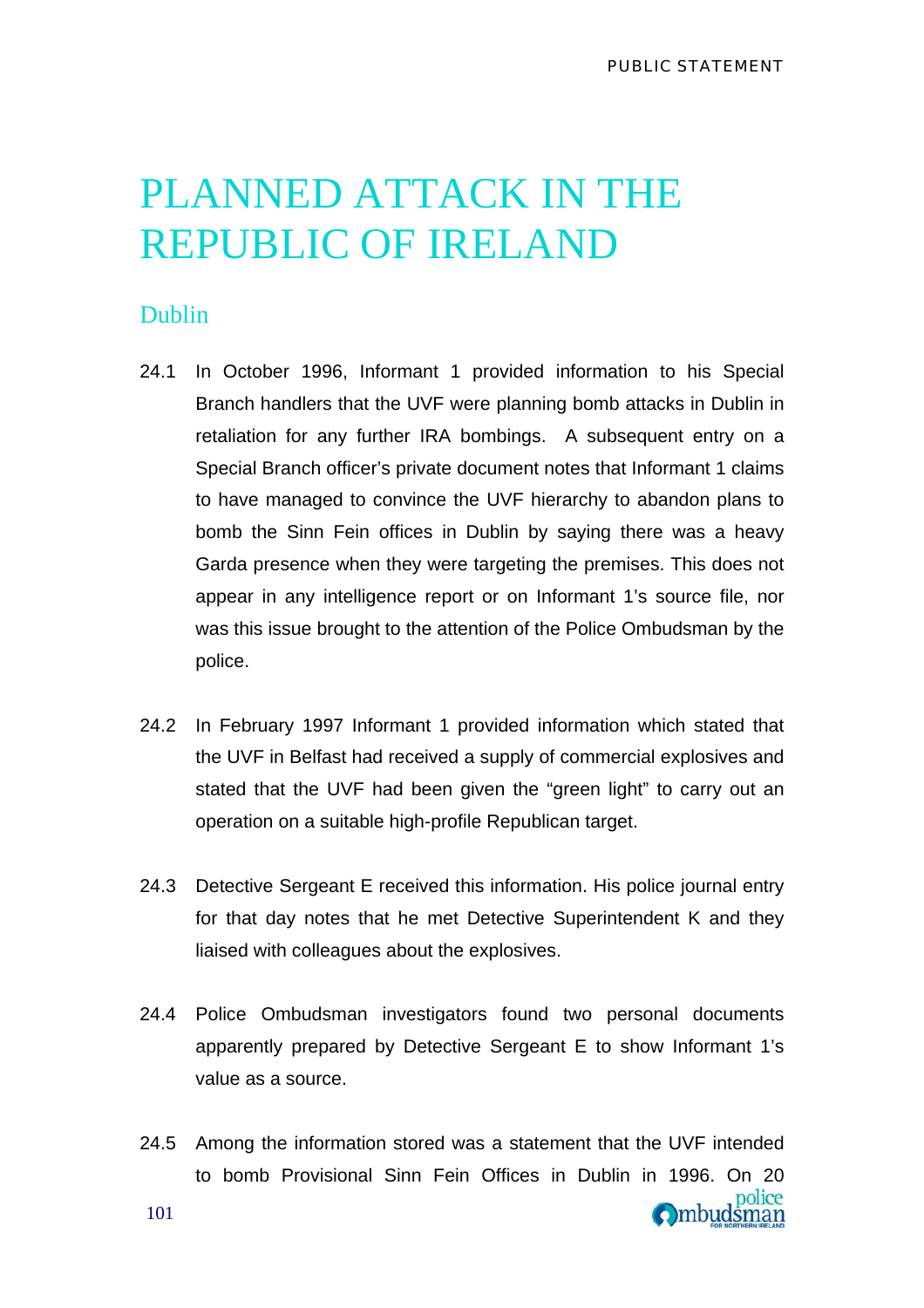# PLANNED ATTACK IN THE REPUBLIC OF IRELAND

## Dublin

24.1 In October 1996, Informant 1 provided information to his Special Branch handlers that the UVF were planning bomb attacks in Dublin in retaliation for any further IRA bombings. A subsequent entry on a Special Branch officer's private document notes that Informant 1 claims to have managed to convince the UVF hierarchy to abandon plans to bomb the Sinn Fein offices in Dublin by saying there was a heavy Garda presence when they were targeting the premises. This does not appear in any intelligence report or on Informant 1's source file, nor was this issue brought to the attention of the Police Ombudsman by the police.

24.2 In February 1997 Informant 1 provided information which stated that the UVF in Belfast had received a supply of commercial explosives and stated that the UVF had been given the "green light" to carry out an operation on a suitable high-profile Republican target.

24.3 Detective Sergeant E received this information. His police journal entry for that day notes that he met Detective Superintendent K and they liaised with colleagues about the explosives.

24.4 Police Ombudsman investigators found two personal documents apparently prepared by Detective Sergeant E to show Informant 1's value as a source.

24.5 Among the information stored was a statement that the UVF intended to bomb Provisional Sinn Fein Offices in Dublin in 1996. On 20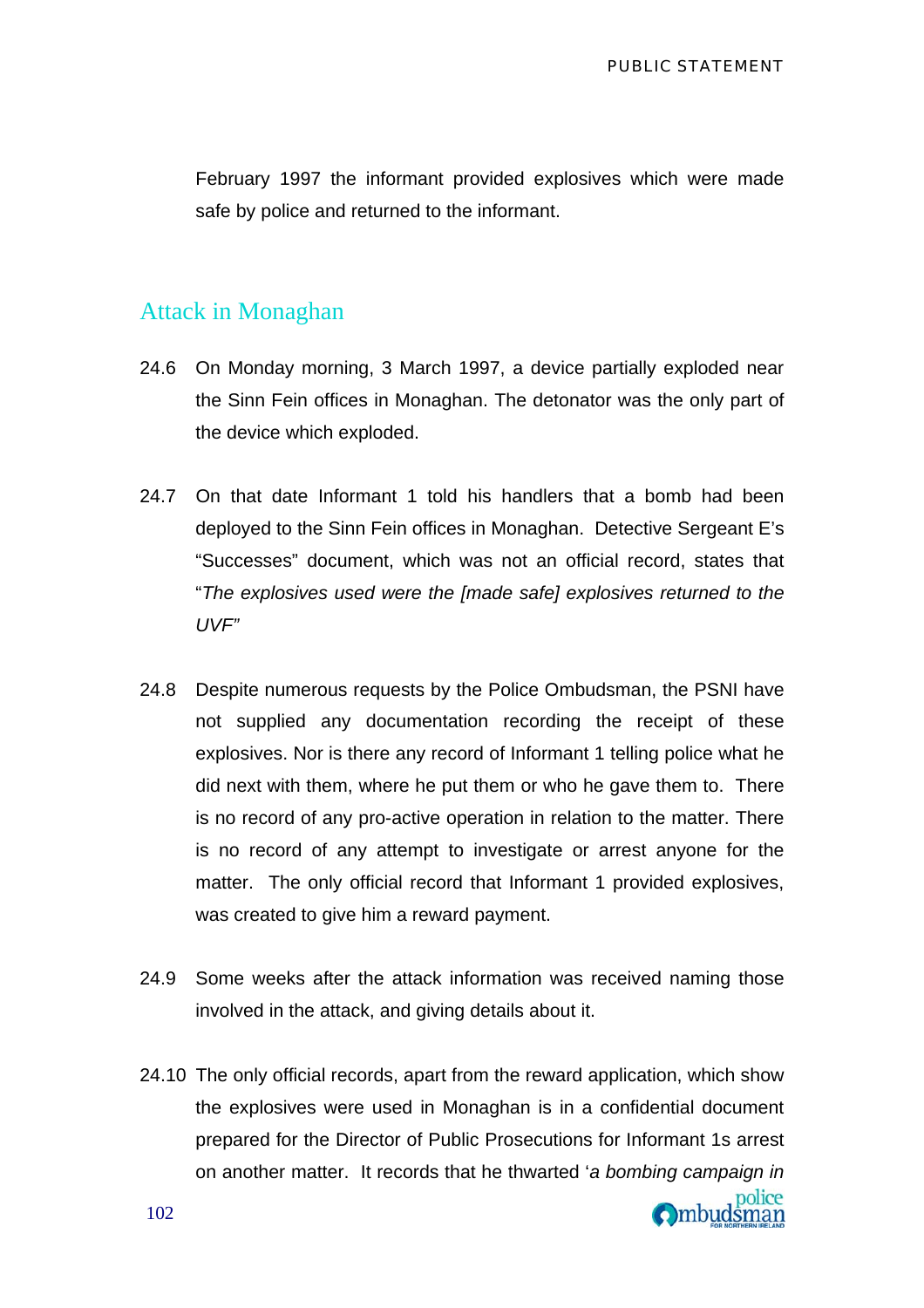February 1997 the informant provided explosives which were made safe by police and returned to the informant.

## Attack in Monaghan

24.6 On Monday morning, 3 March 1997, a device partially exploded near the Sinn Fein offices in Monaghan. The detonator was the only part of the device which exploded.

24.7 On that date Informant 1 told his handlers that a bomb had been deployed to the Sinn Fein offices in Monaghan. Detective Sergeant E's "Successes" document, which was not an official record, states that "*The explosives used were the [made safe] explosives returned to the UVF"*

24.8 Despite numerous requests by the Police Ombudsman, the PSNI have not supplied any documentation recording the receipt of these explosives. Nor is there any record of Informant 1 telling police what he did next with them, where he put them or who he gave them to. There is no record of any pro-active operation in relation to the matter. There is no record of any attempt to investigate or arrest anyone for the matter. The only official record that Informant 1 provided explosives, was created to give him a reward payment.

24.9 Some weeks after the attack information was received naming those involved in the attack, and giving details about it.

24.10 The only official records, apart from the reward application, which show the explosives were used in Monaghan is in a confidential document prepared for the Director of Public Prosecutions for Informant 1s arrest on another matter. It records that he thwarted '*a bombing campaign in*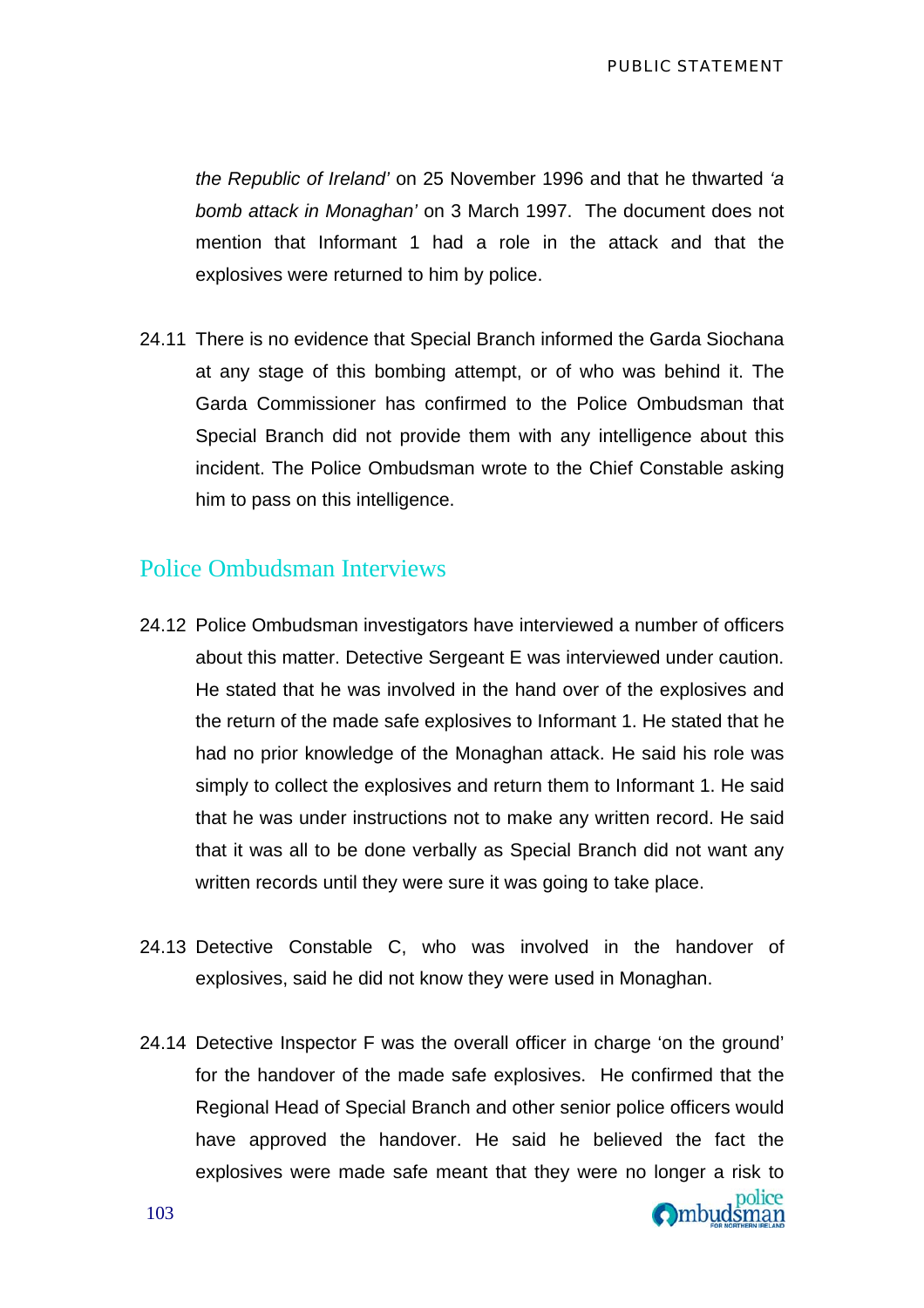*the Republic of Ireland'* on 25 November 1996 and that he thwarted *'a bomb attack in Monaghan'* on 3 March 1997. The document does not mention that Informant 1 had a role in the attack and that the explosives were returned to him by police.

24.11 There is no evidence that Special Branch informed the Garda Siochana at any stage of this bombing attempt, or of who was behind it. The Garda Commissioner has confirmed to the Police Ombudsman that Special Branch did not provide them with any intelligence about this incident. The Police Ombudsman wrote to the Chief Constable asking him to pass on this intelligence.

## Police Ombudsman Interviews

24.12 Police Ombudsman investigators have interviewed a number of officers about this matter. Detective Sergeant E was interviewed under caution. He stated that he was involved in the hand over of the explosives and the return of the made safe explosives to Informant 1. He stated that he had no prior knowledge of the Monaghan attack. He said his role was simply to collect the explosives and return them to Informant 1. He said that he was under instructions not to make any written record. He said that it was all to be done verbally as Special Branch did not want any written records until they were sure it was going to take place.

24.13 Detective Constable C, who was involved in the handover of explosives, said he did not know they were used in Monaghan.

24.14 Detective Inspector F was the overall officer in charge 'on the ground' for the handover of the made safe explosives. He confirmed that the Regional Head of Special Branch and other senior police officers would have approved the handover. He said he believed the fact the explosives were made safe meant that they were no longer a risk to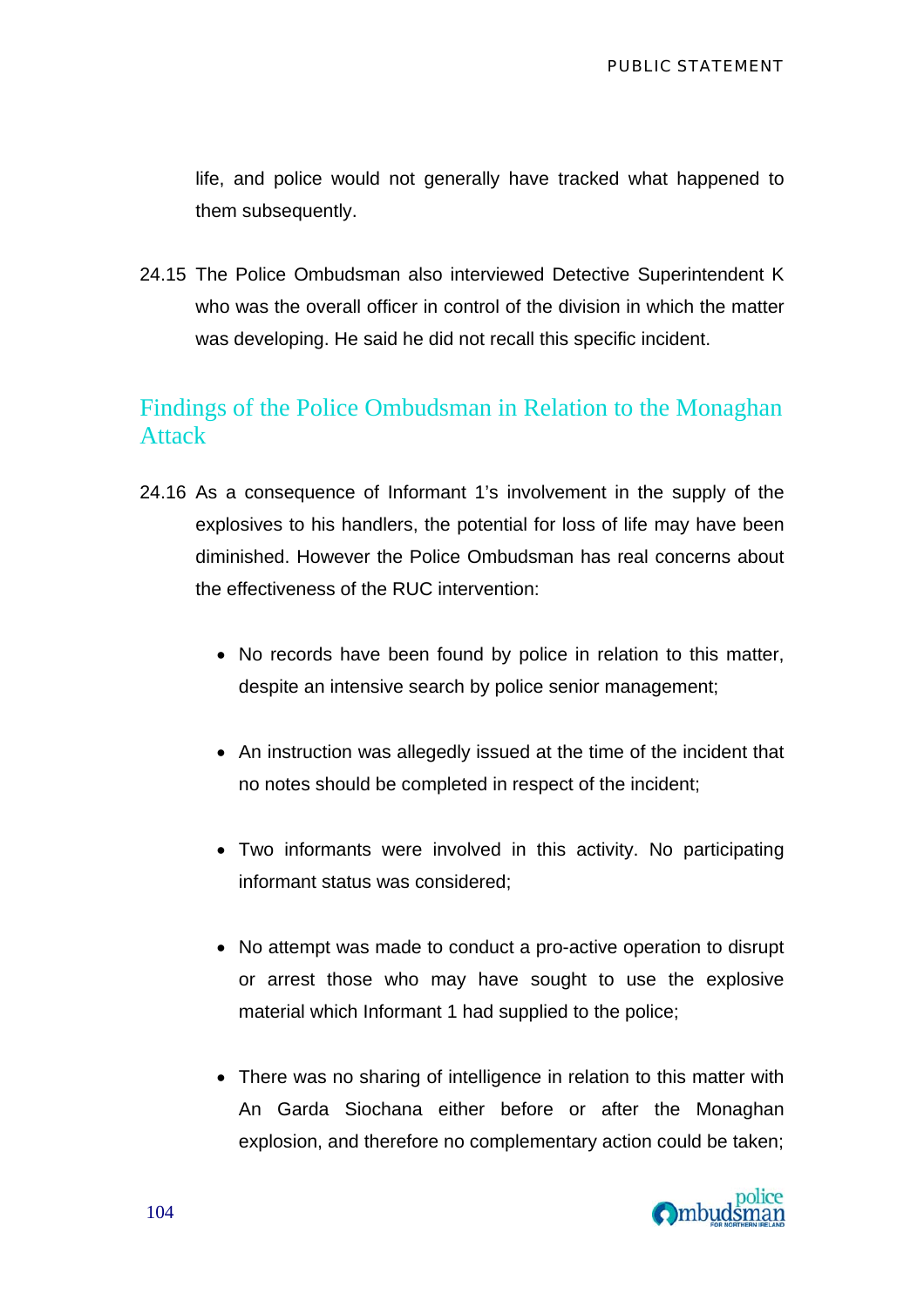life, and police would not generally have tracked what happened to them subsequently.

24.15 The Police Ombudsman also interviewed Detective Superintendent K who was the overall officer in control of the division in which the matter was developing. He said he did not recall this specific incident.

## Findings of the Police Ombudsman in Relation to the Monaghan Attack

24.16 As a consequence of Informant 1's involvement in the supply of the explosives to his handlers, the potential for loss of life may have been diminished. However the Police Ombudsman has real concerns about the effectiveness of the RUC intervention:

- No records have been found by police in relation to this matter, despite an intensive search by police senior management;
- An instruction was allegedly issued at the time of the incident that no notes should be completed in respect of the incident;
- Two informants were involved in this activity. No participating informant status was considered;
- No attempt was made to conduct a pro-active operation to disrupt or arrest those who may have sought to use the explosive material which Informant 1 had supplied to the police;
- There was no sharing of intelligence in relation to this matter with An Garda Siochana either before or after the Monaghan explosion, and therefore no complementary action could be taken;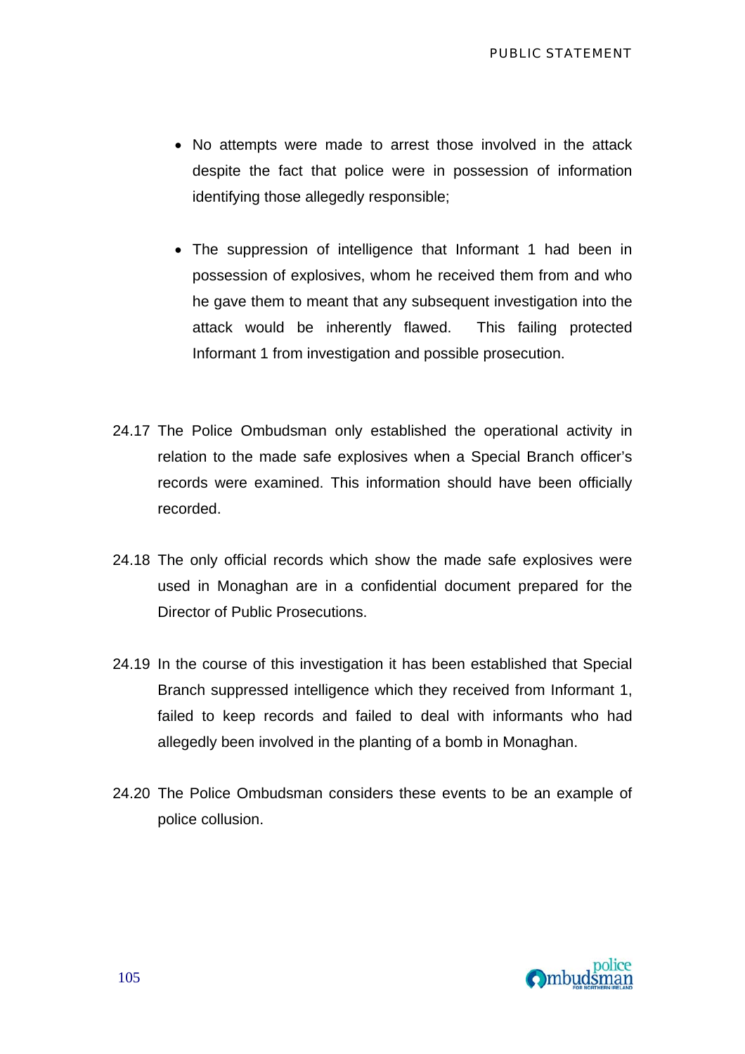- No attempts were made to arrest those involved in the attack despite the fact that police were in possession of information identifying those allegedly responsible;

- The suppression of intelligence that Informant 1 had been in possession of explosives, whom he received them from and who he gave them to meant that any subsequent investigation into the attack would be inherently flawed. This failing protected Informant 1 from investigation and possible prosecution.

24.17 The Police Ombudsman only established the operational activity in relation to the made safe explosives when a Special Branch officer's records were examined. This information should have been officially recorded.

24.18 The only official records which show the made safe explosives were used in Monaghan are in a confidential document prepared for the Director of Public Prosecutions.

24.19 In the course of this investigation it has been established that Special Branch suppressed intelligence which they received from Informant 1, failed to keep records and failed to deal with informants who had allegedly been involved in the planting of a bomb in Monaghan.

24.20 The Police Ombudsman considers these events to be an example of police collusion.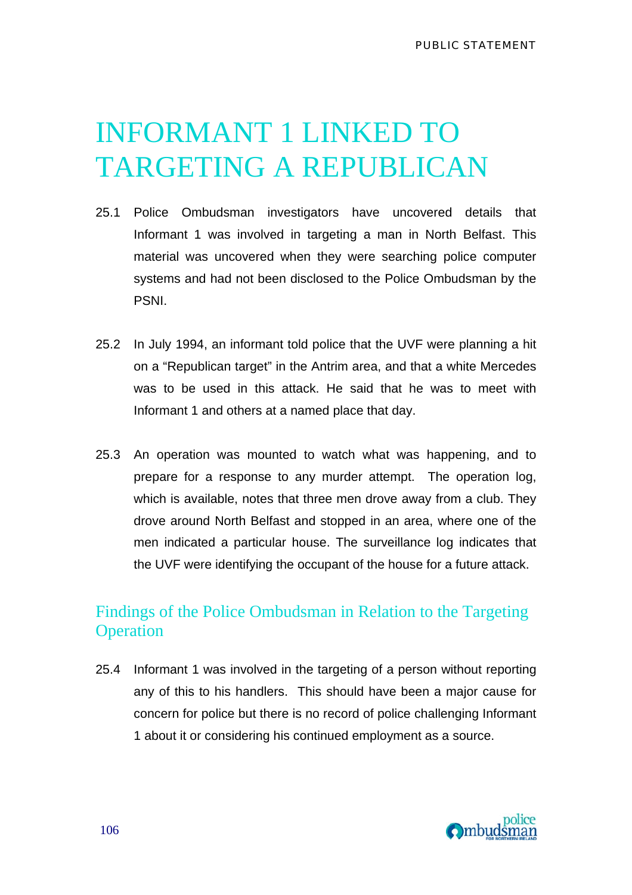# INFORMANT 1 LINKED TO TARGETING A REPUBLICAN

25.1 Police Ombudsman investigators have uncovered details that Informant 1 was involved in targeting a man in North Belfast. This material was uncovered when they were searching police computer systems and had not been disclosed to the Police Ombudsman by the PSNI.

25.2 In July 1994, an informant told police that the UVF were planning a hit on a "Republican target" in the Antrim area, and that a white Mercedes was to be used in this attack. He said that he was to meet with Informant 1 and others at a named place that day.

25.3 An operation was mounted to watch what was happening, and to prepare for a response to any murder attempt. The operation log, which is available, notes that three men drove away from a club. They drove around North Belfast and stopped in an area, where one of the men indicated a particular house. The surveillance log indicates that the UVF were identifying the occupant of the house for a future attack.

## Findings of the Police Ombudsman in Relation to the Targeting Operation

25.4 Informant 1 was involved in the targeting of a person without reporting any of this to his handlers. This should have been a major cause for concern for police but there is no record of police challenging Informant 1 about it or considering his continued employment as a source.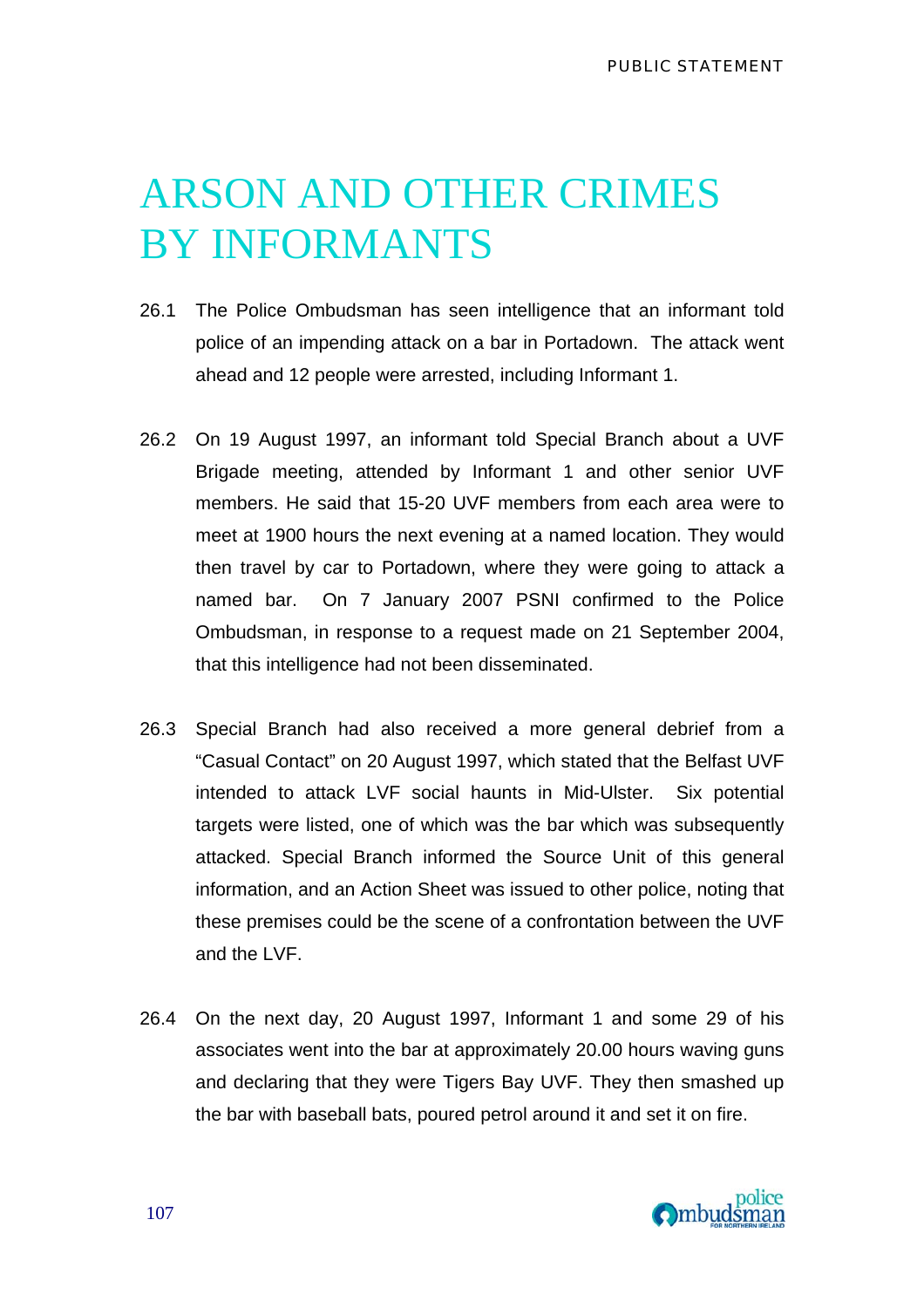# ARSON AND OTHER CRIMES BY INFORMANTS

26.1 The Police Ombudsman has seen intelligence that an informant told police of an impending attack on a bar in Portadown. The attack went ahead and 12 people were arrested, including Informant 1.

26.2 On 19 August 1997, an informant told Special Branch about a UVF Brigade meeting, attended by Informant 1 and other senior UVF members. He said that 15-20 UVF members from each area were to meet at 1900 hours the next evening at a named location. They would then travel by car to Portadown, where they were going to attack a named bar. On 7 January 2007 PSNI confirmed to the Police Ombudsman, in response to a request made on 21 September 2004, that this intelligence had not been disseminated.

26.3 Special Branch had also received a more general debrief from a "Casual Contact" on 20 August 1997, which stated that the Belfast UVF intended to attack LVF social haunts in Mid-Ulster. Six potential targets were listed, one of which was the bar which was subsequently attacked. Special Branch informed the Source Unit of this general information, and an Action Sheet was issued to other police, noting that these premises could be the scene of a confrontation between the UVF and the LVF.

26.4 On the next day, 20 August 1997, Informant 1 and some 29 of his associates went into the bar at approximately 20.00 hours waving guns and declaring that they were Tigers Bay UVF. They then smashed up the bar with baseball bats, poured petrol around it and set it on fire.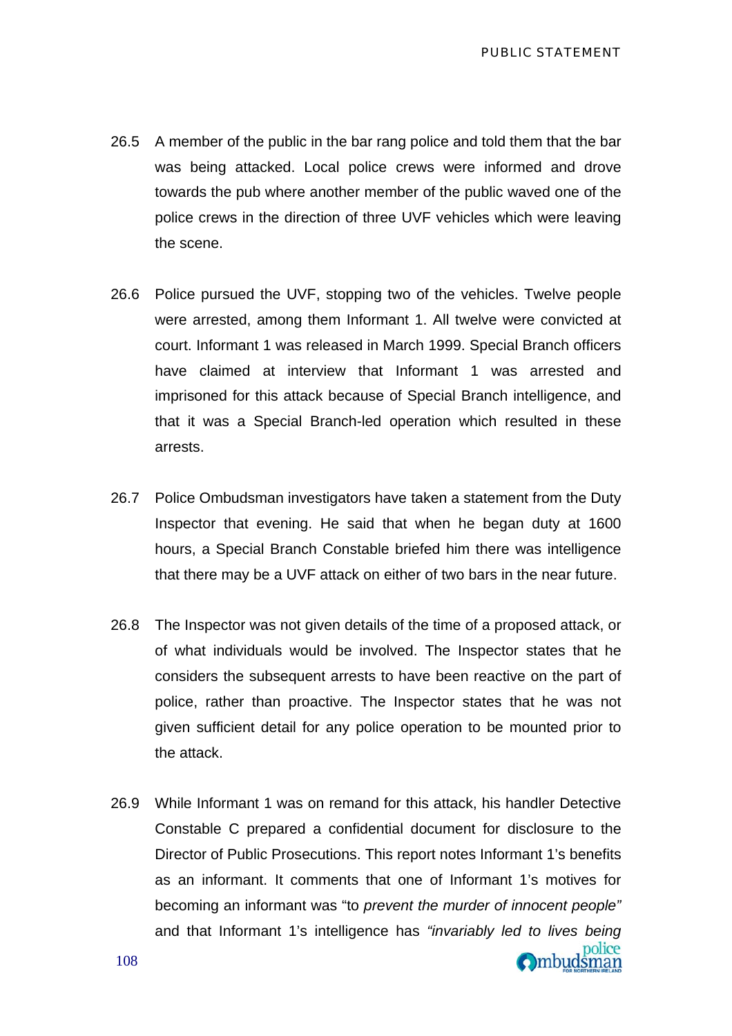26.5 A member of the public in the bar rang police and told them that the bar was being attacked. Local police crews were informed and drove towards the pub where another member of the public waved one of the police crews in the direction of three UVF vehicles which were leaving the scene.

26.6 Police pursued the UVF, stopping two of the vehicles. Twelve people were arrested, among them Informant 1. All twelve were convicted at court. Informant 1 was released in March 1999. Special Branch officers have claimed at interview that Informant 1 was arrested and imprisoned for this attack because of Special Branch intelligence, and that it was a Special Branch-led operation which resulted in these arrests.

26.7 Police Ombudsman investigators have taken a statement from the Duty Inspector that evening. He said that when he began duty at 1600 hours, a Special Branch Constable briefed him there was intelligence that there may be a UVF attack on either of two bars in the near future.

26.8 The Inspector was not given details of the time of a proposed attack, or of what individuals would be involved. The Inspector states that he considers the subsequent arrests to have been reactive on the part of police, rather than proactive. The Inspector states that he was not given sufficient detail for any police operation to be mounted prior to the attack.

26.9 While Informant 1 was on remand for this attack, his handler Detective Constable C prepared a confidential document for disclosure to the Director of Public Prosecutions. This report notes Informant 1's benefits as an informant. It comments that one of Informant 1's motives for becoming an informant was "to *prevent the murder of innocent people"* and that Informant 1's intelligence has *"invariably led to lives being*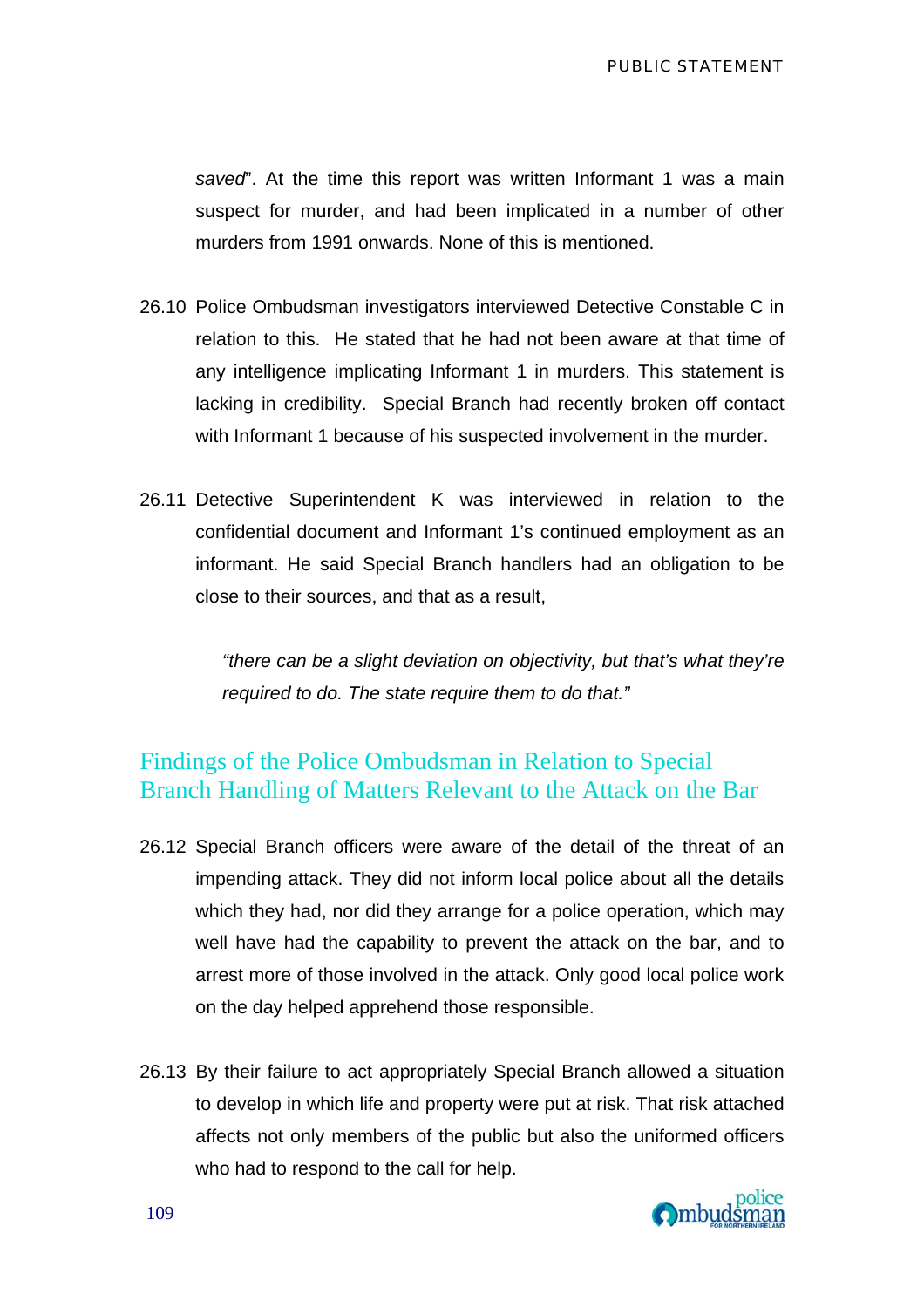*saved*". At the time this report was written Informant 1 was a main suspect for murder, and had been implicated in a number of other murders from 1991 onwards. None of this is mentioned.

26.10 Police Ombudsman investigators interviewed Detective Constable C in relation to this. He stated that he had not been aware at that time of any intelligence implicating Informant 1 in murders. This statement is lacking in credibility. Special Branch had recently broken off contact with Informant 1 because of his suspected involvement in the murder.

26.11 Detective Superintendent K was interviewed in relation to the confidential document and Informant 1's continued employment as an informant. He said Special Branch handlers had an obligation to be close to their sources, and that as a result,

> *"there can be a slight deviation on objectivity, but that's what they're required to do. The state require them to do that."*

## Findings of the Police Ombudsman in Relation to Special Branch Handling of Matters Relevant to the Attack on the Bar

26.12 Special Branch officers were aware of the detail of the threat of an impending attack. They did not inform local police about all the details which they had, nor did they arrange for a police operation, which may well have had the capability to prevent the attack on the bar, and to arrest more of those involved in the attack. Only good local police work on the day helped apprehend those responsible.

26.13 By their failure to act appropriately Special Branch allowed a situation to develop in which life and property were put at risk. That risk attached affects not only members of the public but also the uniformed officers who had to respond to the call for help.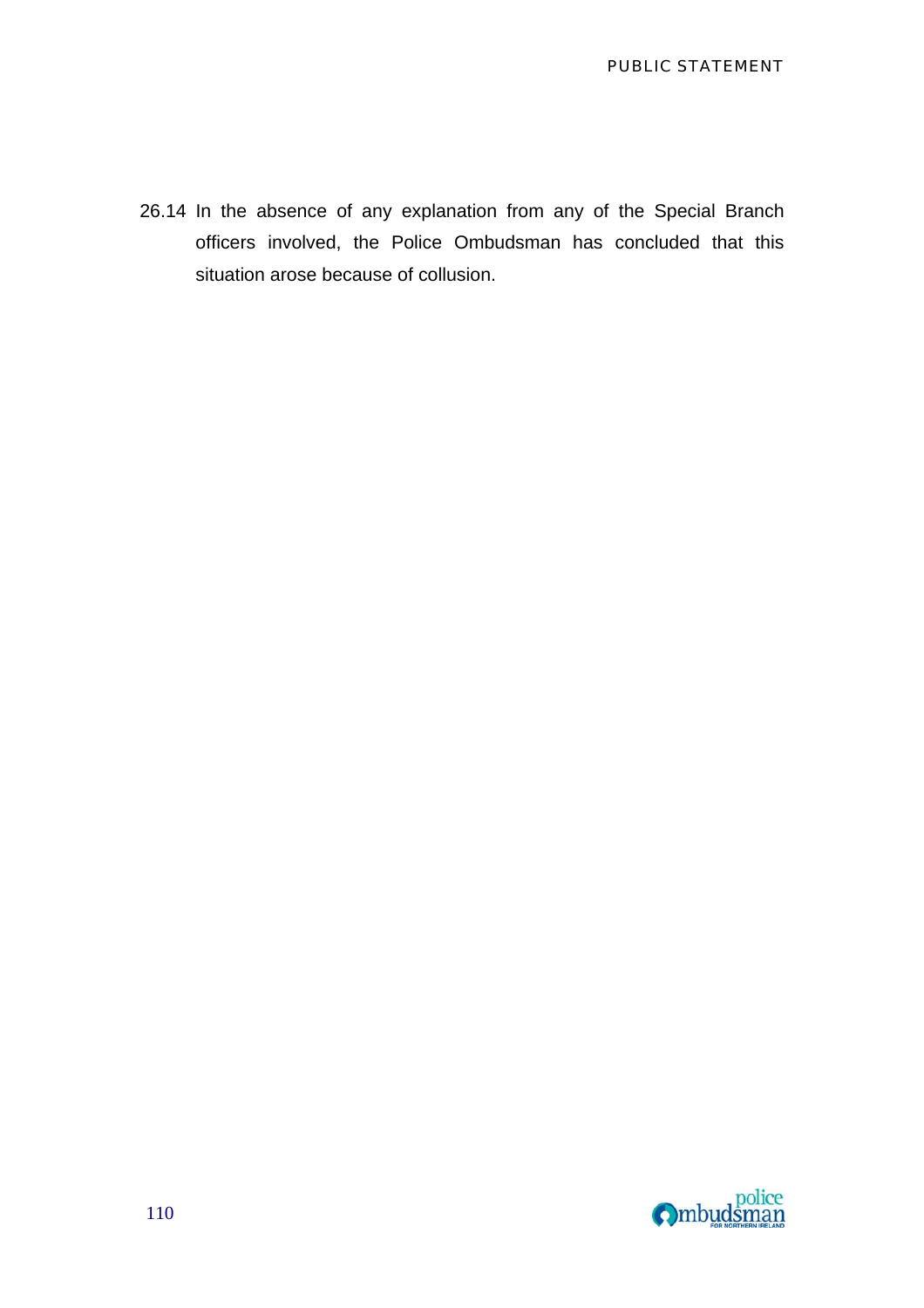26.14 In the absence of any explanation from any of the Special Branch officers involved, the Police Ombudsman has concluded that this situation arose because of collusion.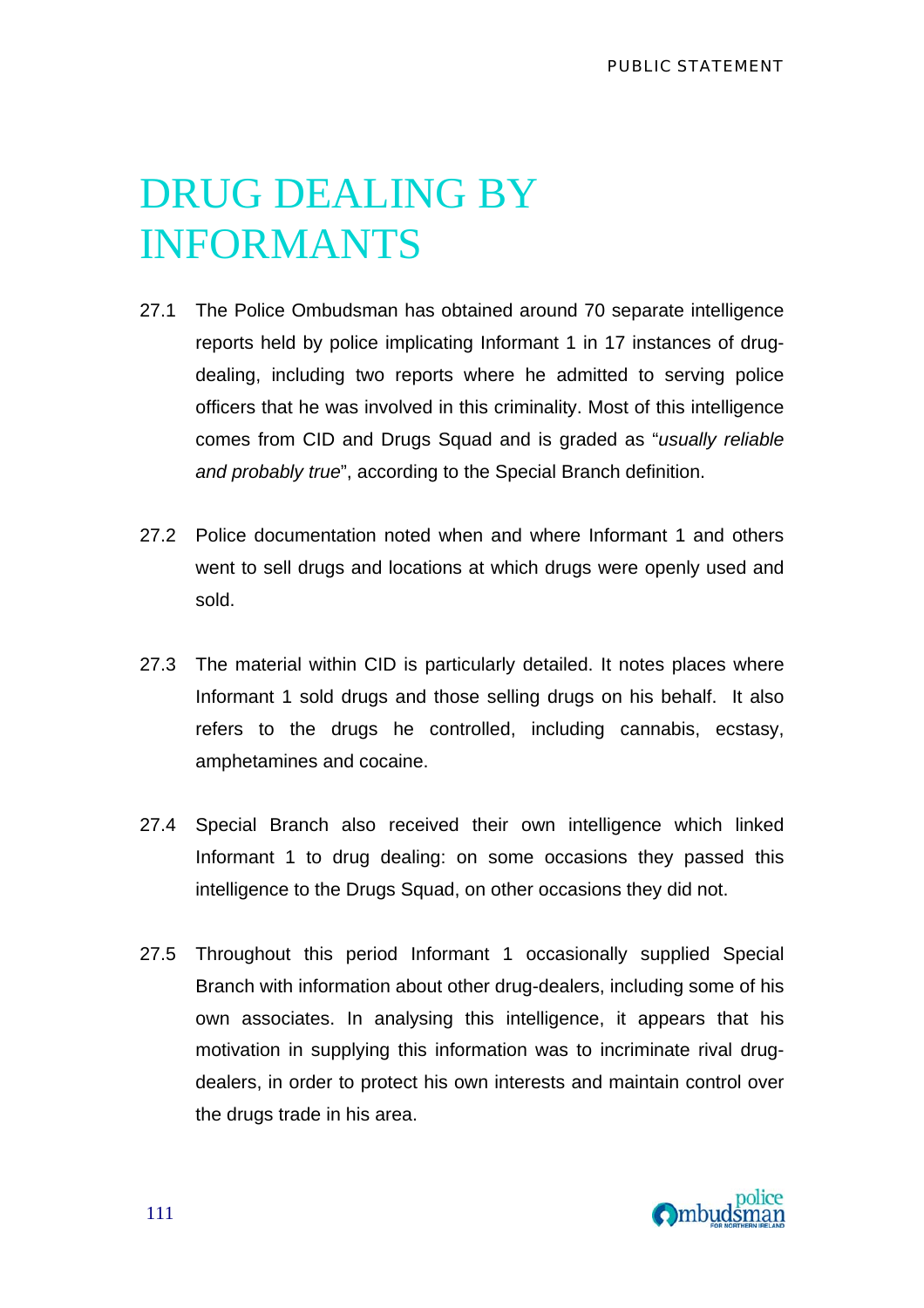# DRUG DEALING BY INFORMANTS

27.1 The Police Ombudsman has obtained around 70 separate intelligence reports held by police implicating Informant 1 in 17 instances of drug-dealing, including two reports where he admitted to serving police officers that he was involved in this criminality. Most of this intelligence comes from CID and Drugs Squad and is graded as "*usually reliable and probably true*", according to the Special Branch definition.

27.2 Police documentation noted when and where Informant 1 and others went to sell drugs and locations at which drugs were openly used and sold.

27.3 The material within CID is particularly detailed. It notes places where Informant 1 sold drugs and those selling drugs on his behalf. It also refers to the drugs he controlled, including cannabis, ecstasy, amphetamines and cocaine.

27.4 Special Branch also received their own intelligence which linked Informant 1 to drug dealing: on some occasions they passed this intelligence to the Drugs Squad, on other occasions they did not.

27.5 Throughout this period Informant 1 occasionally supplied Special Branch with information about other drug-dealers, including some of his own associates. In analysing this intelligence, it appears that his motivation in supplying this information was to incriminate rival drug-dealers, in order to protect his own interests and maintain control over the drugs trade in his area.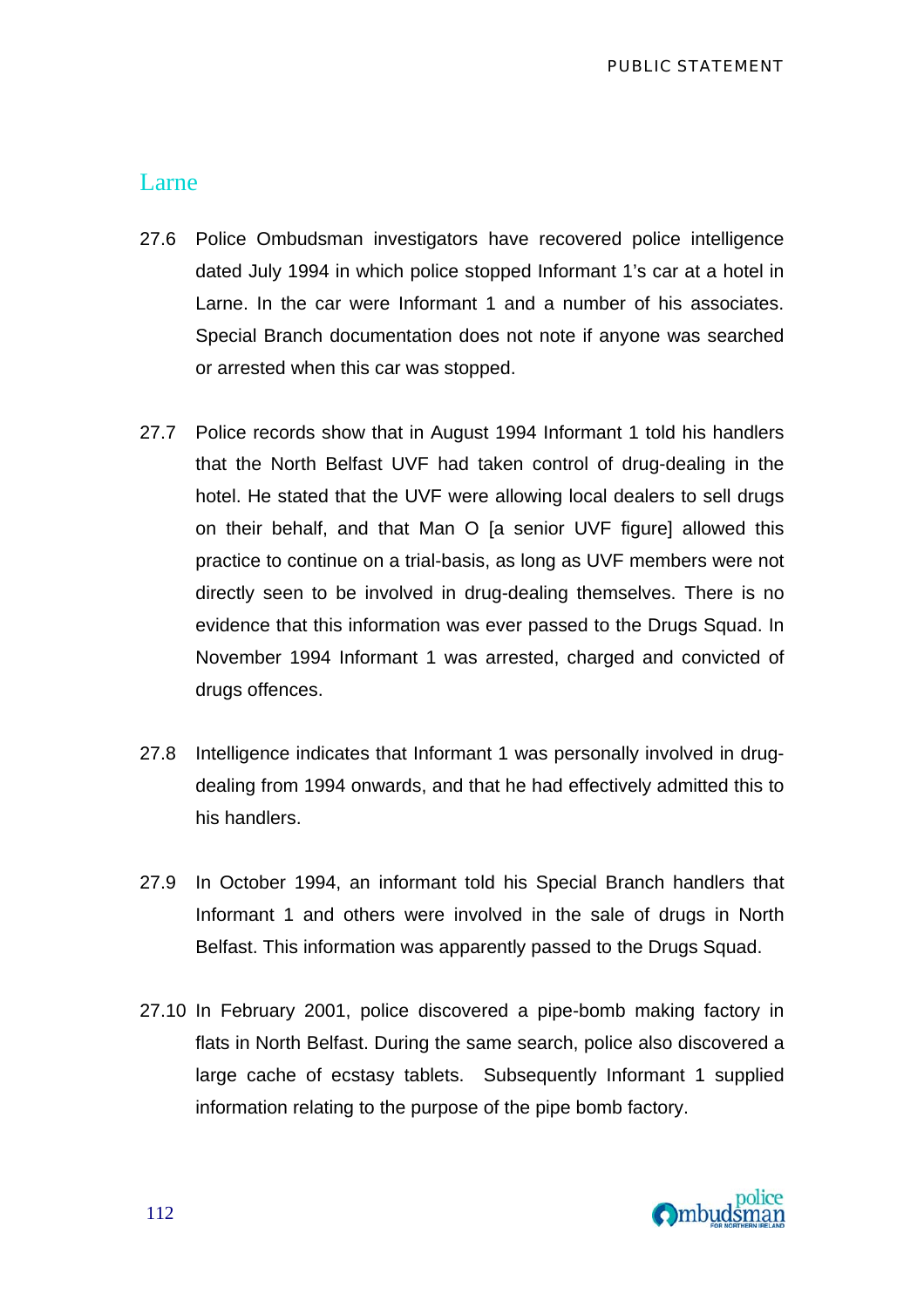## Larne

27.6 Police Ombudsman investigators have recovered police intelligence dated July 1994 in which police stopped Informant 1's car at a hotel in Larne. In the car were Informant 1 and a number of his associates. Special Branch documentation does not note if anyone was searched or arrested when this car was stopped.

27.7 Police records show that in August 1994 Informant 1 told his handlers that the North Belfast UVF had taken control of drug-dealing in the hotel. He stated that the UVF were allowing local dealers to sell drugs on their behalf, and that Man O [a senior UVF figure] allowed this practice to continue on a trial-basis, as long as UVF members were not directly seen to be involved in drug-dealing themselves. There is no evidence that this information was ever passed to the Drugs Squad. In November 1994 Informant 1 was arrested, charged and convicted of drugs offences.

27.8 Intelligence indicates that Informant 1 was personally involved in drug-dealing from 1994 onwards, and that he had effectively admitted this to his handlers.

27.9 In October 1994, an informant told his Special Branch handlers that Informant 1 and others were involved in the sale of drugs in North Belfast. This information was apparently passed to the Drugs Squad.

27.10 In February 2001, police discovered a pipe-bomb making factory in flats in North Belfast. During the same search, police also discovered a large cache of ecstasy tablets. Subsequently Informant 1 supplied information relating to the purpose of the pipe bomb factory.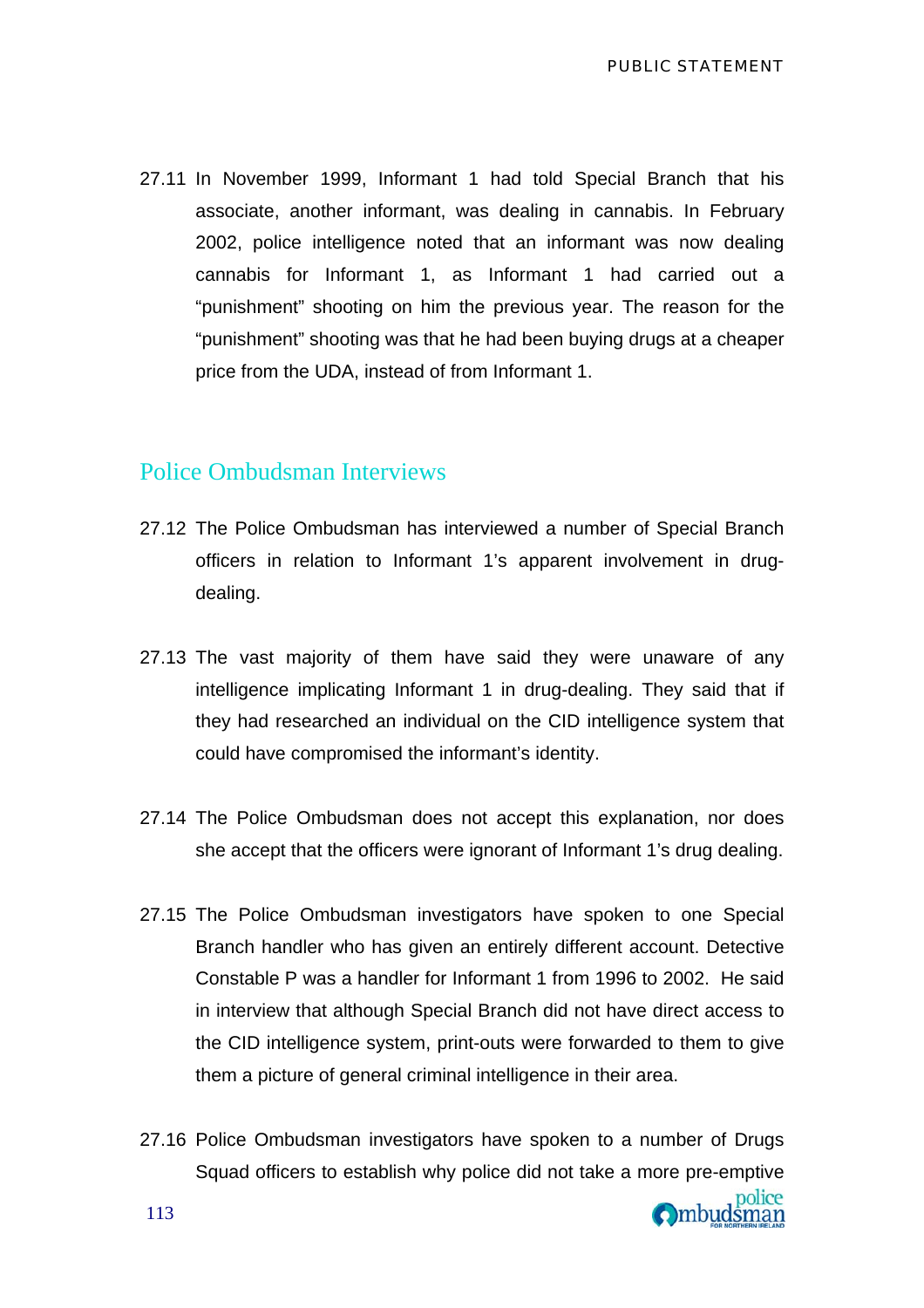27.11 In November 1999, Informant 1 had told Special Branch that his associate, another informant, was dealing in cannabis. In February 2002, police intelligence noted that an informant was now dealing cannabis for Informant 1, as Informant 1 had carried out a "punishment" shooting on him the previous year. The reason for the "punishment" shooting was that he had been buying drugs at a cheaper price from the UDA, instead of from Informant 1.

## Police Ombudsman Interviews

27.12 The Police Ombudsman has interviewed a number of Special Branch officers in relation to Informant 1's apparent involvement in drug-dealing.

27.13 The vast majority of them have said they were unaware of any intelligence implicating Informant 1 in drug-dealing. They said that if they had researched an individual on the CID intelligence system that could have compromised the informant's identity.

27.14 The Police Ombudsman does not accept this explanation, nor does she accept that the officers were ignorant of Informant 1's drug dealing.

27.15 The Police Ombudsman investigators have spoken to one Special Branch handler who has given an entirely different account. Detective Constable P was a handler for Informant 1 from 1996 to 2002. He said in interview that although Special Branch did not have direct access to the CID intelligence system, print-outs were forwarded to them to give them a picture of general criminal intelligence in their area.

27.16 Police Ombudsman investigators have spoken to a number of Drugs Squad officers to establish why police did not take a more pre-emptive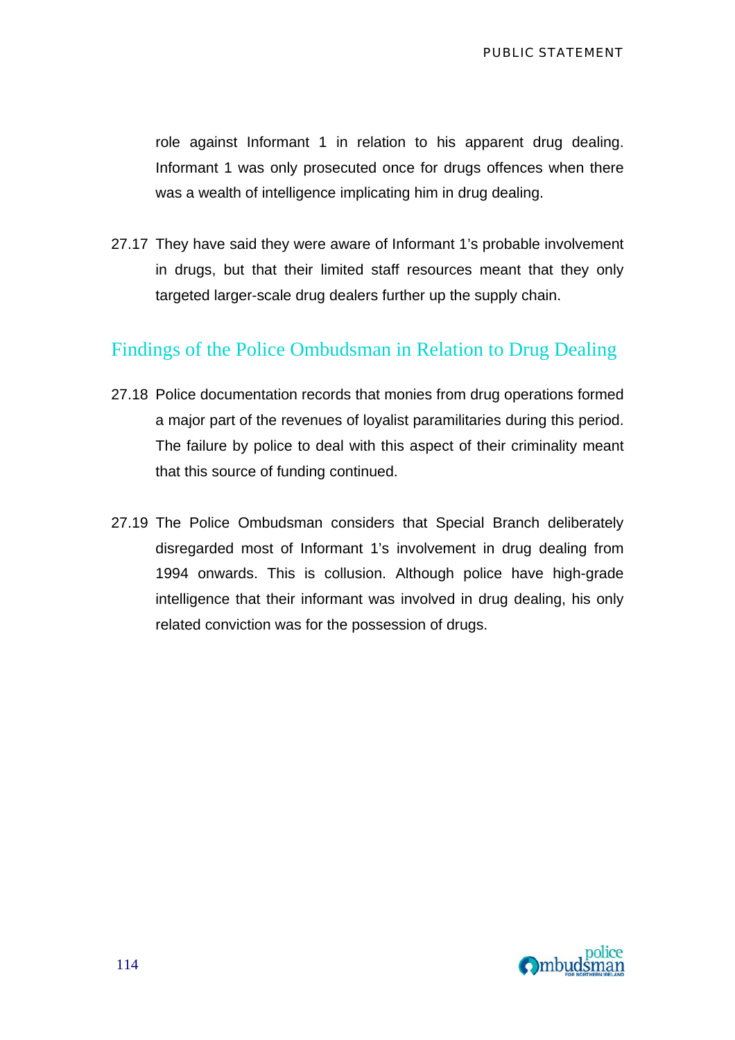role against Informant 1 in relation to his apparent drug dealing. Informant 1 was only prosecuted once for drugs offences when there was a wealth of intelligence implicating him in drug dealing.

27.17 They have said they were aware of Informant 1's probable involvement in drugs, but that their limited staff resources meant that they only targeted larger-scale drug dealers further up the supply chain.

## Findings of the Police Ombudsman in Relation to Drug Dealing

27.18 Police documentation records that monies from drug operations formed a major part of the revenues of loyalist paramilitaries during this period. The failure by police to deal with this aspect of their criminality meant that this source of funding continued.

27.19 The Police Ombudsman considers that Special Branch deliberately disregarded most of Informant 1's involvement in drug dealing from 1994 onwards. This is collusion. Although police have high-grade intelligence that their informant was involved in drug dealing, his only related conviction was for the possession of drugs.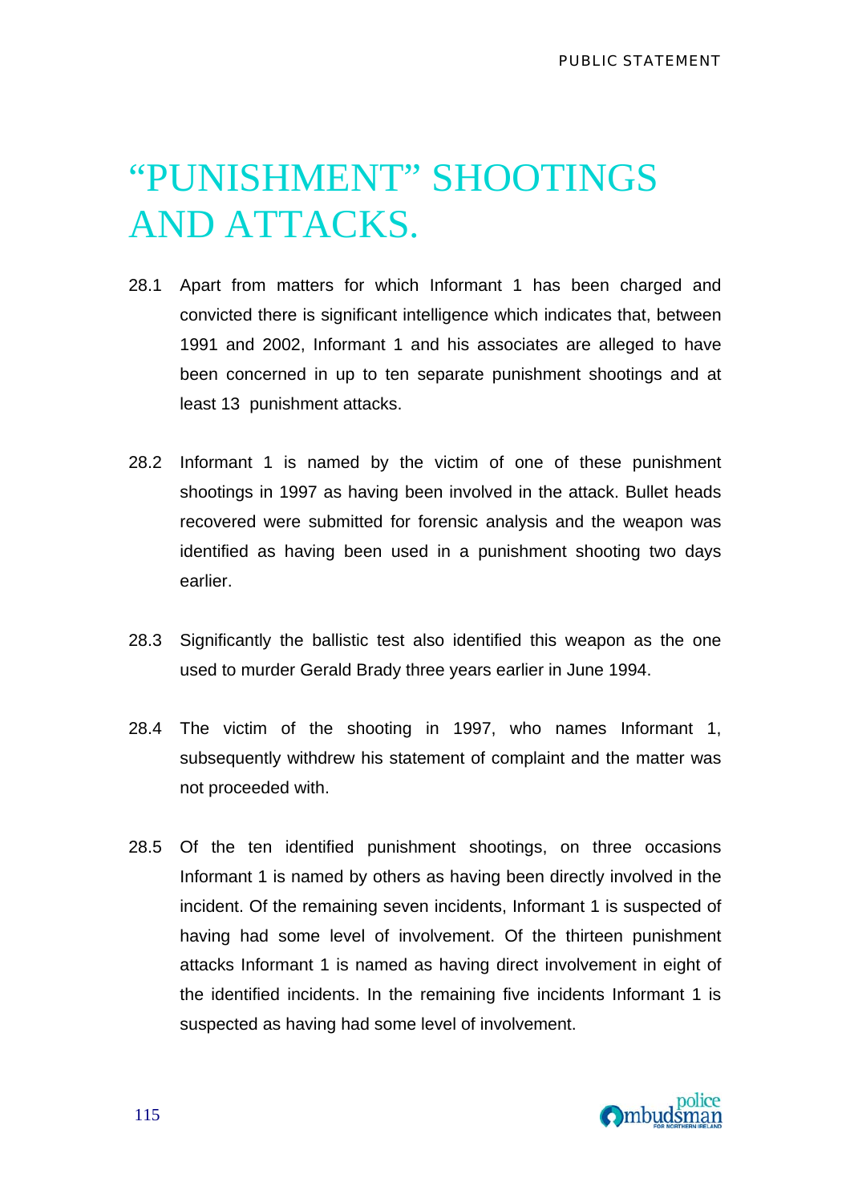# "PUNISHMENT" SHOOTINGS AND ATTACKS.

28.1 Apart from matters for which Informant 1 has been charged and convicted there is significant intelligence which indicates that, between 1991 and 2002, Informant 1 and his associates are alleged to have been concerned in up to ten separate punishment shootings and at least 13 punishment attacks.

28.2 Informant 1 is named by the victim of one of these punishment shootings in 1997 as having been involved in the attack. Bullet heads recovered were submitted for forensic analysis and the weapon was identified as having been used in a punishment shooting two days earlier.

28.3 Significantly the ballistic test also identified this weapon as the one used to murder Gerald Brady three years earlier in June 1994.

28.4 The victim of the shooting in 1997, who names Informant 1, subsequently withdrew his statement of complaint and the matter was not proceeded with.

28.5 Of the ten identified punishment shootings, on three occasions Informant 1 is named by others as having been directly involved in the incident. Of the remaining seven incidents, Informant 1 is suspected of having had some level of involvement. Of the thirteen punishment attacks Informant 1 is named as having direct involvement in eight of the identified incidents. In the remaining five incidents Informant 1 is suspected as having had some level of involvement.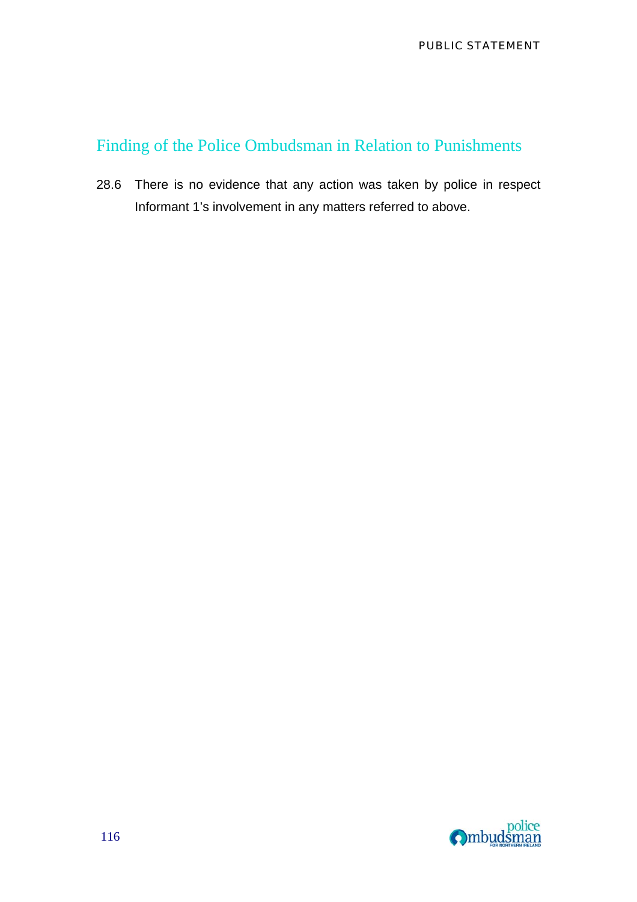## Finding of the Police Ombudsman in Relation to Punishments

28.6 There is no evidence that any action was taken by police in respect Informant 1's involvement in any matters referred to above.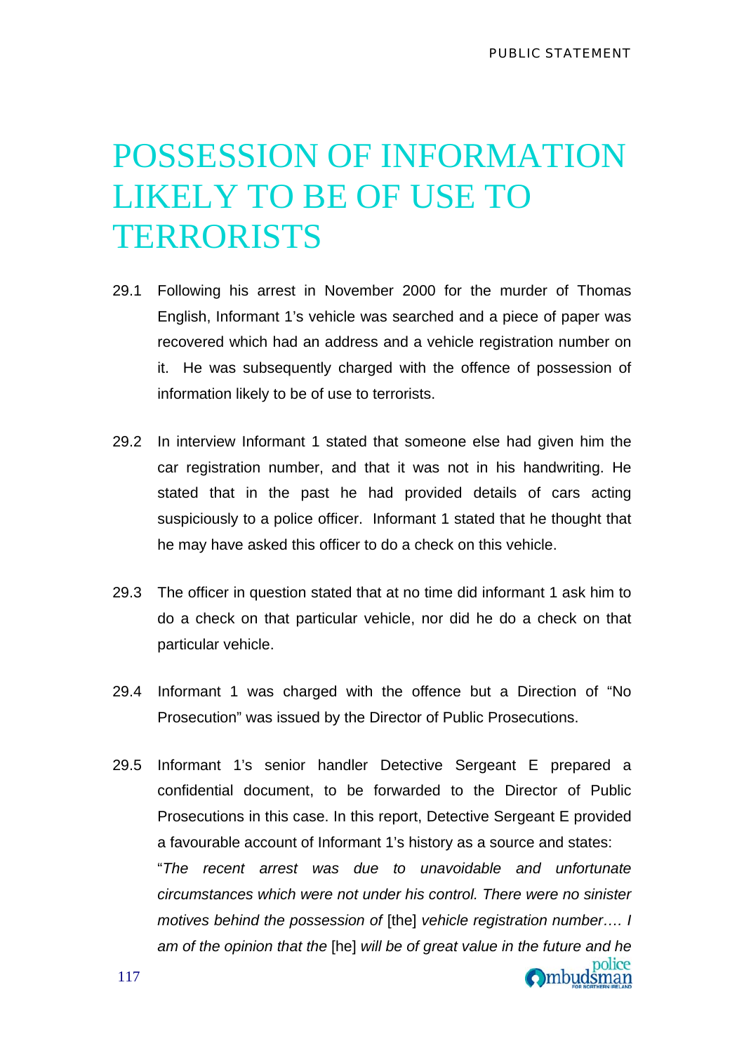# POSSESSION OF INFORMATION LIKELY TO BE OF USE TO TERRORISTS

29.1 Following his arrest in November 2000 for the murder of Thomas English, Informant 1's vehicle was searched and a piece of paper was recovered which had an address and a vehicle registration number on it. He was subsequently charged with the offence of possession of information likely to be of use to terrorists.

29.2 In interview Informant 1 stated that someone else had given him the car registration number, and that it was not in his handwriting. He stated that in the past he had provided details of cars acting suspiciously to a police officer. Informant 1 stated that he thought that he may have asked this officer to do a check on this vehicle.

29.3 The officer in question stated that at no time did informant 1 ask him to do a check on that particular vehicle, nor did he do a check on that particular vehicle.

29.4 Informant 1 was charged with the offence but a Direction of "No Prosecution" was issued by the Director of Public Prosecutions.

29.5 Informant 1's senior handler Detective Sergeant E prepared a confidential document, to be forwarded to the Director of Public Prosecutions in this case. In this report, Detective Sergeant E provided a favourable account of Informant 1's history as a source and states:
"*The recent arrest was due to unavoidable and unfortunate circumstances which were not under his control. There were no sinister motives behind the possession of* [the] *vehicle registration number…. I am of the opinion that the* [he] *will be of great value in the future and he*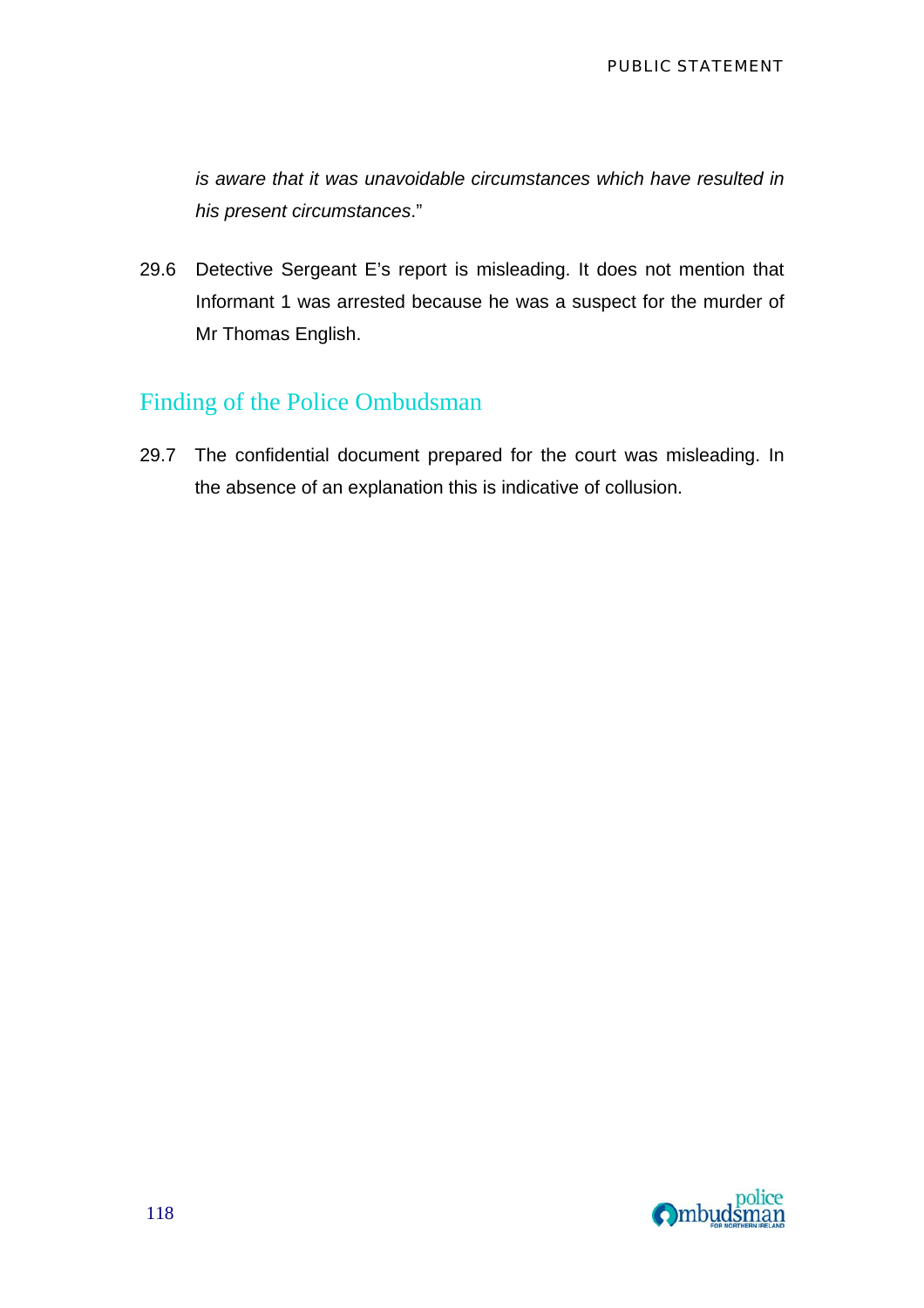*is aware that it was unavoidable circumstances which have resulted in his present circumstances*."

29.6 Detective Sergeant E's report is misleading. It does not mention that Informant 1 was arrested because he was a suspect for the murder of Mr Thomas English.

## Finding of the Police Ombudsman

29.7 The confidential document prepared for the court was misleading. In the absence of an explanation this is indicative of collusion.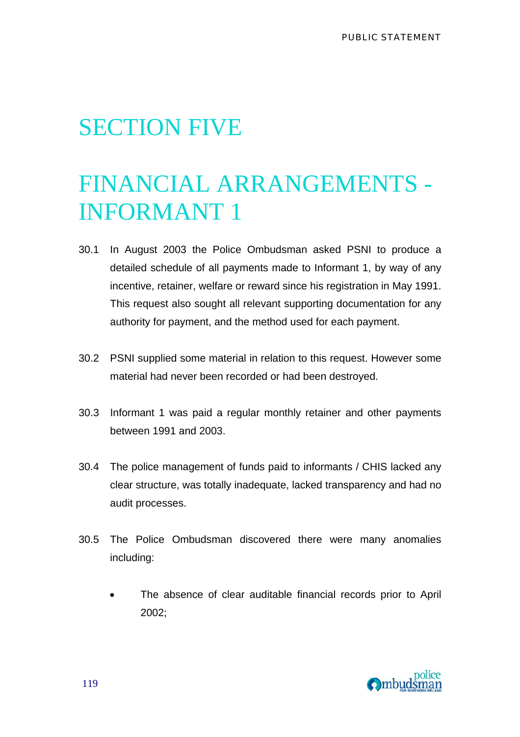# SECTION FIVE

# FINANCIAL ARRANGEMENTS - INFORMANT 1

30.1 In August 2003 the Police Ombudsman asked PSNI to produce a detailed schedule of all payments made to Informant 1, by way of any incentive, retainer, welfare or reward since his registration in May 1991. This request also sought all relevant supporting documentation for any authority for payment, and the method used for each payment.

30.2 PSNI supplied some material in relation to this request. However some material had never been recorded or had been destroyed.

30.3 Informant 1 was paid a regular monthly retainer and other payments between 1991 and 2003.

30.4 The police management of funds paid to informants / CHIS lacked any clear structure, was totally inadequate, lacked transparency and had no audit processes.

30.5 The Police Ombudsman discovered there were many anomalies including:

- The absence of clear auditable financial records prior to April 2002;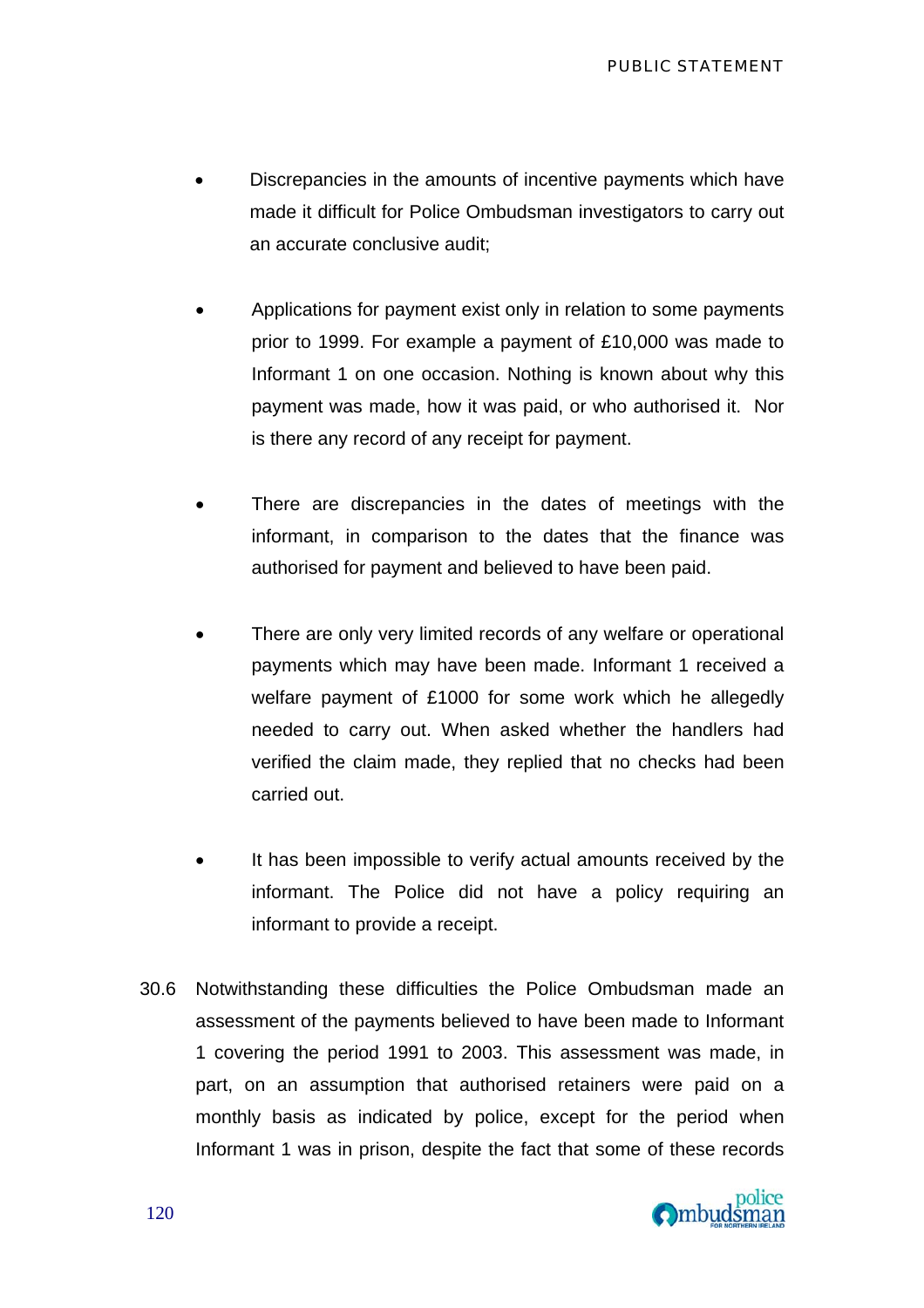- Discrepancies in the amounts of incentive payments which have made it difficult for Police Ombudsman investigators to carry out an accurate conclusive audit;

- Applications for payment exist only in relation to some payments prior to 1999. For example a payment of £10,000 was made to Informant 1 on one occasion. Nothing is known about why this payment was made, how it was paid, or who authorised it. Nor is there any record of any receipt for payment.

- There are discrepancies in the dates of meetings with the informant, in comparison to the dates that the finance was authorised for payment and believed to have been paid.

- There are only very limited records of any welfare or operational payments which may have been made. Informant 1 received a welfare payment of £1000 for some work which he allegedly needed to carry out. When asked whether the handlers had verified the claim made, they replied that no checks had been carried out.

- It has been impossible to verify actual amounts received by the informant. The Police did not have a policy requiring an informant to provide a receipt.

30.6 Notwithstanding these difficulties the Police Ombudsman made an assessment of the payments believed to have been made to Informant 1 covering the period 1991 to 2003. This assessment was made, in part, on an assumption that authorised retainers were paid on a monthly basis as indicated by police, except for the period when Informant 1 was in prison, despite the fact that some of these records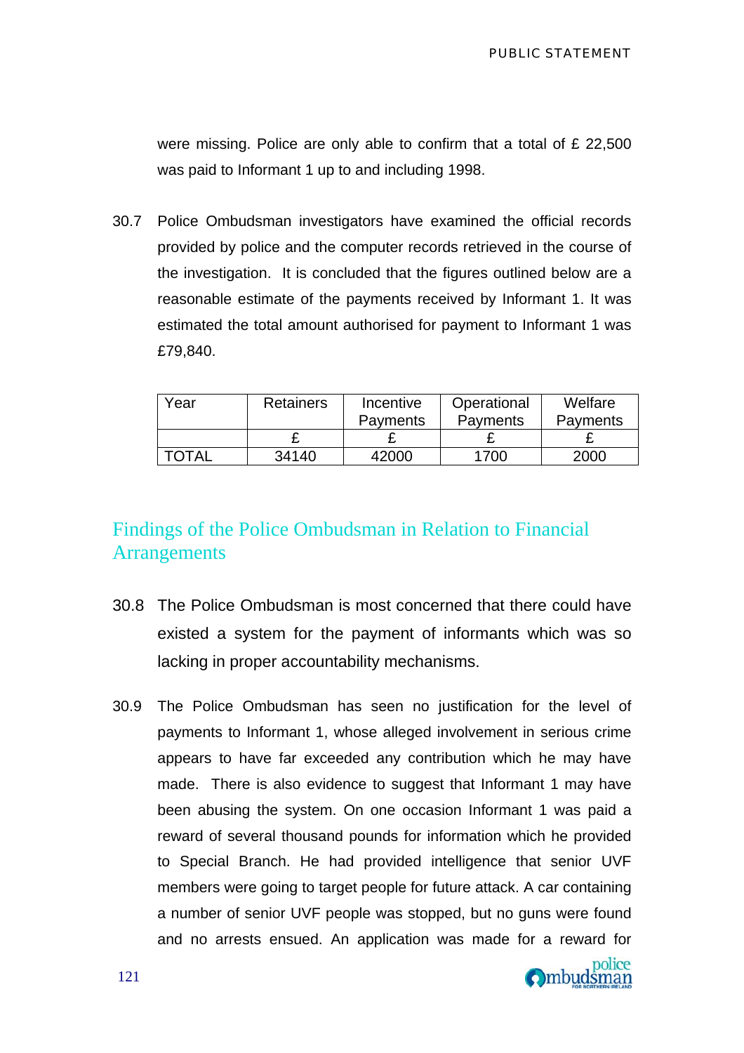were missing. Police are only able to confirm that a total of £ 22,500 was paid to Informant 1 up to and including 1998.

30.7 Police Ombudsman investigators have examined the official records provided by police and the computer records retrieved in the course of the investigation. It is concluded that the figures outlined below are a reasonable estimate of the payments received by Informant 1. It was estimated the total amount authorised for payment to Informant 1 was £79,840.

| Year | Retainers | Incentive Payments | Operational Payments | Welfare Payments |
|---|---|---|---|---|
| | £ | £ | £ | £ |
| TOTAL | 34140 | 42000 | 1700 | 2000 |

## Findings of the Police Ombudsman in Relation to Financial Arrangements

30.8 The Police Ombudsman is most concerned that there could have existed a system for the payment of informants which was so lacking in proper accountability mechanisms.

30.9 The Police Ombudsman has seen no justification for the level of payments to Informant 1, whose alleged involvement in serious crime appears to have far exceeded any contribution which he may have made. There is also evidence to suggest that Informant 1 may have been abusing the system. On one occasion Informant 1 was paid a reward of several thousand pounds for information which he provided to Special Branch. He had provided intelligence that senior UVF members were going to target people for future attack. A car containing a number of senior UVF people was stopped, but no guns were found and no arrests ensued. An application was made for a reward for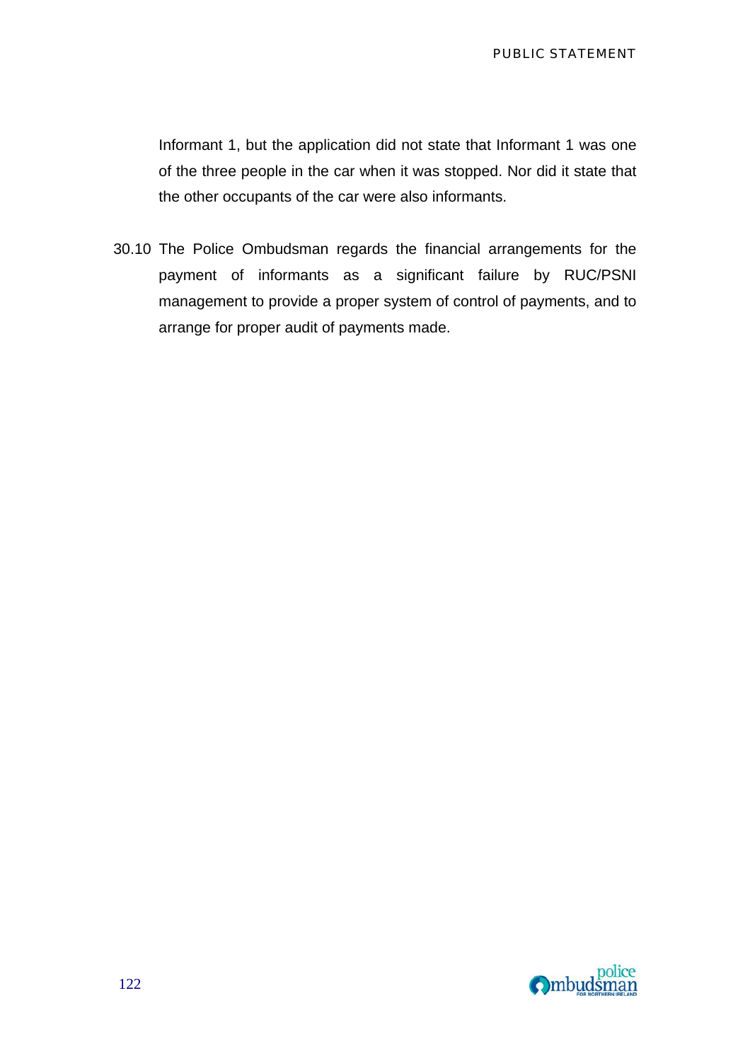Informant 1, but the application did not state that Informant 1 was one of the three people in the car when it was stopped. Nor did it state that the other occupants of the car were also informants.

30.10 The Police Ombudsman regards the financial arrangements for the payment of informants as a significant failure by RUC/PSNI management to provide a proper system of control of payments, and to arrange for proper audit of payments made.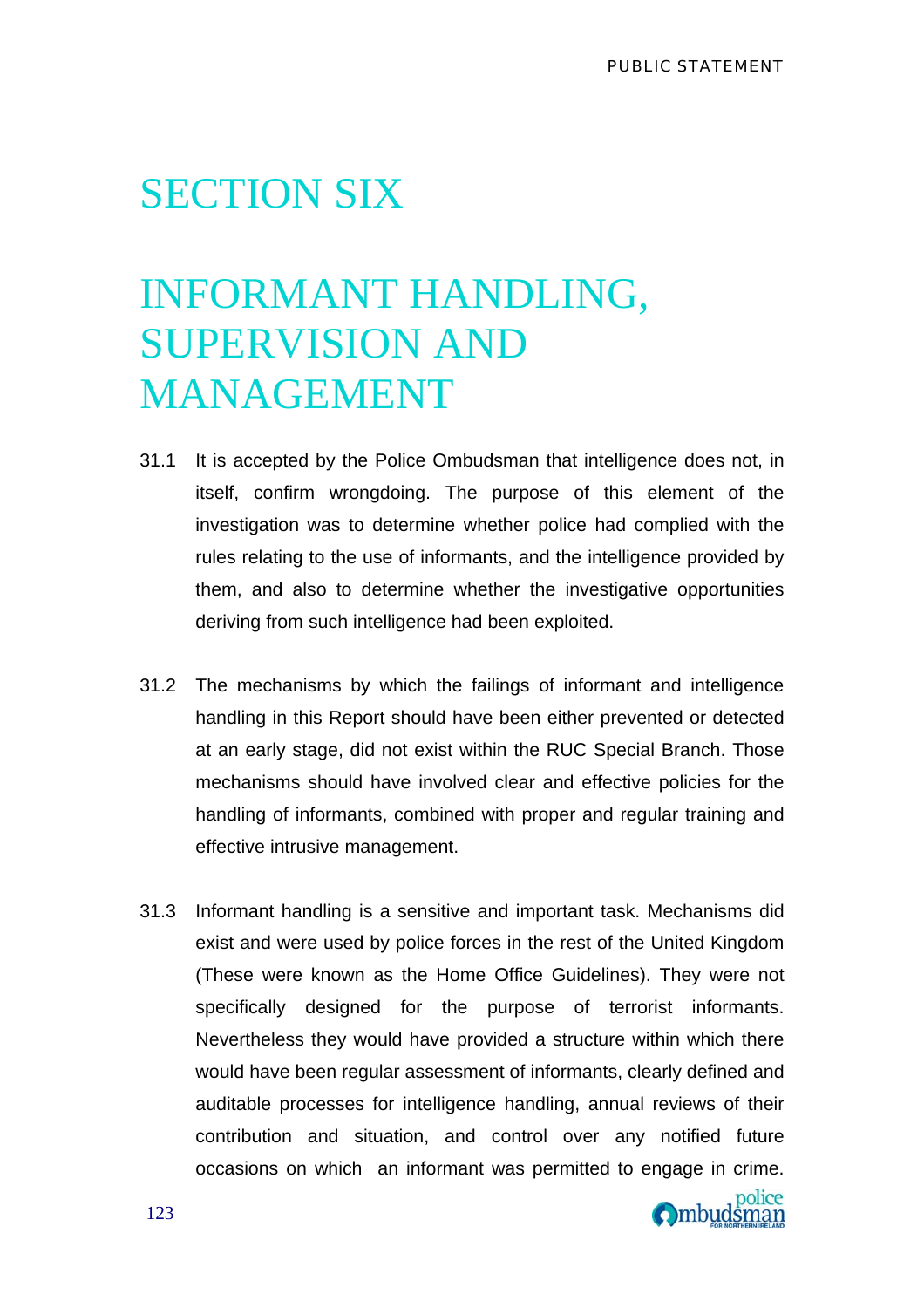# SECTION SIX

# INFORMANT HANDLING, SUPERVISION AND MANAGEMENT

31.1 It is accepted by the Police Ombudsman that intelligence does not, in itself, confirm wrongdoing. The purpose of this element of the investigation was to determine whether police had complied with the rules relating to the use of informants, and the intelligence provided by them, and also to determine whether the investigative opportunities deriving from such intelligence had been exploited.

31.2 The mechanisms by which the failings of informant and intelligence handling in this Report should have been either prevented or detected at an early stage, did not exist within the RUC Special Branch. Those mechanisms should have involved clear and effective policies for the handling of informants, combined with proper and regular training and effective intrusive management.

31.3 Informant handling is a sensitive and important task. Mechanisms did exist and were used by police forces in the rest of the United Kingdom (These were known as the Home Office Guidelines). They were not specifically designed for the purpose of terrorist informants. Nevertheless they would have provided a structure within which there would have been regular assessment of informants, clearly defined and auditable processes for intelligence handling, annual reviews of their contribution and situation, and control over any notified future occasions on which an informant was permitted to engage in crime.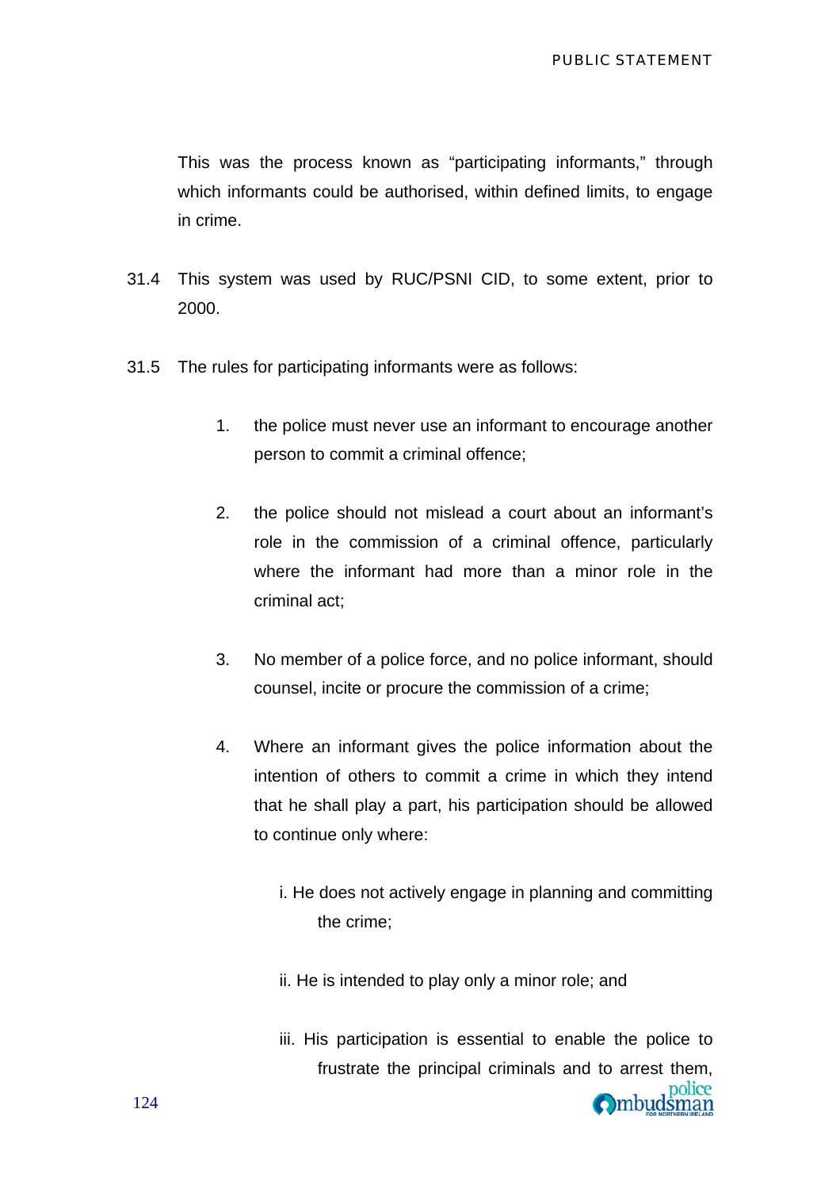This was the process known as "participating informants," through which informants could be authorised, within defined limits, to engage in crime.

31.4 This system was used by RUC/PSNI CID, to some extent, prior to 2000.

31.5 The rules for participating informants were as follows:

1. the police must never use an informant to encourage another person to commit a criminal offence;

2. the police should not mislead a court about an informant's role in the commission of a criminal offence, particularly where the informant had more than a minor role in the criminal act;

3. No member of a police force, and no police informant, should counsel, incite or procure the commission of a crime;

4. Where an informant gives the police information about the intention of others to commit a crime in which they intend that he shall play a part, his participation should be allowed to continue only where:

   i. He does not actively engage in planning and committing the crime;

   ii. He is intended to play only a minor role; and

   iii. His participation is essential to enable the police to frustrate the principal criminals and to arrest them,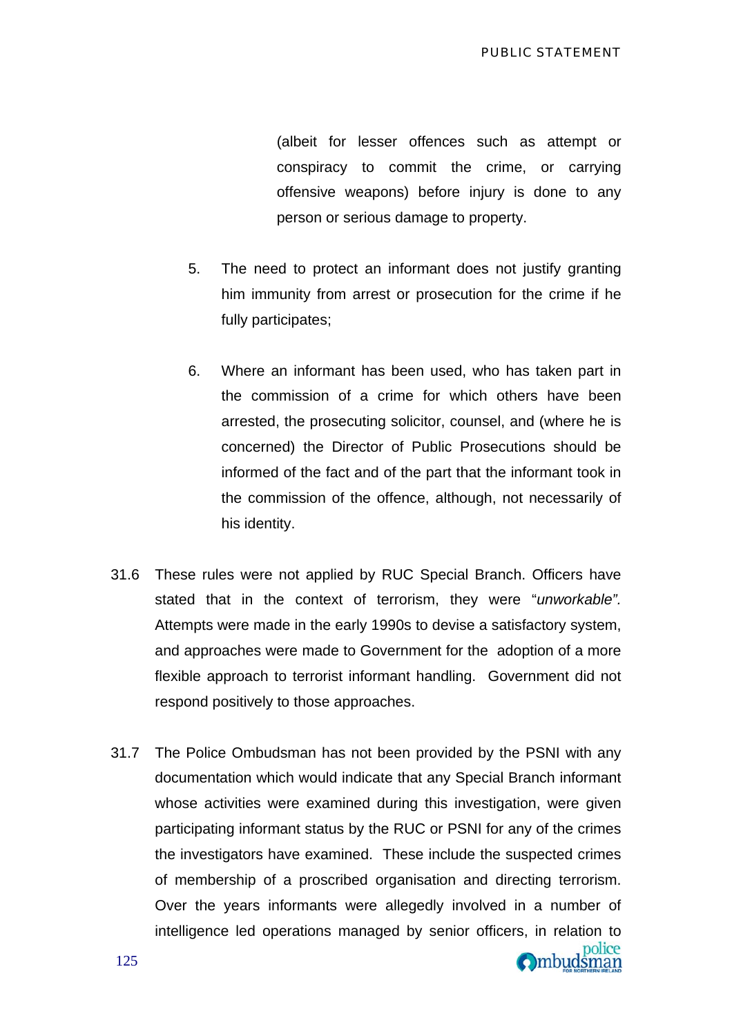(albeit for lesser offences such as attempt or conspiracy to commit the crime, or carrying offensive weapons) before injury is done to any person or serious damage to property.

5. The need to protect an informant does not justify granting him immunity from arrest or prosecution for the crime if he fully participates;

6. Where an informant has been used, who has taken part in the commission of a crime for which others have been arrested, the prosecuting solicitor, counsel, and (where he is concerned) the Director of Public Prosecutions should be informed of the fact and of the part that the informant took in the commission of the offence, although, not necessarily of his identity.

31.6 These rules were not applied by RUC Special Branch. Officers have stated that in the context of terrorism, they were "*unworkable".* Attempts were made in the early 1990s to devise a satisfactory system, and approaches were made to Government for the adoption of a more flexible approach to terrorist informant handling. Government did not respond positively to those approaches.

31.7 The Police Ombudsman has not been provided by the PSNI with any documentation which would indicate that any Special Branch informant whose activities were examined during this investigation, were given participating informant status by the RUC or PSNI for any of the crimes the investigators have examined. These include the suspected crimes of membership of a proscribed organisation and directing terrorism. Over the years informants were allegedly involved in a number of intelligence led operations managed by senior officers, in relation to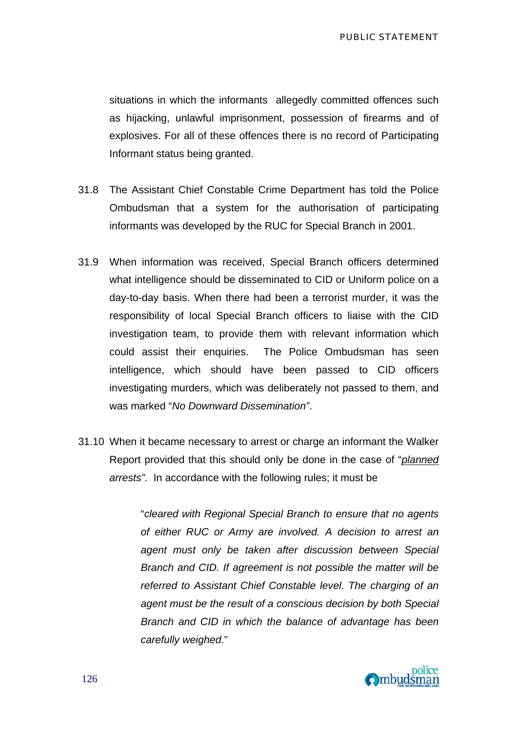situations in which the informants allegedly committed offences such as hijacking, unlawful imprisonment, possession of firearms and of explosives. For all of these offences there is no record of Participating Informant status being granted.

31.8 The Assistant Chief Constable Crime Department has told the Police Ombudsman that a system for the authorisation of participating informants was developed by the RUC for Special Branch in 2001.

31.9 When information was received, Special Branch officers determined what intelligence should be disseminated to CID or Uniform police on a day-to-day basis. When there had been a terrorist murder, it was the responsibility of local Special Branch officers to liaise with the CID investigation team, to provide them with relevant information which could assist their enquiries. The Police Ombudsman has seen intelligence, which should have been passed to CID officers investigating murders, which was deliberately not passed to them, and was marked "*No Downward Dissemination"*.

31.10 When it became necessary to arrest or charge an informant the Walker Report provided that this should only be done in the case of "*planned arrests".* In accordance with the following rules; it must be

> "*cleared with Regional Special Branch to ensure that no agents of either RUC or Army are involved. A decision to arrest an agent must only be taken after discussion between Special Branch and CID. If agreement is not possible the matter will be referred to Assistant Chief Constable level. The charging of an agent must be the result of a conscious decision by both Special Branch and CID in which the balance of advantage has been carefully weighed*."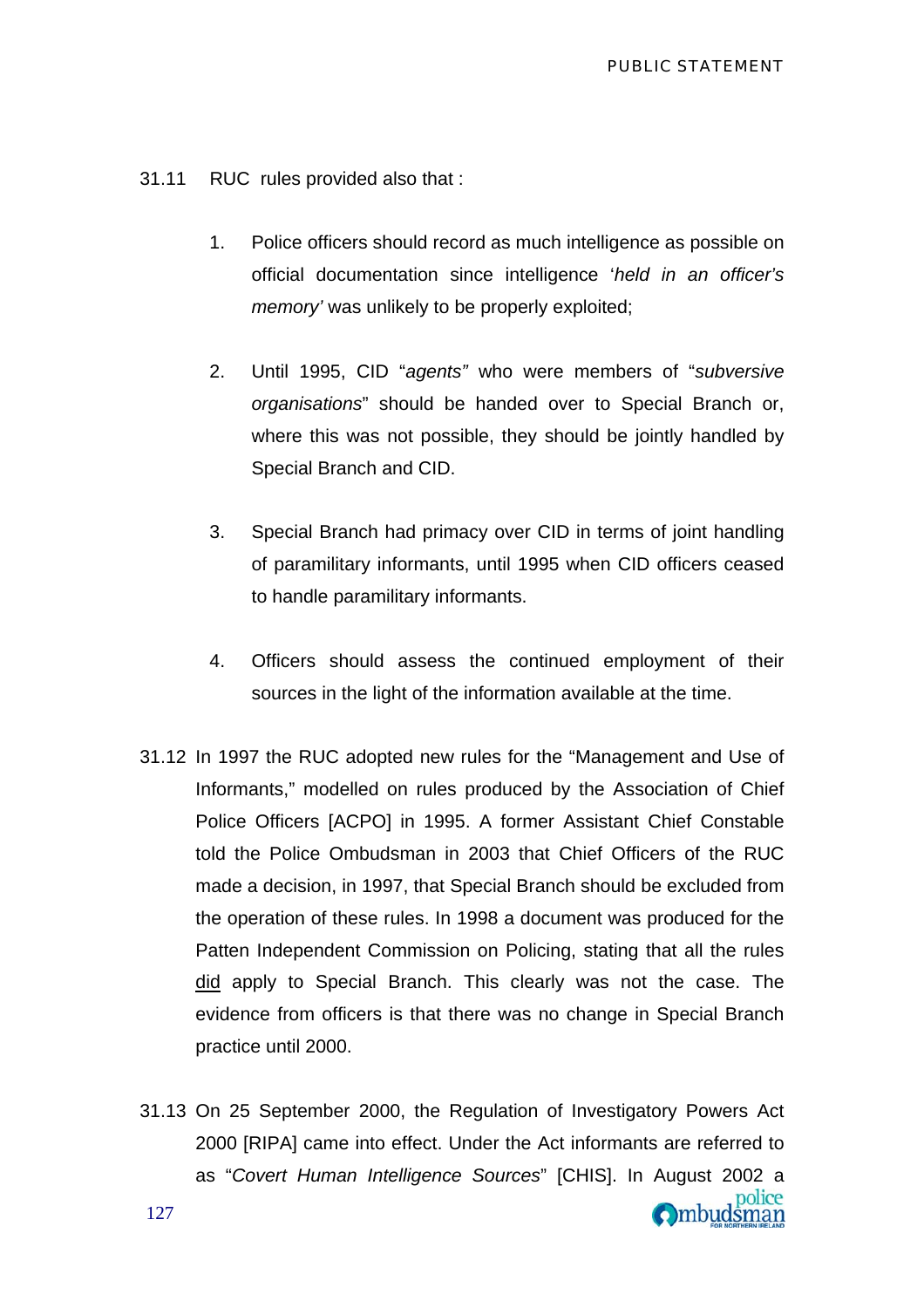31.11 RUC rules provided also that :

1. Police officers should record as much intelligence as possible on official documentation since intelligence '*held in an officer's memory'* was unlikely to be properly exploited;

2. Until 1995, CID "*agents"* who were members of "*subversive organisations*" should be handed over to Special Branch or, where this was not possible, they should be jointly handled by Special Branch and CID.

3. Special Branch had primacy over CID in terms of joint handling of paramilitary informants, until 1995 when CID officers ceased to handle paramilitary informants.

4. Officers should assess the continued employment of their sources in the light of the information available at the time.

31.12 In 1997 the RUC adopted new rules for the "Management and Use of Informants," modelled on rules produced by the Association of Chief Police Officers [ACPO] in 1995. A former Assistant Chief Constable told the Police Ombudsman in 2003 that Chief Officers of the RUC made a decision, in 1997, that Special Branch should be excluded from the operation of these rules. In 1998 a document was produced for the Patten Independent Commission on Policing, stating that all the rules <u>did</u> apply to Special Branch. This clearly was not the case. The evidence from officers is that there was no change in Special Branch practice until 2000.

31.13 On 25 September 2000, the Regulation of Investigatory Powers Act 2000 [RIPA] came into effect. Under the Act informants are referred to as "*Covert Human Intelligence Sources*" [CHIS]. In August 2002 a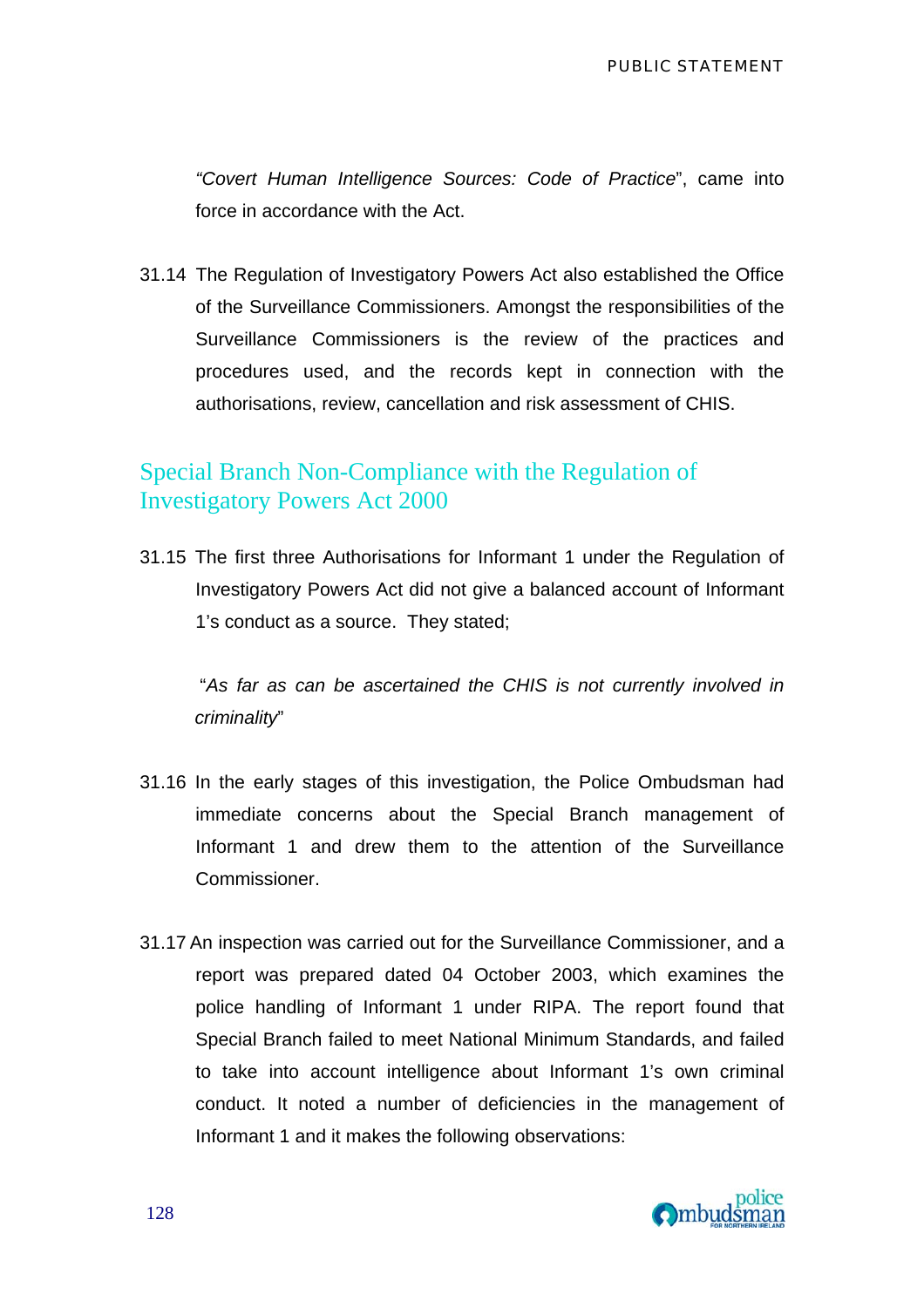*"Covert Human Intelligence Sources: Code of Practice*", came into force in accordance with the Act.

31.14 The Regulation of Investigatory Powers Act also established the Office of the Surveillance Commissioners. Amongst the responsibilities of the Surveillance Commissioners is the review of the practices and procedures used, and the records kept in connection with the authorisations, review, cancellation and risk assessment of CHIS.

## Special Branch Non-Compliance with the Regulation of Investigatory Powers Act 2000

31.15 The first three Authorisations for Informant 1 under the Regulation of Investigatory Powers Act did not give a balanced account of Informant 1's conduct as a source. They stated;

"*As far as can be ascertained the CHIS is not currently involved in criminality*"

31.16 In the early stages of this investigation, the Police Ombudsman had immediate concerns about the Special Branch management of Informant 1 and drew them to the attention of the Surveillance Commissioner.

31.17 An inspection was carried out for the Surveillance Commissioner, and a report was prepared dated 04 October 2003, which examines the police handling of Informant 1 under RIPA. The report found that Special Branch failed to meet National Minimum Standards, and failed to take into account intelligence about Informant 1's own criminal conduct. It noted a number of deficiencies in the management of Informant 1 and it makes the following observations: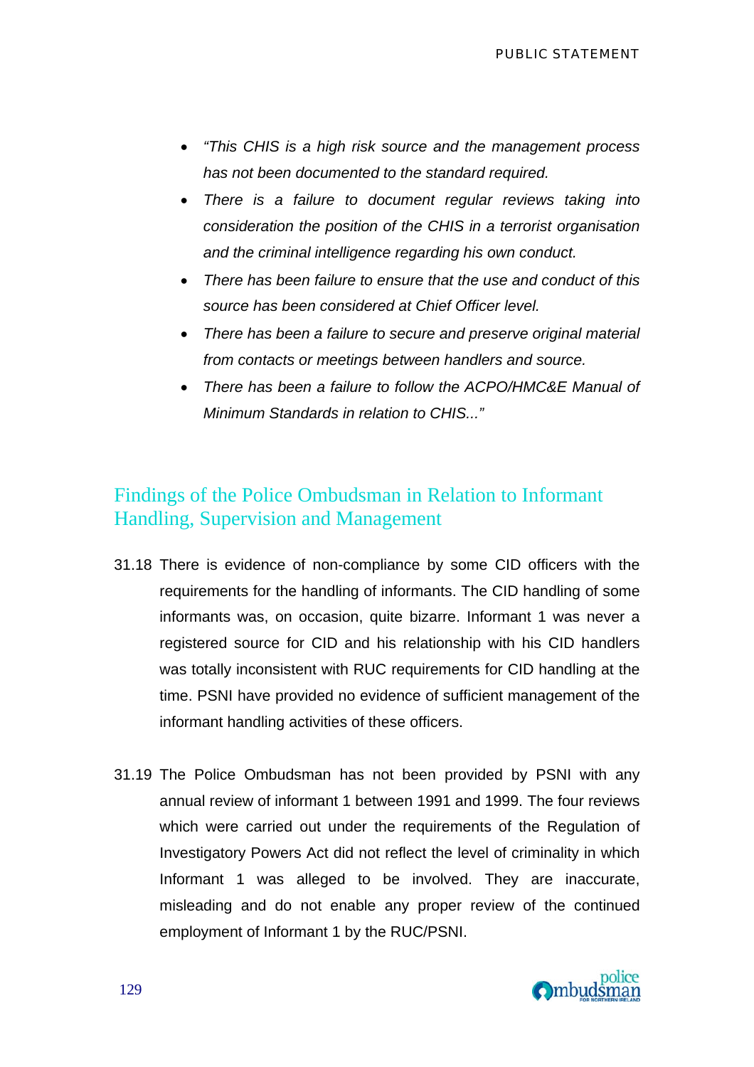- *"This CHIS is a high risk source and the management process has not been documented to the standard required.*
- *There is a failure to document regular reviews taking into consideration the position of the CHIS in a terrorist organisation and the criminal intelligence regarding his own conduct.*
- *There has been failure to ensure that the use and conduct of this source has been considered at Chief Officer level.*
- *There has been a failure to secure and preserve original material from contacts or meetings between handlers and source.*
- *There has been a failure to follow the ACPO/HMC&E Manual of Minimum Standards in relation to CHIS..."*

## Findings of the Police Ombudsman in Relation to Informant Handling, Supervision and Management

31.18 There is evidence of non-compliance by some CID officers with the requirements for the handling of informants. The CID handling of some informants was, on occasion, quite bizarre. Informant 1 was never a registered source for CID and his relationship with his CID handlers was totally inconsistent with RUC requirements for CID handling at the time. PSNI have provided no evidence of sufficient management of the informant handling activities of these officers.

31.19 The Police Ombudsman has not been provided by PSNI with any annual review of informant 1 between 1991 and 1999. The four reviews which were carried out under the requirements of the Regulation of Investigatory Powers Act did not reflect the level of criminality in which Informant 1 was alleged to be involved. They are inaccurate, misleading and do not enable any proper review of the continued employment of Informant 1 by the RUC/PSNI.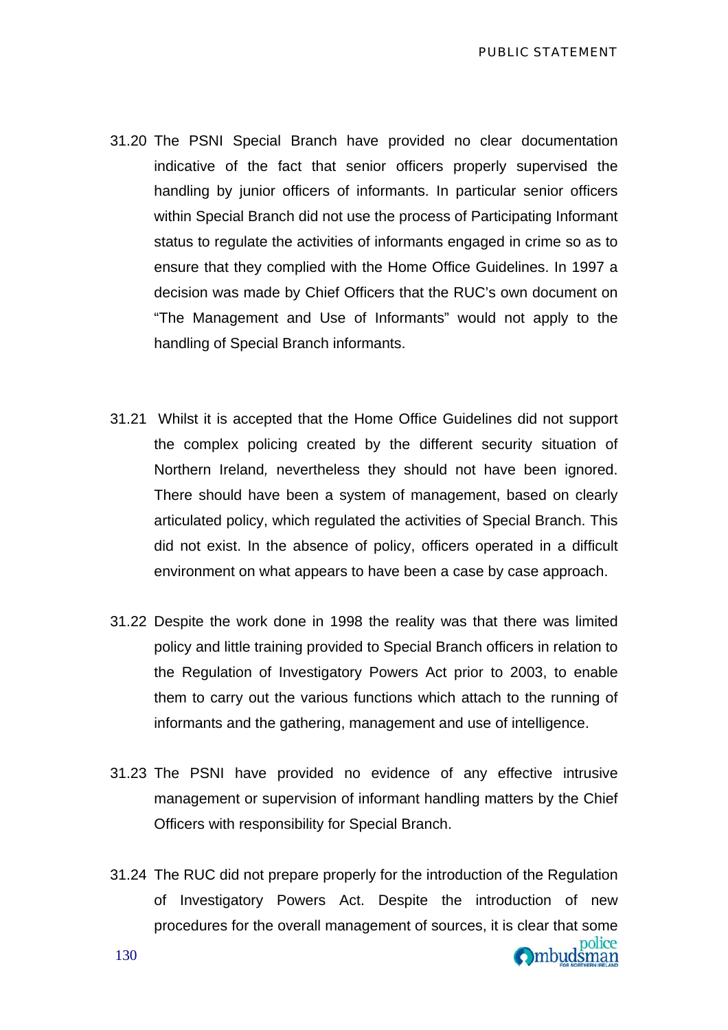31.20 The PSNI Special Branch have provided no clear documentation indicative of the fact that senior officers properly supervised the handling by junior officers of informants. In particular senior officers within Special Branch did not use the process of Participating Informant status to regulate the activities of informants engaged in crime so as to ensure that they complied with the Home Office Guidelines. In 1997 a decision was made by Chief Officers that the RUC's own document on "The Management and Use of Informants" would not apply to the handling of Special Branch informants.

31.21 Whilst it is accepted that the Home Office Guidelines did not support the complex policing created by the different security situation of Northern Ireland, nevertheless they should not have been ignored. There should have been a system of management, based on clearly articulated policy, which regulated the activities of Special Branch. This did not exist. In the absence of policy, officers operated in a difficult environment on what appears to have been a case by case approach.

31.22 Despite the work done in 1998 the reality was that there was limited policy and little training provided to Special Branch officers in relation to the Regulation of Investigatory Powers Act prior to 2003, to enable them to carry out the various functions which attach to the running of informants and the gathering, management and use of intelligence.

31.23 The PSNI have provided no evidence of any effective intrusive management or supervision of informant handling matters by the Chief Officers with responsibility for Special Branch.

31.24 The RUC did not prepare properly for the introduction of the Regulation of Investigatory Powers Act. Despite the introduction of new procedures for the overall management of sources, it is clear that some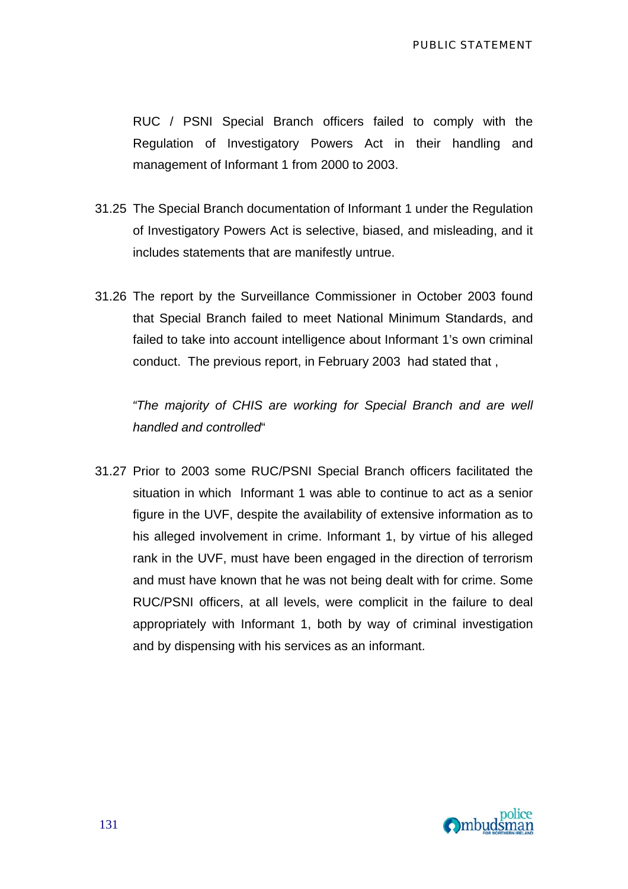RUC / PSNI Special Branch officers failed to comply with the Regulation of Investigatory Powers Act in their handling and management of Informant 1 from 2000 to 2003.

31.25 The Special Branch documentation of Informant 1 under the Regulation of Investigatory Powers Act is selective, biased, and misleading, and it includes statements that are manifestly untrue.

31.26 The report by the Surveillance Commissioner in October 2003 found that Special Branch failed to meet National Minimum Standards, and failed to take into account intelligence about Informant 1's own criminal conduct. The previous report, in February 2003 had stated that ,

*"The majority of CHIS are working for Special Branch and are well handled and controlled*"

31.27 Prior to 2003 some RUC/PSNI Special Branch officers facilitated the situation in which Informant 1 was able to continue to act as a senior figure in the UVF, despite the availability of extensive information as to his alleged involvement in crime. Informant 1, by virtue of his alleged rank in the UVF, must have been engaged in the direction of terrorism and must have known that he was not being dealt with for crime. Some RUC/PSNI officers, at all levels, were complicit in the failure to deal appropriately with Informant 1, both by way of criminal investigation and by dispensing with his services as an informant.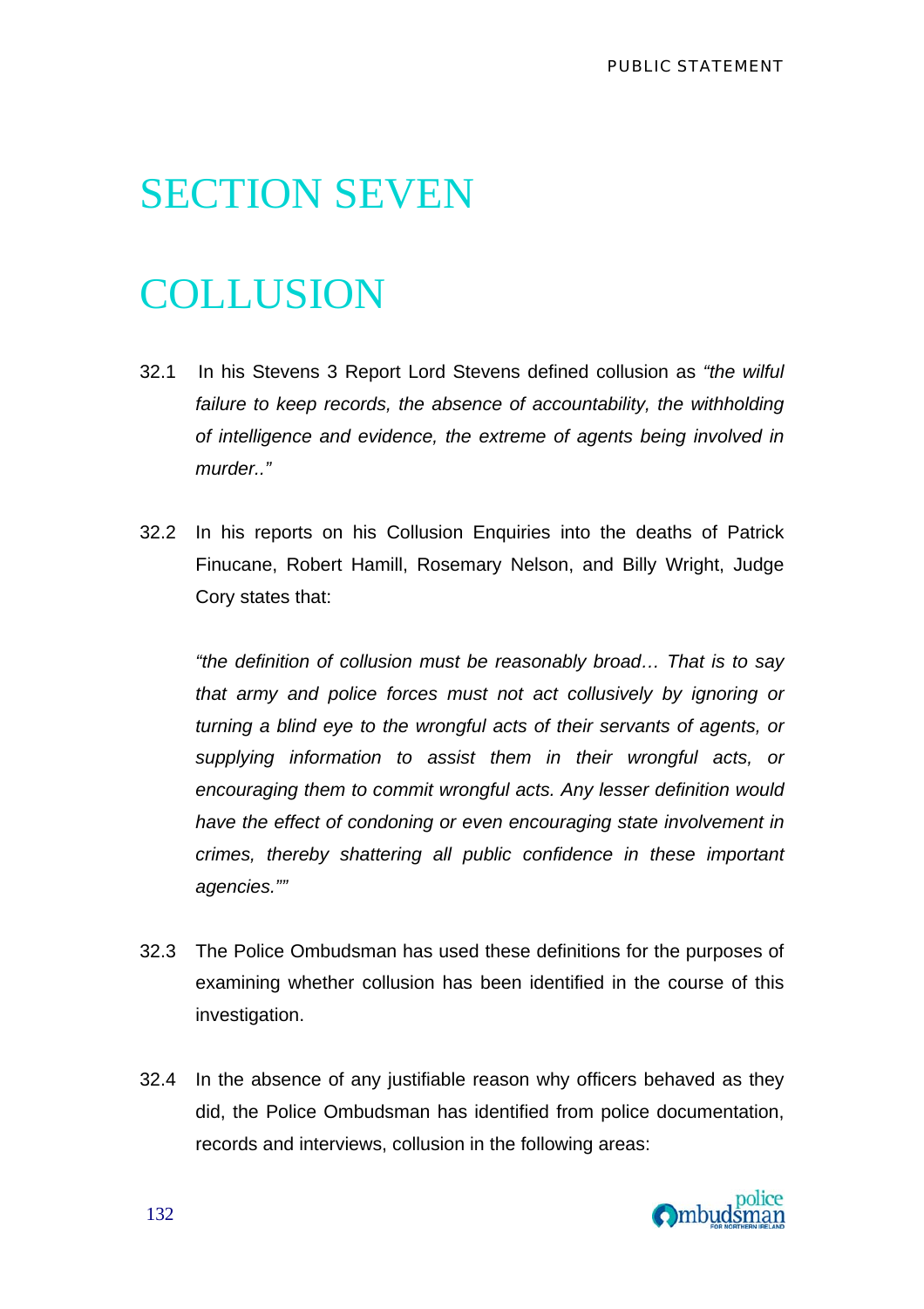# SECTION SEVEN

# COLLUSION

32.1 In his Stevens 3 Report Lord Stevens defined collusion as *"the wilful failure to keep records, the absence of accountability, the withholding of intelligence and evidence, the extreme of agents being involved in murder.."*

32.2 In his reports on his Collusion Enquiries into the deaths of Patrick Finucane, Robert Hamill, Rosemary Nelson, and Billy Wright, Judge Cory states that:

*"the definition of collusion must be reasonably broad… That is to say that army and police forces must not act collusively by ignoring or turning a blind eye to the wrongful acts of their servants of agents, or supplying information to assist them in their wrongful acts, or encouraging them to commit wrongful acts. Any lesser definition would have the effect of condoning or even encouraging state involvement in crimes, thereby shattering all public confidence in these important agencies.""*

32.3 The Police Ombudsman has used these definitions for the purposes of examining whether collusion has been identified in the course of this investigation.

32.4 In the absence of any justifiable reason why officers behaved as they did, the Police Ombudsman has identified from police documentation, records and interviews, collusion in the following areas: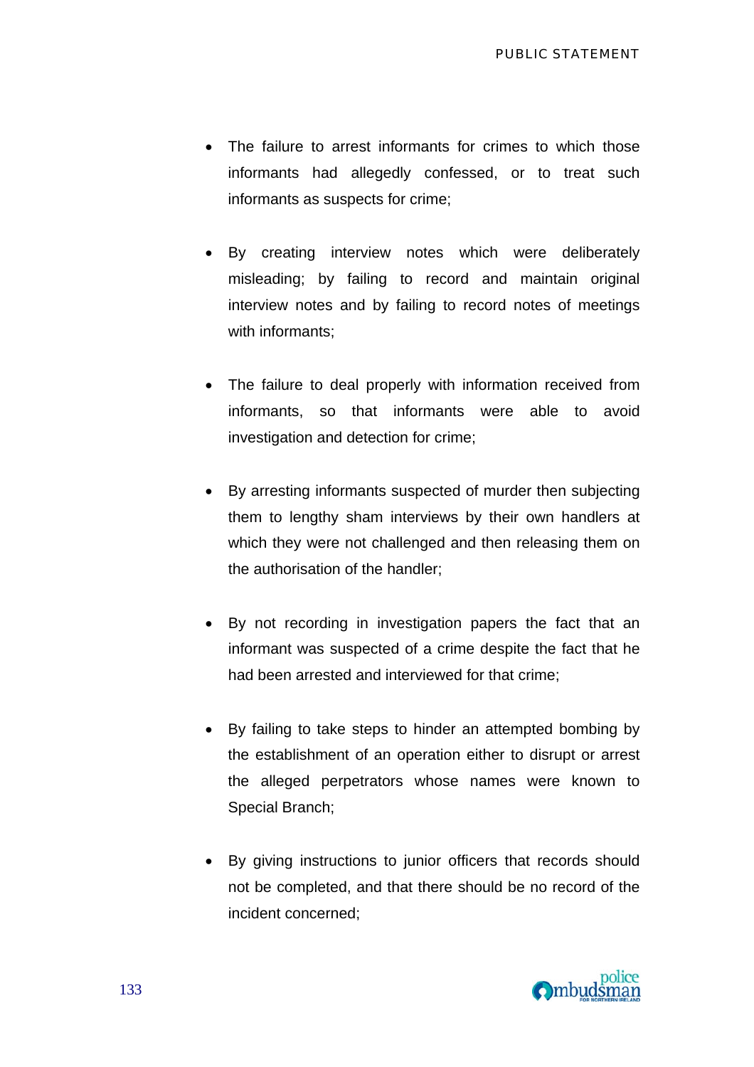- The failure to arrest informants for crimes to which those informants had allegedly confessed, or to treat such informants as suspects for crime;

- By creating interview notes which were deliberately misleading; by failing to record and maintain original interview notes and by failing to record notes of meetings with informants;

- The failure to deal properly with information received from informants, so that informants were able to avoid investigation and detection for crime;

- By arresting informants suspected of murder then subjecting them to lengthy sham interviews by their own handlers at which they were not challenged and then releasing them on the authorisation of the handler;

- By not recording in investigation papers the fact that an informant was suspected of a crime despite the fact that he had been arrested and interviewed for that crime;

- By failing to take steps to hinder an attempted bombing by the establishment of an operation either to disrupt or arrest the alleged perpetrators whose names were known to Special Branch;

- By giving instructions to junior officers that records should not be completed, and that there should be no record of the incident concerned;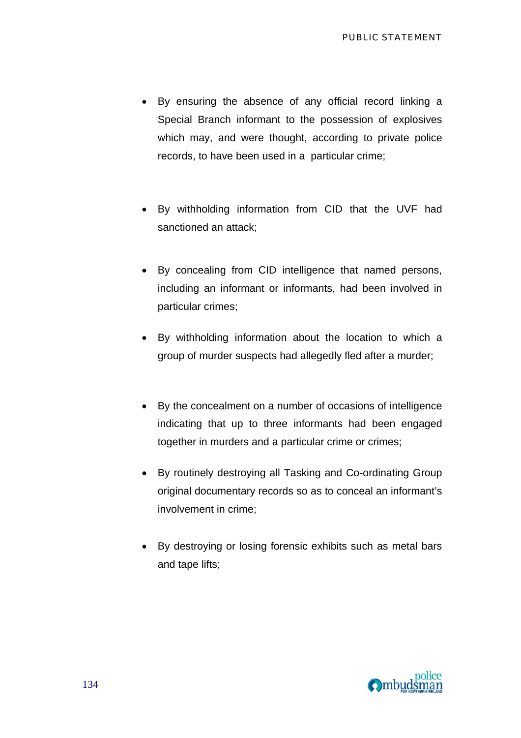- By ensuring the absence of any official record linking a Special Branch informant to the possession of explosives which may, and were thought, according to private police records, to have been used in a particular crime;

- By withholding information from CID that the UVF had sanctioned an attack;

- By concealing from CID intelligence that named persons, including an informant or informants, had been involved in particular crimes;

- By withholding information about the location to which a group of murder suspects had allegedly fled after a murder;

- By the concealment on a number of occasions of intelligence indicating that up to three informants had been engaged together in murders and a particular crime or crimes;

- By routinely destroying all Tasking and Co-ordinating Group original documentary records so as to conceal an informant's involvement in crime;

- By destroying or losing forensic exhibits such as metal bars and tape lifts;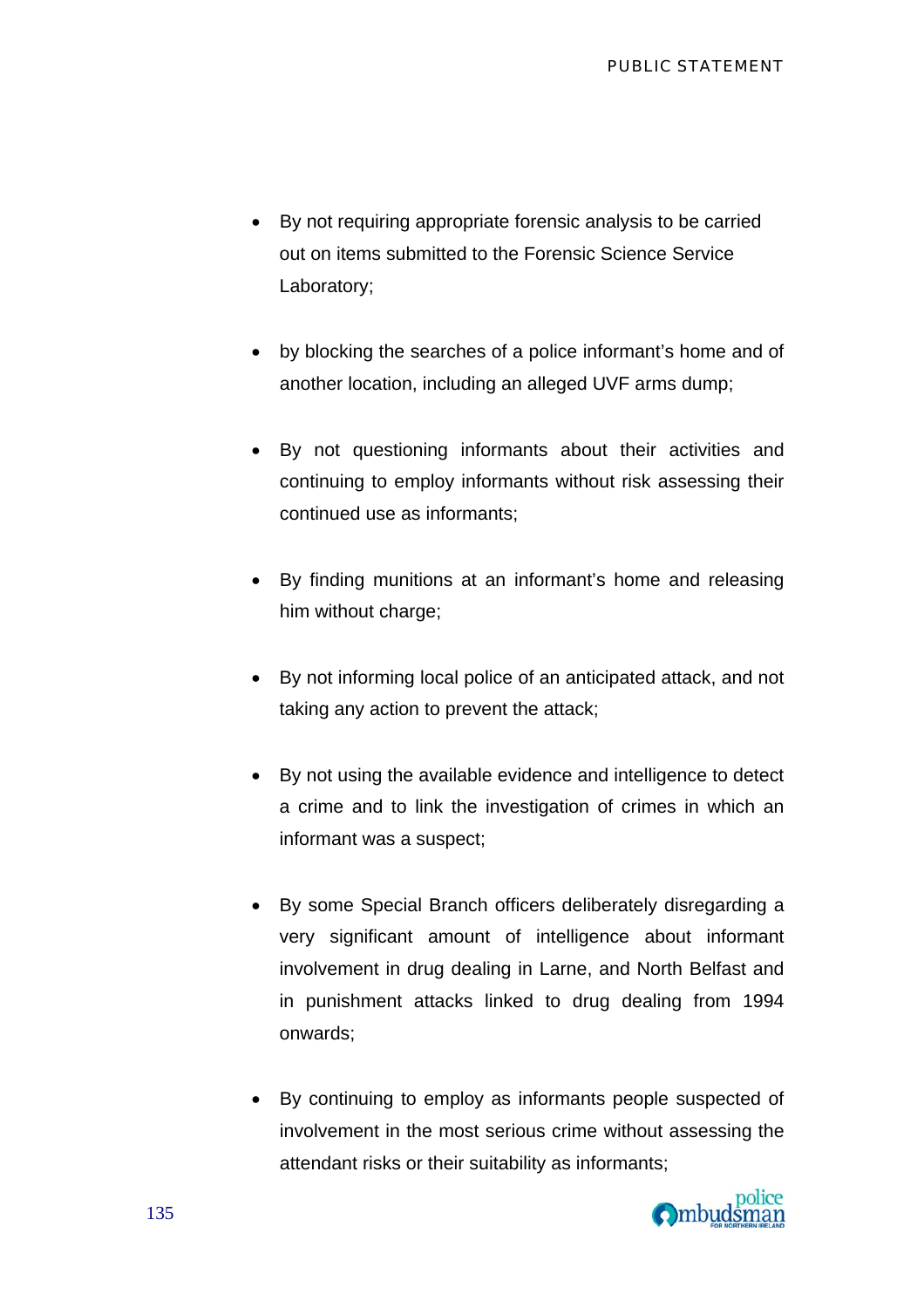- By not requiring appropriate forensic analysis to be carried out on items submitted to the Forensic Science Service Laboratory;

- by blocking the searches of a police informant's home and of another location, including an alleged UVF arms dump;

- By not questioning informants about their activities and continuing to employ informants without risk assessing their continued use as informants;

- By finding munitions at an informant's home and releasing him without charge;

- By not informing local police of an anticipated attack, and not taking any action to prevent the attack;

- By not using the available evidence and intelligence to detect a crime and to link the investigation of crimes in which an informant was a suspect;

- By some Special Branch officers deliberately disregarding a very significant amount of intelligence about informant involvement in drug dealing in Larne, and North Belfast and in punishment attacks linked to drug dealing from 1994 onwards;

- By continuing to employ as informants people suspected of involvement in the most serious crime without assessing the attendant risks or their suitability as informants;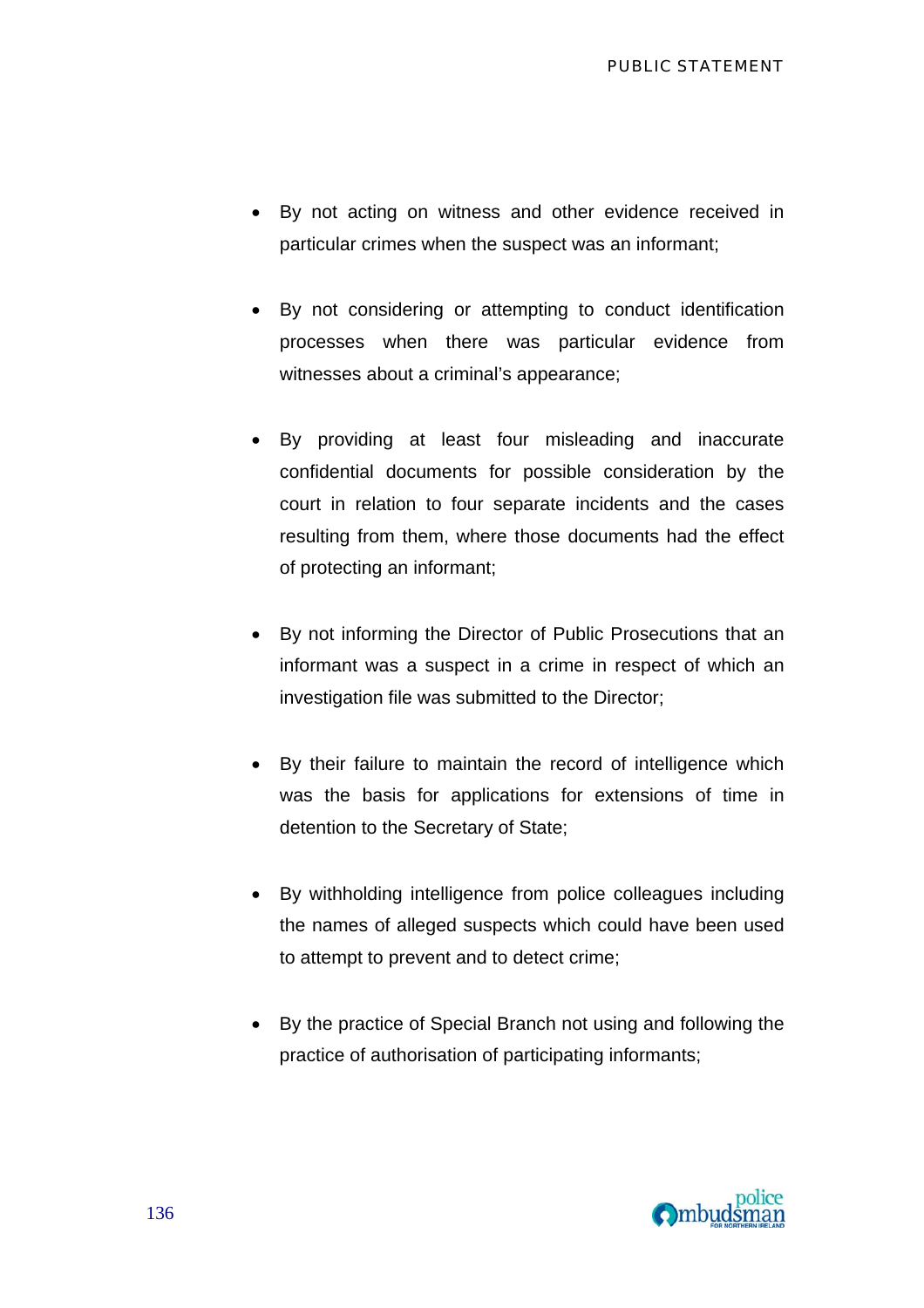- By not acting on witness and other evidence received in particular crimes when the suspect was an informant;

- By not considering or attempting to conduct identification processes when there was particular evidence from witnesses about a criminal's appearance;

- By providing at least four misleading and inaccurate confidential documents for possible consideration by the court in relation to four separate incidents and the cases resulting from them, where those documents had the effect of protecting an informant;

- By not informing the Director of Public Prosecutions that an informant was a suspect in a crime in respect of which an investigation file was submitted to the Director;

- By their failure to maintain the record of intelligence which was the basis for applications for extensions of time in detention to the Secretary of State;

- By withholding intelligence from police colleagues including the names of alleged suspects which could have been used to attempt to prevent and to detect crime;

- By the practice of Special Branch not using and following the practice of authorisation of participating informants;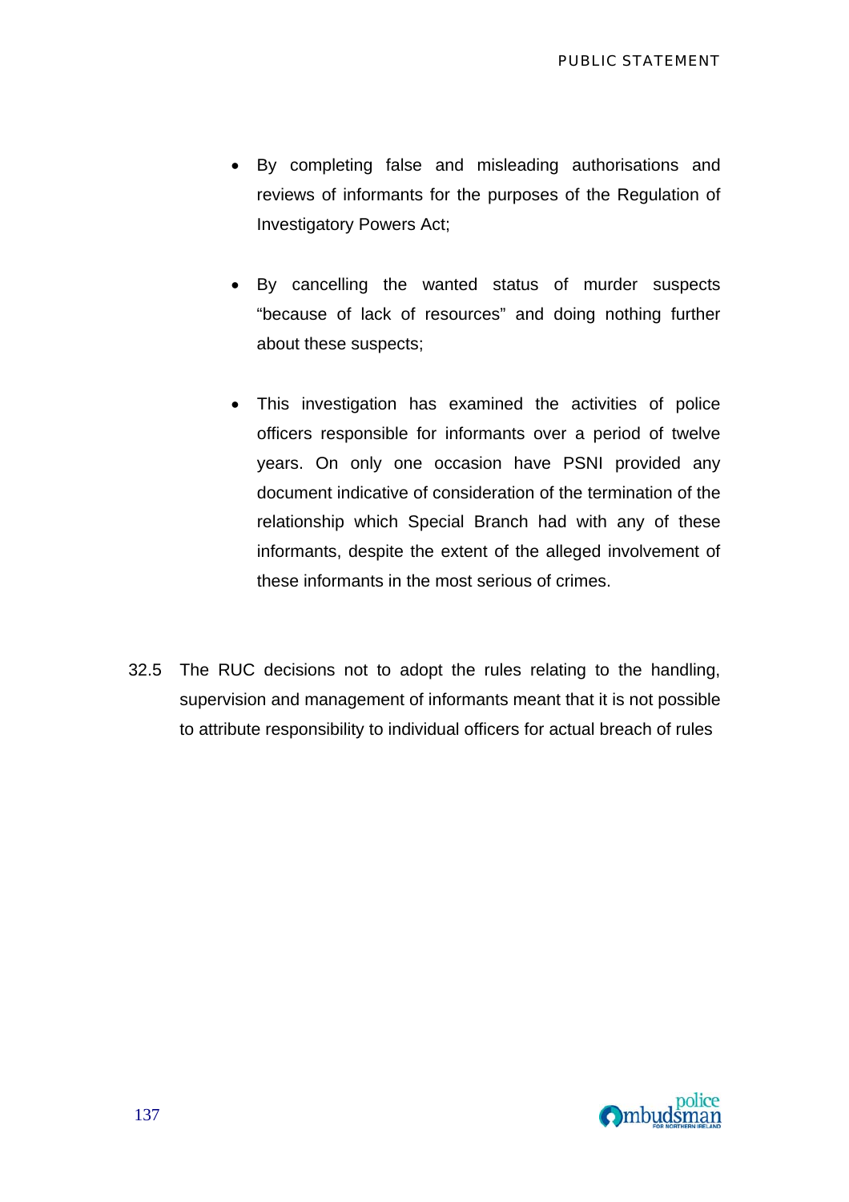- By completing false and misleading authorisations and reviews of informants for the purposes of the Regulation of Investigatory Powers Act;

- By cancelling the wanted status of murder suspects "because of lack of resources" and doing nothing further about these suspects;

- This investigation has examined the activities of police officers responsible for informants over a period of twelve years. On only one occasion have PSNI provided any document indicative of consideration of the termination of the relationship which Special Branch had with any of these informants, despite the extent of the alleged involvement of these informants in the most serious of crimes.

32.5 The RUC decisions not to adopt the rules relating to the handling, supervision and management of informants meant that it is not possible to attribute responsibility to individual officers for actual breach of rules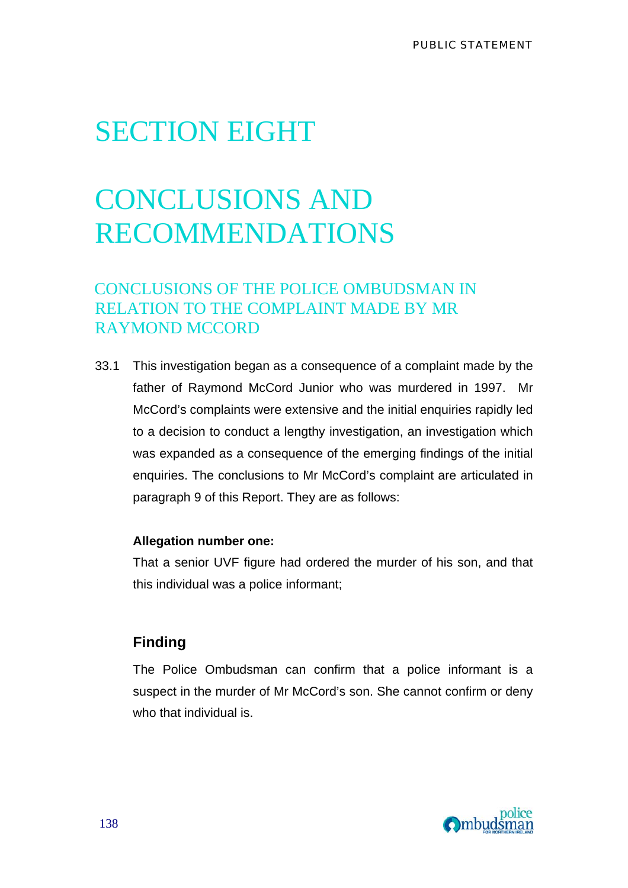# SECTION EIGHT

# CONCLUSIONS AND RECOMMENDATIONS

## CONCLUSIONS OF THE POLICE OMBUDSMAN IN RELATION TO THE COMPLAINT MADE BY MR RAYMOND MCCORD

33.1 This investigation began as a consequence of a complaint made by the father of Raymond McCord Junior who was murdered in 1997. Mr McCord's complaints were extensive and the initial enquiries rapidly led to a decision to conduct a lengthy investigation, an investigation which was expanded as a consequence of the emerging findings of the initial enquiries. The conclusions to Mr McCord's complaint are articulated in paragraph 9 of this Report. They are as follows:

**Allegation number one:**

That a senior UVF figure had ordered the murder of his son, and that this individual was a police informant;

### Finding

The Police Ombudsman can confirm that a police informant is a suspect in the murder of Mr McCord's son. She cannot confirm or deny who that individual is.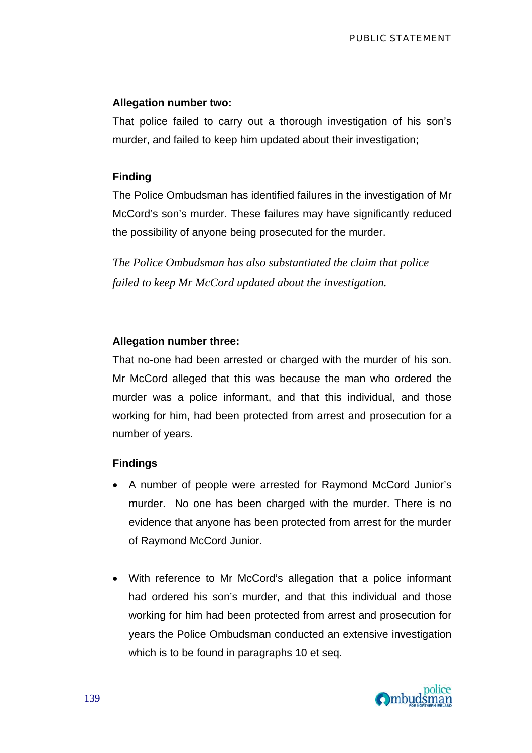**Allegation number two:**

That police failed to carry out a thorough investigation of his son's murder, and failed to keep him updated about their investigation;

**Finding**

The Police Ombudsman has identified failures in the investigation of Mr McCord's son's murder. These failures may have significantly reduced the possibility of anyone being prosecuted for the murder.

*The Police Ombudsman has also substantiated the claim that police failed to keep Mr McCord updated about the investigation.*

**Allegation number three:**

That no-one had been arrested or charged with the murder of his son. Mr McCord alleged that this was because the man who ordered the murder was a police informant, and that this individual, and those working for him, had been protected from arrest and prosecution for a number of years.

**Findings**

- A number of people were arrested for Raymond McCord Junior's murder. No one has been charged with the murder. There is no evidence that anyone has been protected from arrest for the murder of Raymond McCord Junior.

- With reference to Mr McCord's allegation that a police informant had ordered his son's murder, and that this individual and those working for him had been protected from arrest and prosecution for years the Police Ombudsman conducted an extensive investigation which is to be found in paragraphs 10 et seq.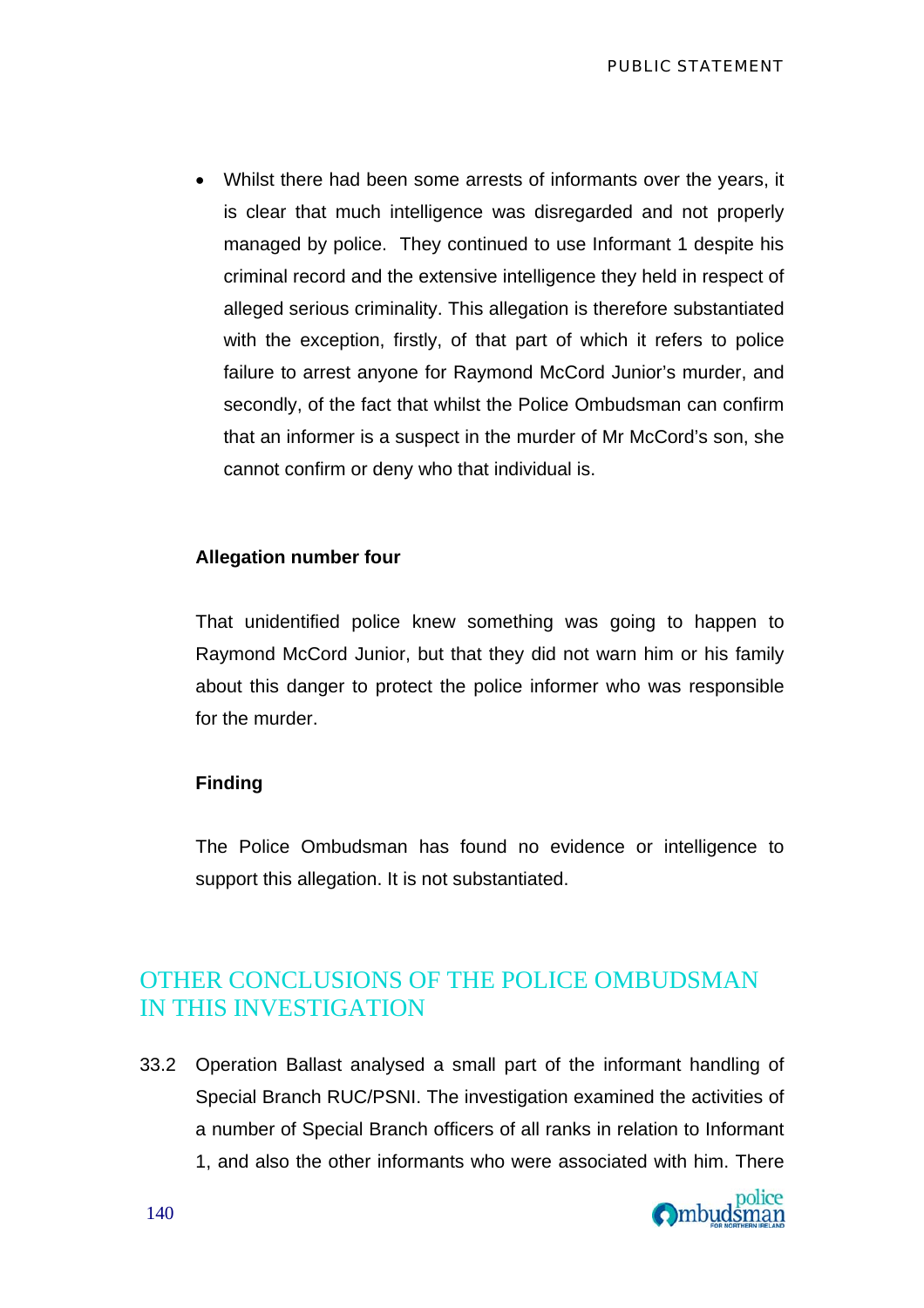- Whilst there had been some arrests of informants over the years, it is clear that much intelligence was disregarded and not properly managed by police. They continued to use Informant 1 despite his criminal record and the extensive intelligence they held in respect of alleged serious criminality. This allegation is therefore substantiated with the exception, firstly, of that part of which it refers to police failure to arrest anyone for Raymond McCord Junior's murder, and secondly, of the fact that whilst the Police Ombudsman can confirm that an informer is a suspect in the murder of Mr McCord's son, she cannot confirm or deny who that individual is.

**Allegation number four**

That unidentified police knew something was going to happen to Raymond McCord Junior, but that they did not warn him or his family about this danger to protect the police informer who was responsible for the murder.

**Finding**

The Police Ombudsman has found no evidence or intelligence to support this allegation. It is not substantiated.

## OTHER CONCLUSIONS OF THE POLICE OMBUDSMAN IN THIS INVESTIGATION

33.2 Operation Ballast analysed a small part of the informant handling of Special Branch RUC/PSNI. The investigation examined the activities of a number of Special Branch officers of all ranks in relation to Informant 1, and also the other informants who were associated with him. There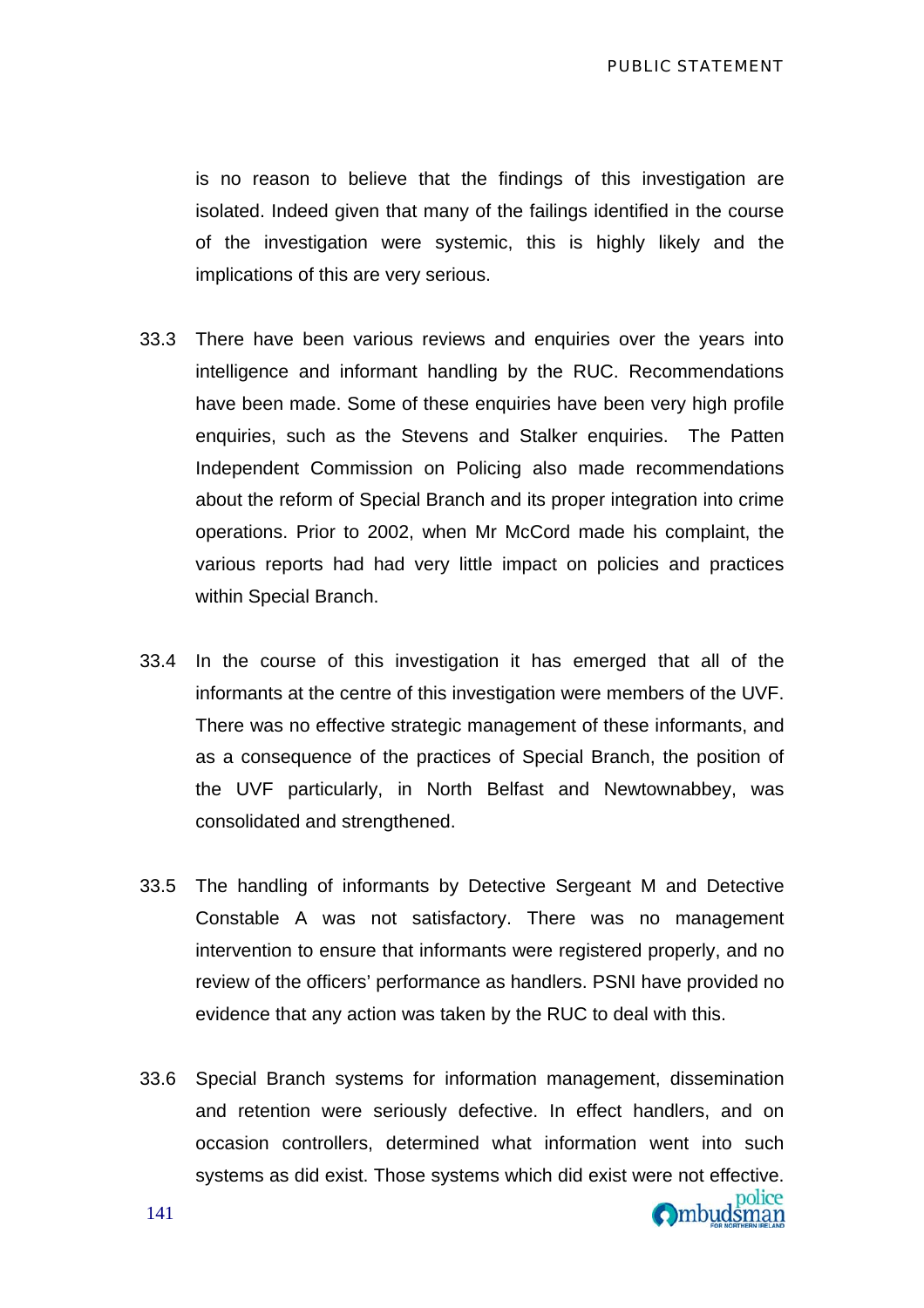is no reason to believe that the findings of this investigation are isolated. Indeed given that many of the failings identified in the course of the investigation were systemic, this is highly likely and the implications of this are very serious.

33.3 There have been various reviews and enquiries over the years into intelligence and informant handling by the RUC. Recommendations have been made. Some of these enquiries have been very high profile enquiries, such as the Stevens and Stalker enquiries. The Patten Independent Commission on Policing also made recommendations about the reform of Special Branch and its proper integration into crime operations. Prior to 2002, when Mr McCord made his complaint, the various reports had had very little impact on policies and practices within Special Branch.

33.4 In the course of this investigation it has emerged that all of the informants at the centre of this investigation were members of the UVF. There was no effective strategic management of these informants, and as a consequence of the practices of Special Branch, the position of the UVF particularly, in North Belfast and Newtownabbey, was consolidated and strengthened.

33.5 The handling of informants by Detective Sergeant M and Detective Constable A was not satisfactory. There was no management intervention to ensure that informants were registered properly, and no review of the officers' performance as handlers. PSNI have provided no evidence that any action was taken by the RUC to deal with this.

33.6 Special Branch systems for information management, dissemination and retention were seriously defective. In effect handlers, and on occasion controllers, determined what information went into such systems as did exist. Those systems which did exist were not effective.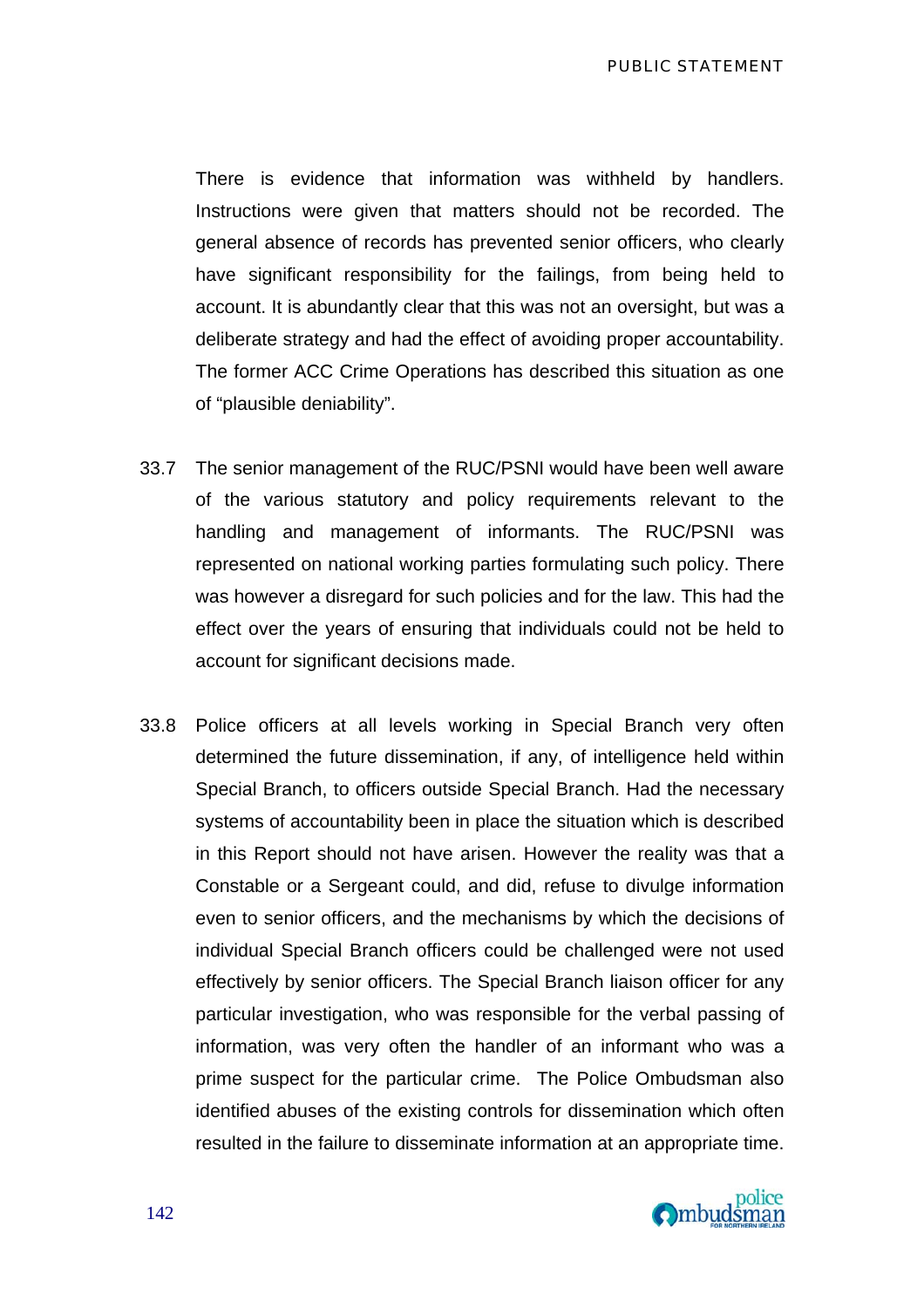There is evidence that information was withheld by handlers. Instructions were given that matters should not be recorded. The general absence of records has prevented senior officers, who clearly have significant responsibility for the failings, from being held to account. It is abundantly clear that this was not an oversight, but was a deliberate strategy and had the effect of avoiding proper accountability. The former ACC Crime Operations has described this situation as one of "plausible deniability".

33.7 The senior management of the RUC/PSNI would have been well aware of the various statutory and policy requirements relevant to the handling and management of informants. The RUC/PSNI was represented on national working parties formulating such policy. There was however a disregard for such policies and for the law. This had the effect over the years of ensuring that individuals could not be held to account for significant decisions made.

33.8 Police officers at all levels working in Special Branch very often determined the future dissemination, if any, of intelligence held within Special Branch, to officers outside Special Branch. Had the necessary systems of accountability been in place the situation which is described in this Report should not have arisen. However the reality was that a Constable or a Sergeant could, and did, refuse to divulge information even to senior officers, and the mechanisms by which the decisions of individual Special Branch officers could be challenged were not used effectively by senior officers. The Special Branch liaison officer for any particular investigation, who was responsible for the verbal passing of information, was very often the handler of an informant who was a prime suspect for the particular crime. The Police Ombudsman also identified abuses of the existing controls for dissemination which often resulted in the failure to disseminate information at an appropriate time.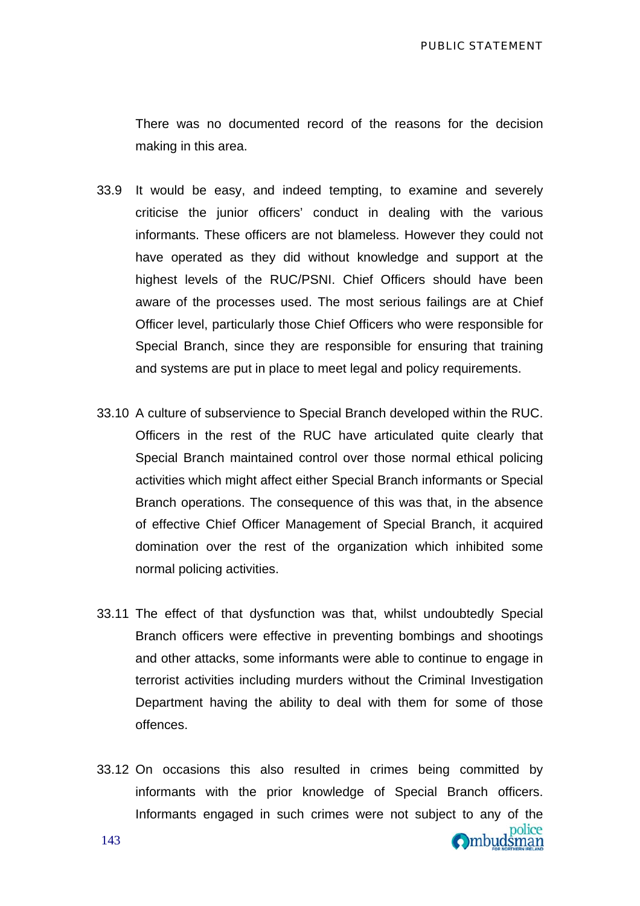There was no documented record of the reasons for the decision making in this area.

33.9 It would be easy, and indeed tempting, to examine and severely criticise the junior officers' conduct in dealing with the various informants. These officers are not blameless. However they could not have operated as they did without knowledge and support at the highest levels of the RUC/PSNI. Chief Officers should have been aware of the processes used. The most serious failings are at Chief Officer level, particularly those Chief Officers who were responsible for Special Branch, since they are responsible for ensuring that training and systems are put in place to meet legal and policy requirements.

33.10 A culture of subservience to Special Branch developed within the RUC. Officers in the rest of the RUC have articulated quite clearly that Special Branch maintained control over those normal ethical policing activities which might affect either Special Branch informants or Special Branch operations. The consequence of this was that, in the absence of effective Chief Officer Management of Special Branch, it acquired domination over the rest of the organization which inhibited some normal policing activities.

33.11 The effect of that dysfunction was that, whilst undoubtedly Special Branch officers were effective in preventing bombings and shootings and other attacks, some informants were able to continue to engage in terrorist activities including murders without the Criminal Investigation Department having the ability to deal with them for some of those offences.

33.12 On occasions this also resulted in crimes being committed by informants with the prior knowledge of Special Branch officers. Informants engaged in such crimes were not subject to any of the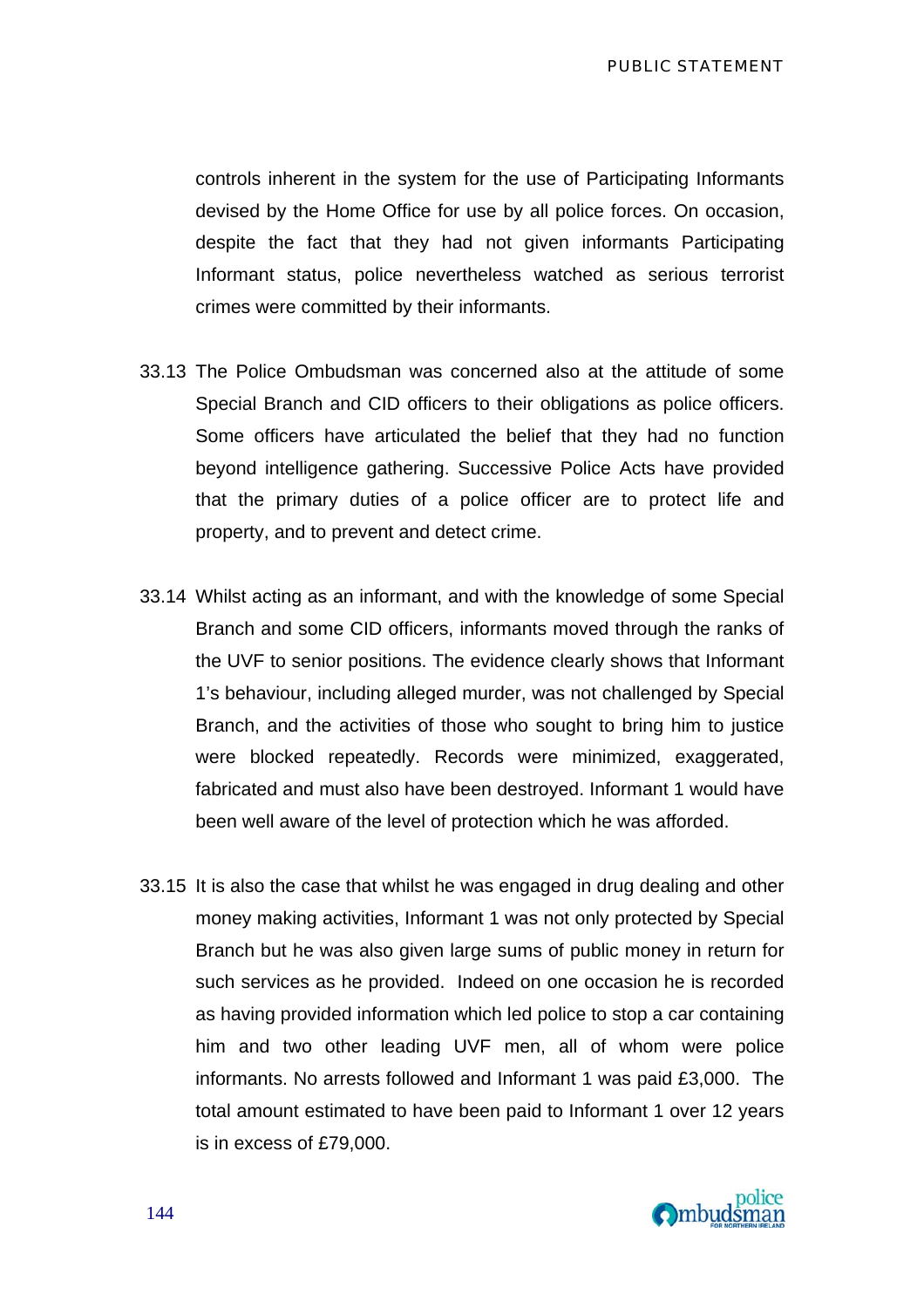controls inherent in the system for the use of Participating Informants devised by the Home Office for use by all police forces. On occasion, despite the fact that they had not given informants Participating Informant status, police nevertheless watched as serious terrorist crimes were committed by their informants.

33.13 The Police Ombudsman was concerned also at the attitude of some Special Branch and CID officers to their obligations as police officers. Some officers have articulated the belief that they had no function beyond intelligence gathering. Successive Police Acts have provided that the primary duties of a police officer are to protect life and property, and to prevent and detect crime.

33.14 Whilst acting as an informant, and with the knowledge of some Special Branch and some CID officers, informants moved through the ranks of the UVF to senior positions. The evidence clearly shows that Informant 1's behaviour, including alleged murder, was not challenged by Special Branch, and the activities of those who sought to bring him to justice were blocked repeatedly. Records were minimized, exaggerated, fabricated and must also have been destroyed. Informant 1 would have been well aware of the level of protection which he was afforded.

33.15 It is also the case that whilst he was engaged in drug dealing and other money making activities, Informant 1 was not only protected by Special Branch but he was also given large sums of public money in return for such services as he provided. Indeed on one occasion he is recorded as having provided information which led police to stop a car containing him and two other leading UVF men, all of whom were police informants. No arrests followed and Informant 1 was paid £3,000. The total amount estimated to have been paid to Informant 1 over 12 years is in excess of £79,000.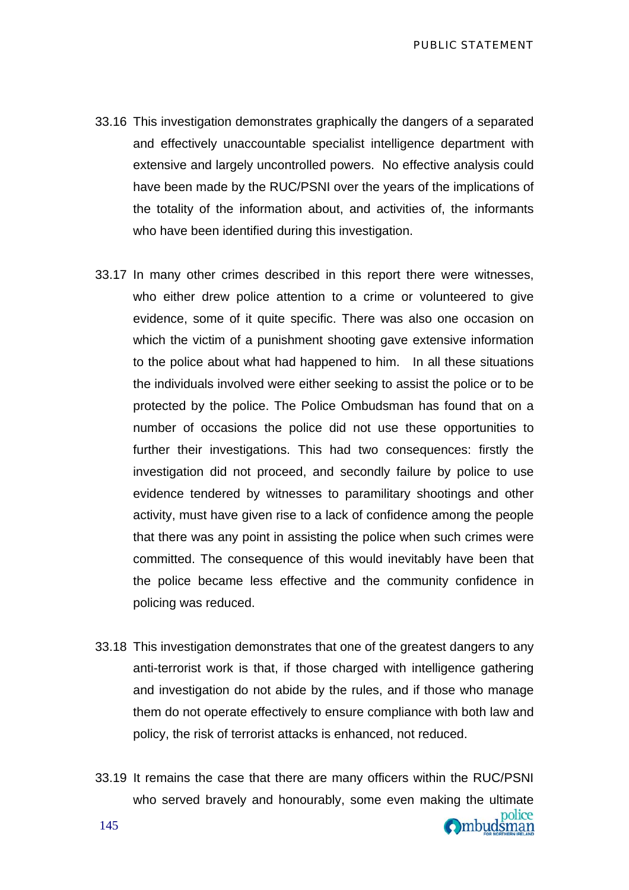33.16 This investigation demonstrates graphically the dangers of a separated and effectively unaccountable specialist intelligence department with extensive and largely uncontrolled powers. No effective analysis could have been made by the RUC/PSNI over the years of the implications of the totality of the information about, and activities of, the informants who have been identified during this investigation.

33.17 In many other crimes described in this report there were witnesses, who either drew police attention to a crime or volunteered to give evidence, some of it quite specific. There was also one occasion on which the victim of a punishment shooting gave extensive information to the police about what had happened to him. In all these situations the individuals involved were either seeking to assist the police or to be protected by the police. The Police Ombudsman has found that on a number of occasions the police did not use these opportunities to further their investigations. This had two consequences: firstly the investigation did not proceed, and secondly failure by police to use evidence tendered by witnesses to paramilitary shootings and other activity, must have given rise to a lack of confidence among the people that there was any point in assisting the police when such crimes were committed. The consequence of this would inevitably have been that the police became less effective and the community confidence in policing was reduced.

33.18 This investigation demonstrates that one of the greatest dangers to any anti-terrorist work is that, if those charged with intelligence gathering and investigation do not abide by the rules, and if those who manage them do not operate effectively to ensure compliance with both law and policy, the risk of terrorist attacks is enhanced, not reduced.

33.19 It remains the case that there are many officers within the RUC/PSNI who served bravely and honourably, some even making the ultimate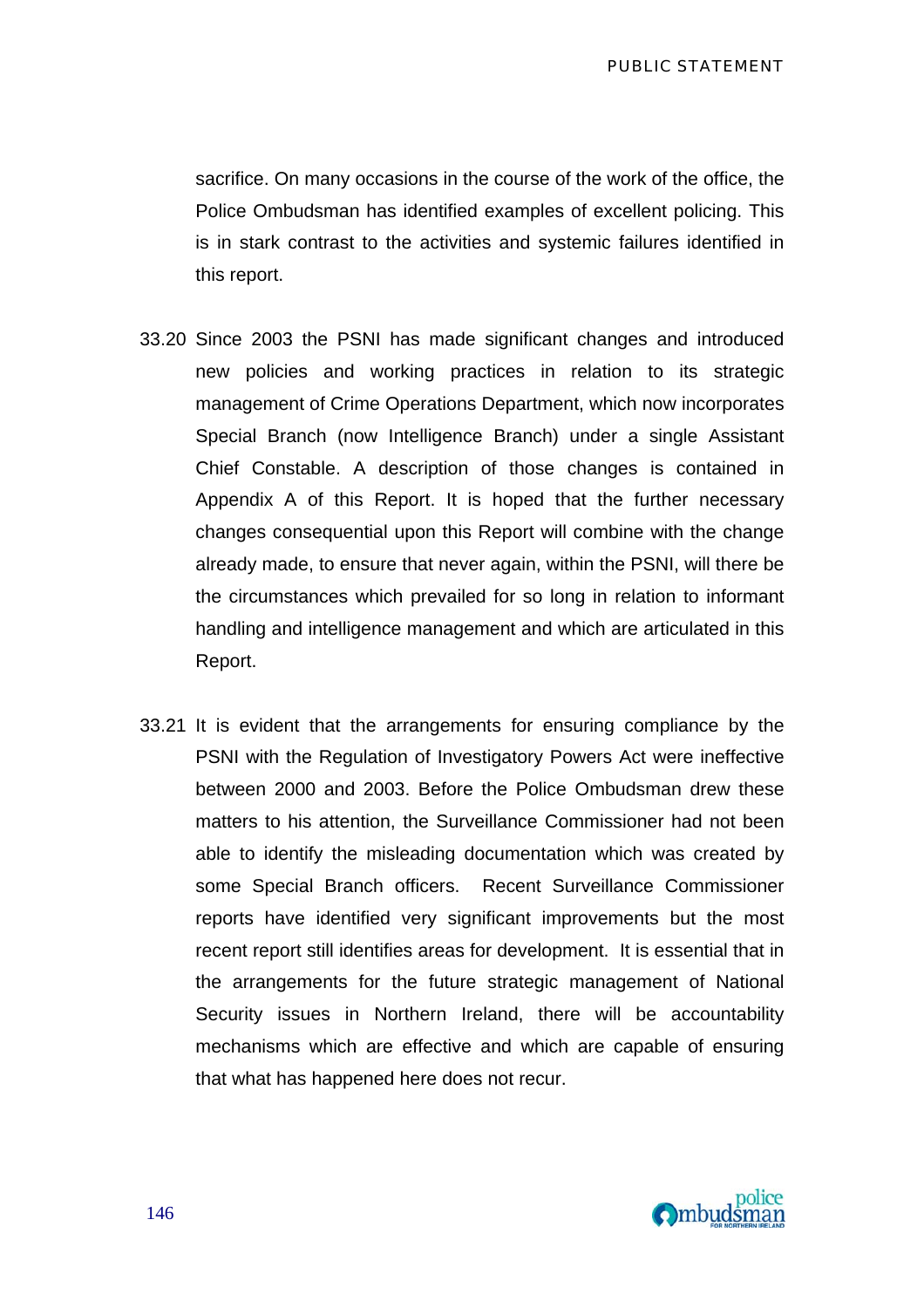sacrifice. On many occasions in the course of the work of the office, the Police Ombudsman has identified examples of excellent policing. This is in stark contrast to the activities and systemic failures identified in this report.

33.20 Since 2003 the PSNI has made significant changes and introduced new policies and working practices in relation to its strategic management of Crime Operations Department, which now incorporates Special Branch (now Intelligence Branch) under a single Assistant Chief Constable. A description of those changes is contained in Appendix A of this Report. It is hoped that the further necessary changes consequential upon this Report will combine with the change already made, to ensure that never again, within the PSNI, will there be the circumstances which prevailed for so long in relation to informant handling and intelligence management and which are articulated in this Report.

33.21 It is evident that the arrangements for ensuring compliance by the PSNI with the Regulation of Investigatory Powers Act were ineffective between 2000 and 2003. Before the Police Ombudsman drew these matters to his attention, the Surveillance Commissioner had not been able to identify the misleading documentation which was created by some Special Branch officers. Recent Surveillance Commissioner reports have identified very significant improvements but the most recent report still identifies areas for development. It is essential that in the arrangements for the future strategic management of National Security issues in Northern Ireland, there will be accountability mechanisms which are effective and which are capable of ensuring that what has happened here does not recur.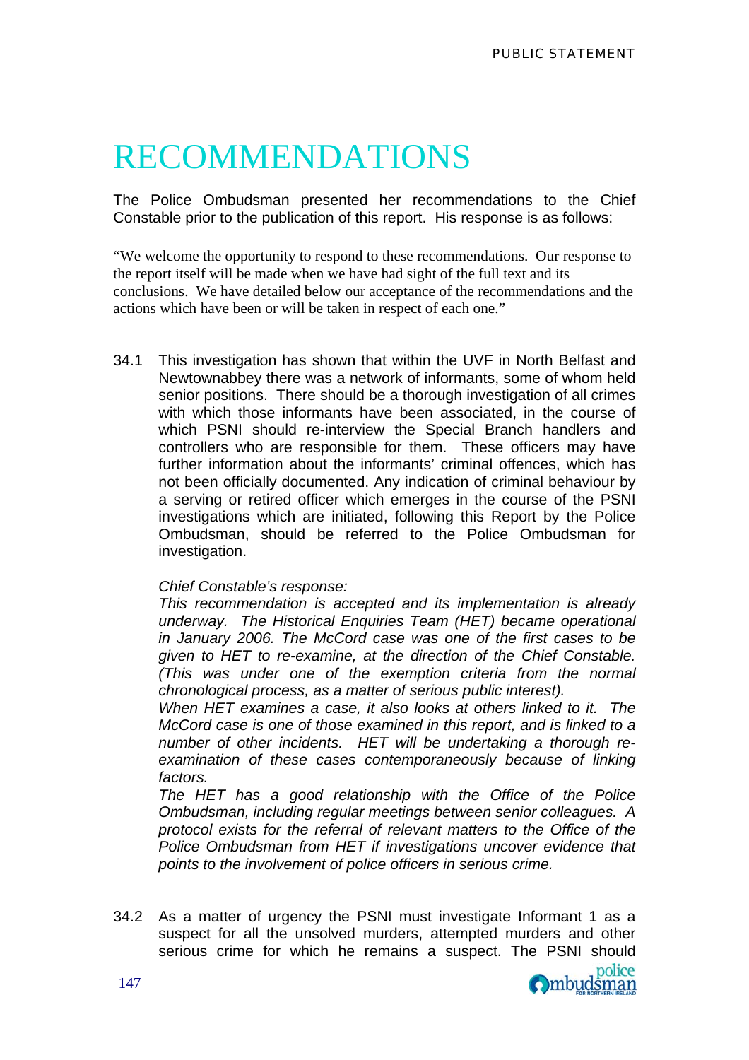# RECOMMENDATIONS

The Police Ombudsman presented her recommendations to the Chief Constable prior to the publication of this report. His response is as follows:

"We welcome the opportunity to respond to these recommendations. Our response to the report itself will be made when we have had sight of the full text and its conclusions. We have detailed below our acceptance of the recommendations and the actions which have been or will be taken in respect of each one."

34.1 This investigation has shown that within the UVF in North Belfast and Newtownabbey there was a network of informants, some of whom held senior positions. There should be a thorough investigation of all crimes with which those informants have been associated, in the course of which PSNI should re-interview the Special Branch handlers and controllers who are responsible for them. These officers may have further information about the informants' criminal offences, which has not been officially documented. Any indication of criminal behaviour by a serving or retired officer which emerges in the course of the PSNI investigations which are initiated, following this Report by the Police Ombudsman, should be referred to the Police Ombudsman for investigation.

*Chief Constable's response:*
*This recommendation is accepted and its implementation is already underway. The Historical Enquiries Team (HET) became operational in January 2006. The McCord case was one of the first cases to be given to HET to re-examine, at the direction of the Chief Constable. (This was under one of the exemption criteria from the normal chronological process, as a matter of serious public interest).*
*When HET examines a case, it also looks at others linked to it. The McCord case is one of those examined in this report, and is linked to a number of other incidents. HET will be undertaking a thorough re-examination of these cases contemporaneously because of linking factors.*
*The HET has a good relationship with the Office of the Police Ombudsman, including regular meetings between senior colleagues. A protocol exists for the referral of relevant matters to the Office of the Police Ombudsman from HET if investigations uncover evidence that points to the involvement of police officers in serious crime.*

34.2 As a matter of urgency the PSNI must investigate Informant 1 as a suspect for all the unsolved murders, attempted murders and other serious crime for which he remains a suspect. The PSNI should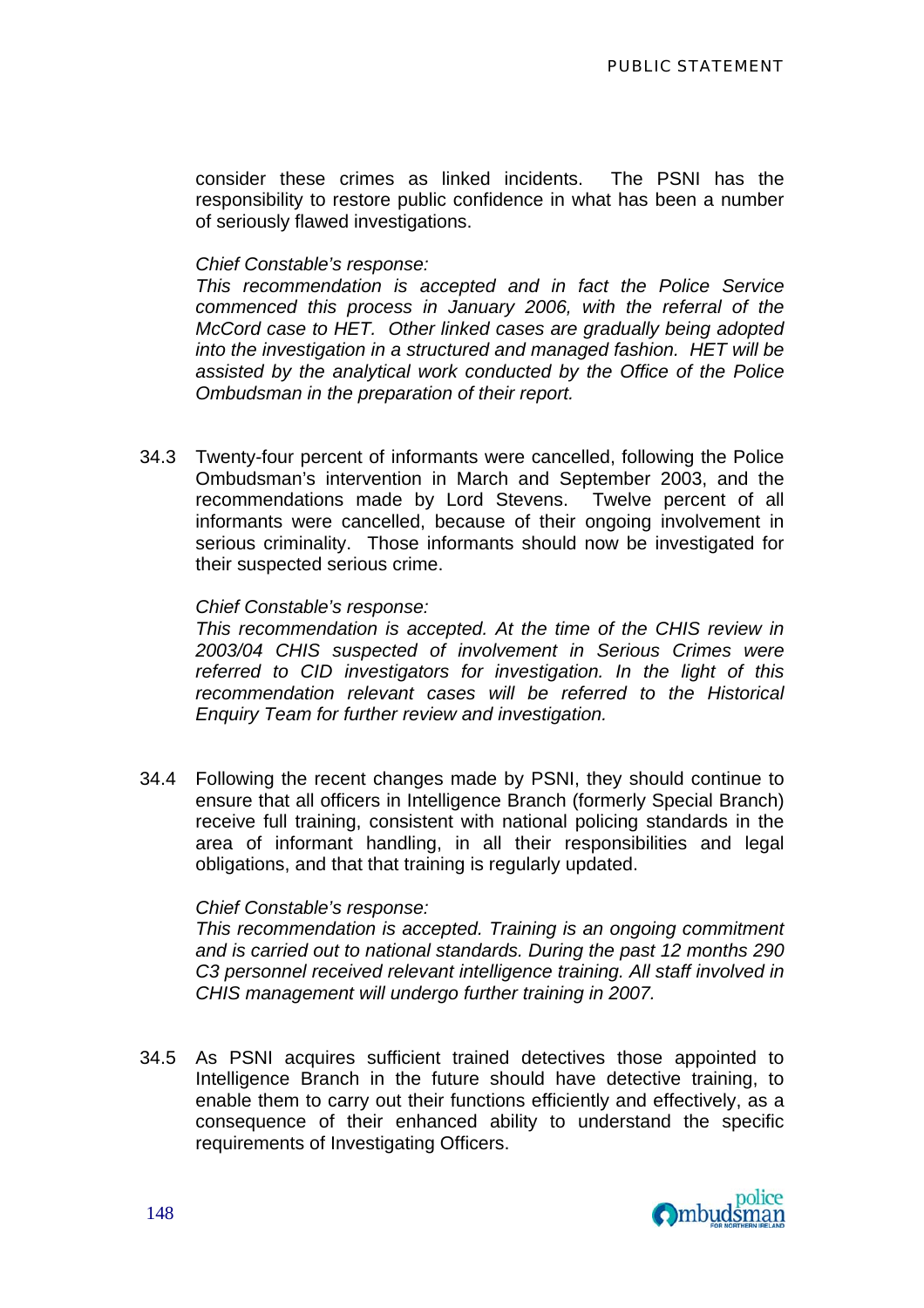consider these crimes as linked incidents. The PSNI has the responsibility to restore public confidence in what has been a number of seriously flawed investigations.

*Chief Constable's response:*
*This recommendation is accepted and in fact the Police Service commenced this process in January 2006, with the referral of the McCord case to HET. Other linked cases are gradually being adopted into the investigation in a structured and managed fashion. HET will be assisted by the analytical work conducted by the Office of the Police Ombudsman in the preparation of their report.*

34.3 Twenty-four percent of informants were cancelled, following the Police Ombudsman's intervention in March and September 2003, and the recommendations made by Lord Stevens. Twelve percent of all informants were cancelled, because of their ongoing involvement in serious criminality. Those informants should now be investigated for their suspected serious crime.

*Chief Constable's response:*
*This recommendation is accepted. At the time of the CHIS review in 2003/04 CHIS suspected of involvement in Serious Crimes were referred to CID investigators for investigation. In the light of this recommendation relevant cases will be referred to the Historical Enquiry Team for further review and investigation.*

34.4 Following the recent changes made by PSNI, they should continue to ensure that all officers in Intelligence Branch (formerly Special Branch) receive full training, consistent with national policing standards in the area of informant handling, in all their responsibilities and legal obligations, and that that training is regularly updated.

*Chief Constable's response:*
*This recommendation is accepted. Training is an ongoing commitment and is carried out to national standards. During the past 12 months 290 C3 personnel received relevant intelligence training. All staff involved in CHIS management will undergo further training in 2007.*

34.5 As PSNI acquires sufficient trained detectives those appointed to Intelligence Branch in the future should have detective training, to enable them to carry out their functions efficiently and effectively, as a consequence of their enhanced ability to understand the specific requirements of Investigating Officers.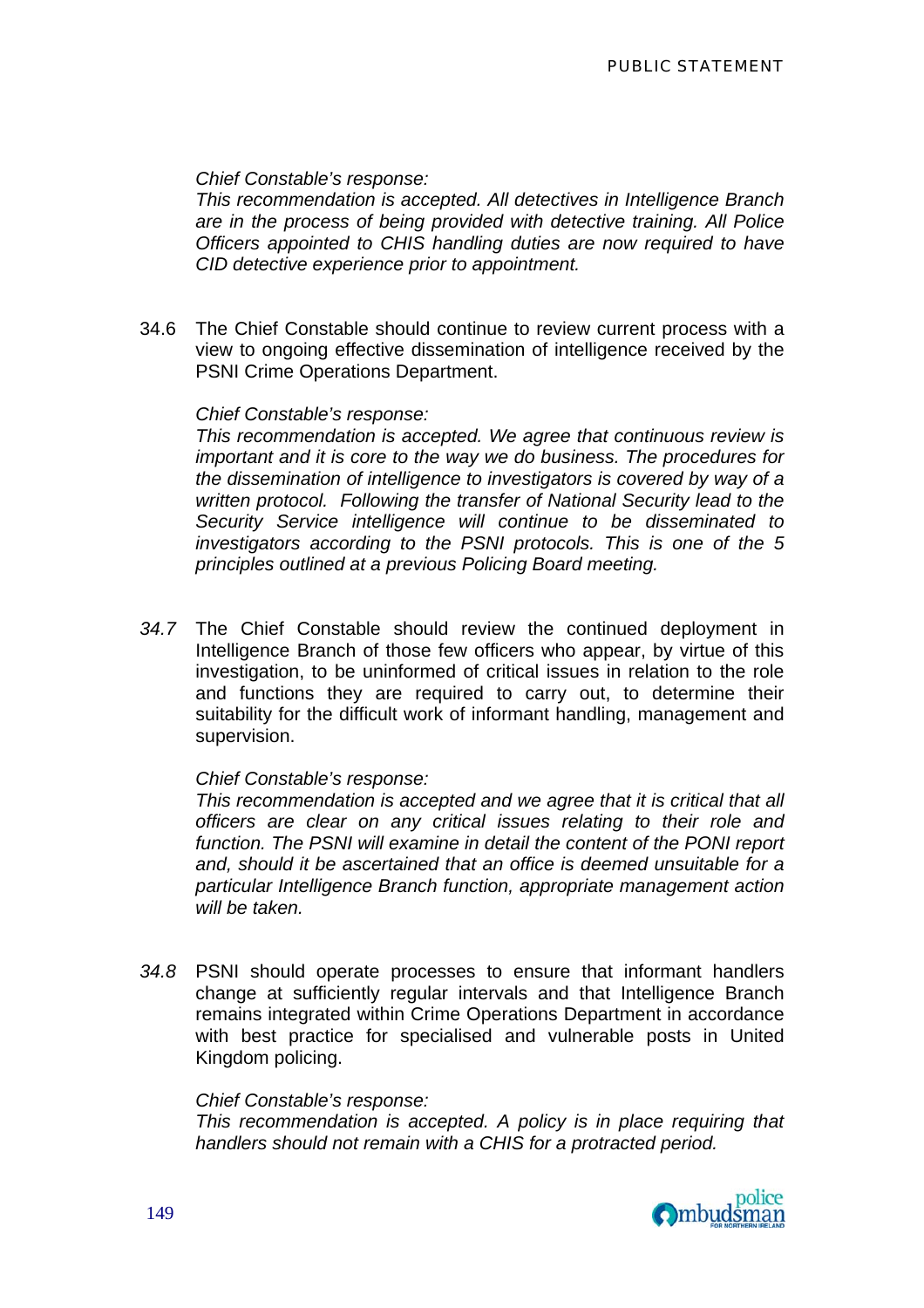*Chief Constable's response:*
*This recommendation is accepted. All detectives in Intelligence Branch are in the process of being provided with detective training. All Police Officers appointed to CHIS handling duties are now required to have CID detective experience prior to appointment.*

34.6 The Chief Constable should continue to review current process with a view to ongoing effective dissemination of intelligence received by the PSNI Crime Operations Department.

*Chief Constable's response:*
*This recommendation is accepted. We agree that continuous review is important and it is core to the way we do business. The procedures for the dissemination of intelligence to investigators is covered by way of a written protocol. Following the transfer of National Security lead to the Security Service intelligence will continue to be disseminated to investigators according to the PSNI protocols. This is one of the 5 principles outlined at a previous Policing Board meeting.*

*34.7* The Chief Constable should review the continued deployment in Intelligence Branch of those few officers who appear, by virtue of this investigation, to be uninformed of critical issues in relation to the role and functions they are required to carry out, to determine their suitability for the difficult work of informant handling, management and supervision.

*Chief Constable's response:*
*This recommendation is accepted and we agree that it is critical that all officers are clear on any critical issues relating to their role and function. The PSNI will examine in detail the content of the PONI report and, should it be ascertained that an office is deemed unsuitable for a particular Intelligence Branch function, appropriate management action will be taken.*

*34.8* PSNI should operate processes to ensure that informant handlers change at sufficiently regular intervals and that Intelligence Branch remains integrated within Crime Operations Department in accordance with best practice for specialised and vulnerable posts in United Kingdom policing.

*Chief Constable's response:*
*This recommendation is accepted. A policy is in place requiring that handlers should not remain with a CHIS for a protracted period.*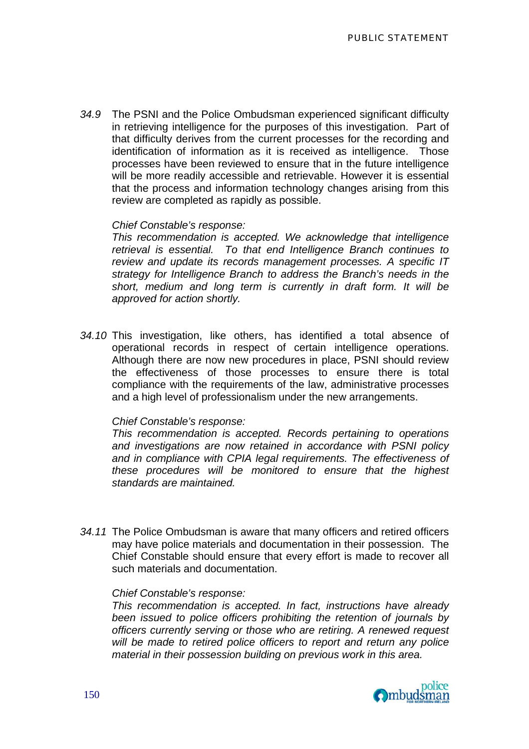*34.9* The PSNI and the Police Ombudsman experienced significant difficulty in retrieving intelligence for the purposes of this investigation. Part of that difficulty derives from the current processes for the recording and identification of information as it is received as intelligence. Those processes have been reviewed to ensure that in the future intelligence will be more readily accessible and retrievable. However it is essential that the process and information technology changes arising from this review are completed as rapidly as possible.

*Chief Constable's response:*
*This recommendation is accepted. We acknowledge that intelligence retrieval is essential. To that end Intelligence Branch continues to review and update its records management processes. A specific IT strategy for Intelligence Branch to address the Branch's needs in the short, medium and long term is currently in draft form. It will be approved for action shortly.*

*34.10* This investigation, like others, has identified a total absence of operational records in respect of certain intelligence operations. Although there are now new procedures in place, PSNI should review the effectiveness of those processes to ensure there is total compliance with the requirements of the law, administrative processes and a high level of professionalism under the new arrangements.

*Chief Constable's response:*
*This recommendation is accepted. Records pertaining to operations and investigations are now retained in accordance with PSNI policy and in compliance with CPIA legal requirements. The effectiveness of these procedures will be monitored to ensure that the highest standards are maintained.*

*34.11* The Police Ombudsman is aware that many officers and retired officers may have police materials and documentation in their possession. The Chief Constable should ensure that every effort is made to recover all such materials and documentation.

*Chief Constable's response:*
*This recommendation is accepted. In fact, instructions have already been issued to police officers prohibiting the retention of journals by officers currently serving or those who are retiring. A renewed request will be made to retired police officers to report and return any police material in their possession building on previous work in this area.*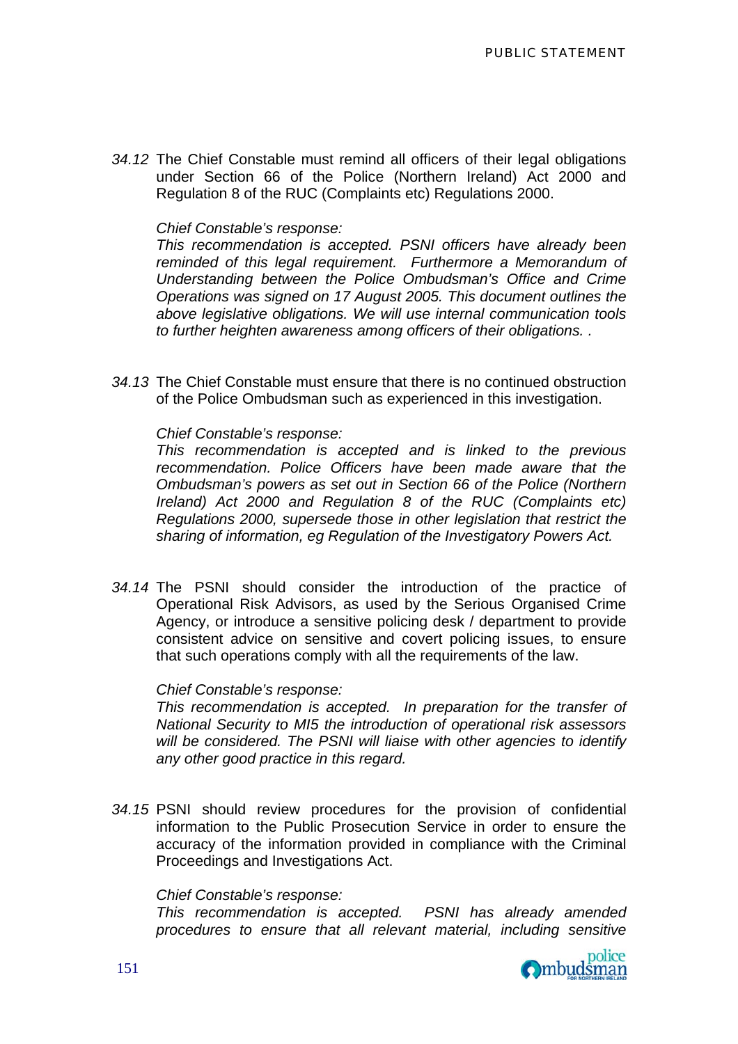*34.12* The Chief Constable must remind all officers of their legal obligations under Section 66 of the Police (Northern Ireland) Act 2000 and Regulation 8 of the RUC (Complaints etc) Regulations 2000.

*Chief Constable's response:*
*This recommendation is accepted. PSNI officers have already been reminded of this legal requirement. Furthermore a Memorandum of Understanding between the Police Ombudsman's Office and Crime Operations was signed on 17 August 2005. This document outlines the above legislative obligations. We will use internal communication tools to further heighten awareness among officers of their obligations. .*

*34.13* The Chief Constable must ensure that there is no continued obstruction of the Police Ombudsman such as experienced in this investigation.

*Chief Constable's response:*
*This recommendation is accepted and is linked to the previous recommendation. Police Officers have been made aware that the Ombudsman's powers as set out in Section 66 of the Police (Northern Ireland) Act 2000 and Regulation 8 of the RUC (Complaints etc) Regulations 2000, supersede those in other legislation that restrict the sharing of information, eg Regulation of the Investigatory Powers Act.*

*34.14* The PSNI should consider the introduction of the practice of Operational Risk Advisors, as used by the Serious Organised Crime Agency, or introduce a sensitive policing desk / department to provide consistent advice on sensitive and covert policing issues, to ensure that such operations comply with all the requirements of the law.

*Chief Constable's response:*
*This recommendation is accepted. In preparation for the transfer of National Security to MI5 the introduction of operational risk assessors will be considered. The PSNI will liaise with other agencies to identify any other good practice in this regard.*

*34.15* PSNI should review procedures for the provision of confidential information to the Public Prosecution Service in order to ensure the accuracy of the information provided in compliance with the Criminal Proceedings and Investigations Act.

*Chief Constable's response:*
*This recommendation is accepted. PSNI has already amended procedures to ensure that all relevant material, including sensitive*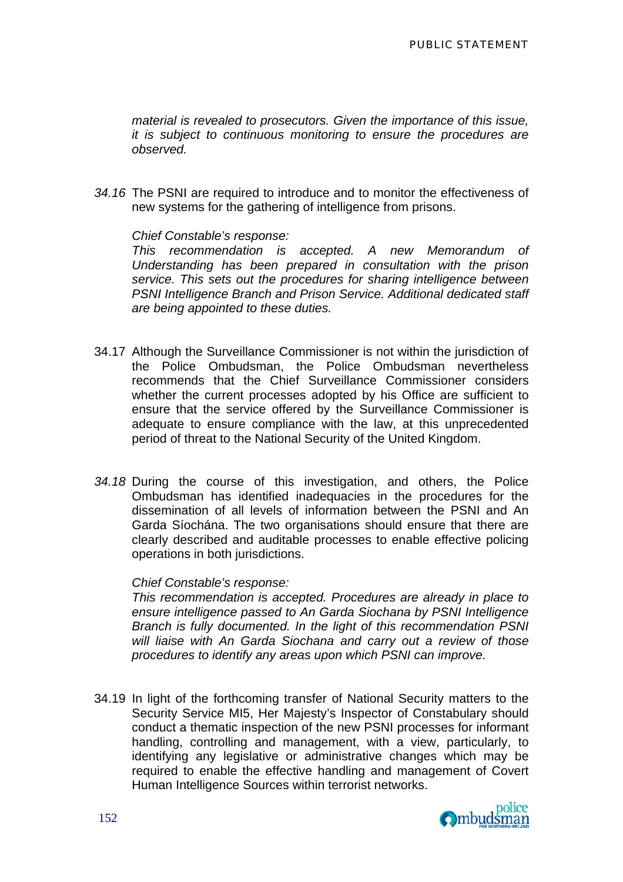*material is revealed to prosecutors. Given the importance of this issue, it is subject to continuous monitoring to ensure the procedures are observed.*

*34.16* The PSNI are required to introduce and to monitor the effectiveness of new systems for the gathering of intelligence from prisons.

*Chief Constable's response:*
*This recommendation is accepted. A new Memorandum of Understanding has been prepared in consultation with the prison service. This sets out the procedures for sharing intelligence between PSNI Intelligence Branch and Prison Service. Additional dedicated staff are being appointed to these duties.*

34.17 Although the Surveillance Commissioner is not within the jurisdiction of the Police Ombudsman, the Police Ombudsman nevertheless recommends that the Chief Surveillance Commissioner considers whether the current processes adopted by his Office are sufficient to ensure that the service offered by the Surveillance Commissioner is adequate to ensure compliance with the law, at this unprecedented period of threat to the National Security of the United Kingdom.

*34.18* During the course of this investigation, and others, the Police Ombudsman has identified inadequacies in the procedures for the dissemination of all levels of information between the PSNI and An Garda Síochána. The two organisations should ensure that there are clearly described and auditable processes to enable effective policing operations in both jurisdictions.

*Chief Constable's response:*
*This recommendation is accepted. Procedures are already in place to ensure intelligence passed to An Garda Siochana by PSNI Intelligence Branch is fully documented. In the light of this recommendation PSNI will liaise with An Garda Siochana and carry out a review of those procedures to identify any areas upon which PSNI can improve.*

34.19 In light of the forthcoming transfer of National Security matters to the Security Service MI5, Her Majesty's Inspector of Constabulary should conduct a thematic inspection of the new PSNI processes for informant handling, controlling and management, with a view, particularly, to identifying any legislative or administrative changes which may be required to enable the effective handling and management of Covert Human Intelligence Sources within terrorist networks.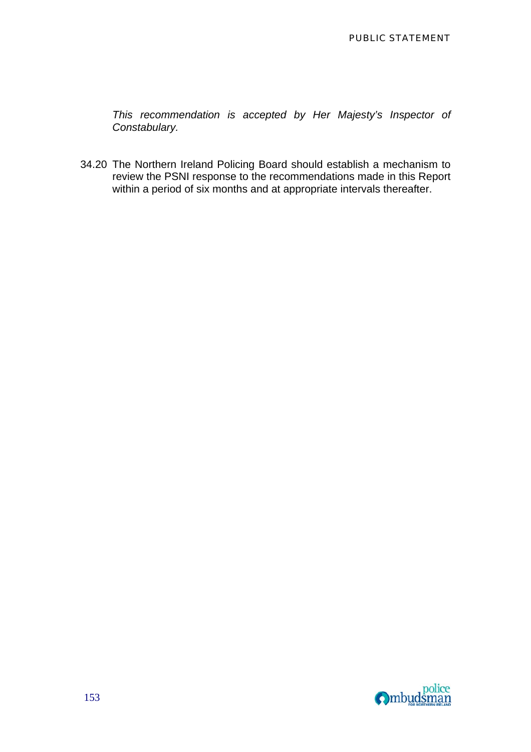*This recommendation is accepted by Her Majesty's Inspector of Constabulary.*

34.20 The Northern Ireland Policing Board should establish a mechanism to review the PSNI response to the recommendations made in this Report within a period of six months and at appropriate intervals thereafter.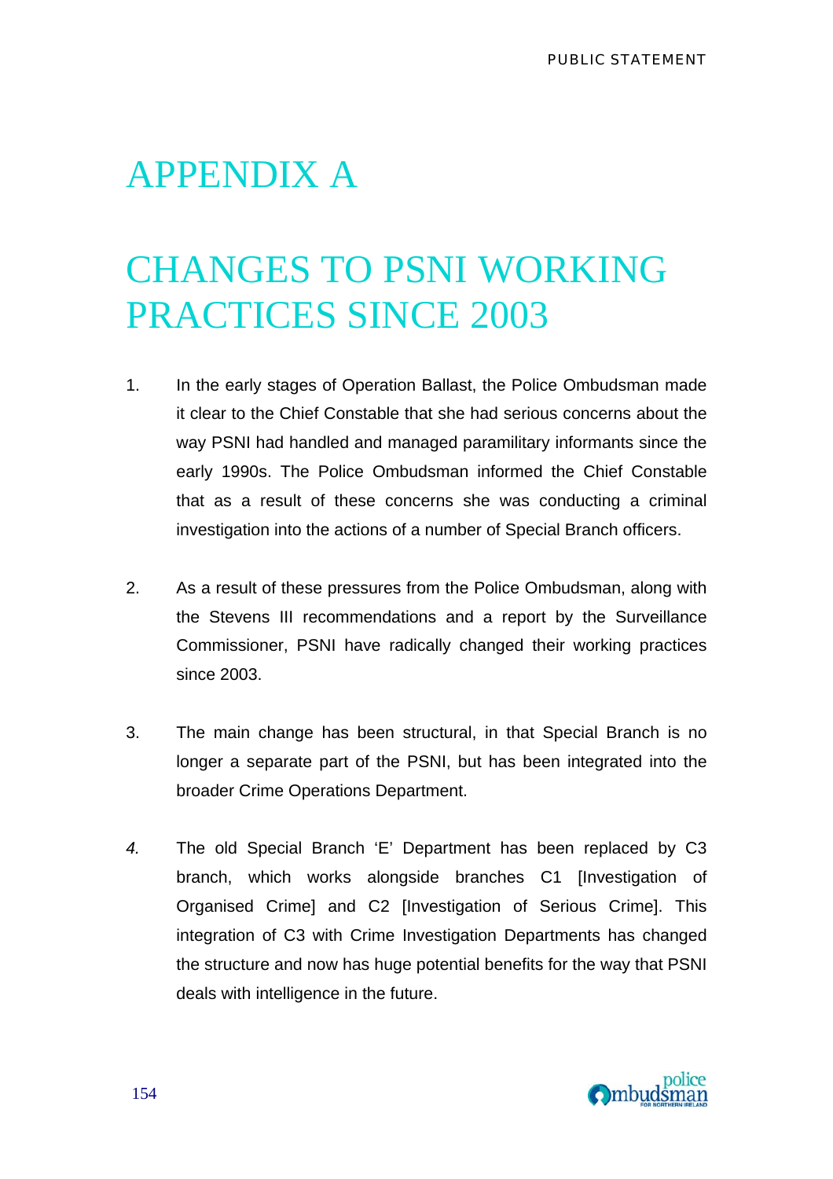# APPENDIX A

# CHANGES TO PSNI WORKING PRACTICES SINCE 2003

1. In the early stages of Operation Ballast, the Police Ombudsman made it clear to the Chief Constable that she had serious concerns about the way PSNI had handled and managed paramilitary informants since the early 1990s. The Police Ombudsman informed the Chief Constable that as a result of these concerns she was conducting a criminal investigation into the actions of a number of Special Branch officers.

2. As a result of these pressures from the Police Ombudsman, along with the Stevens III recommendations and a report by the Surveillance Commissioner, PSNI have radically changed their working practices since 2003.

3. The main change has been structural, in that Special Branch is no longer a separate part of the PSNI, but has been integrated into the broader Crime Operations Department.

4. The old Special Branch 'E' Department has been replaced by C3 branch, which works alongside branches C1 [Investigation of Organised Crime] and C2 [Investigation of Serious Crime]. This integration of C3 with Crime Investigation Departments has changed the structure and now has huge potential benefits for the way that PSNI deals with intelligence in the future.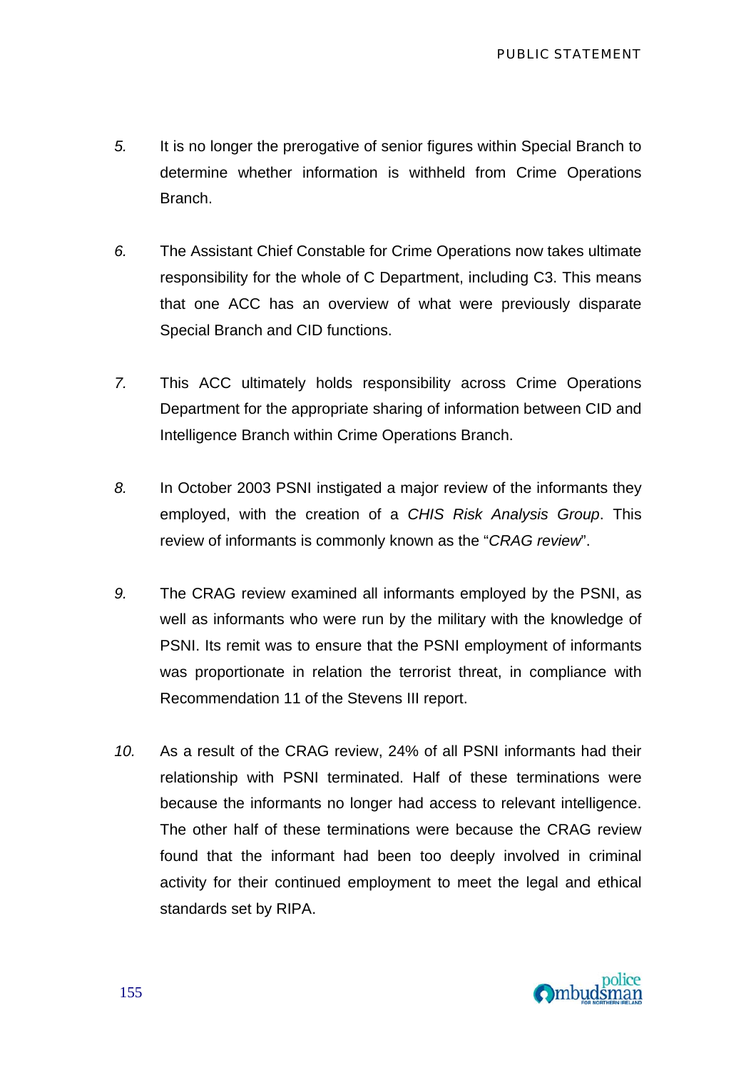*5.* It is no longer the prerogative of senior figures within Special Branch to determine whether information is withheld from Crime Operations Branch.

*6.* The Assistant Chief Constable for Crime Operations now takes ultimate responsibility for the whole of C Department, including C3. This means that one ACC has an overview of what were previously disparate Special Branch and CID functions.

*7.* This ACC ultimately holds responsibility across Crime Operations Department for the appropriate sharing of information between CID and Intelligence Branch within Crime Operations Branch.

*8.* In October 2003 PSNI instigated a major review of the informants they employed, with the creation of a *CHIS Risk Analysis Group*. This review of informants is commonly known as the "*CRAG review*".

*9.* The CRAG review examined all informants employed by the PSNI, as well as informants who were run by the military with the knowledge of PSNI. Its remit was to ensure that the PSNI employment of informants was proportionate in relation the terrorist threat, in compliance with Recommendation 11 of the Stevens III report.

*10.* As a result of the CRAG review, 24% of all PSNI informants had their relationship with PSNI terminated. Half of these terminations were because the informants no longer had access to relevant intelligence. The other half of these terminations were because the CRAG review found that the informant had been too deeply involved in criminal activity for their continued employment to meet the legal and ethical standards set by RIPA.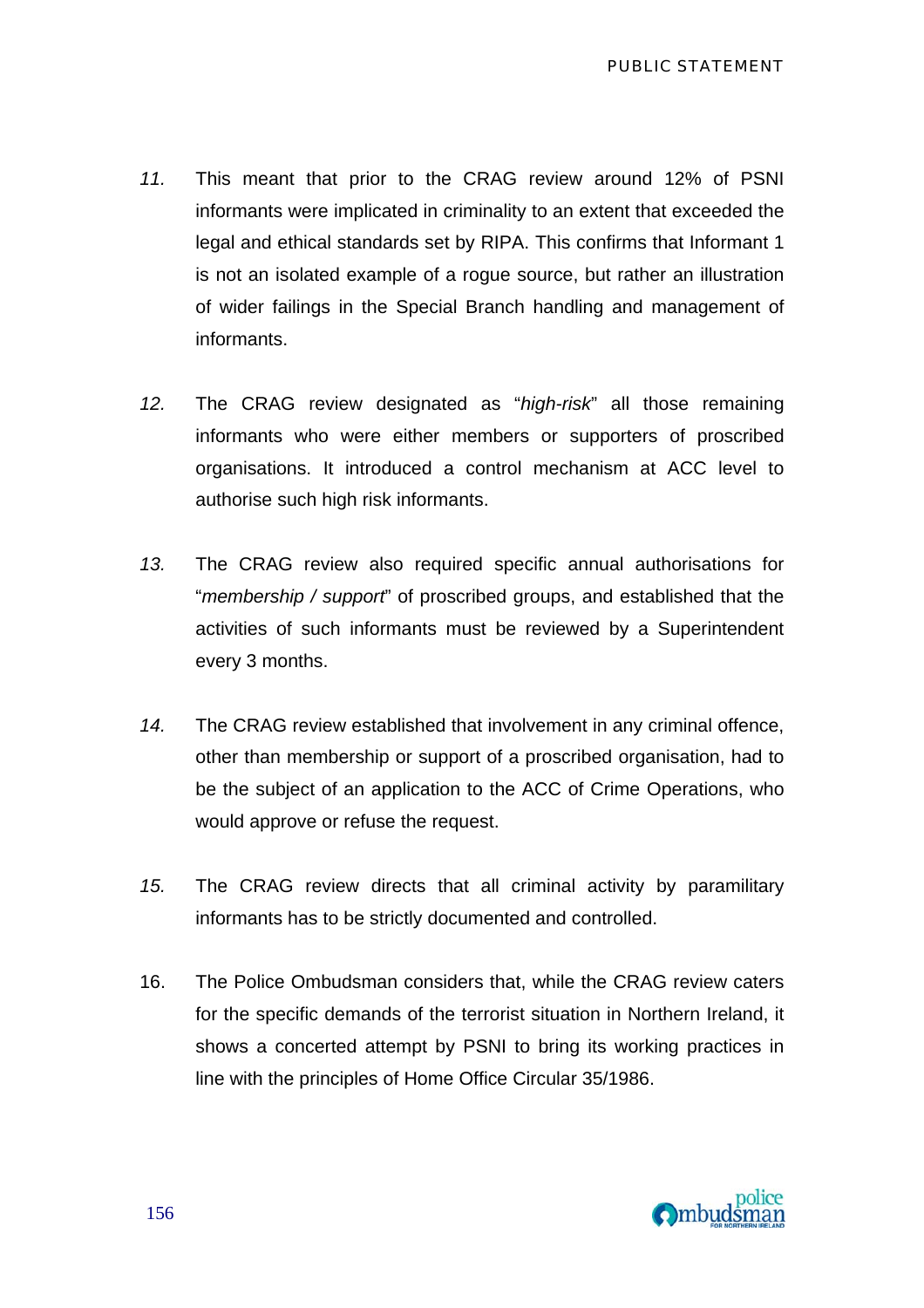*11.* This meant that prior to the CRAG review around 12% of PSNI informants were implicated in criminality to an extent that exceeded the legal and ethical standards set by RIPA. This confirms that Informant 1 is not an isolated example of a rogue source, but rather an illustration of wider failings in the Special Branch handling and management of informants.

*12.* The CRAG review designated as "*high-risk*" all those remaining informants who were either members or supporters of proscribed organisations. It introduced a control mechanism at ACC level to authorise such high risk informants.

*13.* The CRAG review also required specific annual authorisations for "*membership / support*" of proscribed groups, and established that the activities of such informants must be reviewed by a Superintendent every 3 months.

*14.* The CRAG review established that involvement in any criminal offence, other than membership or support of a proscribed organisation, had to be the subject of an application to the ACC of Crime Operations, who would approve or refuse the request.

*15.* The CRAG review directs that all criminal activity by paramilitary informants has to be strictly documented and controlled.

16. The Police Ombudsman considers that, while the CRAG review caters for the specific demands of the terrorist situation in Northern Ireland, it shows a concerted attempt by PSNI to bring its working practices in line with the principles of Home Office Circular 35/1986.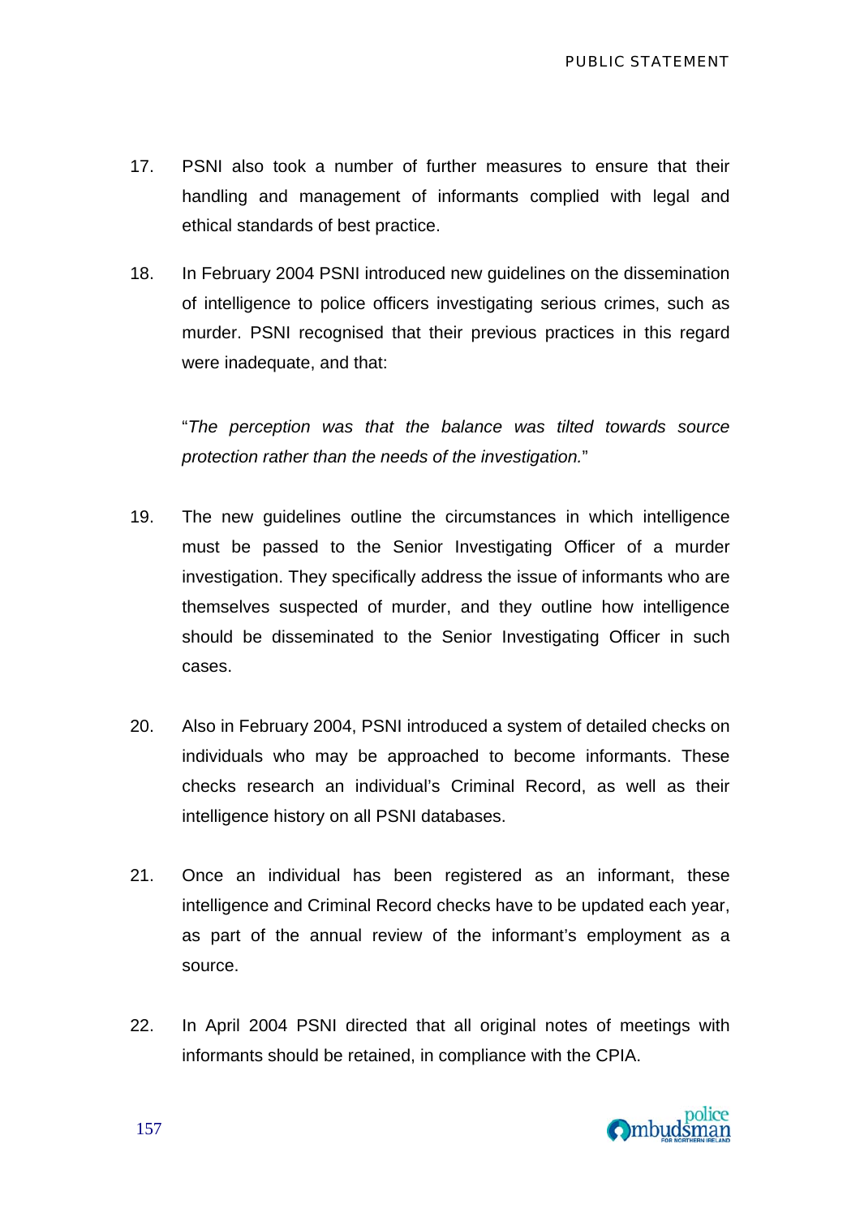17. PSNI also took a number of further measures to ensure that their handling and management of informants complied with legal and ethical standards of best practice.

18. In February 2004 PSNI introduced new guidelines on the dissemination of intelligence to police officers investigating serious crimes, such as murder. PSNI recognised that their previous practices in this regard were inadequate, and that:

    "*The perception was that the balance was tilted towards source protection rather than the needs of the investigation.*"

19. The new guidelines outline the circumstances in which intelligence must be passed to the Senior Investigating Officer of a murder investigation. They specifically address the issue of informants who are themselves suspected of murder, and they outline how intelligence should be disseminated to the Senior Investigating Officer in such cases.

20. Also in February 2004, PSNI introduced a system of detailed checks on individuals who may be approached to become informants. These checks research an individual's Criminal Record, as well as their intelligence history on all PSNI databases.

21. Once an individual has been registered as an informant, these intelligence and Criminal Record checks have to be updated each year, as part of the annual review of the informant's employment as a source.

22. In April 2004 PSNI directed that all original notes of meetings with informants should be retained, in compliance with the CPIA.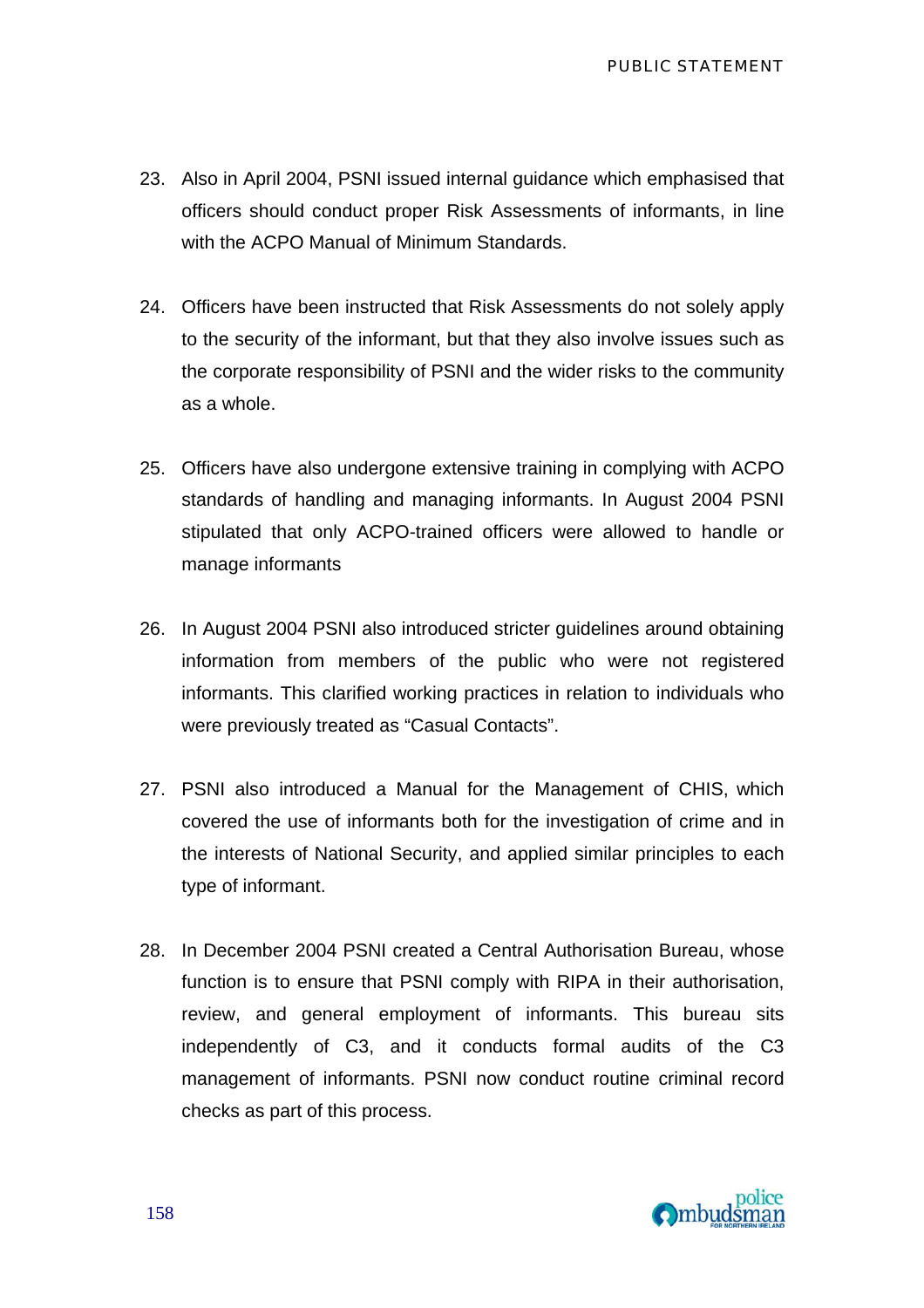23. Also in April 2004, PSNI issued internal guidance which emphasised that officers should conduct proper Risk Assessments of informants, in line with the ACPO Manual of Minimum Standards.

24. Officers have been instructed that Risk Assessments do not solely apply to the security of the informant, but that they also involve issues such as the corporate responsibility of PSNI and the wider risks to the community as a whole.

25. Officers have also undergone extensive training in complying with ACPO standards of handling and managing informants. In August 2004 PSNI stipulated that only ACPO-trained officers were allowed to handle or manage informants

26. In August 2004 PSNI also introduced stricter guidelines around obtaining information from members of the public who were not registered informants. This clarified working practices in relation to individuals who were previously treated as “Casual Contacts”.

27. PSNI also introduced a Manual for the Management of CHIS, which covered the use of informants both for the investigation of crime and in the interests of National Security, and applied similar principles to each type of informant.

28. In December 2004 PSNI created a Central Authorisation Bureau, whose function is to ensure that PSNI comply with RIPA in their authorisation, review, and general employment of informants. This bureau sits independently of C3, and it conducts formal audits of the C3 management of informants. PSNI now conduct routine criminal record checks as part of this process.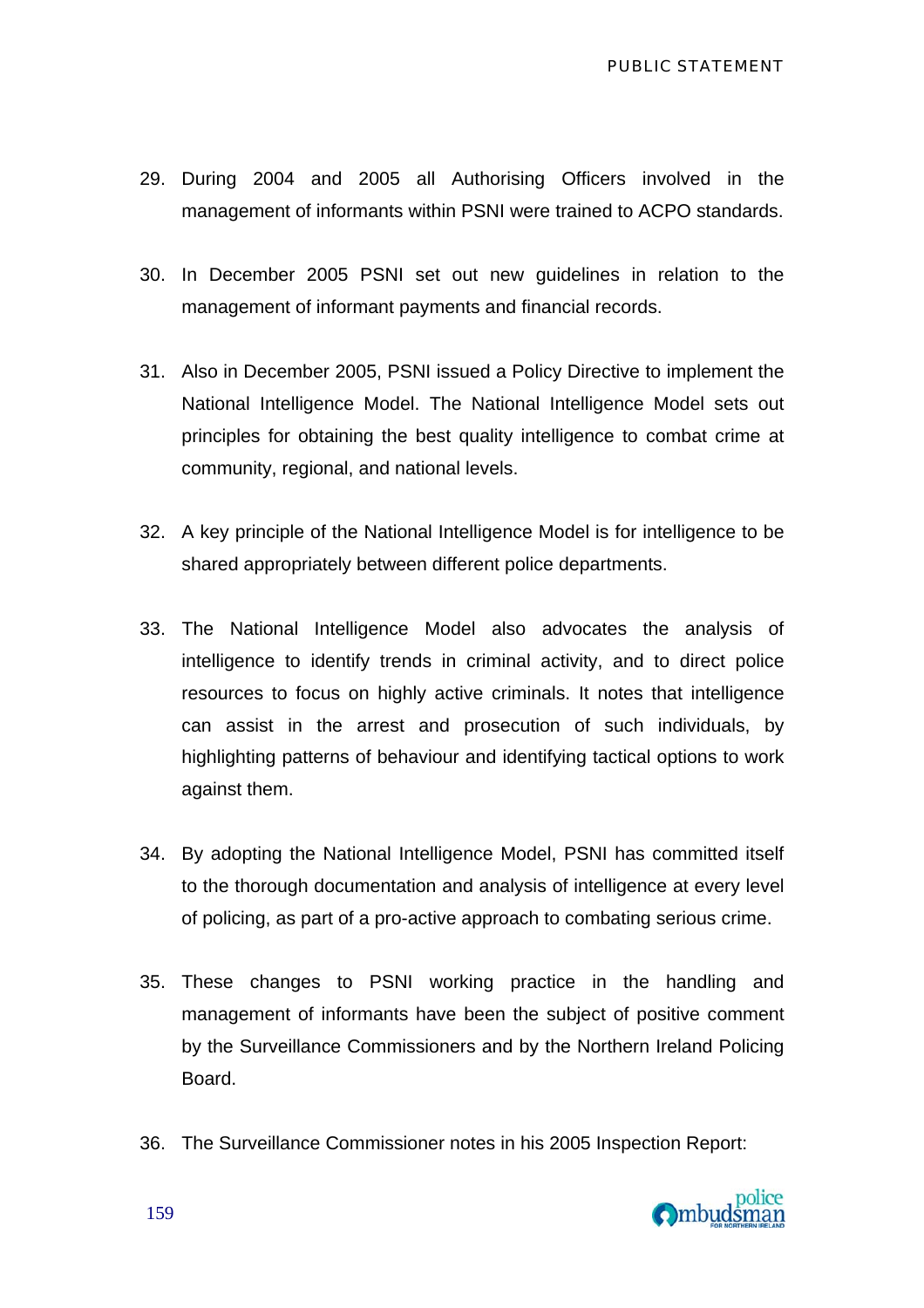29. During 2004 and 2005 all Authorising Officers involved in the management of informants within PSNI were trained to ACPO standards.

30. In December 2005 PSNI set out new guidelines in relation to the management of informant payments and financial records.

31. Also in December 2005, PSNI issued a Policy Directive to implement the National Intelligence Model. The National Intelligence Model sets out principles for obtaining the best quality intelligence to combat crime at community, regional, and national levels.

32. A key principle of the National Intelligence Model is for intelligence to be shared appropriately between different police departments.

33. The National Intelligence Model also advocates the analysis of intelligence to identify trends in criminal activity, and to direct police resources to focus on highly active criminals. It notes that intelligence can assist in the arrest and prosecution of such individuals, by highlighting patterns of behaviour and identifying tactical options to work against them.

34. By adopting the National Intelligence Model, PSNI has committed itself to the thorough documentation and analysis of intelligence at every level of policing, as part of a pro-active approach to combating serious crime.

35. These changes to PSNI working practice in the handling and management of informants have been the subject of positive comment by the Surveillance Commissioners and by the Northern Ireland Policing Board.

36. The Surveillance Commissioner notes in his 2005 Inspection Report: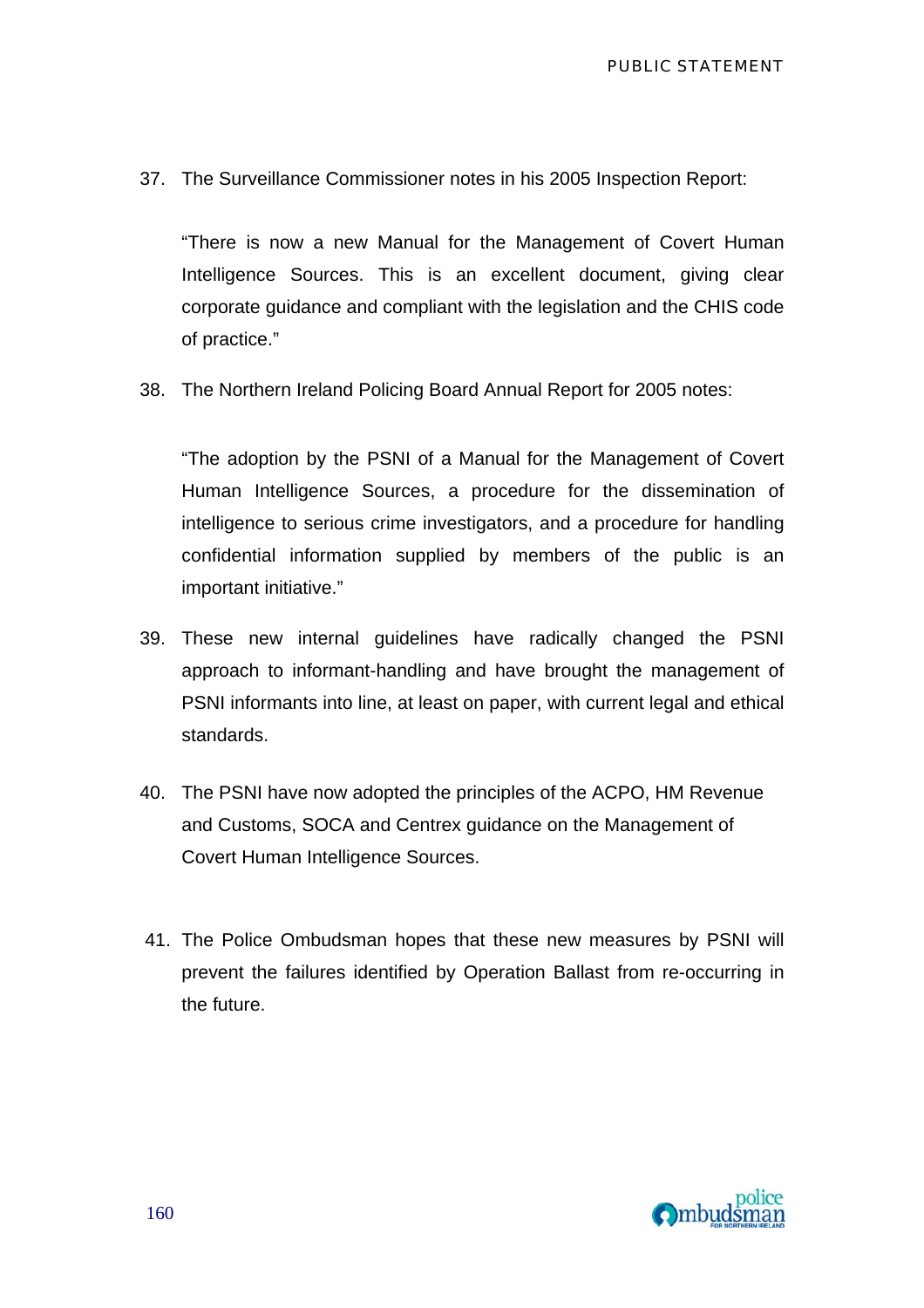37. The Surveillance Commissioner notes in his 2005 Inspection Report:

    "There is now a new Manual for the Management of Covert Human Intelligence Sources. This is an excellent document, giving clear corporate guidance and compliant with the legislation and the CHIS code of practice."

38. The Northern Ireland Policing Board Annual Report for 2005 notes:

    "The adoption by the PSNI of a Manual for the Management of Covert Human Intelligence Sources, a procedure for the dissemination of intelligence to serious crime investigators, and a procedure for handling confidential information supplied by members of the public is an important initiative."

39. These new internal guidelines have radically changed the PSNI approach to informant-handling and have brought the management of PSNI informants into line, at least on paper, with current legal and ethical standards.

40. The PSNI have now adopted the principles of the ACPO, HM Revenue and Customs, SOCA and Centrex guidance on the Management of Covert Human Intelligence Sources.

41. The Police Ombudsman hopes that these new measures by PSNI will prevent the failures identified by Operation Ballast from re-occurring in the future.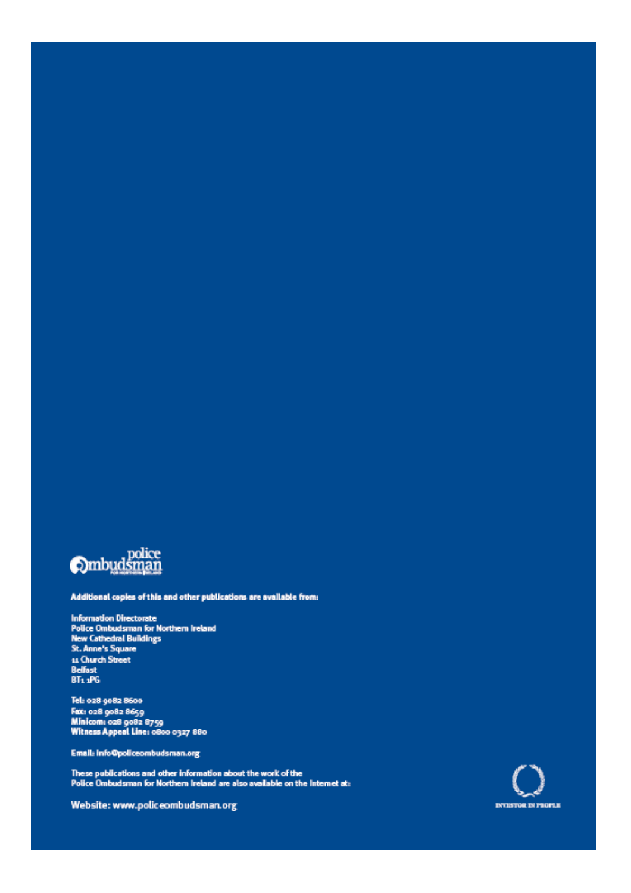**Additional copies of this and other publications are available from:**

Information Directorate
Police Ombudsman for Northern Ireland
New Cathedral Buildings
St. Anne's Square
11 Church Street
Belfast
BT1 1PG

**Tel:** 028 9082 8600
**Fax:** 028 9082 8659
**Minicom:** 028 9082 8759
**Witness Appeal Line:** 0800 0327 880

**Email:** info@policeombudsman.org

These publications and other information about the work of the Police Ombudsman for Northern Ireland are also available on the Internet at:

**Website:** www.policeombudsman.org